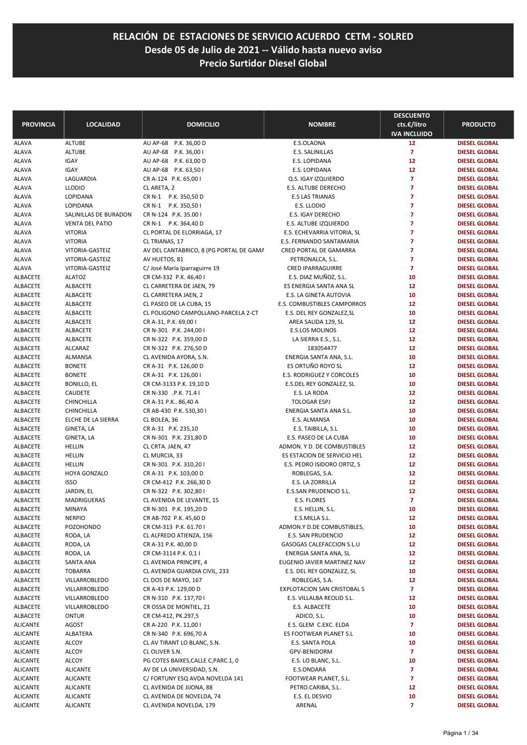# RELACIÓN DE ESTACIONES DE SERVICIO ACUERDO CETM - SOLRED
## Desde 05 de Julio de 2021 -- Válido hasta nuevo aviso
## Precio Surtidor Diesel Global

| PROVINCIA | LOCALIDAD | DOMICILIO | NOMBRE | DESCUENTO cts.€/litro IVA INCLUIDO | PRODUCTO |
|---|---|---|---|---|---|
| ALAVA | ALTUBE | AU AP-68 P.K. 36,00 D | E.S.OLAONA | 12 | DIESEL GLOBAL |
| ALAVA | ALTUBE | AU AP-68 P.K. 36,00 I | E.S. SALINILLAS | 7 | DIESEL GLOBAL |
| ALAVA | IGAY | AU AP-68 P.K. 63,00 D | E.S. LOPIDANA | 12 | DIESEL GLOBAL |
| ALAVA | IGAY | AU AP-68 P.K. 63,50 I | E.S. LOPIDANA | 12 | DIESEL GLOBAL |
| ALAVA | LAGUARDIA | CR A-124 P.K. 65,00 I | Q.S. IGAY IZQUIERDO | 7 | DIESEL GLOBAL |
| ALAVA | LLODIO | CL ARETA, 2 | E.S. ALTUBE DERECHO | 7 | DIESEL GLOBAL |
| ALAVA | LOPIDANA | CR N-1 P.K. 350,50 D | E.S LAS TRIANAS | 7 | DIESEL GLOBAL |
| ALAVA | LOPIDANA | CR N-1 P.K. 350,50 I | E.S. LLODIO | 7 | DIESEL GLOBAL |
| ALAVA | SALINILLAS DE BURADON | CR N-124 P.K. 35.00 I | E.S. IGAY DERECHO | 7 | DIESEL GLOBAL |
| ALAVA | VENTA DEL PATIO | CR N-1 P.K. 364,40 D | E.S. ALTUBE IZQUIERDO | 7 | DIESEL GLOBAL |
| ALAVA | VITORIA | CL PORTAL DE ELORRIAGA, 17 | E.S. ECHEVARRIA VITORIA, SL | 7 | DIESEL GLOBAL |
| ALAVA | VITORIA | CL TRIANAS, 17 | E.S. FERNANDO SANTAMARIA | 7 | DIESEL GLOBAL |
| ALAVA | VITORIA-GASTEIZ | AV DEL CANTABRICO, 8 (PG PORTAL DE GAMA | CRED PORTAL DE GAMARRA | 7 | DIESEL GLOBAL |
| ALAVA | VITORIA-GASTEIZ | AV HUETOS, 81 | PETRONALCA, S.L. | 7 | DIESEL GLOBAL |
| ALAVA | VITORIA-GASTEIZ | C/ José María Iparraguirre 19 | CRED IPARRAGUIRRE | 7 | DIESEL GLOBAL |
| ALBACETE | ALATOZ | CR CM-332 P.K. 46,40 I | E.S. DIAZ MUÑOZ, S.L. | 10 | DIESEL GLOBAL |
| ALBACETE | ALBACETE | CL CARRETERA DE JAEN, 79 | ES ENERGIA SANTA ANA SL | 12 | DIESEL GLOBAL |
| ALBACETE | ALBACETE | CL CARRETERA JAEN, 2 | E.S. LA GINETA AUTOVIA | 10 | DIESEL GLOBAL |
| ALBACETE | ALBACETE | CL PASEO DE LA CUBA, 15 | E.S. COMBUSTIBLES CAMPORROS | 12 | DIESEL GLOBAL |
| ALBACETE | ALBACETE | CL POLIGONO CAMPOLLANO-PARCELA 2-CT | E.S. DEL REY GONZALEZ,SL | 10 | DIESEL GLOBAL |
| ALBACETE | ALBACETE | CR A-31, P.K. 69,00 I | AREA SALIDA 129, SL | 12 | DIESEL GLOBAL |
| ALBACETE | ALBACETE | CR N-301 P.K. 244,00 I | E.S.LOS MOLINOS | 12 | DIESEL GLOBAL |
| ALBACETE | ALBACETE | CR N-322 P.K. 359,00 D | LA SIERRA E.S., S.L. | 12 | DIESEL GLOBAL |
| ALBACETE | ALCARAZ | CR N-322 P.K. 276,50 D | 183054477 | 12 | DIESEL GLOBAL |
| ALBACETE | ALMANSA | CL AVENIDA AYORA, S.N. | ENERGIA SANTA ANA, S.L. | 10 | DIESEL GLOBAL |
| ALBACETE | BONETE | CR A-31 P.K. 126,00 D | ES ORTUÑO ROYO SL | 12 | DIESEL GLOBAL |
| ALBACETE | BONETE | CR A-31 P.K. 126,00 I | E.S. RODRIGUEZ Y CORCOLES | 10 | DIESEL GLOBAL |
| ALBACETE | BONILLO, EL | CR CM-3133 P.K. 19,10 D | E.S.DEL REY GONZALEZ, SL | 10 | DIESEL GLOBAL |
| ALBACETE | CAUDETE | CR N-330 .P.K. 71.4 I | E.S. LA RODA | 12 | DIESEL GLOBAL |
| ALBACETE | CHINCHILLA | CR A-31 P.K.. 86,40 A | TOLOGAR ESPJ | 12 | DIESEL GLOBAL |
| ALBACETE | CHINCHILLA | CR AB-430 P.K. 530,30 I | ENERGIA SANTA ANA S.L. | 10 | DIESEL GLOBAL |
| ALBACETE | ELCHE DE LA SIERRA | CL BOLEA, 36 | E.S. ALMANSA | 10 | DIESEL GLOBAL |
| ALBACETE | GINETA, LA | CR A-31 P.K. 235,10 | E.S. TAIBILLA, S.L | 10 | DIESEL GLOBAL |
| ALBACETE | GINETA, LA | CR N-301 P.K. 231,80 D | E.S. PASEO DE LA CUBA | 10 | DIESEL GLOBAL |
| ALBACETE | HELLIN | CL CRTA. JAEN, 47 | ADMON. Y D. DE COMBUSTIBLES | 12 | DIESEL GLOBAL |
| ALBACETE | HELLIN | CL MURCIA, 33 | ES ESTACION DE SERVICIO HEL | 12 | DIESEL GLOBAL |
| ALBACETE | HELLIN | CR N-301 P.K. 310,20 I | E.S. PEDRO ISIDORO ORTIZ, S | 12 | DIESEL GLOBAL |
| ALBACETE | HOYA GONZALO | CR A-31 P.K. 103,00 D | ROBLEGAS, S.A. | 12 | DIESEL GLOBAL |
| ALBACETE | ISSO | CR CM-412 P.K. 266,30 D | E.S. LA ZORRILLA | 12 | DIESEL GLOBAL |
| ALBACETE | JARDIN, EL | CR N-322 P.K. 302,80 I | E.S.SAN PRUDENCIO S.L. | 12 | DIESEL GLOBAL |
| ALBACETE | MADRIGUERAS | CL AVENIDA DE LEVANTE, 15 | E.S. FLORES | 7 | DIESEL GLOBAL |
| ALBACETE | MINAYA | CR N-301 P.K. 195,20 D | E.S. HELLIN, S.L. | 10 | DIESEL GLOBAL |
| ALBACETE | NERPIO | CR AB-702 P.K. 45,60 D | E.S.MILLA S.L. | 12 | DIESEL GLOBAL |
| ALBACETE | POZOHONDO | CR CM-313 P.K. 61.70 I | ADMON.Y D.DE COMBUSTIBLES, | 10 | DIESEL GLOBAL |
| ALBACETE | RODA, LA | CL ALFREDO ATIENZA, 156 | E.S. SAN PRUDENCIO | 12 | DIESEL GLOBAL |
| ALBACETE | RODA, LA | CR A-31 P.K. 40,00 D | GASOGAS CALEFACCION S.L.U | 12 | DIESEL GLOBAL |
| ALBACETE | RODA, LA | CR CM-3114 P.K. 0,1 I | ENERGIA SANTA ANA, SL | 12 | DIESEL GLOBAL |
| ALBACETE | SANTA ANA | CL AVENIDA PRINCIPE, 4 | EUGENIO JAVIER MARTINEZ NAV | 12 | DIESEL GLOBAL |
| ALBACETE | TOBARRA | CL AVENIDA GUARDIA CIVIL, 233 | E.S. DEL REY GONZALEZ, SL | 10 | DIESEL GLOBAL |
| ALBACETE | VILLARROBLEDO | CL DOS DE MAYO, 167 | ROBLEGAS, S.A. | 12 | DIESEL GLOBAL |
| ALBACETE | VILLARROBLEDO | CR A-43 P.K. 129,00 D | EXPLOTACION SAN CRISTOBAL S | 7 | DIESEL GLOBAL |
| ALBACETE | VILLARROBLEDO | CR N-310 P.K. 137,70 I | E.S. VILLALBA REOLID S.L. | 12 | DIESEL GLOBAL |
| ALBACETE | VILLARROBLEDO | CR OSSA DE MONTIEL, 21 | E.S. ALBACETE | 10 | DIESEL GLOBAL |
| ALBACETE | ONTUR | CR CM-412, PK.297,5 | ADICO, S.L. | 10 | DIESEL GLOBAL |
| ALICANTE | AGOST | CR A-220 P.K. 11,00 I | E.S. GLEM C.EXC. ELDA | 7 | DIESEL GLOBAL |
| ALICANTE | ALBATERA | CR N-340 P.K. 696,70 A | ES FOOTWEAR PLANET S.L | 10 | DIESEL GLOBAL |
| ALICANTE | ALCOY | CL AV TIRANT LO BLANC, S.N. | E.S. SANTA POLA | 10 | DIESEL GLOBAL |
| ALICANTE | ALCOY | CL OLIVER S.N. | GPV-BENIDORM | 7 | DIESEL GLOBAL |
| ALICANTE | ALCOY | PG COTES BAIXES,CALLE C,PARC.1, 0 | E.S. LO BLANC, S.L. | 10 | DIESEL GLOBAL |
| ALICANTE | ALICANTE | AV DE LA UNIVERSIDAD, S.N. | E.S.ONDARA | 7 | DIESEL GLOBAL |
| ALICANTE | ALICANTE | C/ FORTUNY ESQ AVDA NOVELDA 141 | FOOTWEAR PLANET, S.L. | 7 | DIESEL GLOBAL |
| ALICANTE | ALICANTE | CL AVENIDA DE JIJONA, 88 | PETRO.CARIBA, S.L. | 12 | DIESEL GLOBAL |
| ALICANTE | ALICANTE | CL AVENIDA DE NOVELDA, 74 | E.S. EL DESVIO | 10 | DIESEL GLOBAL |
| ALICANTE | ALICANTE | CL AVENIDA NOVELDA, 179 | ARENAL | 7 | DIESEL GLOBAL |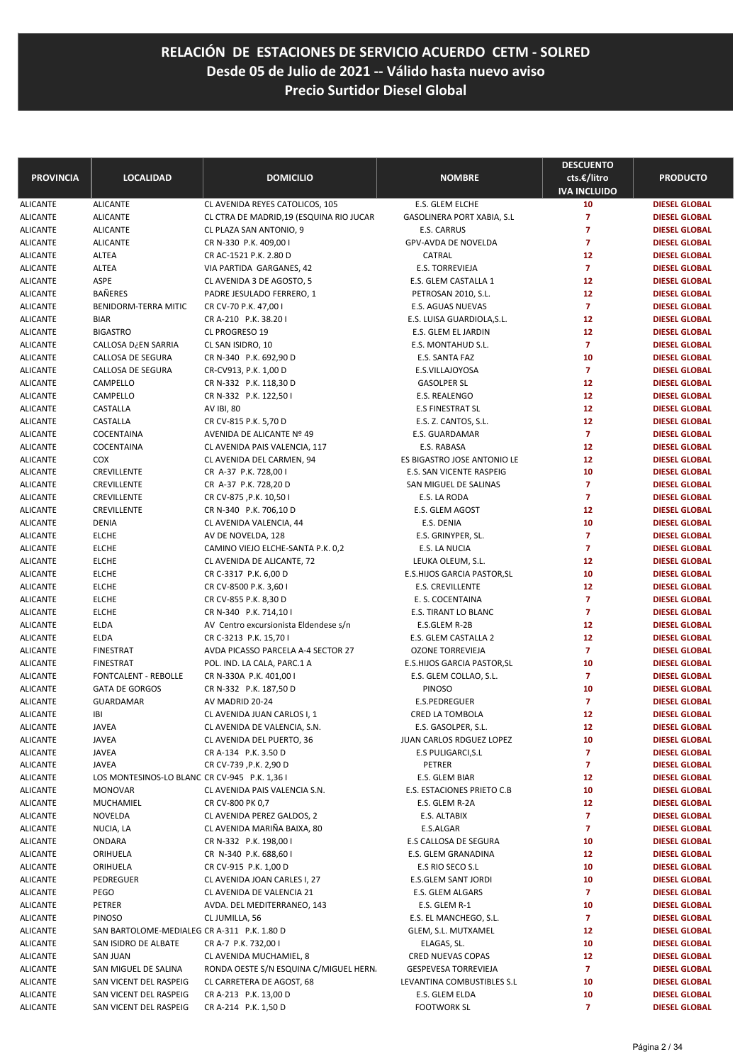# RELACIÓN DE ESTACIONES DE SERVICIO ACUERDO CETM - SOLRED
## Desde 05 de Julio de 2021 -- Válido hasta nuevo aviso
## Precio Surtidor Diesel Global

| PROVINCIA | LOCALIDAD | DOMICILIO | NOMBRE | DESCUENTO cts.€/litro IVA INCLUIDO | PRODUCTO |
|---|---|---|---|---|---|
| ALICANTE | ALICANTE | CL AVENIDA REYES CATOLICOS, 105 | E.S. GLEM ELCHE | 10 | DIESEL GLOBAL |
| ALICANTE | ALICANTE | CL CTRA DE MADRID,19 (ESQUINA RIO JUCAR | GASOLINERA PORT XABIA, S.L | 7 | DIESEL GLOBAL |
| ALICANTE | ALICANTE | CL PLAZA SAN ANTONIO, 9 | E.S. CARRUS | 7 | DIESEL GLOBAL |
| ALICANTE | ALICANTE | CR N-330 P.K. 409,00 I | GPV-AVDA DE NOVELDA | 7 | DIESEL GLOBAL |
| ALICANTE | ALTEA | CR AC-1521 P.K. 2.80 D | CATRAL | 12 | DIESEL GLOBAL |
| ALICANTE | ALTEA | VIA PARTIDA GARGANES, 42 | E.S. TORREVIEJA | 7 | DIESEL GLOBAL |
| ALICANTE | ASPE | CL AVENIDA 3 DE AGOSTO, 5 | E.S. GLEM CASTALLA 1 | 12 | DIESEL GLOBAL |
| ALICANTE | BAÑERES | PADRE JESULADO FERRERO, 1 | PETROSAN 2010, S.L. | 12 | DIESEL GLOBAL |
| ALICANTE | BENIDORM-TERRA MITIC | CR CV-70 P.K. 47,00 I | E.S. AGUAS NUEVAS | 7 | DIESEL GLOBAL |
| ALICANTE | BIAR | CR A-210 P.K. 38.20 I | E.S. LUISA GUARDIOLA,S.L. | 12 | DIESEL GLOBAL |
| ALICANTE | BIGASTRO | CL PROGRESO 19 | E.S. GLEM EL JARDIN | 12 | DIESEL GLOBAL |
| ALICANTE | CALLOSA D¿EN SARRIA | CL SAN ISIDRO, 10 | E.S. MONTAHUD S.L. | 7 | DIESEL GLOBAL |
| ALICANTE | CALLOSA DE SEGURA | CR N-340 P.K. 692,90 D | E.S. SANTA FAZ | 10 | DIESEL GLOBAL |
| ALICANTE | CALLOSA DE SEGURA | CR-CV913, P.K. 1,00 D | E.S.VILLAJOYOSA | 7 | DIESEL GLOBAL |
| ALICANTE | CAMPELLO | CR N-332 P.K. 118,30 D | GASOLPER SL | 12 | DIESEL GLOBAL |
| ALICANTE | CAMPELLO | CR N-332 P.K. 122,50 I | E.S. REALENGO | 12 | DIESEL GLOBAL |
| ALICANTE | CASTALLA | AV IBI, 80 | E.S FINESTRAT SL | 12 | DIESEL GLOBAL |
| ALICANTE | CASTALLA | CR CV-815 P.K. 5,70 D | E.S. Z. CANTOS, S.L. | 12 | DIESEL GLOBAL |
| ALICANTE | COCENTAINA | AVENIDA DE ALICANTE Nº 49 | E.S. GUARDAMAR | 7 | DIESEL GLOBAL |
| ALICANTE | COCENTAINA | CL AVENIDA PAIS VALENCIA, 117 | E.S. RABASA | 12 | DIESEL GLOBAL |
| ALICANTE | COX | CL AVENIDA DEL CARMEN, 94 | ES BIGASTRO JOSE ANTONIO LE | 12 | DIESEL GLOBAL |
| ALICANTE | CREVILLENTE | CR A-37 P.K. 728,00 I | E.S. SAN VICENTE RASPEIG | 10 | DIESEL GLOBAL |
| ALICANTE | CREVILLENTE | CR A-37 P.K. 728,20 D | SAN MIGUEL DE SALINAS | 7 | DIESEL GLOBAL |
| ALICANTE | CREVILLENTE | CR CV-875 ,P.K. 10,50 I | E.S. LA RODA | 7 | DIESEL GLOBAL |
| ALICANTE | CREVILLENTE | CR N-340 P.K. 706,10 D | E.S. GLEM AGOST | 12 | DIESEL GLOBAL |
| ALICANTE | DENIA | CL AVENIDA VALENCIA, 44 | E.S. DENIA | 10 | DIESEL GLOBAL |
| ALICANTE | ELCHE | AV DE NOVELDA, 128 | E.S. GRINYPER, SL. | 7 | DIESEL GLOBAL |
| ALICANTE | ELCHE | CAMINO VIEJO ELCHE-SANTA P.K. 0,2 | E.S. LA NUCIA | 7 | DIESEL GLOBAL |
| ALICANTE | ELCHE | CL AVENIDA DE ALICANTE, 72 | LEUKA OLEUM, S.L. | 12 | DIESEL GLOBAL |
| ALICANTE | ELCHE | CR C-3317 P.K. 6,00 D | E.S.HIJOS GARCIA PASTOR,SL | 10 | DIESEL GLOBAL |
| ALICANTE | ELCHE | CR CV-8500 P.K. 3,60 I | E.S. CREVILLENTE | 12 | DIESEL GLOBAL |
| ALICANTE | ELCHE | CR CV-855 P.K. 8,30 D | E. S. COCENTAINA | 7 | DIESEL GLOBAL |
| ALICANTE | ELCHE | CR N-340 P.K. 714,10 I | E.S. TIRANT LO BLANC | 7 | DIESEL GLOBAL |
| ALICANTE | ELDA | AV Centro excursionista Eldendese s/n | E.S.GLEM R-2B | 12 | DIESEL GLOBAL |
| ALICANTE | ELDA | CR C-3213 P.K. 15,70 I | E.S. GLEM CASTALLA 2 | 12 | DIESEL GLOBAL |
| ALICANTE | FINESTRAT | AVDA PICASSO PARCELA A-4 SECTOR 27 | OZONE TORREVIEJA | 7 | DIESEL GLOBAL |
| ALICANTE | FINESTRAT | POL. IND. LA CALA, PARC.1 A | E.S.HIJOS GARCIA PASTOR,SL | 10 | DIESEL GLOBAL |
| ALICANTE | FONTCALENT - REBOLLE | CR N-330A P.K. 401,00 I | E.S. GLEM COLLAO, S.L. | 7 | DIESEL GLOBAL |
| ALICANTE | GATA DE GORGOS | CR N-332 P.K. 187,50 D | PINOSO | 10 | DIESEL GLOBAL |
| ALICANTE | GUARDAMAR | AV MADRID 20-24 | E.S.PEDREGUER | 7 | DIESEL GLOBAL |
| ALICANTE | IBI | CL AVENIDA JUAN CARLOS I, 1 | CRED LA TOMBOLA | 12 | DIESEL GLOBAL |
| ALICANTE | JAVEA | CL AVENIDA DE VALENCIA, S.N. | E.S. GASOLPER, S.L. | 12 | DIESEL GLOBAL |
| ALICANTE | JAVEA | CL AVENIDA DEL PUERTO, 36 | JUAN CARLOS RDGUEZ LOPEZ | 10 | DIESEL GLOBAL |
| ALICANTE | JAVEA | CR A-134 P.K. 3.50 D | E.S PULIGARCI,S.L | 7 | DIESEL GLOBAL |
| ALICANTE | JAVEA | CR CV-739 ,P.K. 2,90 D | PETRER | 7 | DIESEL GLOBAL |
| ALICANTE | LOS MONTESINOS-LO BLANC | CR CV-945 P.K. 1,36 I | E.S. GLEM BIAR | 12 | DIESEL GLOBAL |
| ALICANTE | MONOVAR | CL AVENIDA PAIS VALENCIA S.N. | E.S. ESTACIONES PRIETO C.B | 10 | DIESEL GLOBAL |
| ALICANTE | MUCHAMIEL | CR CV-800 PK 0,7 | E.S. GLEM R-2A | 12 | DIESEL GLOBAL |
| ALICANTE | NOVELDA | CL AVENIDA PEREZ GALDOS, 2 | E.S. ALTABIX | 7 | DIESEL GLOBAL |
| ALICANTE | NUCIA, LA | CL AVENIDA MARIÑA BAIXA, 80 | E.S.ALGAR | 7 | DIESEL GLOBAL |
| ALICANTE | ONDARA | CR N-332 P.K. 198,00 I | E.S CALLOSA DE SEGURA | 10 | DIESEL GLOBAL |
| ALICANTE | ORIHUELA | CR N-340 P.K. 688,60 I | E.S. GLEM GRANADINA | 12 | DIESEL GLOBAL |
| ALICANTE | ORIHUELA | CR CV-915 P.K. 1,00 D | E.S RIO SECO S.L | 10 | DIESEL GLOBAL |
| ALICANTE | PEDREGUER | CL AVENIDA JOAN CARLES I, 27 | E.S.GLEM SANT JORDI | 10 | DIESEL GLOBAL |
| ALICANTE | PEGO | CL AVENIDA DE VALENCIA 21 | E.S. GLEM ALGARS | 7 | DIESEL GLOBAL |
| ALICANTE | PETRER | AVDA. DEL MEDITERRANEO, 143 | E.S. GLEM R-1 | 10 | DIESEL GLOBAL |
| ALICANTE | PINOSO | CL JUMILLA, 56 | E.S. EL MANCHEGO, S.L. | 7 | DIESEL GLOBAL |
| ALICANTE | SAN BARTOLOME-MEDIALEG | CR A-311 P.K. 1.80 D | GLEM, S.L. MUTXAMEL | 12 | DIESEL GLOBAL |
| ALICANTE | SAN ISIDRO DE ALBATE | CR A-7 P.K. 732,00 I | ELAGAS, SL. | 10 | DIESEL GLOBAL |
| ALICANTE | SAN JUAN | CL AVENIDA MUCHAMIEL, 8 | CRED NUEVAS COPAS | 12 | DIESEL GLOBAL |
| ALICANTE | SAN MIGUEL DE SALINA | RONDA OESTE S/N ESQUINA C/MIGUEL HERN. | GESPEVESA TORREVIEJA | 7 | DIESEL GLOBAL |
| ALICANTE | SAN VICENT DEL RASPEIG | CL CARRETERA DE AGOST, 68 | LEVANTINA COMBUSTIBLES S.L | 10 | DIESEL GLOBAL |
| ALICANTE | SAN VICENT DEL RASPEIG | CR A-213 P.K. 13,00 D | E.S. GLEM ELDA | 10 | DIESEL GLOBAL |
| ALICANTE | SAN VICENT DEL RASPEIG | CR A-214 P.K. 1,50 D | FOOTWORK SL | 7 | DIESEL GLOBAL |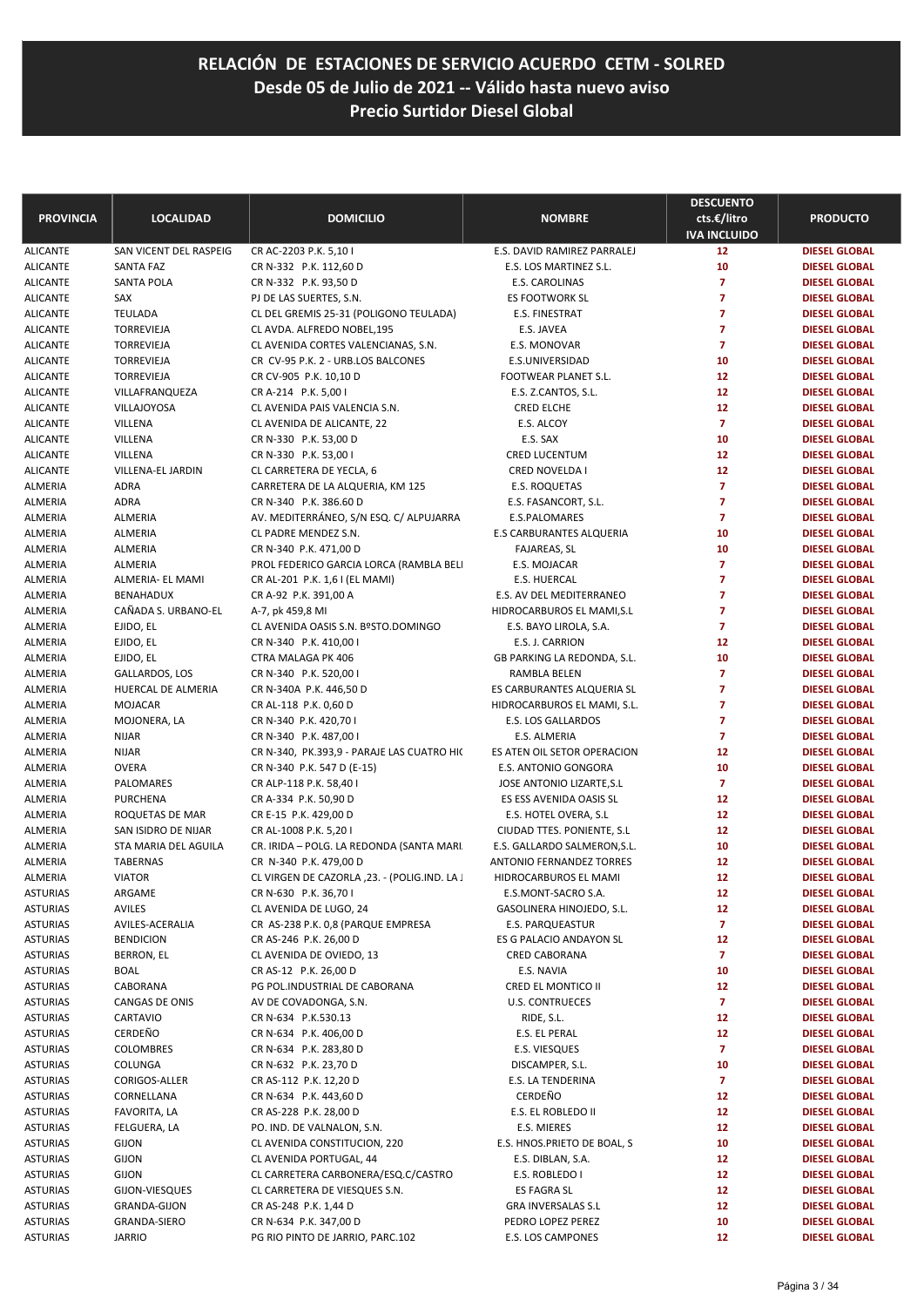# RELACIÓN DE ESTACIONES DE SERVICIO ACUERDO CETM - SOLRED
## Desde 05 de Julio de 2021 -- Válido hasta nuevo aviso
## Precio Surtidor Diesel Global

| PROVINCIA | LOCALIDAD | DOMICILIO | NOMBRE | DESCUENTO cts.€/litro IVA INCLUIDO | PRODUCTO |
|---|---|---|---|---|---|
| ALICANTE | SAN VICENT DEL RASPEIG | CR AC-2203 P.K. 5,10 I | E.S. DAVID RAMIREZ PARRALEJ | 12 | DIESEL GLOBAL |
| ALICANTE | SANTA FAZ | CR N-332 P.K. 112,60 D | E.S. LOS MARTINEZ S.L. | 10 | DIESEL GLOBAL |
| ALICANTE | SANTA POLA | CR N-332 P.K. 93,50 D | E.S. CAROLINAS | 7 | DIESEL GLOBAL |
| ALICANTE | SAX | PJ DE LAS SUERTES, S.N. | ES FOOTWORK SL | 7 | DIESEL GLOBAL |
| ALICANTE | TEULADA | CL DEL GREMIS 25-31 (POLIGONO TEULADA) | E.S. FINESTRAT | 7 | DIESEL GLOBAL |
| ALICANTE | TORREVIEJA | CL AVDA. ALFREDO NOBEL,195 | E.S. JAVEA | 7 | DIESEL GLOBAL |
| ALICANTE | TORREVIEJA | CL AVENIDA CORTES VALENCIANAS, S.N. | E.S. MONOVAR | 7 | DIESEL GLOBAL |
| ALICANTE | TORREVIEJA | CR CV-95 P.K. 2 - URB.LOS BALCONES | E.S.UNIVERSIDAD | 10 | DIESEL GLOBAL |
| ALICANTE | TORREVIEJA | CR CV-905 P.K. 10,10 D | FOOTWEAR PLANET S.L. | 12 | DIESEL GLOBAL |
| ALICANTE | VILLAFRANQUEZA | CR A-214 P.K. 5,00 I | E.S. Z.CANTOS, S.L. | 12 | DIESEL GLOBAL |
| ALICANTE | VILLAJOYOSA | CL AVENIDA PAIS VALENCIA S.N. | CRED ELCHE | 12 | DIESEL GLOBAL |
| ALICANTE | VILLENA | CL AVENIDA DE ALICANTE, 22 | E.S. ALCOY | 7 | DIESEL GLOBAL |
| ALICANTE | VILLENA | CR N-330 P.K. 53,00 D | E.S. SAX | 10 | DIESEL GLOBAL |
| ALICANTE | VILLENA | CR N-330 P.K. 53,00 I | CRED LUCENTUM | 12 | DIESEL GLOBAL |
| ALICANTE | VILLENA-EL JARDIN | CL CARRETERA DE YECLA, 6 | CRED NOVELDA I | 12 | DIESEL GLOBAL |
| ALMERIA | ADRA | CARRETERA DE LA ALQUERIA, KM 125 | E.S. ROQUETAS | 7 | DIESEL GLOBAL |
| ALMERIA | ADRA | CR N-340 P.K. 386.60 D | E.S. FASANCORT, S.L. | 7 | DIESEL GLOBAL |
| ALMERIA | ALMERIA | AV. MEDITERRÁNEO, S/N ESQ. C/ ALPUJARRA | E.S.PALOMARES | 7 | DIESEL GLOBAL |
| ALMERIA | ALMERIA | CL PADRE MENDEZ S.N. | E.S CARBURANTES ALQUERIA | 10 | DIESEL GLOBAL |
| ALMERIA | ALMERIA | CR N-340 P.K. 471,00 D | FAJAREAS, SL | 10 | DIESEL GLOBAL |
| ALMERIA | ALMERIA | PROL FEDERICO GARCIA LORCA (RAMBLA BELI | E.S. MOJACAR | 7 | DIESEL GLOBAL |
| ALMERIA | ALMERIA- EL MAMI | CR AL-201 P.K. 1,6 I (EL MAMI) | E.S. HUERCAL | 7 | DIESEL GLOBAL |
| ALMERIA | BENAHADUX | CR A-92 P.K. 391,00 A | E.S. AV DEL MEDITERRANEO | 7 | DIESEL GLOBAL |
| ALMERIA | CAÑADA S. URBANO-EL | A-7, pk 459,8 MI | HIDROCARBUROS EL MAMI,S.L | 7 | DIESEL GLOBAL |
| ALMERIA | EJIDO, EL | CL AVENIDA OASIS S.N. BºSTO.DOMINGO | E.S. BAYO LIROLA, S.A. | 7 | DIESEL GLOBAL |
| ALMERIA | EJIDO, EL | CR N-340 P.K. 410,00 I | E.S. J. CARRION | 12 | DIESEL GLOBAL |
| ALMERIA | EJIDO, EL | CTRA MALAGA PK 406 | GB PARKING LA REDONDA, S.L. | 10 | DIESEL GLOBAL |
| ALMERIA | GALLARDOS, LOS | CR N-340 P.K. 520,00 I | RAMBLA BELEN | 7 | DIESEL GLOBAL |
| ALMERIA | HUERCAL DE ALMERIA | CR N-340A P.K. 446,50 D | ES CARBURANTES ALQUERIA SL | 7 | DIESEL GLOBAL |
| ALMERIA | MOJACAR | CR AL-118 P.K. 0,60 D | HIDROCARBUROS EL MAMI, S.L. | 7 | DIESEL GLOBAL |
| ALMERIA | MOJONERA, LA | CR N-340 P.K. 420,70 I | E.S. LOS GALLARDOS | 7 | DIESEL GLOBAL |
| ALMERIA | NIJAR | CR N-340 P.K. 487,00 I | E.S. ALMERIA | 7 | DIESEL GLOBAL |
| ALMERIA | NIJAR | CR N-340, PK.393,9 - PARAJE LAS CUATRO HI( | ES ATEN OIL SETOR OPERACION | 12 | DIESEL GLOBAL |
| ALMERIA | OVERA | CR N-340 P.K. 547 D (E-15) | E.S. ANTONIO GONGORA | 10 | DIESEL GLOBAL |
| ALMERIA | PALOMARES | CR ALP-118 P.K. 58,40 I | JOSE ANTONIO LIZARTE,S.L | 7 | DIESEL GLOBAL |
| ALMERIA | PURCHENA | CR A-334 P.K. 50,90 D | ES ESS AVENIDA OASIS SL | 12 | DIESEL GLOBAL |
| ALMERIA | ROQUETAS DE MAR | CR E-15 P.K. 429,00 D | E.S. HOTEL OVERA, S.L | 12 | DIESEL GLOBAL |
| ALMERIA | SAN ISIDRO DE NIJAR | CR AL-1008 P.K. 5,20 I | CIUDAD TTES. PONIENTE, S.L | 12 | DIESEL GLOBAL |
| ALMERIA | STA MARIA DEL AGUILA | CR. IRIDA – POLG. LA REDONDA (SANTA MARI. | E.S. GALLARDO SALMERON,S.L. | 10 | DIESEL GLOBAL |
| ALMERIA | TABERNAS | CR N-340 P.K. 479,00 D | ANTONIO FERNANDEZ TORRES | 12 | DIESEL GLOBAL |
| ALMERIA | VIATOR | CL VIRGEN DE CAZORLA ,23. - (POLIG.IND. LA J | HIDROCARBUROS EL MAMI | 12 | DIESEL GLOBAL |
| ASTURIAS | ARGAME | CR N-630 P.K. 36,70 I | E.S.MONT-SACRO S.A. | 12 | DIESEL GLOBAL |
| ASTURIAS | AVILES | CL AVENIDA DE LUGO, 24 | GASOLINERA HINOJEDO, S.L. | 12 | DIESEL GLOBAL |
| ASTURIAS | AVILES-ACERALIA | CR AS-238 P.K. 0,8 (PARQUE EMPRESA | E.S. PARQUEASTUR | 7 | DIESEL GLOBAL |
| ASTURIAS | BENDICION | CR AS-246 P.K. 26,00 D | ES G PALACIO ANDAYON SL | 12 | DIESEL GLOBAL |
| ASTURIAS | BERRON, EL | CL AVENIDA DE OVIEDO, 13 | CRED CABORANA | 7 | DIESEL GLOBAL |
| ASTURIAS | BOAL | CR AS-12 P.K. 26,00 D | E.S. NAVIA | 10 | DIESEL GLOBAL |
| ASTURIAS | CABORANA | PG POL.INDUSTRIAL DE CABORANA | CRED EL MONTICO II | 12 | DIESEL GLOBAL |
| ASTURIAS | CANGAS DE ONIS | AV DE COVADONGA, S.N. | U.S. CONTRUECES | 7 | DIESEL GLOBAL |
| ASTURIAS | CARTAVIO | CR N-634 P.K.530.13 | RIDE, S.L. | 12 | DIESEL GLOBAL |
| ASTURIAS | CERDEÑO | CR N-634 P.K. 406,00 D | E.S. EL PERAL | 12 | DIESEL GLOBAL |
| ASTURIAS | COLOMBRES | CR N-634 P.K. 283,80 D | E.S. VIESQUES | 7 | DIESEL GLOBAL |
| ASTURIAS | COLUNGA | CR N-632 P.K. 23,70 D | DISCAMPER, S.L. | 10 | DIESEL GLOBAL |
| ASTURIAS | CORIGOS-ALLER | CR AS-112 P.K. 12,20 D | E.S. LA TENDERINA | 7 | DIESEL GLOBAL |
| ASTURIAS | CORNELLANA | CR N-634 P.K. 443,60 D | CERDEÑO | 12 | DIESEL GLOBAL |
| ASTURIAS | FAVORITA, LA | CR AS-228 P.K. 28,00 D | E.S. EL ROBLEDO II | 12 | DIESEL GLOBAL |
| ASTURIAS | FELGUERA, LA | PO. IND. DE VALNALON, S.N. | E.S. MIERES | 12 | DIESEL GLOBAL |
| ASTURIAS | GIJON | CL AVENIDA CONSTITUCION, 220 | E.S. HNOS.PRIETO DE BOAL, S | 10 | DIESEL GLOBAL |
| ASTURIAS | GIJON | CL AVENIDA PORTUGAL, 44 | E.S. DIBLAN, S.A. | 12 | DIESEL GLOBAL |
| ASTURIAS | GIJON | CL CARRETERA CARBONERA/ESQ.C/CASTRO | E.S. ROBLEDO I | 12 | DIESEL GLOBAL |
| ASTURIAS | GIJON-VIESQUES | CL CARRETERA DE VIESQUES S.N. | ES FAGRA SL | 12 | DIESEL GLOBAL |
| ASTURIAS | GRANDA-GIJON | CR AS-248 P.K. 1,44 D | GRA INVERSALAS S.L | 12 | DIESEL GLOBAL |
| ASTURIAS | GRANDA-SIERO | CR N-634 P.K. 347,00 D | PEDRO LOPEZ PEREZ | 10 | DIESEL GLOBAL |
| ASTURIAS | JARRIO | PG RIO PINTO DE JARRIO, PARC.102 | E.S. LOS CAMPONES | 12 | DIESEL GLOBAL |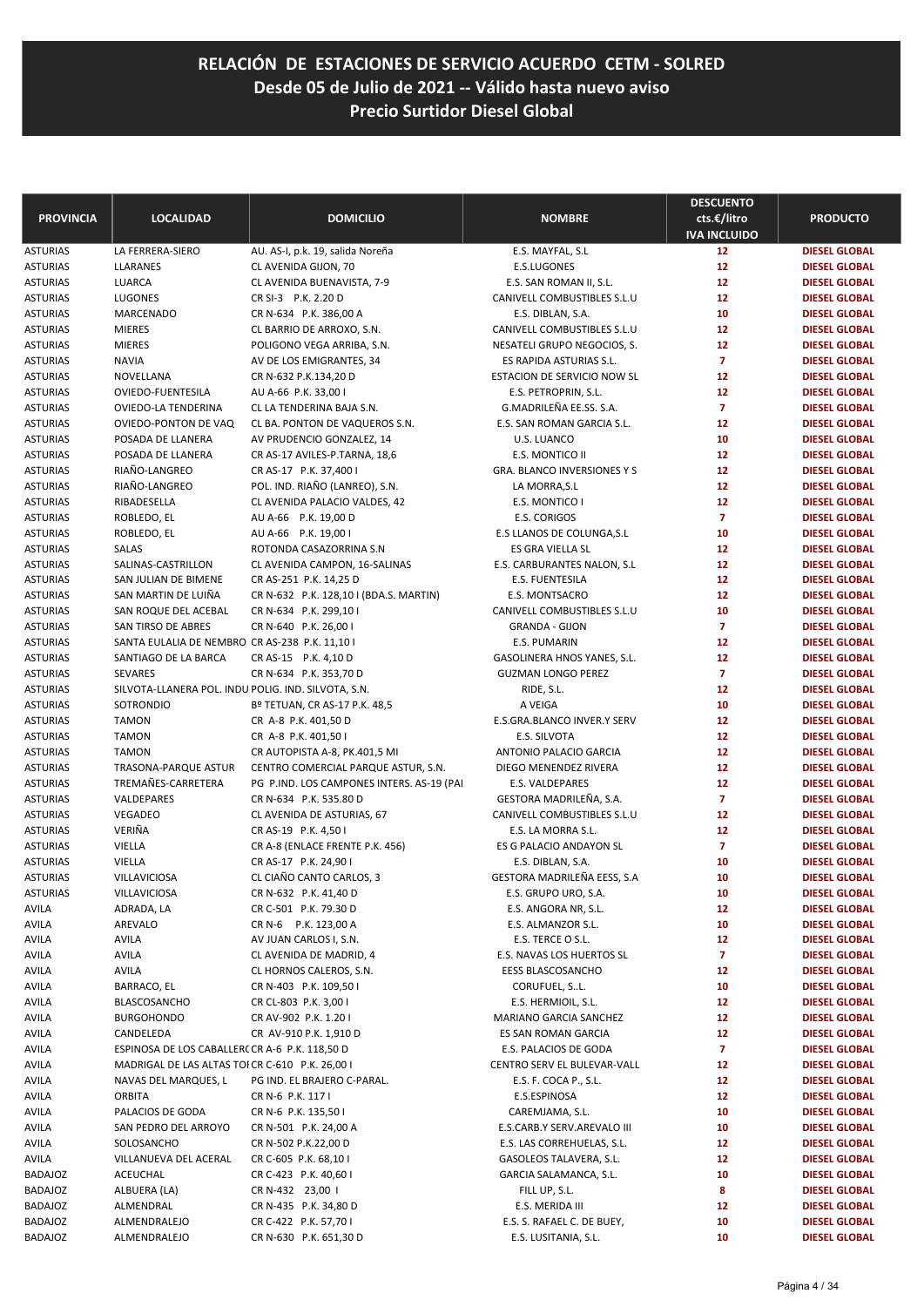# RELACIÓN DE ESTACIONES DE SERVICIO ACUERDO CETM - SOLRED
## Desde 05 de Julio de 2021 -- Válido hasta nuevo aviso
## Precio Surtidor Diesel Global

| PROVINCIA | LOCALIDAD | DOMICILIO | NOMBRE | DESCUENTO cts.€/litro IVA INCLUIDO | PRODUCTO |
|---|---|---|---|---|---|
| ASTURIAS | LA FERRERA-SIERO | AU. AS-I, p.k. 19, salida Noreña | E.S. MAYFAL, S.L | 12 | DIESEL GLOBAL |
| ASTURIAS | LLARANES | CL AVENIDA GIJON, 70 | E.S.LUGONES | 12 | DIESEL GLOBAL |
| ASTURIAS | LUARCA | CL AVENIDA BUENAVISTA, 7-9 | E.S. SAN ROMAN II, S.L. | 12 | DIESEL GLOBAL |
| ASTURIAS | LUGONES | CR SI-3 P.K. 2.20 D | CANIVELL COMBUSTIBLES S.L.U | 12 | DIESEL GLOBAL |
| ASTURIAS | MARCENADO | CR N-634 P.K. 386,00 A | E.S. DIBLAN, S.A. | 10 | DIESEL GLOBAL |
| ASTURIAS | MIERES | CL BARRIO DE ARROXO, S.N. | CANIVELL COMBUSTIBLES S.L.U | 12 | DIESEL GLOBAL |
| ASTURIAS | MIERES | POLIGONO VEGA ARRIBA, S.N. | NESATELI GRUPO NEGOCIOS, S. | 12 | DIESEL GLOBAL |
| ASTURIAS | NAVIA | AV DE LOS EMIGRANTES, 34 | ES RAPIDA ASTURIAS S.L. | 7 | DIESEL GLOBAL |
| ASTURIAS | NOVELLANA | CR N-632 P.K.134,20 D | ESTACION DE SERVICIO NOW SL | 12 | DIESEL GLOBAL |
| ASTURIAS | OVIEDO-FUENTESILA | AU A-66 P.K. 33,00 I | E.S. PETROPRIN, S.L. | 12 | DIESEL GLOBAL |
| ASTURIAS | OVIEDO-LA TENDERINA | CL LA TENDERINA BAJA S.N. | G.MADRILEÑA EE.SS. S.A. | 7 | DIESEL GLOBAL |
| ASTURIAS | OVIEDO-PONTON DE VAQ | CL BA. PONTON DE VAQUEROS S.N. | E.S. SAN ROMAN GARCIA S.L. | 12 | DIESEL GLOBAL |
| ASTURIAS | POSADA DE LLANERA | AV PRUDENCIO GONZALEZ, 14 | U.S. LUANCO | 10 | DIESEL GLOBAL |
| ASTURIAS | POSADA DE LLANERA | CR AS-17 AVILES-P.TARNA, 18,6 | E.S. MONTICO II | 12 | DIESEL GLOBAL |
| ASTURIAS | RIAÑO-LANGREO | CR AS-17 P.K. 37,400 I | GRA. BLANCO INVERSIONES Y S | 12 | DIESEL GLOBAL |
| ASTURIAS | RIAÑO-LANGREO | POL. IND. RIAÑO (LANREO), S.N. | LA MORRA,S.L | 12 | DIESEL GLOBAL |
| ASTURIAS | RIBADESELLA | CL AVENIDA PALACIO VALDES, 42 | E.S. MONTICO I | 12 | DIESEL GLOBAL |
| ASTURIAS | ROBLEDO, EL | AU A-66 P.K. 19,00 D | E.S. CORIGOS | 7 | DIESEL GLOBAL |
| ASTURIAS | ROBLEDO, EL | AU A-66 P.K. 19,00 I | E.S LLANOS DE COLUNGA,S.L | 10 | DIESEL GLOBAL |
| ASTURIAS | SALAS | ROTONDA CASAZORRINA S.N | ES GRA VIELLA SL | 12 | DIESEL GLOBAL |
| ASTURIAS | SALINAS-CASTRILLON | CL AVENIDA CAMPON, 16-SALINAS | E.S. CARBURANTES NALON, S.L | 12 | DIESEL GLOBAL |
| ASTURIAS | SAN JULIAN DE BIMENE | CR AS-251 P.K. 14,25 D | E.S. FUENTESILA | 12 | DIESEL GLOBAL |
| ASTURIAS | SAN MARTIN DE LUIÑA | CR N-632 P.K. 128,10 I (BDA.S. MARTIN) | E.S. MONTSACRO | 12 | DIESEL GLOBAL |
| ASTURIAS | SAN ROQUE DEL ACEBAL | CR N-634 P.K. 299,10 I | CANIVELL COMBUSTIBLES S.L.U | 10 | DIESEL GLOBAL |
| ASTURIAS | SAN TIRSO DE ABRES | CR N-640 P.K. 26,00 I | GRANDA - GIJON | 7 | DIESEL GLOBAL |
| ASTURIAS | SANTA EULALIA DE NEMBRO | CR AS-238 P.K. 11,10 I | E.S. PUMARIN | 12 | DIESEL GLOBAL |
| ASTURIAS | SANTIAGO DE LA BARCA | CR AS-15 P.K. 4,10 D | GASOLINERA HNOS YANES, S.L. | 12 | DIESEL GLOBAL |
| ASTURIAS | SEVARES | CR N-634 P.K. 353,70 D | GUZMAN LONGO PEREZ | 7 | DIESEL GLOBAL |
| ASTURIAS | SILVOTA-LLANERA POL. INDU | POLIG. IND. SILVOTA, S.N. | RIDE, S.L. | 12 | DIESEL GLOBAL |
| ASTURIAS | SOTRONDIO | Bº TETUAN, CR AS-17 P.K. 48,5 | A VEIGA | 10 | DIESEL GLOBAL |
| ASTURIAS | TAMON | CR A-8 P.K. 401,50 D | E.S.GRA.BLANCO INVER.Y SERV | 12 | DIESEL GLOBAL |
| ASTURIAS | TAMON | CR A-8 P.K. 401,50 I | E.S. SILVOTA | 12 | DIESEL GLOBAL |
| ASTURIAS | TAMON | CR AUTOPISTA A-8, PK.401,5 MI | ANTONIO PALACIO GARCIA | 12 | DIESEL GLOBAL |
| ASTURIAS | TRASONA-PARQUE ASTUR | CENTRO COMERCIAL PARQUE ASTUR, S.N. | DIEGO MENENDEZ RIVERA | 12 | DIESEL GLOBAL |
| ASTURIAS | TREMAÑES-CARRETERA | PG P.IND. LOS CAMPONES INTERS. AS-19 (PAI | E.S. VALDEPARES | 12 | DIESEL GLOBAL |
| ASTURIAS | VALDEPARES | CR N-634 P.K. 535.80 D | GESTORA MADRILEÑA, S.A. | 7 | DIESEL GLOBAL |
| ASTURIAS | VEGADEO | CL AVENIDA DE ASTURIAS, 67 | CANIVELL COMBUSTIBLES S.L.U | 12 | DIESEL GLOBAL |
| ASTURIAS | VERIÑA | CR AS-19 P.K. 4,50 I | E.S. LA MORRA S.L. | 12 | DIESEL GLOBAL |
| ASTURIAS | VIELLA | CR A-8 (ENLACE FRENTE P.K. 456) | ES G PALACIO ANDAYON SL | 7 | DIESEL GLOBAL |
| ASTURIAS | VIELLA | CR AS-17 P.K. 24,90 I | E.S. DIBLAN, S.A. | 10 | DIESEL GLOBAL |
| ASTURIAS | VILLAVICIOSA | CL CIAÑO CANTO CARLOS, 3 | GESTORA MADRILEÑA EESS, S.A | 10 | DIESEL GLOBAL |
| ASTURIAS | VILLAVICIOSA | CR N-632 P.K. 41,40 D | E.S. GRUPO URO, S.A. | 10 | DIESEL GLOBAL |
| AVILA | ADRADA, LA | CR C-501 P.K. 79.30 D | E.S. ANGORA NR, S.L. | 12 | DIESEL GLOBAL |
| AVILA | AREVALO | CR N-6 P.K. 123,00 A | E.S. ALMANZOR S.L. | 10 | DIESEL GLOBAL |
| AVILA | AVILA | AV JUAN CARLOS I, S.N. | E.S. TERCE O S.L. | 12 | DIESEL GLOBAL |
| AVILA | AVILA | CL AVENIDA DE MADRID, 4 | E.S. NAVAS LOS HUERTOS SL | 7 | DIESEL GLOBAL |
| AVILA | AVILA | CL HORNOS CALEROS, S.N. | EESS BLASCOSANCHO | 12 | DIESEL GLOBAL |
| AVILA | BARRACO, EL | CR N-403 P.K. 109,50 I | CORUFUEL, S..L. | 10 | DIESEL GLOBAL |
| AVILA | BLASCOSANCHO | CR CL-803 P.K. 3,00 I | E.S. HERMIOIL, S.L. | 12 | DIESEL GLOBAL |
| AVILA | BURGOHONDO | CR AV-902 P.K. 1.20 I | MARIANO GARCIA SANCHEZ | 12 | DIESEL GLOBAL |
| AVILA | CANDELEDA | CR AV-910 P.K. 1,910 D | ES SAN ROMAN GARCIA | 12 | DIESEL GLOBAL |
| AVILA | ESPINOSA DE LOS CABALLERO | CR A-6 P.K. 118,50 D | E.S. PALACIOS DE GODA | 7 | DIESEL GLOBAL |
| AVILA | MADRIGAL DE LAS ALTAS TOI | CR C-610 P.K. 26,00 I | CENTRO SERV EL BULEVAR-VALL | 12 | DIESEL GLOBAL |
| AVILA | NAVAS DEL MARQUES, L | PG IND. EL BRAJERO C-PARAL. | E.S. F. COCA P., S.L. | 12 | DIESEL GLOBAL |
| AVILA | ORBITA | CR N-6 P.K. 117 I | E.S.ESPINOSA | 12 | DIESEL GLOBAL |
| AVILA | PALACIOS DE GODA | CR N-6 P.K. 135,50 I | CAREMJAMA, S.L. | 10 | DIESEL GLOBAL |
| AVILA | SAN PEDRO DEL ARROYO | CR N-501 P.K. 24,00 A | E.S.CARB.Y SERV.AREVALO III | 10 | DIESEL GLOBAL |
| AVILA | SOLOSANCHO | CR N-502 P.K.22,00 D | E.S. LAS CORREHUELAS, S.L. | 12 | DIESEL GLOBAL |
| AVILA | VILLANUEVA DEL ACERAL | CR C-605 P.K. 68,10 I | GASOLEOS TALAVERA, S.L. | 12 | DIESEL GLOBAL |
| BADAJOZ | ACEUCHAL | CR C-423 P.K. 40,60 I | GARCIA SALAMANCA, S.L. | 10 | DIESEL GLOBAL |
| BADAJOZ | ALBUERA (LA) | CR N-432 23,00 I | FILL UP, S.L. | 8 | DIESEL GLOBAL |
| BADAJOZ | ALMENDRAL | CR N-435 P.K. 34,80 D | E.S. MERIDA III | 12 | DIESEL GLOBAL |
| BADAJOZ | ALMENDRALEJO | CR C-422 P.K. 57,70 I | E.S. S. RAFAEL C. DE BUEY, | 10 | DIESEL GLOBAL |
| BADAJOZ | ALMENDRALEJO | CR N-630 P.K. 651,30 D | E.S. LUSITANIA, S.L. | 10 | DIESEL GLOBAL |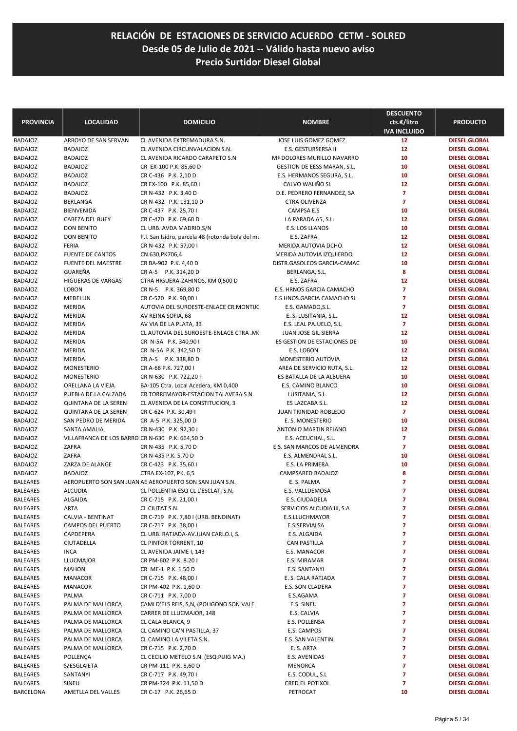# RELACIÓN DE ESTACIONES DE SERVICIO ACUERDO CETM - SOLRED
## Desde 05 de Julio de 2021 -- Válido hasta nuevo aviso
## Precio Surtidor Diesel Global

| PROVINCIA | LOCALIDAD | DOMICILIO | NOMBRE | DESCUENTO cts.€/litro IVA INCLUIDO | PRODUCTO |
|---|---|---|---|---|---|
| BADAJOZ | ARROYO DE SAN SERVAN | CL AVENIDA EXTREMADURA S.N. | JOSE LUIS GOMEZ GOMEZ | 12 | DIESEL GLOBAL |
| BADAJOZ | BADAJOZ | CL AVENIDA CIRCUNVALACION S.N. | E.S. GESTURSERSA II | 12 | DIESEL GLOBAL |
| BADAJOZ | BADAJOZ | CL AVENIDA RICARDO CARAPETO S.N | Mª DOLORES MURILLO NAVARRO | 10 | DIESEL GLOBAL |
| BADAJOZ | BADAJOZ | CR EX-100 P.K. 85,60 D | GESTION DE EESS MARAN, S.L. | 10 | DIESEL GLOBAL |
| BADAJOZ | BADAJOZ | CR C-436 P.K. 2,10 D | E.S. HERMANOS SEGURA, S.L. | 10 | DIESEL GLOBAL |
| BADAJOZ | BADAJOZ | CR EX-100 P.K. 85,60 I | CALVO WALIÑO SL | 12 | DIESEL GLOBAL |
| BADAJOZ | BADAJOZ | CR N-432 P.K. 3,40 D | D.E. PEDRERO FERNANDEZ, SA | 7 | DIESEL GLOBAL |
| BADAJOZ | BERLANGA | CR N-432 P.K. 131,10 D | CTRA OLIVENZA | 7 | DIESEL GLOBAL |
| BADAJOZ | BIENVENIDA | CR C-437 P.K. 25,70 I | CAMPSA E.S | 10 | DIESEL GLOBAL |
| BADAJOZ | CABEZA DEL BUEY | CR C-420 P.K. 69,60 D | LA PARADA A5, S.L. | 12 | DIESEL GLOBAL |
| BADAJOZ | DON BENITO | CL URB. AVDA MADRID,S/N | E.S. LOS LLANOS | 10 | DIESEL GLOBAL |
| BADAJOZ | DON BENITO | P.I. San Isidro, parcela 48 (rotonda bola del mu | E.S. ZAFRA | 12 | DIESEL GLOBAL |
| BADAJOZ | FERIA | CR N-432 P.K. 57,00 I | MERIDA AUTOVIA DCHO. | 12 | DIESEL GLOBAL |
| BADAJOZ | FUENTE DE CANTOS | CN.630,PK706,4 | MERIDA AUTOVIA IZQUIERDO | 12 | DIESEL GLOBAL |
| BADAJOZ | FUENTE DEL MAESTRE | CR BA-902 P.K. 4,40 D | DISTR.GASOLEOS GARCIA-CAMAC | 10 | DIESEL GLOBAL |
| BADAJOZ | GUAREÑA | CR A-5 P.K. 314,20 D | BERLANGA, S.L. | 8 | DIESEL GLOBAL |
| BADAJOZ | HIGUERAS DE VARGAS | CTRA HIGUERA-ZAHINOS, KM 0,500 D | E.S. ZAFRA | 12 | DIESEL GLOBAL |
| BADAJOZ | LOBON | CR N-5 P.K. 369,80 D | E.S. HRNOS GARCIA CAMACHO | 7 | DIESEL GLOBAL |
| BADAJOZ | MEDELLIN | CR C-520 P.K. 90,00 I | E.S.HNOS.GARCIA CAMACHO SL | 7 | DIESEL GLOBAL |
| BADAJOZ | MERIDA | AUTOVIA DEL SUROESTE-ENLACE CR.MONTIJC | E.S. GAMADO,S.L. | 7 | DIESEL GLOBAL |
| BADAJOZ | MERIDA | AV REINA SOFIA, 68 | E. S. LUSITANIA, S.L. | 12 | DIESEL GLOBAL |
| BADAJOZ | MERIDA | AV VIA DE LA PLATA, 33 | E.S. LEAL PAJUELO, S.L. | 7 | DIESEL GLOBAL |
| BADAJOZ | MERIDA | CL AUTOVIA DEL SUROESTE-ENLACE CTRA .M( | JUAN JOSE GIL SIERRA | 12 | DIESEL GLOBAL |
| BADAJOZ | MERIDA | CR N-5A P.K. 340,90 I | ES GESTION DE ESTACIONES DE | 10 | DIESEL GLOBAL |
| BADAJOZ | MERIDA | CR N-5A P.K. 342,50 D | E.S. LOBON | 12 | DIESEL GLOBAL |
| BADAJOZ | MERIDA | CR A-5 P.K. 338,80 D | MONESTERIO AUTOVIA | 12 | DIESEL GLOBAL |
| BADAJOZ | MONESTERIO | CR A-66 P.K. 727,00 I | AREA DE SERVICIO RUTA, S.L. | 12 | DIESEL GLOBAL |
| BADAJOZ | MONESTERIO | CR N-630 P.K. 722,20 I | ES BATALLA DE LA ALBUERA | 10 | DIESEL GLOBAL |
| BADAJOZ | ORELLANA LA VIEJA | BA-105 Ctra. Local Acedera, KM 0,400 | E.S. CAMINO BLANCO | 10 | DIESEL GLOBAL |
| BADAJOZ | PUEBLA DE LA CALZADA | CR TORREMAYOR-ESTACION TALAVERA S.N. | LUSITANIA, S.L. | 12 | DIESEL GLOBAL |
| BADAJOZ | QUINTANA DE LA SEREN | CL AVENIDA DE LA CONSTITUCION, 3 | ES LAZCABA S.L. | 12 | DIESEL GLOBAL |
| BADAJOZ | QUINTANA DE LA SEREN | CR C-624 P.K. 30,49 I | JUAN TRINIDAD ROBLEDO | 7 | DIESEL GLOBAL |
| BADAJOZ | SAN PEDRO DE MERIDA | CR A-5 P.K. 325,00 D | E. S. MONESTERIO | 10 | DIESEL GLOBAL |
| BADAJOZ | SANTA AMALIA | CR N-430 P.K. 92,30 I | ANTONIO MARTIN REJANO | 12 | DIESEL GLOBAL |
| BADAJOZ | VILLAFRANCA DE LOS BARRO | CR N-630 P.K. 664,50 D | E.S. ACEUCHAL, S.L. | 7 | DIESEL GLOBAL |
| BADAJOZ | ZAFRA | CR N-435 P.K. 5,70 D | E.S. SAN MARCOS DE ALMENDRA | 7 | DIESEL GLOBAL |
| BADAJOZ | ZAFRA | CR N-435 P.K. 5,70 D | E.S. ALMENDRAL S.L. | 10 | DIESEL GLOBAL |
| BADAJOZ | ZARZA DE ALANGE | CR C-423 P.K. 35,60 I | E.S. LA PRIMERA | 10 | DIESEL GLOBAL |
| BADAJOZ | BADAJOZ | CTRA.EX-107, PK. 6,5 | CAMPSARED BADAJOZ | 8 | DIESEL GLOBAL |
| BALEARES | AEROPUERTO SON SAN JUAN | AE AEROPUERTO SON SAN JUAN S.N. | E. S. PALMA | 7 | DIESEL GLOBAL |
| BALEARES | ALCUDIA | CL POLLENTIA ESQ CL L'ESCLAT, S.N. | E.S. VALLDEMOSA | 7 | DIESEL GLOBAL |
| BALEARES | ALGAIDA | CR C-715 P.K. 21,00 I | E.S. CIUDADELA | 7 | DIESEL GLOBAL |
| BALEARES | ARTA | CL CIUTAT S.N. | SERVICIOS ALCUDIA III, S.A | 7 | DIESEL GLOBAL |
| BALEARES | CALVIA - BENTINAT | CR C-719 P.K. 7,80 I (URB. BENDINAT) | E.S.LLUCHMAYOR | 7 | DIESEL GLOBAL |
| BALEARES | CAMPOS DEL PUERTO | CR C-717 P.K. 38,00 I | E.S.SERVIALSA | 7 | DIESEL GLOBAL |
| BALEARES | CAPDEPERA | CL URB. RATJADA-AV.JUAN CARLO.I, S. | E.S. ALGAIDA | 7 | DIESEL GLOBAL |
| BALEARES | CIUTADELLA | CL PINTOR TORRENT, 10 | CAN PASTILLA | 7 | DIESEL GLOBAL |
| BALEARES | INCA | CL AVENIDA JAIME I, 143 | E.S. MANACOR | 7 | DIESEL GLOBAL |
| BALEARES | LLUCMAJOR | CR PM-602 P.K. 8.20 I | E.S. MIRAMAR | 7 | DIESEL GLOBAL |
| BALEARES | MAHON | CR ME-1 P.K. 1,50 D | E.S. SANTANYI | 7 | DIESEL GLOBAL |
| BALEARES | MANACOR | CR C-715 P.K. 48,00 I | E. S. CALA RATJADA | 7 | DIESEL GLOBAL |
| BALEARES | MANACOR | CR PM-402 P.K. 1,60 D | E.S. SON CLADERA | 7 | DIESEL GLOBAL |
| BALEARES | PALMA | CR C-711 P.K. 7,00 D | E.S.AGAMA | 7 | DIESEL GLOBAL |
| BALEARES | PALMA DE MALLORCA | CAMI D'ELS REIS, S,N, (POLIGONO SON VALE | E.S. SINEU | 7 | DIESEL GLOBAL |
| BALEARES | PALMA DE MALLORCA | CARRER DE LLUCMAJOR, 148 | E.S. CALVIA | 7 | DIESEL GLOBAL |
| BALEARES | PALMA DE MALLORCA | CL CALA BLANCA, 9 | E.S. POLLENSA | 7 | DIESEL GLOBAL |
| BALEARES | PALMA DE MALLORCA | CL CAMINO CA'N PASTILLA, 37 | E.S. CAMPOS | 7 | DIESEL GLOBAL |
| BALEARES | PALMA DE MALLORCA | CL CAMINO LA VILETA S.N. | E.S. SAN VALENTIN | 7 | DIESEL GLOBAL |
| BALEARES | PALMA DE MALLORCA | CR C-715 P.K. 2,70 D | E. S. ARTA | 7 | DIESEL GLOBAL |
| BALEARES | POLLENÇA | CL CECILIO METELO S.N. (ESQ.PUIG MA.) | E.S. AVENIDAS | 7 | DIESEL GLOBAL |
| BALEARES | S¿ESGLAIETA | CR PM-111 P.K. 8,60 D | MENORCA | 7 | DIESEL GLOBAL |
| BALEARES | SANTANYI | CR C-717 P.K. 49,70 I | E.S. CODUL, S.L | 7 | DIESEL GLOBAL |
| BALEARES | SINEU | CR PM-324 P.K. 11,50 D | CRED EL POTIXOL | 7 | DIESEL GLOBAL |
| BARCELONA | AMETLLA DEL VALLES | CR C-17 P.K. 26,65 D | PETROCAT | 10 | DIESEL GLOBAL |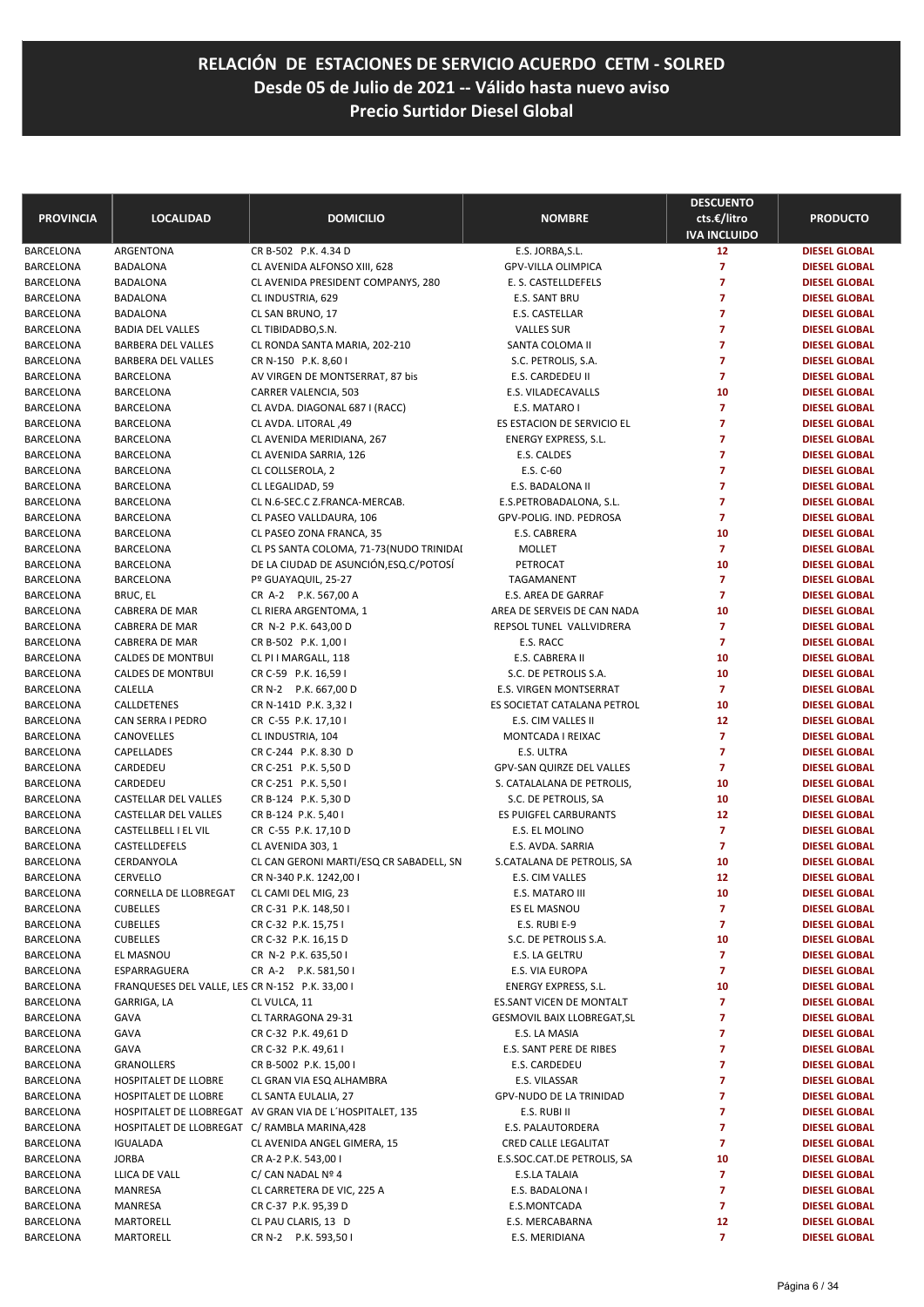# RELACIÓN DE ESTACIONES DE SERVICIO ACUERDO CETM - SOLRED
## Desde 05 de Julio de 2021 -- Válido hasta nuevo aviso
## Precio Surtidor Diesel Global

| PROVINCIA | LOCALIDAD | DOMICILIO | NOMBRE | DESCUENTO cts.€/litro IVA INCLUIDO | PRODUCTO |
|---|---|---|---|---|---|
| BARCELONA | ARGENTONA | CR B-502 P.K. 4.34 D | E.S. JORBA,S.L. | 12 | DIESEL GLOBAL |
| BARCELONA | BADALONA | CL AVENIDA ALFONSO XIII, 628 | GPV-VILLA OLIMPICA | 7 | DIESEL GLOBAL |
| BARCELONA | BADALONA | CL AVENIDA PRESIDENT COMPANYS, 280 | E. S. CASTELLDEFELS | 7 | DIESEL GLOBAL |
| BARCELONA | BADALONA | CL INDUSTRIA, 629 | E.S. SANT BRU | 7 | DIESEL GLOBAL |
| BARCELONA | BADALONA | CL SAN BRUNO, 17 | E.S. CASTELLAR | 7 | DIESEL GLOBAL |
| BARCELONA | BADIA DEL VALLES | CL TIBIDADBO,S.N. | VALLES SUR | 7 | DIESEL GLOBAL |
| BARCELONA | BARBERA DEL VALLES | CL RONDA SANTA MARIA, 202-210 | SANTA COLOMA II | 7 | DIESEL GLOBAL |
| BARCELONA | BARBERA DEL VALLES | CR N-150 P.K. 8,60 I | S.C. PETROLIS, S.A. | 7 | DIESEL GLOBAL |
| BARCELONA | BARCELONA | AV VIRGEN DE MONTSERRAT, 87 bis | E.S. CARDEDEU II | 7 | DIESEL GLOBAL |
| BARCELONA | BARCELONA | CARRER VALENCIA, 503 | E.S. VILADECAVALLS | 10 | DIESEL GLOBAL |
| BARCELONA | BARCELONA | CL AVDA. DIAGONAL 687 I (RACC) | E.S. MATARO I | 7 | DIESEL GLOBAL |
| BARCELONA | BARCELONA | CL AVDA. LITORAL ,49 | ES ESTACION DE SERVICIO EL | 7 | DIESEL GLOBAL |
| BARCELONA | BARCELONA | CL AVENIDA MERIDIANA, 267 | ENERGY EXPRESS, S.L. | 7 | DIESEL GLOBAL |
| BARCELONA | BARCELONA | CL AVENIDA SARRIA, 126 | E.S. CALDES | 7 | DIESEL GLOBAL |
| BARCELONA | BARCELONA | CL COLLSEROLA, 2 | E.S. C-60 | 7 | DIESEL GLOBAL |
| BARCELONA | BARCELONA | CL LEGALIDAD, 59 | E.S. BADALONA II | 7 | DIESEL GLOBAL |
| BARCELONA | BARCELONA | CL N.6-SEC.C Z.FRANCA-MERCAB. | E.S.PETROBADALONA, S.L. | 7 | DIESEL GLOBAL |
| BARCELONA | BARCELONA | CL PASEO VALLDAURA, 106 | GPV-POLIG. IND. PEDROSA | 7 | DIESEL GLOBAL |
| BARCELONA | BARCELONA | CL PASEO ZONA FRANCA, 35 | E.S. CABRERA | 10 | DIESEL GLOBAL |
| BARCELONA | BARCELONA | CL PS SANTA COLOMA, 71-73(NUDO TRINIDAI | MOLLET | 7 | DIESEL GLOBAL |
| BARCELONA | BARCELONA | DE LA CIUDAD DE ASUNCIÓN,ESQ.C/POTOSÍ | PETROCAT | 10 | DIESEL GLOBAL |
| BARCELONA | BARCELONA | Pº GUAYAQUIL, 25-27 | TAGAMANENT | 7 | DIESEL GLOBAL |
| BARCELONA | BRUC, EL | CR A-2 P.K. 567,00 A | E.S. AREA DE GARRAF | 7 | DIESEL GLOBAL |
| BARCELONA | CABRERA DE MAR | CL RIERA ARGENTOMA, 1 | AREA DE SERVEIS DE CAN NADA | 10 | DIESEL GLOBAL |
| BARCELONA | CABRERA DE MAR | CR N-2 P.K. 643,00 D | REPSOL TUNEL VALLVIDRERA | 7 | DIESEL GLOBAL |
| BARCELONA | CABRERA DE MAR | CR B-502 P.K. 1,00 I | E.S. RACC | 7 | DIESEL GLOBAL |
| BARCELONA | CALDES DE MONTBUI | CL PI I MARGALL, 118 | E.S. CABRERA II | 10 | DIESEL GLOBAL |
| BARCELONA | CALDES DE MONTBUI | CR C-59 P.K. 16,59 I | S.C. DE PETROLIS S.A. | 10 | DIESEL GLOBAL |
| BARCELONA | CALELLA | CR N-2 P.K. 667,00 D | E.S. VIRGEN MONTSERRAT | 7 | DIESEL GLOBAL |
| BARCELONA | CALLDETENES | CR N-141D P.K. 3,32 I | ES SOCIETAT CATALANA PETROL | 10 | DIESEL GLOBAL |
| BARCELONA | CAN SERRA I PEDRO | CR C-55 P.K. 17,10 I | E.S. CIM VALLES II | 12 | DIESEL GLOBAL |
| BARCELONA | CANOVELLES | CL INDUSTRIA, 104 | MONTCADA I REIXAC | 7 | DIESEL GLOBAL |
| BARCELONA | CAPELLADES | CR C-244 P.K. 8.30 D | E.S. ULTRA | 7 | DIESEL GLOBAL |
| BARCELONA | CARDEDEU | CR C-251 P.K. 5,50 D | GPV-SAN QUIRZE DEL VALLES | 7 | DIESEL GLOBAL |
| BARCELONA | CARDEDEU | CR C-251 P.K. 5,50 I | S. CATALALANA DE PETROLIS, | 10 | DIESEL GLOBAL |
| BARCELONA | CASTELLAR DEL VALLES | CR B-124 P.K. 5,30 D | S.C. DE PETROLIS, SA | 10 | DIESEL GLOBAL |
| BARCELONA | CASTELLAR DEL VALLES | CR B-124 P.K. 5,40 I | ES PUIGFEL CARBURANTS | 12 | DIESEL GLOBAL |
| BARCELONA | CASTELLBELL I EL VIL | CR C-55 P.K. 17,10 D | E.S. EL MOLINO | 7 | DIESEL GLOBAL |
| BARCELONA | CASTELLDEFELS | CL AVENIDA 303, 1 | E.S. AVDA. SARRIA | 7 | DIESEL GLOBAL |
| BARCELONA | CERDANYOLA | CL CAN GERONI MARTI/ESQ CR SABADELL, SN | S.CATALANA DE PETROLIS, SA | 10 | DIESEL GLOBAL |
| BARCELONA | CERVELLO | CR N-340 P.K. 1242,00 I | E.S. CIM VALLES | 12 | DIESEL GLOBAL |
| BARCELONA | CORNELLA DE LLOBREGAT | CL CAMI DEL MIG, 23 | E.S. MATARO III | 10 | DIESEL GLOBAL |
| BARCELONA | CUBELLES | CR C-31 P.K. 148,50 I | ES EL MASNOU | 7 | DIESEL GLOBAL |
| BARCELONA | CUBELLES | CR C-32 P.K. 15,75 I | E.S. RUBI E-9 | 7 | DIESEL GLOBAL |
| BARCELONA | CUBELLES | CR C-32 P.K. 16,15 D | S.C. DE PETROLIS S.A. | 10 | DIESEL GLOBAL |
| BARCELONA | EL MASNOU | CR N-2 P.K. 635,50 I | E.S. LA GELTRU | 7 | DIESEL GLOBAL |
| BARCELONA | ESPARRAGUERA | CR A-2 P.K. 581,50 I | E.S. VIA EUROPA | 7 | DIESEL GLOBAL |
| BARCELONA | FRANQUESES DEL VALLE, LES | CR N-152 P.K. 33,00 I | ENERGY EXPRESS, S.L. | 10 | DIESEL GLOBAL |
| BARCELONA | GARRIGA, LA | CL VULCA, 11 | ES.SANT VICEN DE MONTALT | 7 | DIESEL GLOBAL |
| BARCELONA | GAVA | CL TARRAGONA 29-31 | GESMOVIL BAIX LLOBREGAT,SL | 7 | DIESEL GLOBAL |
| BARCELONA | GAVA | CR C-32 P.K. 49,61 D | E.S. LA MASIA | 7 | DIESEL GLOBAL |
| BARCELONA | GAVA | CR C-32 P.K. 49,61 I | E.S. SANT PERE DE RIBES | 7 | DIESEL GLOBAL |
| BARCELONA | GRANOLLERS | CR B-5002 P.K. 15,00 I | E.S. CARDEDEU | 7 | DIESEL GLOBAL |
| BARCELONA | HOSPITALET DE LLOBRE | CL GRAN VIA ESQ ALHAMBRA | E.S. VILASSAR | 7 | DIESEL GLOBAL |
| BARCELONA | HOSPITALET DE LLOBRE | CL SANTA EULALIA, 27 | GPV-NUDO DE LA TRINIDAD | 7 | DIESEL GLOBAL |
| BARCELONA | HOSPITALET DE LLOBREGAT | AV GRAN VIA DE L´HOSPITALET, 135 | E.S. RUBI II | 7 | DIESEL GLOBAL |
| BARCELONA | HOSPITALET DE LLOBREGAT | C/ RAMBLA MARINA,428 | E.S. PALAUTORDERA | 7 | DIESEL GLOBAL |
| BARCELONA | IGUALADA | CL AVENIDA ANGEL GIMERA, 15 | CRED CALLE LEGALITAT | 7 | DIESEL GLOBAL |
| BARCELONA | JORBA | CR A-2 P.K. 543,00 I | E.S.SOC.CAT.DE PETROLIS, SA | 10 | DIESEL GLOBAL |
| BARCELONA | LLICA DE VALL | C/ CAN NADAL Nº 4 | E.S.LA TALAIA | 7 | DIESEL GLOBAL |
| BARCELONA | MANRESA | CL CARRETERA DE VIC, 225 A | E.S. BADALONA I | 7 | DIESEL GLOBAL |
| BARCELONA | MANRESA | CR C-37 P.K. 95,39 D | E.S.MONTCADA | 7 | DIESEL GLOBAL |
| BARCELONA | MARTORELL | CL PAU CLARIS, 13 D | E.S. MERCABARNA | 12 | DIESEL GLOBAL |
| BARCELONA | MARTORELL | CR N-2 P.K. 593,50 I | E.S. MERIDIANA | 7 | DIESEL GLOBAL |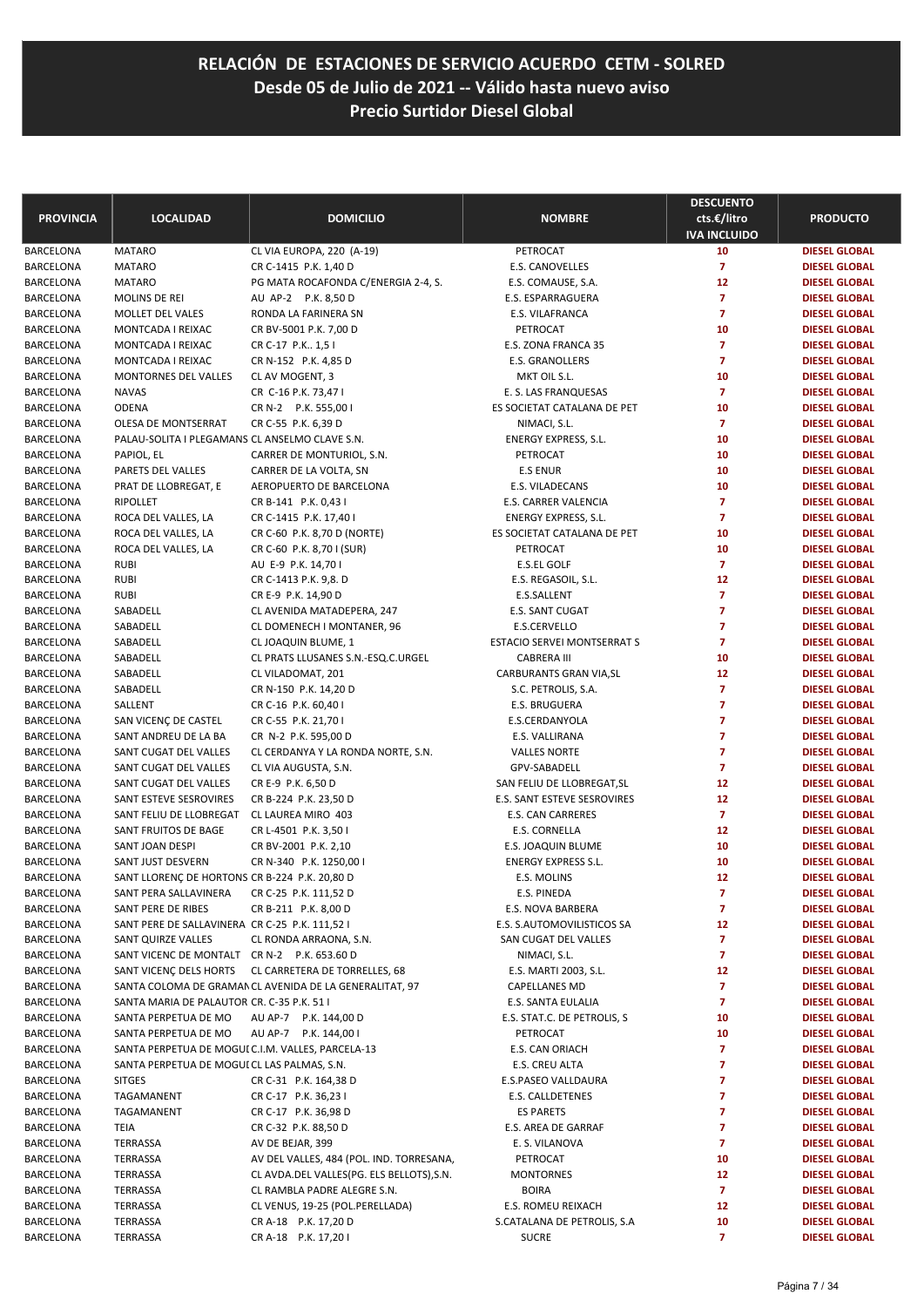# RELACIÓN DE ESTACIONES DE SERVICIO ACUERDO CETM - SOLRED
## Desde 05 de Julio de 2021 -- Válido hasta nuevo aviso
## Precio Surtidor Diesel Global

| PROVINCIA | LOCALIDAD | DOMICILIO | NOMBRE | DESCUENTO cts.€/litro IVA INCLUIDO | PRODUCTO |
|---|---|---|---|---|---|
| BARCELONA | MATARO | CL VIA EUROPA, 220 (A-19) | PETROCAT | 10 | DIESEL GLOBAL |
| BARCELONA | MATARO | CR C-1415 P.K. 1,40 D | E.S. CANOVELLES | 7 | DIESEL GLOBAL |
| BARCELONA | MATARO | PG MATA ROCAFONDA C/ENERGIA 2-4, S. | E.S. COMAUSE, S.A. | 12 | DIESEL GLOBAL |
| BARCELONA | MOLINS DE REI | AU AP-2 P.K. 8,50 D | E.S. ESPARRAGUERA | 7 | DIESEL GLOBAL |
| BARCELONA | MOLLET DEL VALES | RONDA LA FARINERA SN | E.S. VILAFRANCA | 7 | DIESEL GLOBAL |
| BARCELONA | MONTCADA I REIXAC | CR BV-5001 P.K. 7,00 D | PETROCAT | 10 | DIESEL GLOBAL |
| BARCELONA | MONTCADA I REIXAC | CR C-17 P.K.. 1,5 I | E.S. ZONA FRANCA 35 | 7 | DIESEL GLOBAL |
| BARCELONA | MONTCADA I REIXAC | CR N-152 P.K. 4,85 D | E.S. GRANOLLERS | 7 | DIESEL GLOBAL |
| BARCELONA | MONTORNES DEL VALLES | CL AV MOGENT, 3 | MKT OIL S.L. | 10 | DIESEL GLOBAL |
| BARCELONA | NAVAS | CR C-16 P.K. 73,47 I | E. S. LAS FRANQUESAS | 7 | DIESEL GLOBAL |
| BARCELONA | ODENA | CR N-2 P.K. 555,00 I | ES SOCIETAT CATALANA DE PET | 10 | DIESEL GLOBAL |
| BARCELONA | OLESA DE MONTSERRAT | CR C-55 P.K. 6,39 D | NIMACI, S.L. | 7 | DIESEL GLOBAL |
| BARCELONA | PALAU-SOLITA I PLEGAMANS | CL ANSELMO CLAVE S.N. | ENERGY EXPRESS, S.L. | 10 | DIESEL GLOBAL |
| BARCELONA | PAPIOL, EL | CARRER DE MONTURIOL, S.N. | PETROCAT | 10 | DIESEL GLOBAL |
| BARCELONA | PARETS DEL VALLES | CARRER DE LA VOLTA, SN | E.S ENUR | 10 | DIESEL GLOBAL |
| BARCELONA | PRAT DE LLOBREGAT, E | AEROPUERTO DE BARCELONA | E.S. VILADECANS | 10 | DIESEL GLOBAL |
| BARCELONA | RIPOLLET | CR B-141 P.K. 0,43 I | E.S. CARRER VALENCIA | 7 | DIESEL GLOBAL |
| BARCELONA | ROCA DEL VALLES, LA | CR C-1415 P.K. 17,40 I | ENERGY EXPRESS, S.L. | 7 | DIESEL GLOBAL |
| BARCELONA | ROCA DEL VALLES, LA | CR C-60 P.K. 8,70 D (NORTE) | ES SOCIETAT CATALANA DE PET | 10 | DIESEL GLOBAL |
| BARCELONA | ROCA DEL VALLES, LA | CR C-60 P.K. 8,70 I (SUR) | PETROCAT | 10 | DIESEL GLOBAL |
| BARCELONA | RUBI | AU E-9 P.K. 14,70 I | E.S.EL GOLF | 7 | DIESEL GLOBAL |
| BARCELONA | RUBI | CR C-1413 P.K. 9,8. D | E.S. REGASOIL, S.L. | 12 | DIESEL GLOBAL |
| BARCELONA | RUBI | CR E-9 P.K. 14,90 D | E.S.SALLENT | 7 | DIESEL GLOBAL |
| BARCELONA | SABADELL | CL AVENIDA MATADEPERA, 247 | E.S. SANT CUGAT | 7 | DIESEL GLOBAL |
| BARCELONA | SABADELL | CL DOMENECH I MONTANER, 96 | E.S.CERVELLO | 7 | DIESEL GLOBAL |
| BARCELONA | SABADELL | CL JOAQUIN BLUME, 1 | ESTACIO SERVEI MONTSERRAT S | 7 | DIESEL GLOBAL |
| BARCELONA | SABADELL | CL PRATS LLUSANES S.N.-ESQ.C.URGEL | CABRERA III | 10 | DIESEL GLOBAL |
| BARCELONA | SABADELL | CL VILADOMAT, 201 | CARBURANTS GRAN VIA,SL | 12 | DIESEL GLOBAL |
| BARCELONA | SABADELL | CR N-150 P.K. 14,20 D | S.C. PETROLIS, S.A. | 7 | DIESEL GLOBAL |
| BARCELONA | SALLENT | CR C-16 P.K. 60,40 I | E.S. BRUGUERA | 7 | DIESEL GLOBAL |
| BARCELONA | SAN VICENÇ DE CASTEL | CR C-55 P.K. 21,70 I | E.S.CERDANYOLA | 7 | DIESEL GLOBAL |
| BARCELONA | SANT ANDREU DE LA BA | CR N-2 P.K. 595,00 D | E.S. VALLIRANA | 7 | DIESEL GLOBAL |
| BARCELONA | SANT CUGAT DEL VALLES | CL CERDANYA Y LA RONDA NORTE, S.N. | VALLES NORTE | 7 | DIESEL GLOBAL |
| BARCELONA | SANT CUGAT DEL VALLES | CL VIA AUGUSTA, S.N. | GPV-SABADELL | 7 | DIESEL GLOBAL |
| BARCELONA | SANT CUGAT DEL VALLES | CR E-9 P.K. 6,50 D | SAN FELIU DE LLOBREGAT,SL | 12 | DIESEL GLOBAL |
| BARCELONA | SANT ESTEVE SESROVIRES | CR B-224 P.K. 23,50 D | E.S. SANT ESTEVE SESROVIRES | 12 | DIESEL GLOBAL |
| BARCELONA | SANT FELIU DE LLOBREGAT | CL LAUREA MIRO 403 | E.S. CAN CARRERES | 7 | DIESEL GLOBAL |
| BARCELONA | SANT FRUITOS DE BAGE | CR L-4501 P.K. 3,50 I | E.S. CORNELLA | 12 | DIESEL GLOBAL |
| BARCELONA | SANT JOAN DESPI | CR BV-2001 P.K. 2,10 | E.S. JOAQUIN BLUME | 10 | DIESEL GLOBAL |
| BARCELONA | SANT JUST DESVERN | CR N-340 P.K. 1250,00 I | ENERGY EXPRESS S.L. | 10 | DIESEL GLOBAL |
| BARCELONA | SANT LLORENÇ DE HORTONS | CR B-224 P.K. 20,80 D | E.S. MOLINS | 12 | DIESEL GLOBAL |
| BARCELONA | SANT PERA SALLAVINERA | CR C-25 P.K. 111,52 D | E.S. PINEDA | 7 | DIESEL GLOBAL |
| BARCELONA | SANT PERE DE RIBES | CR B-211 P.K. 8,00 D | E.S. NOVA BARBERA | 7 | DIESEL GLOBAL |
| BARCELONA | SANT PERE DE SALLAVINERA | CR C-25 P.K. 111,52 I | E.S. S.AUTOMOVILISTICOS SA | 12 | DIESEL GLOBAL |
| BARCELONA | SANT QUIRZE VALLES | CL RONDA ARRAONA, S.N. | SAN CUGAT DEL VALLES | 7 | DIESEL GLOBAL |
| BARCELONA | SANT VICENC DE MONTALT | CR N-2 P.K. 653.60 D | NIMACI, S.L. | 7 | DIESEL GLOBAL |
| BARCELONA | SANT VICENÇ DELS HORTS | CL CARRETERA DE TORRELLES, 68 | E.S. MARTI 2003, S.L. | 12 | DIESEL GLOBAL |
| BARCELONA | SANTA COLOMA DE GRAMAN | CL AVENIDA DE LA GENERALITAT, 97 | CAPELLANES MD | 7 | DIESEL GLOBAL |
| BARCELONA | SANTA MARIA DE PALAUTOR | CR. C-35 P.K. 51 I | E.S. SANTA EULALIA | 7 | DIESEL GLOBAL |
| BARCELONA | SANTA PERPETUA DE MO | AU AP-7 P.K. 144,00 D | E.S. STAT.C. DE PETROLIS, S | 10 | DIESEL GLOBAL |
| BARCELONA | SANTA PERPETUA DE MO | AU AP-7 P.K. 144,00 I | PETROCAT | 10 | DIESEL GLOBAL |
| BARCELONA | SANTA PERPETUA DE MOGU | C.I.M. VALLES, PARCELA-13 | E.S. CAN ORIACH | 7 | DIESEL GLOBAL |
| BARCELONA | SANTA PERPETUA DE MOGU | CL LAS PALMAS, S.N. | E.S. CREU ALTA | 7 | DIESEL GLOBAL |
| BARCELONA | SITGES | CR C-31 P.K. 164,38 D | E.S.PASEO VALLDAURA | 7 | DIESEL GLOBAL |
| BARCELONA | TAGAMANENT | CR C-17 P.K. 36,23 I | E.S. CALLDETENES | 7 | DIESEL GLOBAL |
| BARCELONA | TAGAMANENT | CR C-17 P.K. 36,98 D | ES PARETS | 7 | DIESEL GLOBAL |
| BARCELONA | TEIA | CR C-32 P.K. 88,50 D | E.S. AREA DE GARRAF | 7 | DIESEL GLOBAL |
| BARCELONA | TERRASSA | AV DE BEJAR, 399 | E. S. VILANOVA | 7 | DIESEL GLOBAL |
| BARCELONA | TERRASSA | AV DEL VALLES, 484 (POL. IND. TORRESANA, | PETROCAT | 10 | DIESEL GLOBAL |
| BARCELONA | TERRASSA | CL AVDA.DEL VALLES(PG. ELS BELLOTS),S.N. | MONTORNES | 12 | DIESEL GLOBAL |
| BARCELONA | TERRASSA | CL RAMBLA PADRE ALEGRE S.N. | BOIRA | 7 | DIESEL GLOBAL |
| BARCELONA | TERRASSA | CL VENUS, 19-25 (POL.PERELLADA) | E.S. ROMEU REIXACH | 12 | DIESEL GLOBAL |
| BARCELONA | TERRASSA | CR A-18 P.K. 17,20 D | S.CATALANA DE PETROLIS, S.A | 10 | DIESEL GLOBAL |
| BARCELONA | TERRASSA | CR A-18 P.K. 17,20 I | SUCRE | 7 | DIESEL GLOBAL |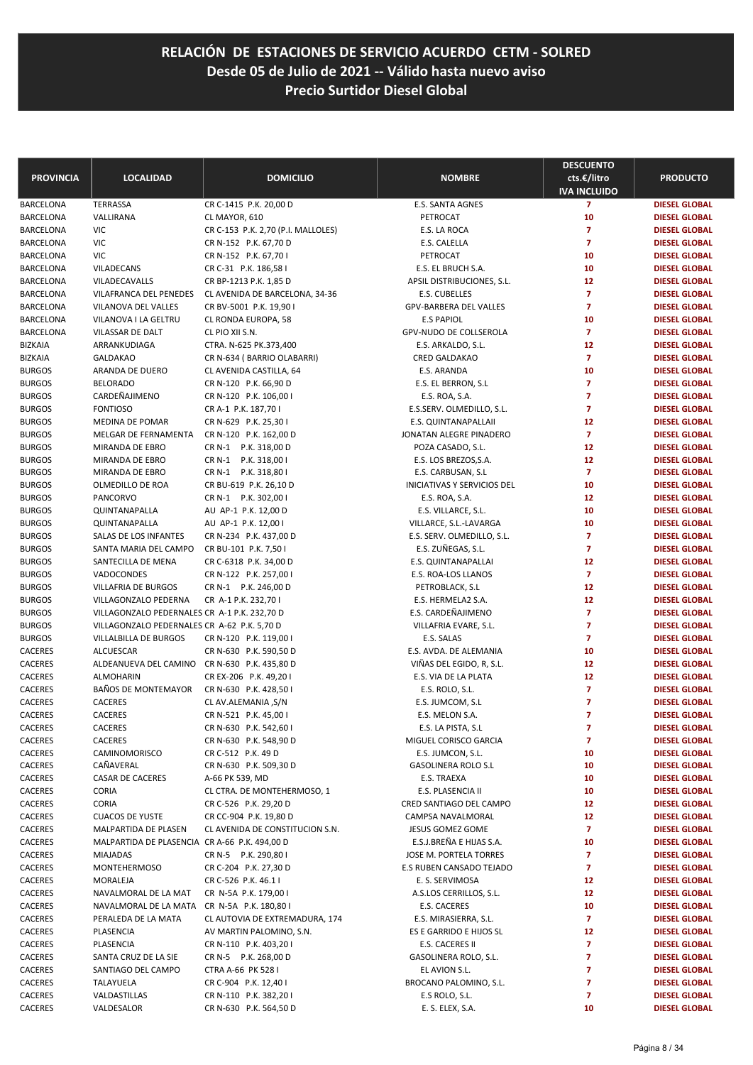# RELACIÓN DE ESTACIONES DE SERVICIO ACUERDO CETM - SOLRED
## Desde 05 de Julio de 2021 -- Válido hasta nuevo aviso
## Precio Surtidor Diesel Global

| PROVINCIA | LOCALIDAD | DOMICILIO | NOMBRE | DESCUENTO cts.€/litro IVA INCLUIDO | PRODUCTO |
|---|---|---|---|---|---|
| BARCELONA | TERRASSA | CR C-1415 P.K. 20,00 D | E.S. SANTA AGNES | 7 | DIESEL GLOBAL |
| BARCELONA | VALLIRANA | CL MAYOR, 610 | PETROCAT | 10 | DIESEL GLOBAL |
| BARCELONA | VIC | CR C-153 P.K. 2,70 (P.I. MALLOLES) | E.S. LA ROCA | 7 | DIESEL GLOBAL |
| BARCELONA | VIC | CR N-152 P.K. 67,70 D | E.S. CALELLA | 7 | DIESEL GLOBAL |
| BARCELONA | VIC | CR N-152 P.K. 67,70 I | PETROCAT | 10 | DIESEL GLOBAL |
| BARCELONA | VILADECANS | CR C-31 P.K. 186,58 I | E.S. EL BRUCH S.A. | 10 | DIESEL GLOBAL |
| BARCELONA | VILADECAVALLS | CR BP-1213 P.K. 1,85 D | APSIL DISTRIBUCIONES, S.L. | 12 | DIESEL GLOBAL |
| BARCELONA | VILAFRANCA DEL PENEDES | CL AVENIDA DE BARCELONA, 34-36 | E.S. CUBELLES | 7 | DIESEL GLOBAL |
| BARCELONA | VILANOVA DEL VALLES | CR BV-5001 P.K. 19,90 I | GPV-BARBERA DEL VALLES | 7 | DIESEL GLOBAL |
| BARCELONA | VILANOVA I LA GELTRU | CL RONDA EUROPA, 58 | E.S PAPIOL | 10 | DIESEL GLOBAL |
| BARCELONA | VILASSAR DE DALT | CL PIO XII S.N. | GPV-NUDO DE COLLSEROLA | 7 | DIESEL GLOBAL |
| BIZKAIA | ARRANKUDIAGA | CTRA. N-625 PK.373,400 | E.S. ARKALDO, S.L. | 12 | DIESEL GLOBAL |
| BIZKAIA | GALDAKAO | CR N-634 ( BARRIO OLABARRI) | CRED GALDAKAO | 7 | DIESEL GLOBAL |
| BURGOS | ARANDA DE DUERO | CL AVENIDA CASTILLA, 64 | E.S. ARANDA | 10 | DIESEL GLOBAL |
| BURGOS | BELORADO | CR N-120 P.K. 66,90 D | E.S. EL BERRON, S.L | 7 | DIESEL GLOBAL |
| BURGOS | CARDEÑAJIMENO | CR N-120 P.K. 106,00 I | E.S. ROA, S.A. | 7 | DIESEL GLOBAL |
| BURGOS | FONTIOSO | CR A-1 P.K. 187,70 I | E.S.SERV. OLMEDILLO, S.L. | 7 | DIESEL GLOBAL |
| BURGOS | MEDINA DE POMAR | CR N-629 P.K. 25,30 I | E.S. QUINTANAPALLAII | 12 | DIESEL GLOBAL |
| BURGOS | MELGAR DE FERNAMENTA | CR N-120 P.K. 162,00 D | JONATAN ALEGRE PINADERO | 7 | DIESEL GLOBAL |
| BURGOS | MIRANDA DE EBRO | CR N-1 P.K. 318,00 D | POZA CASADO, S.L. | 12 | DIESEL GLOBAL |
| BURGOS | MIRANDA DE EBRO | CR N-1 P.K. 318,00 I | E.S. LOS BREZOS,S.A. | 12 | DIESEL GLOBAL |
| BURGOS | MIRANDA DE EBRO | CR N-1 P.K. 318,80 I | E.S. CARBUSAN, S.L | 7 | DIESEL GLOBAL |
| BURGOS | OLMEDILLO DE ROA | CR BU-619 P.K. 26,10 D | INICIATIVAS Y SERVICIOS DEL | 10 | DIESEL GLOBAL |
| BURGOS | PANCORVO | CR N-1 P.K. 302,00 I | E.S. ROA, S.A. | 12 | DIESEL GLOBAL |
| BURGOS | QUINTANAPALLA | AU AP-1 P.K. 12,00 D | E.S. VILLARCE, S.L. | 10 | DIESEL GLOBAL |
| BURGOS | QUINTANAPALLA | AU AP-1 P.K. 12,00 I | VILLARCE, S.L.-LAVARGA | 10 | DIESEL GLOBAL |
| BURGOS | SALAS DE LOS INFANTES | CR N-234 P.K. 437,00 D | E.S. SERV. OLMEDILLO, S.L. | 7 | DIESEL GLOBAL |
| BURGOS | SANTA MARIA DEL CAMPO | CR BU-101 P.K. 7,50 I | E.S. ZUÑEGAS, S.L. | 7 | DIESEL GLOBAL |
| BURGOS | SANTECILLA DE MENA | CR C-6318 P.K. 34,00 D | E.S. QUINTANAPALLAI | 12 | DIESEL GLOBAL |
| BURGOS | VADOCONDES | CR N-122 P.K. 257,00 I | E.S. ROA-LOS LLANOS | 7 | DIESEL GLOBAL |
| BURGOS | VILLAFRIA DE BURGOS | CR N-1 P.K. 246,00 D | PETROBLACK, S.L | 12 | DIESEL GLOBAL |
| BURGOS | VILLAGONZALO PEDERNA | CR A-1 P.K. 232,70 I | E.S. HERMELA2 S.A. | 12 | DIESEL GLOBAL |
| BURGOS | VILLAGONZALO PEDERNALES | CR A-1 P.K. 232,70 D | E.S. CARDEÑAJIMENO | 7 | DIESEL GLOBAL |
| BURGOS | VILLAGONZALO PEDERNALES | CR A-62 P.K. 5,70 D | VILLAFRIA EVARE, S.L. | 7 | DIESEL GLOBAL |
| BURGOS | VILLALBILLA DE BURGOS | CR N-120 P.K. 119,00 I | E.S. SALAS | 7 | DIESEL GLOBAL |
| CACERES | ALCUESCAR | CR N-630 P.K. 590,50 D | E.S. AVDA. DE ALEMANIA | 10 | DIESEL GLOBAL |
| CACERES | ALDEANUEVA DEL CAMINO | CR N-630 P.K. 435,80 D | VIÑAS DEL EGIDO, R, S.L. | 12 | DIESEL GLOBAL |
| CACERES | ALMOHARIN | CR EX-206 P.K. 49,20 I | E.S. VIA DE LA PLATA | 12 | DIESEL GLOBAL |
| CACERES | BAÑOS DE MONTEMAYOR | CR N-630 P.K. 428,50 I | E.S. ROLO, S.L. | 7 | DIESEL GLOBAL |
| CACERES | CACERES | CL AV.ALEMANIA ,S/N | E.S. JUMCOM, S.L | 7 | DIESEL GLOBAL |
| CACERES | CACERES | CR N-521 P.K. 45,00 I | E.S. MELON S.A. | 7 | DIESEL GLOBAL |
| CACERES | CACERES | CR N-630 P.K. 542,60 I | E.S. LA PISTA, S.L | 7 | DIESEL GLOBAL |
| CACERES | CACERES | CR N-630 P.K. 548,90 D | MIGUEL CORISCO GARCIA | 7 | DIESEL GLOBAL |
| CACERES | CAMINOMORISCO | CR C-512 P.K. 49 D | E.S. JUMCON, S.L. | 10 | DIESEL GLOBAL |
| CACERES | CAÑAVERAL | CR N-630 P.K. 509,30 D | GASOLINERA ROLO S.L | 10 | DIESEL GLOBAL |
| CACERES | CASAR DE CACERES | A-66 PK 539, MD | E.S. TRAEXA | 10 | DIESEL GLOBAL |
| CACERES | CORIA | CL CTRA. DE MONTEHERMOSO, 1 | E.S. PLASENCIA II | 10 | DIESEL GLOBAL |
| CACERES | CORIA | CR C-526 P.K. 29,20 D | CRED SANTIAGO DEL CAMPO | 12 | DIESEL GLOBAL |
| CACERES | CUACOS DE YUSTE | CR CC-904 P.K. 19,80 D | CAMPSA NAVALMORAL | 12 | DIESEL GLOBAL |
| CACERES | MALPARTIDA DE PLASEN | CL AVENIDA DE CONSTITUCION S.N. | JESUS GOMEZ GOME | 7 | DIESEL GLOBAL |
| CACERES | MALPARTIDA DE PLASENCIA | CR A-66 P.K. 494,00 D | E.S.J.BREÑA E HIJAS S.A. | 10 | DIESEL GLOBAL |
| CACERES | MIAJADAS | CR N-5 P.K. 290,80 I | JOSE M. PORTELA TORRES | 7 | DIESEL GLOBAL |
| CACERES | MONTEHERMOSO | CR C-204 P.K. 27,30 D | E.S RUBEN CANSADO TEJADO | 7 | DIESEL GLOBAL |
| CACERES | MORALEJA | CR C-526 P.K. 46.1 I | E. S. SERVIMOSA | 12 | DIESEL GLOBAL |
| CACERES | NAVALMORAL DE LA MAT | CR N-5A P.K. 179,00 I | A.S.LOS CERRILLOS, S.L. | 12 | DIESEL GLOBAL |
| CACERES | NAVALMORAL DE LA MATA | CR N-5A P.K. 180,80 I | E.S. CACERES | 10 | DIESEL GLOBAL |
| CACERES | PERALEDA DE LA MATA | CL AUTOVIA DE EXTREMADURA, 174 | E.S. MIRASIERRA, S.L. | 7 | DIESEL GLOBAL |
| CACERES | PLASENCIA | AV MARTIN PALOMINO, S.N. | ES E GARRIDO E HIJOS SL | 12 | DIESEL GLOBAL |
| CACERES | PLASENCIA | CR N-110 P.K. 403,20 I | E.S. CACERES II | 7 | DIESEL GLOBAL |
| CACERES | SANTA CRUZ DE LA SIE | CR N-5 P.K. 268,00 D | GASOLINERA ROLO, S.L. | 7 | DIESEL GLOBAL |
| CACERES | SANTIAGO DEL CAMPO | CTRA A-66 PK 528 I | EL AVION S.L. | 7 | DIESEL GLOBAL |
| CACERES | TALAYUELA | CR C-904 P.K. 12,40 I | BROCANO PALOMINO, S.L. | 7 | DIESEL GLOBAL |
| CACERES | VALDASTILLAS | CR N-110 P.K. 382,20 I | E.S ROLO, S.L. | 7 | DIESEL GLOBAL |
| CACERES | VALDESALOR | CR N-630 P.K. 564,50 D | E. S. ELEX, S.A. | 10 | DIESEL GLOBAL |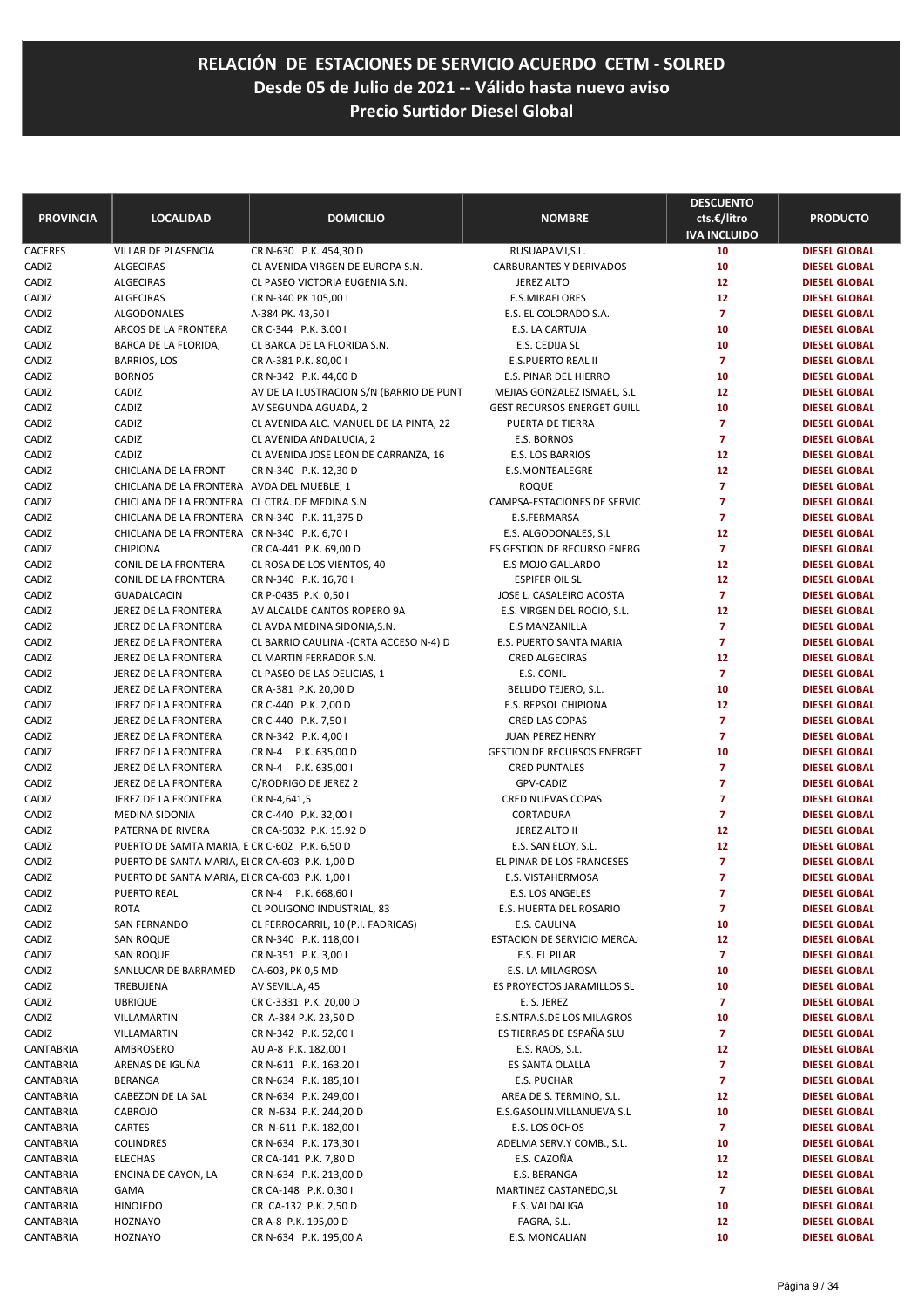# RELACIÓN DE ESTACIONES DE SERVICIO ACUERDO CETM - SOLRED
## Desde 05 de Julio de 2021 -- Válido hasta nuevo aviso
## Precio Surtidor Diesel Global

| PROVINCIA | LOCALIDAD | DOMICILIO | NOMBRE | DESCUENTO cts.€/litro IVA INCLUIDO | PRODUCTO |
|---|---|---|---|---|---|
| CACERES | VILLAR DE PLASENCIA | CR N-630 P.K. 454,30 D | RUSUAPAMI,S.L. | 10 | DIESEL GLOBAL |
| CADIZ | ALGECIRAS | CL AVENIDA VIRGEN DE EUROPA S.N. | CARBURANTES Y DERIVADOS | 10 | DIESEL GLOBAL |
| CADIZ | ALGECIRAS | CL PASEO VICTORIA EUGENIA S.N. | JEREZ ALTO | 12 | DIESEL GLOBAL |
| CADIZ | ALGECIRAS | CR N-340 PK 105,00 I | E.S.MIRAFLORES | 12 | DIESEL GLOBAL |
| CADIZ | ALGODONALES | A-384 PK. 43,50 I | E.S. EL COLORADO S.A. | 7 | DIESEL GLOBAL |
| CADIZ | ARCOS DE LA FRONTERA | CR C-344 P.K. 3.00 I | E.S. LA CARTUJA | 10 | DIESEL GLOBAL |
| CADIZ | BARCA DE LA FLORIDA, | CL BARCA DE LA FLORIDA S.N. | E.S. CEDIJA SL | 10 | DIESEL GLOBAL |
| CADIZ | BARRIOS, LOS | CR A-381 P.K. 80,00 I | E.S.PUERTO REAL II | 7 | DIESEL GLOBAL |
| CADIZ | BORNOS | CR N-342 P.K. 44,00 D | E.S. PINAR DEL HIERRO | 10 | DIESEL GLOBAL |
| CADIZ | CADIZ | AV DE LA ILUSTRACION S/N (BARRIO DE PUNT | MEJIAS GONZALEZ ISMAEL, S.L | 12 | DIESEL GLOBAL |
| CADIZ | CADIZ | AV SEGUNDA AGUADA, 2 | GEST RECURSOS ENERGET GUILL | 10 | DIESEL GLOBAL |
| CADIZ | CADIZ | CL AVENIDA ALC. MANUEL DE LA PINTA, 22 | PUERTA DE TIERRA | 7 | DIESEL GLOBAL |
| CADIZ | CADIZ | CL AVENIDA ANDALUCIA, 2 | E.S. BORNOS | 7 | DIESEL GLOBAL |
| CADIZ | CADIZ | CL AVENIDA JOSE LEON DE CARRANZA, 16 | E.S. LOS BARRIOS | 12 | DIESEL GLOBAL |
| CADIZ | CHICLANA DE LA FRONT | CR N-340 P.K. 12,30 D | E.S.MONTEALEGRE | 12 | DIESEL GLOBAL |
| CADIZ | CHICLANA DE LA FRONTERA | AVDA DEL MUEBLE, 1 | ROQUE | 7 | DIESEL GLOBAL |
| CADIZ | CHICLANA DE LA FRONTERA | CL CTRA. DE MEDINA S.N. | CAMPSA-ESTACIONES DE SERVIC | 7 | DIESEL GLOBAL |
| CADIZ | CHICLANA DE LA FRONTERA | CR N-340 P.K. 11,375 D | E.S.FERMARSA | 7 | DIESEL GLOBAL |
| CADIZ | CHICLANA DE LA FRONTERA | CR N-340 P.K. 6,70 I | E.S. ALGODONALES, S.L | 12 | DIESEL GLOBAL |
| CADIZ | CHIPIONA | CR CA-441 P.K. 69,00 D | ES GESTION DE RECURSO ENERG | 7 | DIESEL GLOBAL |
| CADIZ | CONIL DE LA FRONTERA | CL ROSA DE LOS VIENTOS, 40 | E.S MOJO GALLARDO | 12 | DIESEL GLOBAL |
| CADIZ | CONIL DE LA FRONTERA | CR N-340 P.K. 16,70 I | ESPIFER OIL SL | 12 | DIESEL GLOBAL |
| CADIZ | GUADALCACIN | CR P-0435 P.K. 0,50 I | JOSE L. CASALEIRO ACOSTA | 7 | DIESEL GLOBAL |
| CADIZ | JEREZ DE LA FRONTERA | AV ALCALDE CANTOS ROPERO 9A | E.S. VIRGEN DEL ROCIO, S.L. | 12 | DIESEL GLOBAL |
| CADIZ | JEREZ DE LA FRONTERA | CL AVDA MEDINA SIDONIA,S.N. | E.S MANZANILLA | 7 | DIESEL GLOBAL |
| CADIZ | JEREZ DE LA FRONTERA | CL BARRIO CAULINA -(CRTA ACCESO N-4) D | E.S. PUERTO SANTA MARIA | 7 | DIESEL GLOBAL |
| CADIZ | JEREZ DE LA FRONTERA | CL MARTIN FERRADOR S.N. | CRED ALGECIRAS | 12 | DIESEL GLOBAL |
| CADIZ | JEREZ DE LA FRONTERA | CL PASEO DE LAS DELICIAS, 1 | E.S. CONIL | 7 | DIESEL GLOBAL |
| CADIZ | JEREZ DE LA FRONTERA | CR A-381 P.K. 20,00 D | BELLIDO TEJERO, S.L. | 10 | DIESEL GLOBAL |
| CADIZ | JEREZ DE LA FRONTERA | CR C-440 P.K. 2,00 D | E.S. REPSOL CHIPIONA | 12 | DIESEL GLOBAL |
| CADIZ | JEREZ DE LA FRONTERA | CR C-440 P.K. 7,50 I | CRED LAS COPAS | 7 | DIESEL GLOBAL |
| CADIZ | JEREZ DE LA FRONTERA | CR N-342 P.K. 4,00 I | JUAN PEREZ HENRY | 7 | DIESEL GLOBAL |
| CADIZ | JEREZ DE LA FRONTERA | CR N-4 P.K. 635,00 D | GESTION DE RECURSOS ENERGET | 10 | DIESEL GLOBAL |
| CADIZ | JEREZ DE LA FRONTERA | CR N-4 P.K. 635,00 I | CRED PUNTALES | 7 | DIESEL GLOBAL |
| CADIZ | JEREZ DE LA FRONTERA | C/RODRIGO DE JEREZ 2 | GPV-CADIZ | 7 | DIESEL GLOBAL |
| CADIZ | JEREZ DE LA FRONTERA | CR N-4,641,5 | CRED NUEVAS COPAS | 7 | DIESEL GLOBAL |
| CADIZ | MEDINA SIDONIA | CR C-440 P.K. 32,00 I | CORTADURA | 7 | DIESEL GLOBAL |
| CADIZ | PATERNA DE RIVERA | CR CA-5032 P.K. 15.92 D | JEREZ ALTO II | 12 | DIESEL GLOBAL |
| CADIZ | PUERTO DE SAMTA MARIA, E | CR C-602 P.K. 6,50 D | E.S. SAN ELOY, S.L. | 12 | DIESEL GLOBAL |
| CADIZ | PUERTO DE SANTA MARIA, EL | CR CA-603 P.K. 1,00 D | EL PINAR DE LOS FRANCESES | 7 | DIESEL GLOBAL |
| CADIZ | PUERTO DE SANTA MARIA, EL | CR CA-603 P.K. 1,00 I | E.S. VISTAHERMOSA | 7 | DIESEL GLOBAL |
| CADIZ | PUERTO REAL | CR N-4 P.K. 668,60 I | E.S. LOS ANGELES | 7 | DIESEL GLOBAL |
| CADIZ | ROTA | CL POLIGONO INDUSTRIAL, 83 | E.S. HUERTA DEL ROSARIO | 7 | DIESEL GLOBAL |
| CADIZ | SAN FERNANDO | CL FERROCARRIL, 10 (P.I. FADRICAS) | E.S. CAULINA | 10 | DIESEL GLOBAL |
| CADIZ | SAN ROQUE | CR N-340 P.K. 118,00 I | ESTACION DE SERVICIO MERCAJ | 12 | DIESEL GLOBAL |
| CADIZ | SAN ROQUE | CR N-351 P.K. 3,00 I | E.S. EL PILAR | 7 | DIESEL GLOBAL |
| CADIZ | SANLUCAR DE BARRAMED | CA-603, PK 0,5 MD | E.S. LA MILAGROSA | 10 | DIESEL GLOBAL |
| CADIZ | TREBUJENA | AV SEVILLA, 45 | ES PROYECTOS JARAMILLOS SL | 10 | DIESEL GLOBAL |
| CADIZ | UBRIQUE | CR C-3331 P.K. 20,00 D | E. S. JEREZ | 7 | DIESEL GLOBAL |
| CADIZ | VILLAMARTIN | CR A-384 P.K. 23,50 D | E.S.NTRA.S.DE LOS MILAGROS | 10 | DIESEL GLOBAL |
| CADIZ | VILLAMARTIN | CR N-342 P.K. 52,00 I | ES TIERRAS DE ESPAÑA SLU | 7 | DIESEL GLOBAL |
| CANTABRIA | AMBROSERO | AU A-8 P.K. 182,00 I | E.S. RAOS, S.L. | 12 | DIESEL GLOBAL |
| CANTABRIA | ARENAS DE IGUÑA | CR N-611 P.K. 163.20 I | ES SANTA OLALLA | 7 | DIESEL GLOBAL |
| CANTABRIA | BERANGA | CR N-634 P.K. 185,10 I | E.S. PUCHAR | 7 | DIESEL GLOBAL |
| CANTABRIA | CABEZON DE LA SAL | CR N-634 P.K. 249,00 I | AREA DE S. TERMINO, S.L. | 12 | DIESEL GLOBAL |
| CANTABRIA | CABROJO | CR N-634 P.K. 244,20 D | E.S.GASOLIN.VILLANUEVA S.L | 10 | DIESEL GLOBAL |
| CANTABRIA | CARTES | CR N-611 P.K. 182,00 I | E.S. LOS OCHOS | 7 | DIESEL GLOBAL |
| CANTABRIA | COLINDRES | CR N-634 P.K. 173,30 I | ADELMA SERV.Y COMB., S.L. | 10 | DIESEL GLOBAL |
| CANTABRIA | ELECHAS | CR CA-141 P.K. 7,80 D | E.S. CAZOÑA | 12 | DIESEL GLOBAL |
| CANTABRIA | ENCINA DE CAYON, LA | CR N-634 P.K. 213,00 D | E.S. BERANGA | 12 | DIESEL GLOBAL |
| CANTABRIA | GAMA | CR CA-148 P.K. 0,30 I | MARTINEZ CASTANEDO,SL | 7 | DIESEL GLOBAL |
| CANTABRIA | HINOJEDO | CR CA-132 P.K. 2,50 D | E.S. VALDALIGA | 10 | DIESEL GLOBAL |
| CANTABRIA | HOZNAYO | CR A-8 P.K. 195,00 D | FAGRA, S.L. | 12 | DIESEL GLOBAL |
| CANTABRIA | HOZNAYO | CR N-634 P.K. 195,00 A | E.S. MONCALIAN | 10 | DIESEL GLOBAL |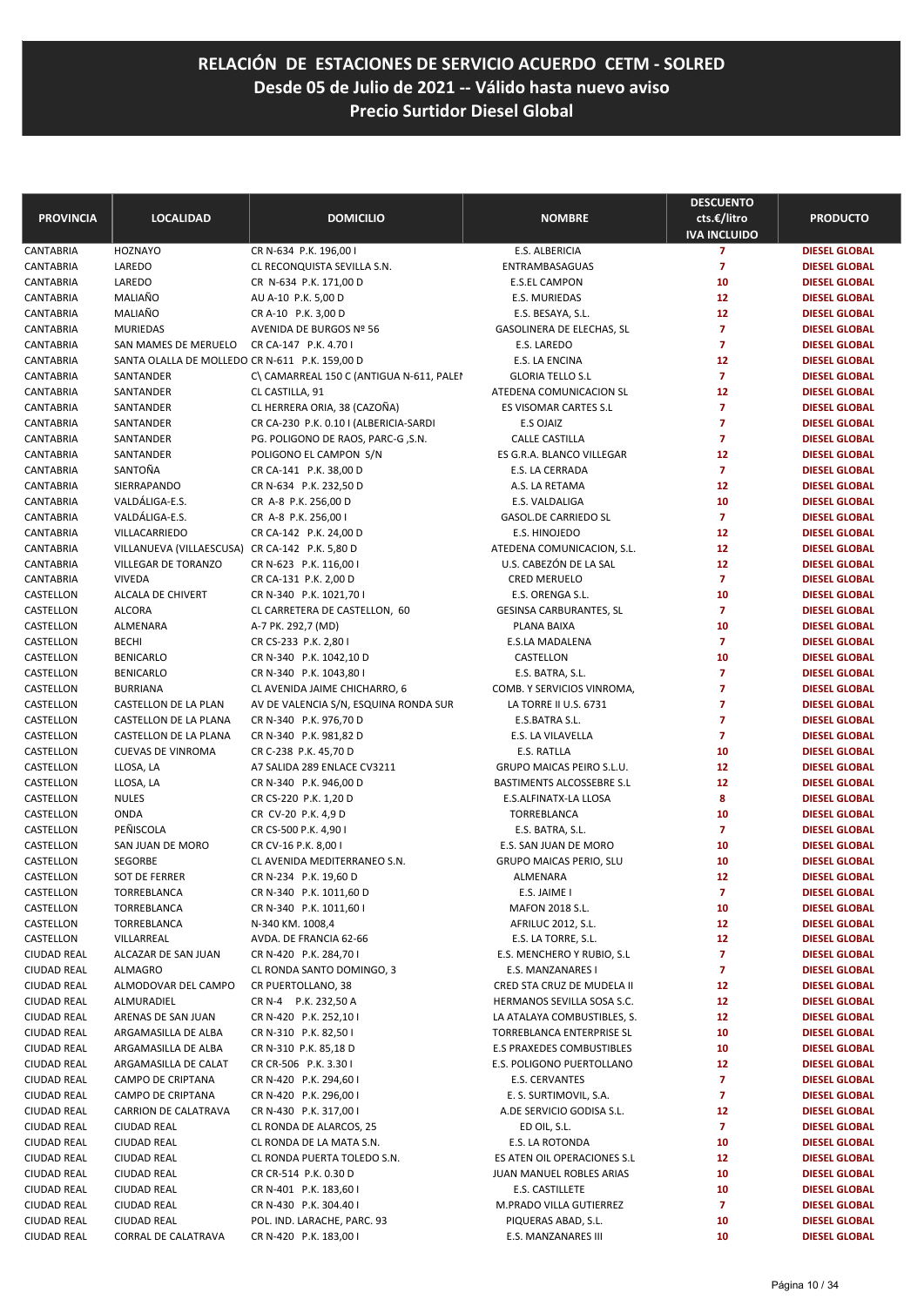# RELACIÓN DE ESTACIONES DE SERVICIO ACUERDO CETM - SOLRED
## Desde 05 de Julio de 2021 -- Válido hasta nuevo aviso
## Precio Surtidor Diesel Global

| PROVINCIA | LOCALIDAD | DOMICILIO | NOMBRE | DESCUENTO cts.€/litro IVA INCLUIDO | PRODUCTO |
|---|---|---|---|---|---|
| CANTABRIA | HOZNAYO | CR N-634 P.K. 196,00 I | E.S. ALBERICIA | 7 | DIESEL GLOBAL |
| CANTABRIA | LAREDO | CL RECONQUISTA SEVILLA S.N. | ENTRAMBASAGUAS | 7 | DIESEL GLOBAL |
| CANTABRIA | LAREDO | CR N-634 P.K. 171,00 D | E.S.EL CAMPON | 10 | DIESEL GLOBAL |
| CANTABRIA | MALIAÑO | AU A-10 P.K. 5,00 D | E.S. MURIEDAS | 12 | DIESEL GLOBAL |
| CANTABRIA | MALIAÑO | CR A-10 P.K. 3,00 D | E.S. BESAYA, S.L. | 12 | DIESEL GLOBAL |
| CANTABRIA | MURIEDAS | AVENIDA DE BURGOS Nº 56 | GASOLINERA DE ELECHAS, SL | 7 | DIESEL GLOBAL |
| CANTABRIA | SAN MAMES DE MERUELO | CR CA-147 P.K. 4.70 I | E.S. LAREDO | 7 | DIESEL GLOBAL |
| CANTABRIA | SANTA OLALLA DE MOLLEDO | CR N-611 P.K. 159,00 D | E.S. LA ENCINA | 12 | DIESEL GLOBAL |
| CANTABRIA | SANTANDER | C\ CAMARREAL 150 C (ANTIGUA N-611, PALEI | GLORIA TELLO S.L | 7 | DIESEL GLOBAL |
| CANTABRIA | SANTANDER | CL CASTILLA, 91 | ATEDENA COMUNICACION SL | 12 | DIESEL GLOBAL |
| CANTABRIA | SANTANDER | CL HERRERA ORIA, 38 (CAZOÑA) | ES VISOMAR CARTES S.L | 7 | DIESEL GLOBAL |
| CANTABRIA | SANTANDER | CR CA-230 P.K. 0.10 I (ALBERICIA-SARDI | E.S OJAIZ | 7 | DIESEL GLOBAL |
| CANTABRIA | SANTANDER | PG. POLIGONO DE RAOS, PARC-G ,S.N. | CALLE CASTILLA | 7 | DIESEL GLOBAL |
| CANTABRIA | SANTANDER | POLIGONO EL CAMPON S/N | ES G.R.A. BLANCO VILLEGAR | 12 | DIESEL GLOBAL |
| CANTABRIA | SANTOÑA | CR CA-141 P.K. 38,00 D | E.S. LA CERRADA | 7 | DIESEL GLOBAL |
| CANTABRIA | SIERRAPANDO | CR N-634 P.K. 232,50 D | A.S. LA RETAMA | 12 | DIESEL GLOBAL |
| CANTABRIA | VALDÁLIGA-E.S. | CR A-8 P.K. 256,00 D | E.S. VALDALIGA | 10 | DIESEL GLOBAL |
| CANTABRIA | VALDÁLIGA-E.S. | CR A-8 P.K. 256,00 I | GASOL.DE CARRIEDO SL | 7 | DIESEL GLOBAL |
| CANTABRIA | VILLACARRIEDO | CR CA-142 P.K. 24,00 D | E.S. HINOJEDO | 12 | DIESEL GLOBAL |
| CANTABRIA | VILLANUEVA (VILLAESCUSA) | CR CA-142 P.K. 5,80 D | ATEDENA COMUNICACION, S.L. | 12 | DIESEL GLOBAL |
| CANTABRIA | VILLEGAR DE TORANZO | CR N-623 P.K. 116,00 I | U.S. CABEZÓN DE LA SAL | 12 | DIESEL GLOBAL |
| CANTABRIA | VIVEDA | CR CA-131 P.K. 2,00 D | CRED MERUELO | 7 | DIESEL GLOBAL |
| CASTELLON | ALCALA DE CHIVERT | CR N-340 P.K. 1021,70 I | E.S. ORENGA S.L. | 10 | DIESEL GLOBAL |
| CASTELLON | ALCORA | CL CARRETERA DE CASTELLON, 60 | GESINSA CARBURANTES, SL | 7 | DIESEL GLOBAL |
| CASTELLON | ALMENARA | A-7 PK. 292,7 (MD) | PLANA BAIXA | 10 | DIESEL GLOBAL |
| CASTELLON | BECHI | CR CS-233 P.K. 2,80 I | E.S.LA MADALENA | 7 | DIESEL GLOBAL |
| CASTELLON | BENICARLO | CR N-340 P.K. 1042,10 D | CASTELLON | 10 | DIESEL GLOBAL |
| CASTELLON | BENICARLO | CR N-340 P.K. 1043,80 I | E.S. BATRA, S.L. | 7 | DIESEL GLOBAL |
| CASTELLON | BURRIANA | CL AVENIDA JAIME CHICHARRO, 6 | COMB. Y SERVICIOS VINROMA, | 7 | DIESEL GLOBAL |
| CASTELLON | CASTELLON DE LA PLAN | AV DE VALENCIA S/N, ESQUINA RONDA SUR | LA TORRE II U.S. 6731 | 7 | DIESEL GLOBAL |
| CASTELLON | CASTELLON DE LA PLANA | CR N-340 P.K. 976,70 D | E.S.BATRA S.L. | 7 | DIESEL GLOBAL |
| CASTELLON | CASTELLON DE LA PLANA | CR N-340 P.K. 981,82 D | E.S. LA VILAVELLA | 7 | DIESEL GLOBAL |
| CASTELLON | CUEVAS DE VINROMA | CR C-238 P.K. 45,70 D | E.S. RATLLA | 10 | DIESEL GLOBAL |
| CASTELLON | LLOSA, LA | A7 SALIDA 289 ENLACE CV3211 | GRUPO MAICAS PEIRO S.L.U. | 12 | DIESEL GLOBAL |
| CASTELLON | LLOSA, LA | CR N-340 P.K. 946,00 D | BASTIMENTS ALCOSSEBRE S.L | 12 | DIESEL GLOBAL |
| CASTELLON | NULES | CR CS-220 P.K. 1,20 D | E.S.ALFINATX-LA LLOSA | 8 | DIESEL GLOBAL |
| CASTELLON | ONDA | CR CV-20 P.K. 4,9 D | TORREBLANCA | 10 | DIESEL GLOBAL |
| CASTELLON | PEÑISCOLA | CR CS-500 P.K. 4,90 I | E.S. BATRA, S.L. | 7 | DIESEL GLOBAL |
| CASTELLON | SAN JUAN DE MORO | CR CV-16 P.K. 8,00 I | E.S. SAN JUAN DE MORO | 10 | DIESEL GLOBAL |
| CASTELLON | SEGORBE | CL AVENIDA MEDITERRANEO S.N. | GRUPO MAICAS PERIO, SLU | 10 | DIESEL GLOBAL |
| CASTELLON | SOT DE FERRER | CR N-234 P.K. 19,60 D | ALMENARA | 12 | DIESEL GLOBAL |
| CASTELLON | TORREBLANCA | CR N-340 P.K. 1011,60 D | E.S. JAIME I | 7 | DIESEL GLOBAL |
| CASTELLON | TORREBLANCA | CR N-340 P.K. 1011,60 I | MAFON 2018 S.L. | 10 | DIESEL GLOBAL |
| CASTELLON | TORREBLANCA | N-340 KM. 1008,4 | AFRILUC 2012, S.L. | 12 | DIESEL GLOBAL |
| CASTELLON | VILLARREAL | AVDA. DE FRANCIA 62-66 | E.S. LA TORRE, S.L. | 12 | DIESEL GLOBAL |
| CIUDAD REAL | ALCAZAR DE SAN JUAN | CR N-420 P.K. 284,70 I | E.S. MENCHERO Y RUBIO, S.L | 7 | DIESEL GLOBAL |
| CIUDAD REAL | ALMAGRO | CL RONDA SANTO DOMINGO, 3 | E.S. MANZANARES I | 7 | DIESEL GLOBAL |
| CIUDAD REAL | ALMODOVAR DEL CAMPO | CR PUERTOLLANO, 38 | CRED STA CRUZ DE MUDELA II | 12 | DIESEL GLOBAL |
| CIUDAD REAL | ALMURADIEL | CR N-4 P.K. 232,50 A | HERMANOS SEVILLA SOSA S.C. | 12 | DIESEL GLOBAL |
| CIUDAD REAL | ARENAS DE SAN JUAN | CR N-420 P.K. 252,10 I | LA ATALAYA COMBUSTIBLES, S. | 12 | DIESEL GLOBAL |
| CIUDAD REAL | ARGAMASILLA DE ALBA | CR N-310 P.K. 82,50 I | TORREBLANCA ENTERPRISE SL | 10 | DIESEL GLOBAL |
| CIUDAD REAL | ARGAMASILLA DE ALBA | CR N-310 P.K. 85,18 D | E.S PRAXEDES COMBUSTIBLES | 10 | DIESEL GLOBAL |
| CIUDAD REAL | ARGAMASILLA DE CALAT | CR CR-506 P.K. 3.30 I | E.S. POLIGONO PUERTOLLANO | 12 | DIESEL GLOBAL |
| CIUDAD REAL | CAMPO DE CRIPTANA | CR N-420 P.K. 294,60 I | E.S. CERVANTES | 7 | DIESEL GLOBAL |
| CIUDAD REAL | CAMPO DE CRIPTANA | CR N-420 P.K. 296,00 I | E. S. SURTIMOVIL, S.A. | 7 | DIESEL GLOBAL |
| CIUDAD REAL | CARRION DE CALATRAVA | CR N-430 P.K. 317,00 I | A.DE SERVICIO GODISA S.L. | 12 | DIESEL GLOBAL |
| CIUDAD REAL | CIUDAD REAL | CL RONDA DE ALARCOS, 25 | ED OIL, S.L. | 7 | DIESEL GLOBAL |
| CIUDAD REAL | CIUDAD REAL | CL RONDA DE LA MATA S.N. | E.S. LA ROTONDA | 10 | DIESEL GLOBAL |
| CIUDAD REAL | CIUDAD REAL | CL RONDA PUERTA TOLEDO S.N. | ES ATEN OIL OPERACIONES S.L | 12 | DIESEL GLOBAL |
| CIUDAD REAL | CIUDAD REAL | CR CR-514 P.K. 0.30 D | JUAN MANUEL ROBLES ARIAS | 10 | DIESEL GLOBAL |
| CIUDAD REAL | CIUDAD REAL | CR N-401 P.K. 183,60 I | E.S. CASTILLETE | 10 | DIESEL GLOBAL |
| CIUDAD REAL | CIUDAD REAL | CR N-430 P.K. 304.40 I | M.PRADO VILLA GUTIERREZ | 7 | DIESEL GLOBAL |
| CIUDAD REAL | CIUDAD REAL | POL. IND. LARACHE, PARC. 93 | PIQUERAS ABAD, S.L. | 10 | DIESEL GLOBAL |
| CIUDAD REAL | CORRAL DE CALATRAVA | CR N-420 P.K. 183,00 I | E.S. MANZANARES III | 10 | DIESEL GLOBAL |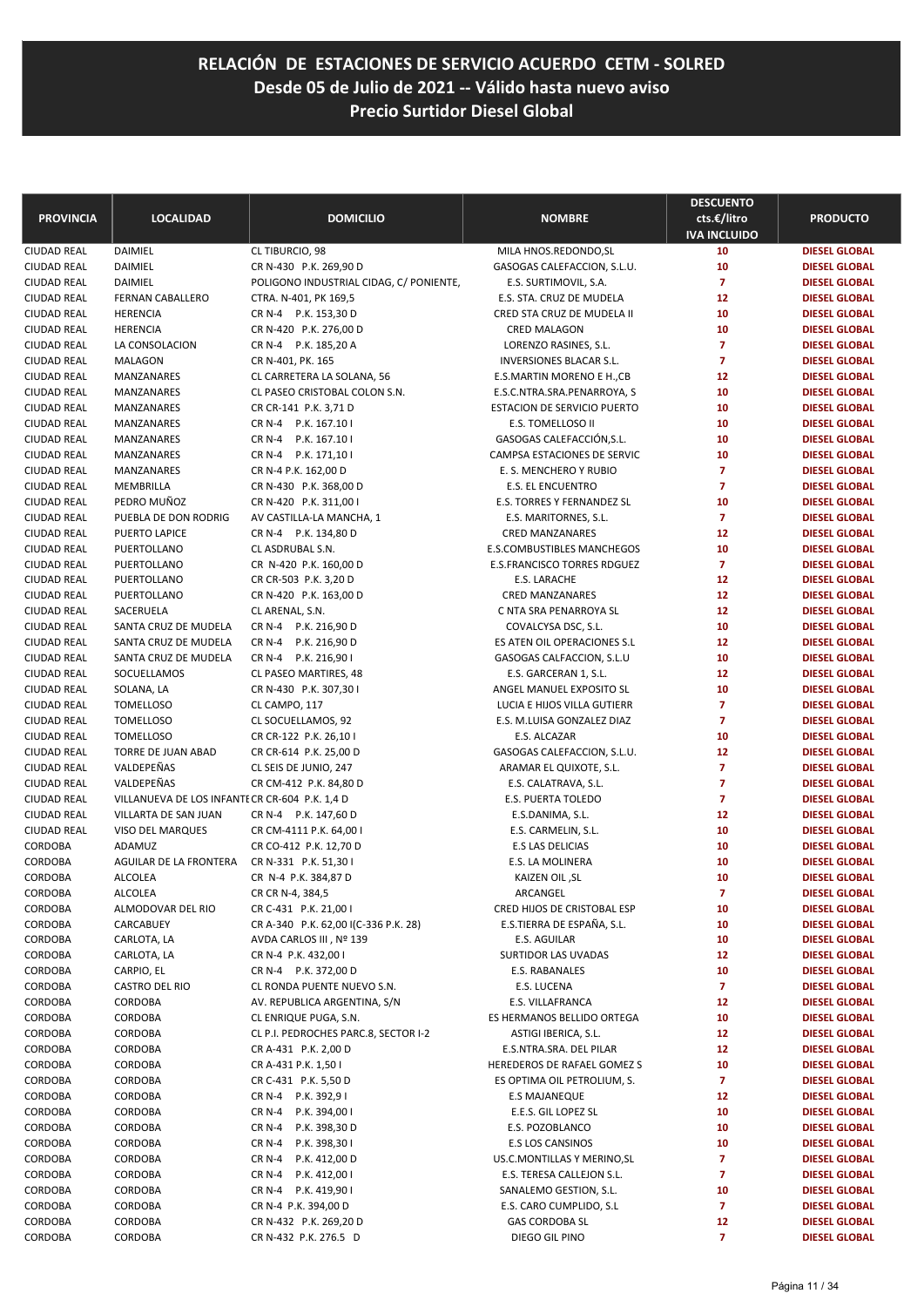# RELACIÓN DE ESTACIONES DE SERVICIO ACUERDO CETM - SOLRED
## Desde 05 de Julio de 2021 -- Válido hasta nuevo aviso
## Precio Surtidor Diesel Global

| PROVINCIA | LOCALIDAD | DOMICILIO | NOMBRE | DESCUENTO cts.€/litro IVA INCLUIDO | PRODUCTO |
|---|---|---|---|---|---|
| CIUDAD REAL | DAIMIEL | CL TIBURCIO, 98 | MILA HNOS.REDONDO,SL | 10 | DIESEL GLOBAL |
| CIUDAD REAL | DAIMIEL | CR N-430 P.K. 269,90 D | GASOGAS CALEFACCION, S.L.U. | 10 | DIESEL GLOBAL |
| CIUDAD REAL | DAIMIEL | POLIGONO INDUSTRIAL CIDAG, C/ PONIENTE, | E.S. SURTIMOVIL, S.A. | 7 | DIESEL GLOBAL |
| CIUDAD REAL | FERNAN CABALLERO | CTRA. N-401, PK 169,5 | E.S. STA. CRUZ DE MUDELA | 12 | DIESEL GLOBAL |
| CIUDAD REAL | HERENCIA | CR N-4 P.K. 153,30 D | CRED STA CRUZ DE MUDELA II | 10 | DIESEL GLOBAL |
| CIUDAD REAL | HERENCIA | CR N-420 P.K. 276,00 D | CRED MALAGON | 10 | DIESEL GLOBAL |
| CIUDAD REAL | LA CONSOLACION | CR N-4 P.K. 185,20 A | LORENZO RASINES, S.L. | 7 | DIESEL GLOBAL |
| CIUDAD REAL | MALAGON | CR N-401, PK. 165 | INVERSIONES BLACAR S.L. | 7 | DIESEL GLOBAL |
| CIUDAD REAL | MANZANARES | CL CARRETERA LA SOLANA, 56 | E.S.MARTIN MORENO E H.,CB | 12 | DIESEL GLOBAL |
| CIUDAD REAL | MANZANARES | CL PASEO CRISTOBAL COLON S.N. | E.S.C.NTRA.SRA.PENARROYA, S | 10 | DIESEL GLOBAL |
| CIUDAD REAL | MANZANARES | CR CR-141 P.K. 3,71 D | ESTACION DE SERVICIO PUERTO | 10 | DIESEL GLOBAL |
| CIUDAD REAL | MANZANARES | CR N-4 P.K. 167.10 I | E.S. TOMELLOSO II | 10 | DIESEL GLOBAL |
| CIUDAD REAL | MANZANARES | CR N-4 P.K. 167.10 I | GASOGAS CALEFACCIÓN,S.L. | 10 | DIESEL GLOBAL |
| CIUDAD REAL | MANZANARES | CR N-4 P.K. 171,10 I | CAMPSA ESTACIONES DE SERVIC | 10 | DIESEL GLOBAL |
| CIUDAD REAL | MANZANARES | CR N-4 P.K. 162,00 D | E. S. MENCHERO Y RUBIO | 7 | DIESEL GLOBAL |
| CIUDAD REAL | MEMBRILLA | CR N-430 P.K. 368,00 D | E.S. EL ENCUENTRO | 7 | DIESEL GLOBAL |
| CIUDAD REAL | PEDRO MUÑOZ | CR N-420 P.K. 311,00 I | E.S. TORRES Y FERNANDEZ SL | 10 | DIESEL GLOBAL |
| CIUDAD REAL | PUEBLA DE DON RODRIG | AV CASTILLA-LA MANCHA, 1 | E.S. MARITORNES, S.L. | 7 | DIESEL GLOBAL |
| CIUDAD REAL | PUERTO LAPICE | CR N-4 P.K. 134,80 D | CRED MANZANARES | 12 | DIESEL GLOBAL |
| CIUDAD REAL | PUERTOLLANO | CL ASDRUBAL S.N. | E.S.COMBUSTIBLES MANCHEGOS | 10 | DIESEL GLOBAL |
| CIUDAD REAL | PUERTOLLANO | CR N-420 P.K. 160,00 D | E.S.FRANCISCO TORRES RDGUEZ | 7 | DIESEL GLOBAL |
| CIUDAD REAL | PUERTOLLANO | CR CR-503 P.K. 3,20 D | E.S. LARACHE | 12 | DIESEL GLOBAL |
| CIUDAD REAL | PUERTOLLANO | CR N-420 P.K. 163,00 D | CRED MANZANARES | 12 | DIESEL GLOBAL |
| CIUDAD REAL | SACERUELA | CL ARENAL, S.N. | C NTA SRA PENARROYA SL | 12 | DIESEL GLOBAL |
| CIUDAD REAL | SANTA CRUZ DE MUDELA | CR N-4 P.K. 216,90 D | COVALCYSA DSC, S.L. | 10 | DIESEL GLOBAL |
| CIUDAD REAL | SANTA CRUZ DE MUDELA | CR N-4 P.K. 216,90 D | ES ATEN OIL OPERACIONES S.L | 12 | DIESEL GLOBAL |
| CIUDAD REAL | SANTA CRUZ DE MUDELA | CR N-4 P.K. 216,90 I | GASOGAS CALFACCION, S.L.U | 10 | DIESEL GLOBAL |
| CIUDAD REAL | SOCUELLAMOS | CL PASEO MARTIRES, 48 | E.S. GARCERAN 1, S.L. | 12 | DIESEL GLOBAL |
| CIUDAD REAL | SOLANA, LA | CR N-430 P.K. 307,30 I | ANGEL MANUEL EXPOSITO SL | 10 | DIESEL GLOBAL |
| CIUDAD REAL | TOMELLOSO | CL CAMPO, 117 | LUCIA E HIJOS VILLA GUTIERR | 7 | DIESEL GLOBAL |
| CIUDAD REAL | TOMELLOSO | CL SOCUELLAMOS, 92 | E.S. M.LUISA GONZALEZ DIAZ | 7 | DIESEL GLOBAL |
| CIUDAD REAL | TOMELLOSO | CR CR-122 P.K. 26,10 I | E.S. ALCAZAR | 10 | DIESEL GLOBAL |
| CIUDAD REAL | TORRE DE JUAN ABAD | CR CR-614 P.K. 25,00 D | GASOGAS CALEFACCION, S.L.U. | 12 | DIESEL GLOBAL |
| CIUDAD REAL | VALDEPEÑAS | CL SEIS DE JUNIO, 247 | ARAMAR EL QUIXOTE, S.L. | 7 | DIESEL GLOBAL |
| CIUDAD REAL | VALDEPEÑAS | CR CM-412 P.K. 84,80 D | E.S. CALATRAVA, S.L. | 7 | DIESEL GLOBAL |
| CIUDAD REAL | VILLANUEVA DE LOS INFANTE | CR CR-604 P.K. 1,4 D | E.S. PUERTA TOLEDO | 7 | DIESEL GLOBAL |
| CIUDAD REAL | VILLARTA DE SAN JUAN | CR N-4 P.K. 147,60 D | E.S.DANIMA, S.L. | 12 | DIESEL GLOBAL |
| CIUDAD REAL | VISO DEL MARQUES | CR CM-4111 P.K. 64,00 I | E.S. CARMELIN, S.L. | 10 | DIESEL GLOBAL |
| CORDOBA | ADAMUZ | CR CO-412 P.K. 12,70 D | E.S LAS DELICIAS | 10 | DIESEL GLOBAL |
| CORDOBA | AGUILAR DE LA FRONTERA | CR N-331 P.K. 51,30 I | E.S. LA MOLINERA | 10 | DIESEL GLOBAL |
| CORDOBA | ALCOLEA | CR N-4 P.K. 384,87 D | KAIZEN OIL ,SL | 10 | DIESEL GLOBAL |
| CORDOBA | ALCOLEA | CR CR N-4, 384,5 | ARCANGEL | 7 | DIESEL GLOBAL |
| CORDOBA | ALMODOVAR DEL RIO | CR C-431 P.K. 21,00 I | CRED HIJOS DE CRISTOBAL ESP | 10 | DIESEL GLOBAL |
| CORDOBA | CARCABUEY | CR A-340 P.K. 62,00 I(C-336 P.K. 28) | E.S.TIERRA DE ESPAÑA, S.L. | 10 | DIESEL GLOBAL |
| CORDOBA | CARLOTA, LA | AVDA CARLOS III , Nº 139 | E.S. AGUILAR | 10 | DIESEL GLOBAL |
| CORDOBA | CARLOTA, LA | CR N-4 P.K. 432,00 I | SURTIDOR LAS UVADAS | 12 | DIESEL GLOBAL |
| CORDOBA | CARPIO, EL | CR N-4 P.K. 372,00 D | E.S. RABANALES | 10 | DIESEL GLOBAL |
| CORDOBA | CASTRO DEL RIO | CL RONDA PUENTE NUEVO S.N. | E.S. LUCENA | 7 | DIESEL GLOBAL |
| CORDOBA | CORDOBA | AV. REPUBLICA ARGENTINA, S/N | E.S. VILLAFRANCA | 12 | DIESEL GLOBAL |
| CORDOBA | CORDOBA | CL ENRIQUE PUGA, S.N. | ES HERMANOS BELLIDO ORTEGA | 10 | DIESEL GLOBAL |
| CORDOBA | CORDOBA | CL P.I. PEDROCHES PARC.8, SECTOR I-2 | ASTIGI IBERICA, S.L. | 12 | DIESEL GLOBAL |
| CORDOBA | CORDOBA | CR A-431 P.K. 2,00 D | E.S.NTRA.SRA. DEL PILAR | 12 | DIESEL GLOBAL |
| CORDOBA | CORDOBA | CR A-431 P.K. 1,50 I | HEREDEROS DE RAFAEL GOMEZ S | 10 | DIESEL GLOBAL |
| CORDOBA | CORDOBA | CR C-431 P.K. 5,50 D | ES OPTIMA OIL PETROLIUM, S. | 7 | DIESEL GLOBAL |
| CORDOBA | CORDOBA | CR N-4 P.K. 392,9 I | E.S MAJANEQUE | 12 | DIESEL GLOBAL |
| CORDOBA | CORDOBA | CR N-4 P.K. 394,00 I | E.E.S. GIL LOPEZ SL | 10 | DIESEL GLOBAL |
| CORDOBA | CORDOBA | CR N-4 P.K. 398,30 D | E.S. POZOBLANCO | 10 | DIESEL GLOBAL |
| CORDOBA | CORDOBA | CR N-4 P.K. 398,30 I | E.S LOS CANSINOS | 10 | DIESEL GLOBAL |
| CORDOBA | CORDOBA | CR N-4 P.K. 412,00 D | US.C.MONTILLAS Y MERINO,SL | 7 | DIESEL GLOBAL |
| CORDOBA | CORDOBA | CR N-4 P.K. 412,00 I | E.S. TERESA CALLEJON S.L. | 7 | DIESEL GLOBAL |
| CORDOBA | CORDOBA | CR N-4 P.K. 419,90 I | SANALEMO GESTION, S.L. | 10 | DIESEL GLOBAL |
| CORDOBA | CORDOBA | CR N-4 P.K. 394,00 D | E.S. CARO CUMPLIDO, S.L | 7 | DIESEL GLOBAL |
| CORDOBA | CORDOBA | CR N-432 P.K. 269,20 D | GAS CORDOBA SL | 12 | DIESEL GLOBAL |
| CORDOBA | CORDOBA | CR N-432 P.K. 276.5 D | DIEGO GIL PINO | 7 | DIESEL GLOBAL |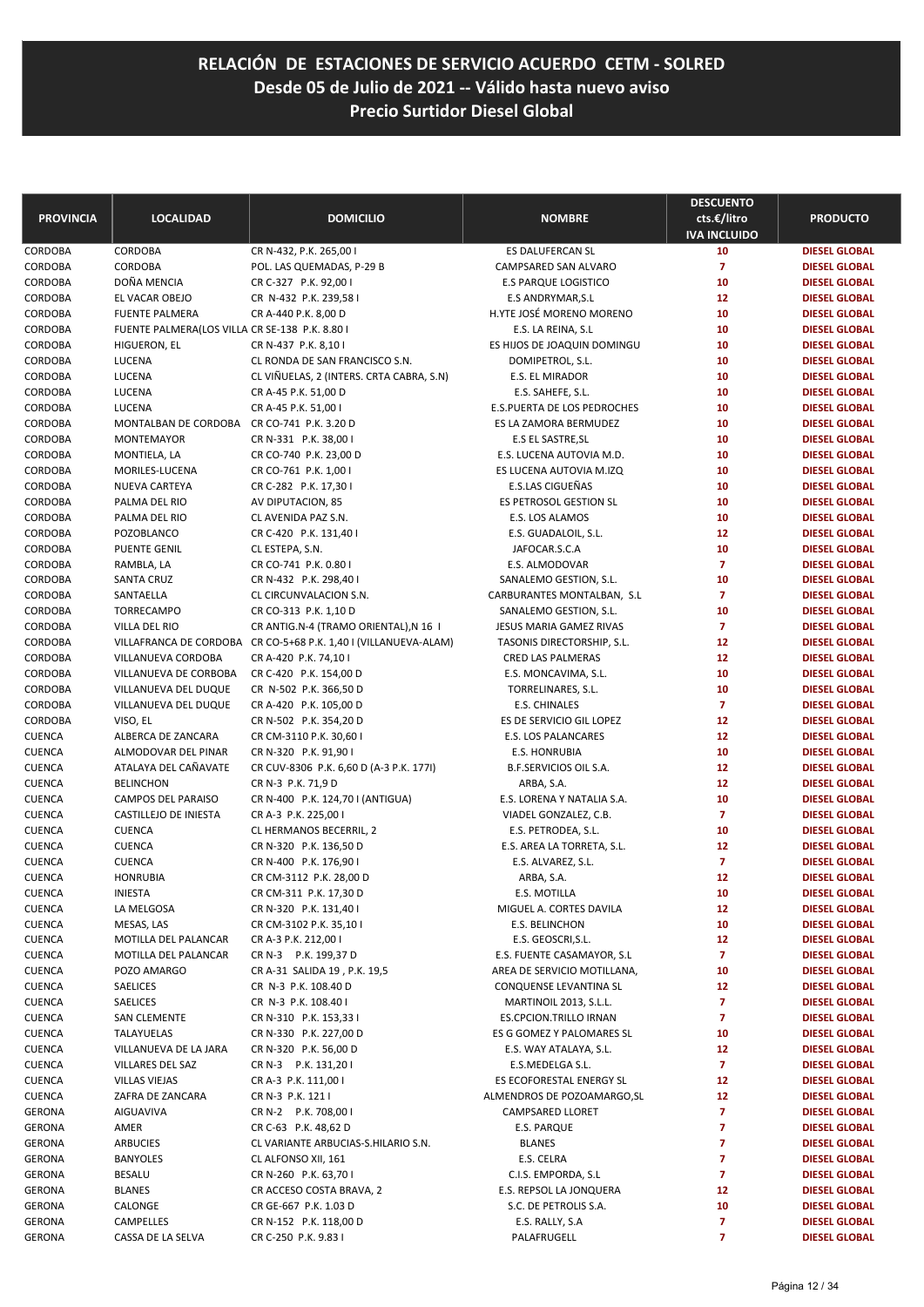# RELACIÓN DE ESTACIONES DE SERVICIO ACUERDO CETM - SOLRED
## Desde 05 de Julio de 2021 -- Válido hasta nuevo aviso
## Precio Surtidor Diesel Global

| PROVINCIA | LOCALIDAD | DOMICILIO | NOMBRE | DESCUENTO cts.€/litro IVA INCLUIDO | PRODUCTO |
|---|---|---|---|---|---|
| CORDOBA | CORDOBA | CR N-432, P.K. 265,00 I | ES DALUFERCAN SL | 10 | DIESEL GLOBAL |
| CORDOBA | CORDOBA | POL. LAS QUEMADAS, P-29 B | CAMPSARED SAN ALVARO | 7 | DIESEL GLOBAL |
| CORDOBA | DOÑA MENCIA | CR C-327 P.K. 92,00 I | E.S PARQUE LOGISTICO | 10 | DIESEL GLOBAL |
| CORDOBA | EL VACAR OBEJO | CR N-432 P.K. 239,58 I | E.S ANDRYMAR,S.L | 12 | DIESEL GLOBAL |
| CORDOBA | FUENTE PALMERA | CR A-440 P.K. 8,00 D | H.YTE JOSÉ MORENO MORENO | 10 | DIESEL GLOBAL |
| CORDOBA | FUENTE PALMERA(LOS VILLA | CR SE-138 P.K. 8.80 I | E.S. LA REINA, S.L | 10 | DIESEL GLOBAL |
| CORDOBA | HIGUERON, EL | CR N-437 P.K. 8,10 I | ES HIJOS DE JOAQUIN DOMINGU | 10 | DIESEL GLOBAL |
| CORDOBA | LUCENA | CL RONDA DE SAN FRANCISCO S.N. | DOMIPETROL, S.L. | 10 | DIESEL GLOBAL |
| CORDOBA | LUCENA | CL VIÑUELAS, 2 (INTERS. CRTA CABRA, S.N) | E.S. EL MIRADOR | 10 | DIESEL GLOBAL |
| CORDOBA | LUCENA | CR A-45 P.K. 51,00 D | E.S. SAHEFE, S.L. | 10 | DIESEL GLOBAL |
| CORDOBA | LUCENA | CR A-45 P.K. 51,00 I | E.S.PUERTA DE LOS PEDROCHES | 10 | DIESEL GLOBAL |
| CORDOBA | MONTALBAN DE CORDOBA | CR CO-741 P.K. 3.20 D | ES LA ZAMORA BERMUDEZ | 10 | DIESEL GLOBAL |
| CORDOBA | MONTEMAYOR | CR N-331 P.K. 38,00 I | E.S EL SASTRE,SL | 10 | DIESEL GLOBAL |
| CORDOBA | MONTIELA, LA | CR CO-740 P.K. 23,00 D | E.S. LUCENA AUTOVIA M.D. | 10 | DIESEL GLOBAL |
| CORDOBA | MORILES-LUCENA | CR CO-761 P.K. 1,00 I | ES LUCENA AUTOVIA M.IZQ | 10 | DIESEL GLOBAL |
| CORDOBA | NUEVA CARTEYA | CR C-282 P.K. 17,30 I | E.S.LAS CIGUEÑAS | 10 | DIESEL GLOBAL |
| CORDOBA | PALMA DEL RIO | AV DIPUTACION, 85 | ES PETROSOL GESTION SL | 10 | DIESEL GLOBAL |
| CORDOBA | PALMA DEL RIO | CL AVENIDA PAZ S.N. | E.S. LOS ALAMOS | 10 | DIESEL GLOBAL |
| CORDOBA | POZOBLANCO | CR C-420 P.K. 131,40 I | E.S. GUADALOIL, S.L. | 12 | DIESEL GLOBAL |
| CORDOBA | PUENTE GENIL | CL ESTEPA, S.N. | JAFOCAR.S.C.A | 10 | DIESEL GLOBAL |
| CORDOBA | RAMBLA, LA | CR CO-741 P.K. 0.80 I | E.S. ALMODOVAR | 7 | DIESEL GLOBAL |
| CORDOBA | SANTA CRUZ | CR N-432 P.K. 298,40 I | SANALEMO GESTION, S.L. | 10 | DIESEL GLOBAL |
| CORDOBA | SANTAELLA | CL CIRCUNVALACION S.N. | CARBURANTES MONTALBAN, S.L | 7 | DIESEL GLOBAL |
| CORDOBA | TORRECAMPO | CR CO-313 P.K. 1,10 D | SANALEMO GESTION, S.L. | 10 | DIESEL GLOBAL |
| CORDOBA | VILLA DEL RIO | CR ANTIG.N-4 (TRAMO ORIENTAL),N 16 I | JESUS MARIA GAMEZ RIVAS | 7 | DIESEL GLOBAL |
| CORDOBA | VILLAFRANCA DE CORDOBA | CR CO-5+68 P.K. 1,40 I (VILLANUEVA-ALAM) | TASONIS DIRECTORSHIP, S.L. | 12 | DIESEL GLOBAL |
| CORDOBA | VILLANUEVA CORDOBA | CR A-420 P.K. 74,10 I | CRED LAS PALMERAS | 12 | DIESEL GLOBAL |
| CORDOBA | VILLANUEVA DE CORBOBA | CR C-420 P.K. 154,00 D | E.S. MONCAVIMA, S.L. | 10 | DIESEL GLOBAL |
| CORDOBA | VILLANUEVA DEL DUQUE | CR N-502 P.K. 366,50 D | TORRELINARES, S.L. | 10 | DIESEL GLOBAL |
| CORDOBA | VILLANUEVA DEL DUQUE | CR A-420 P.K. 105,00 D | E.S. CHINALES | 7 | DIESEL GLOBAL |
| CORDOBA | VISO, EL | CR N-502 P.K. 354,20 D | ES DE SERVICIO GIL LOPEZ | 12 | DIESEL GLOBAL |
| CUENCA | ALBERCA DE ZANCARA | CR CM-3110 P.K. 30,60 I | E.S. LOS PALANCARES | 12 | DIESEL GLOBAL |
| CUENCA | ALMODOVAR DEL PINAR | CR N-320 P.K. 91,90 I | E.S. HONRUBIA | 10 | DIESEL GLOBAL |
| CUENCA | ATALAYA DEL CAÑAVATE | CR CUV-8306 P.K. 6,60 D (A-3 P.K. 177I) | B.F.SERVICIOS OIL S.A. | 12 | DIESEL GLOBAL |
| CUENCA | BELINCHON | CR N-3 P.K. 71,9 D | ARBA, S.A. | 12 | DIESEL GLOBAL |
| CUENCA | CAMPOS DEL PARAISO | CR N-400 P.K. 124,70 I (ANTIGUA) | E.S. LORENA Y NATALIA S.A. | 10 | DIESEL GLOBAL |
| CUENCA | CASTILLEJO DE INIESTA | CR A-3 P.K. 225,00 I | VIADEL GONZALEZ, C.B. | 7 | DIESEL GLOBAL |
| CUENCA | CUENCA | CL HERMANOS BECERRIL, 2 | E.S. PETRODEA, S.L. | 10 | DIESEL GLOBAL |
| CUENCA | CUENCA | CR N-320 P.K. 136,50 D | E.S. AREA LA TORRETA, S.L. | 12 | DIESEL GLOBAL |
| CUENCA | CUENCA | CR N-400 P.K. 176,90 I | E.S. ALVAREZ, S.L. | 7 | DIESEL GLOBAL |
| CUENCA | HONRUBIA | CR CM-3112 P.K. 28,00 D | ARBA, S.A. | 12 | DIESEL GLOBAL |
| CUENCA | INIESTA | CR CM-311 P.K. 17,30 D | E.S. MOTILLA | 10 | DIESEL GLOBAL |
| CUENCA | LA MELGOSA | CR N-320 P.K. 131,40 I | MIGUEL A. CORTES DAVILA | 12 | DIESEL GLOBAL |
| CUENCA | MESAS, LAS | CR CM-3102 P.K. 35,10 I | E.S. BELINCHON | 10 | DIESEL GLOBAL |
| CUENCA | MOTILLA DEL PALANCAR | CR A-3 P.K. 212,00 I | E.S. GEOSCRI,S.L. | 12 | DIESEL GLOBAL |
| CUENCA | MOTILLA DEL PALANCAR | CR N-3 P.K. 199,37 D | E.S. FUENTE CASAMAYOR, S.L | 7 | DIESEL GLOBAL |
| CUENCA | POZO AMARGO | CR A-31 SALIDA 19 , P.K. 19,5 | AREA DE SERVICIO MOTILLANA, | 10 | DIESEL GLOBAL |
| CUENCA | SAELICES | CR N-3 P.K. 108.40 D | CONQUENSE LEVANTINA SL | 12 | DIESEL GLOBAL |
| CUENCA | SAELICES | CR N-3 P.K. 108.40 I | MARTINOIL 2013, S.L.L. | 7 | DIESEL GLOBAL |
| CUENCA | SAN CLEMENTE | CR N-310 P.K. 153,33 I | ES.CPCION.TRILLO IRNAN | 7 | DIESEL GLOBAL |
| CUENCA | TALAYUELAS | CR N-330 P.K. 227,00 D | ES G GOMEZ Y PALOMARES SL | 10 | DIESEL GLOBAL |
| CUENCA | VILLANUEVA DE LA JARA | CR N-320 P.K. 56,00 D | E.S. WAY ATALAYA, S.L. | 12 | DIESEL GLOBAL |
| CUENCA | VILLARES DEL SAZ | CR N-3 P.K. 131,20 I | E.S.MEDELGA S.L. | 7 | DIESEL GLOBAL |
| CUENCA | VILLAS VIEJAS | CR A-3 P.K. 111,00 I | ES ECOFORESTAL ENERGY SL | 12 | DIESEL GLOBAL |
| CUENCA | ZAFRA DE ZANCARA | CR N-3 P.K. 121 I | ALMENDROS DE POZOAMARGO,SL | 12 | DIESEL GLOBAL |
| GERONA | AIGUAVIVA | CR N-2 P.K. 708,00 I | CAMPSARED LLORET | 7 | DIESEL GLOBAL |
| GERONA | AMER | CR C-63 P.K. 48,62 D | E.S. PARQUE | 7 | DIESEL GLOBAL |
| GERONA | ARBUCIES | CL VARIANTE ARBUCIAS-S.HILARIO S.N. | BLANES | 7 | DIESEL GLOBAL |
| GERONA | BANYOLES | CL ALFONSO XII, 161 | E.S. CELRA | 7 | DIESEL GLOBAL |
| GERONA | BESALU | CR N-260 P.K. 63,70 I | C.I.S. EMPORDA, S.L | 7 | DIESEL GLOBAL |
| GERONA | BLANES | CR ACCESO COSTA BRAVA, 2 | E.S. REPSOL LA JONQUERA | 12 | DIESEL GLOBAL |
| GERONA | CALONGE | CR GE-667 P.K. 1.03 D | S.C. DE PETROLIS S.A. | 10 | DIESEL GLOBAL |
| GERONA | CAMPELLES | CR N-152 P.K. 118,00 D | E.S. RALLY, S.A | 7 | DIESEL GLOBAL |
| GERONA | CASSA DE LA SELVA | CR C-250 P.K. 9.83 I | PALAFRUGELL | 7 | DIESEL GLOBAL |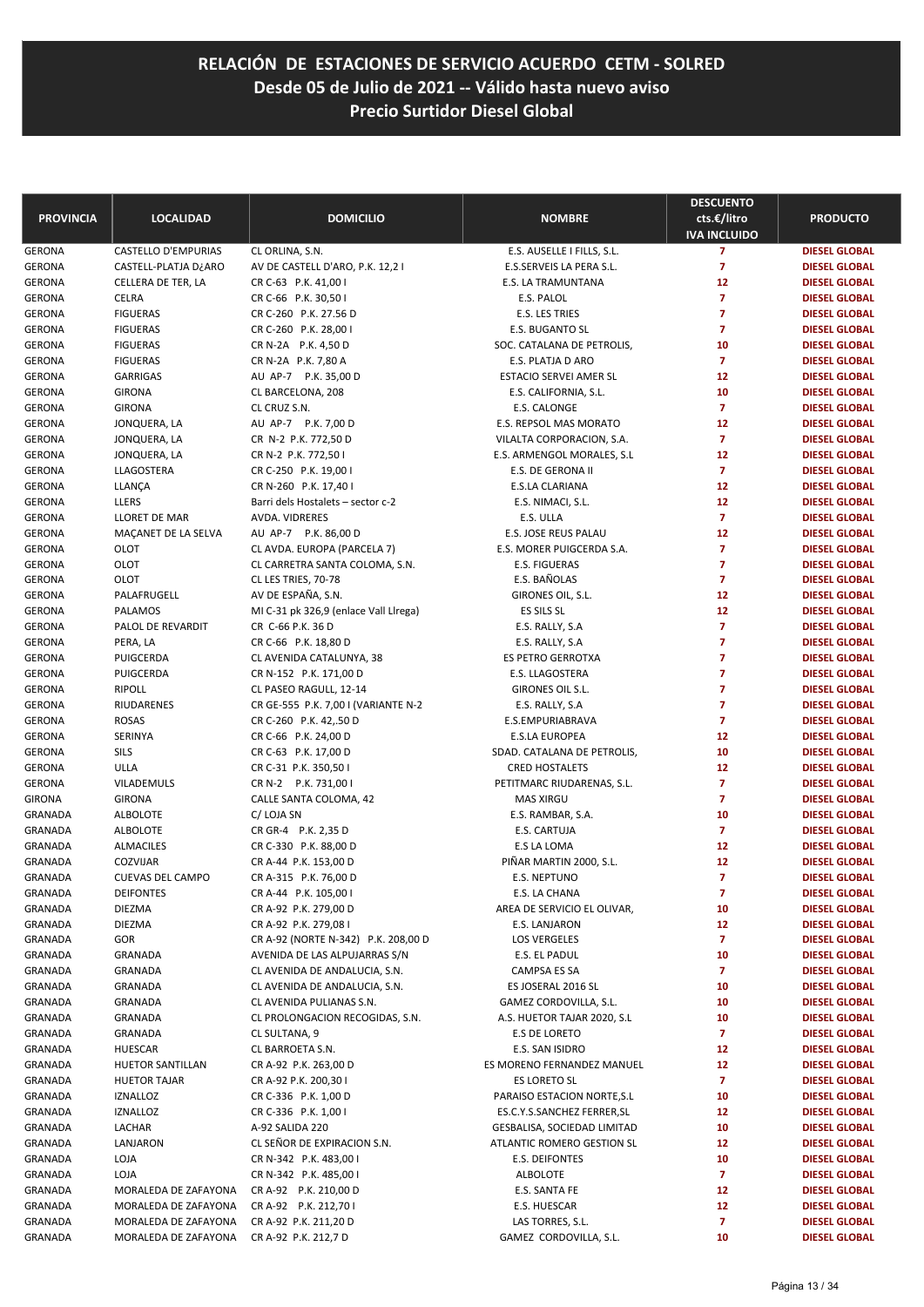# RELACIÓN DE ESTACIONES DE SERVICIO ACUERDO CETM - SOLRED
## Desde 05 de Julio de 2021 -- Válido hasta nuevo aviso
## Precio Surtidor Diesel Global

| PROVINCIA | LOCALIDAD | DOMICILIO | NOMBRE | DESCUENTO cts.€/litro IVA INCLUIDO | PRODUCTO |
|---|---|---|---|---|---|
| GERONA | CASTELLO D'EMPURIAS | CL ORLINA, S.N. | E.S. AUSELLE I FILLS, S.L. | 7 | DIESEL GLOBAL |
| GERONA | CASTELL-PLATJA D¿ARO | AV DE CASTELL D'ARO, P.K. 12,2 I | E.S.SERVEIS LA PERA S.L. | 7 | DIESEL GLOBAL |
| GERONA | CELLERA DE TER, LA | CR C-63 P.K. 41,00 I | E.S. LA TRAMUNTANA | 12 | DIESEL GLOBAL |
| GERONA | CELRA | CR C-66 P.K. 30,50 I | E.S. PALOL | 7 | DIESEL GLOBAL |
| GERONA | FIGUERAS | CR C-260 P.K. 27.56 D | E.S. LES TRIES | 7 | DIESEL GLOBAL |
| GERONA | FIGUERAS | CR C-260 P.K. 28,00 I | E.S. BUGANTO SL | 7 | DIESEL GLOBAL |
| GERONA | FIGUERAS | CR N-2A P.K. 4,50 D | SOC. CATALANA DE PETROLIS, | 10 | DIESEL GLOBAL |
| GERONA | FIGUERAS | CR N-2A P.K. 7,80 A | E.S. PLATJA D ARO | 7 | DIESEL GLOBAL |
| GERONA | GARRIGAS | AU AP-7 P.K. 35,00 D | ESTACIO SERVEI AMER SL | 12 | DIESEL GLOBAL |
| GERONA | GIRONA | CL BARCELONA, 208 | E.S. CALIFORNIA, S.L. | 10 | DIESEL GLOBAL |
| GERONA | GIRONA | CL CRUZ S.N. | E.S. CALONGE | 7 | DIESEL GLOBAL |
| GERONA | JONQUERA, LA | AU AP-7 P.K. 7,00 D | E.S. REPSOL MAS MORATO | 12 | DIESEL GLOBAL |
| GERONA | JONQUERA, LA | CR N-2 P.K. 772,50 D | VILALTA CORPORACION, S.A. | 7 | DIESEL GLOBAL |
| GERONA | JONQUERA, LA | CR N-2 P.K. 772,50 I | E.S. ARMENGOL MORALES, S.L | 12 | DIESEL GLOBAL |
| GERONA | LLAGOSTERA | CR C-250 P.K. 19,00 I | E.S. DE GERONA II | 7 | DIESEL GLOBAL |
| GERONA | LLANÇA | CR N-260 P.K. 17,40 I | E.S.LA CLARIANA | 12 | DIESEL GLOBAL |
| GERONA | LLERS | Barri dels Hostalets – sector c-2 | E.S. NIMACI, S.L. | 12 | DIESEL GLOBAL |
| GERONA | LLORET DE MAR | AVDA. VIDRERES | E.S. ULLA | 7 | DIESEL GLOBAL |
| GERONA | MAÇANET DE LA SELVA | AU AP-7 P.K. 86,00 D | E.S. JOSE REUS PALAU | 12 | DIESEL GLOBAL |
| GERONA | OLOT | CL AVDA. EUROPA (PARCELA 7) | E.S. MORER PUIGCERDA S.A. | 7 | DIESEL GLOBAL |
| GERONA | OLOT | CL CARRETRA SANTA COLOMA, S.N. | E.S. FIGUERAS | 7 | DIESEL GLOBAL |
| GERONA | OLOT | CL LES TRIES, 70-78 | E.S. BAÑOLAS | 7 | DIESEL GLOBAL |
| GERONA | PALAFRUGELL | AV DE ESPAÑA, S.N. | GIRONES OIL, S.L. | 12 | DIESEL GLOBAL |
| GERONA | PALAMOS | MI C-31 pk 326,9 (enlace Vall Llrega) | ES SILS SL | 12 | DIESEL GLOBAL |
| GERONA | PALOL DE REVARDIT | CR C-66 P.K. 36 D | E.S. RALLY, S.A | 7 | DIESEL GLOBAL |
| GERONA | PERA, LA | CR C-66 P.K. 18,80 D | E.S. RALLY, S.A | 7 | DIESEL GLOBAL |
| GERONA | PUIGCERDA | CL AVENIDA CATALUNYA, 38 | ES PETRO GERROTXA | 7 | DIESEL GLOBAL |
| GERONA | PUIGCERDA | CR N-152 P.K. 171,00 D | E.S. LLAGOSTERA | 7 | DIESEL GLOBAL |
| GERONA | RIPOLL | CL PASEO RAGULL, 12-14 | GIRONES OIL S.L. | 7 | DIESEL GLOBAL |
| GERONA | RIUDARENES | CR GE-555 P.K. 7,00 I (VARIANTE N-2 | E.S. RALLY, S.A | 7 | DIESEL GLOBAL |
| GERONA | ROSAS | CR C-260 P.K. 42,.50 D | E.S.EMPURIABRAVA | 7 | DIESEL GLOBAL |
| GERONA | SERINYA | CR C-66 P.K. 24,00 D | E.S.LA EUROPEA | 12 | DIESEL GLOBAL |
| GERONA | SILS | CR C-63 P.K. 17,00 D | SDAD. CATALANA DE PETROLIS, | 10 | DIESEL GLOBAL |
| GERONA | ULLA | CR C-31 P.K. 350,50 I | CRED HOSTALETS | 12 | DIESEL GLOBAL |
| GERONA | VILADEMULS | CR N-2 P.K. 731,00 I | PETITMARC RIUDARENAS, S.L. | 7 | DIESEL GLOBAL |
| GIRONA | GIRONA | CALLE SANTA COLOMA, 42 | MAS XIRGU | 7 | DIESEL GLOBAL |
| GRANADA | ALBOLOTE | C/ LOJA SN | E.S. RAMBAR, S.A. | 10 | DIESEL GLOBAL |
| GRANADA | ALBOLOTE | CR GR-4 P.K. 2,35 D | E.S. CARTUJA | 7 | DIESEL GLOBAL |
| GRANADA | ALMACILES | CR C-330 P.K. 88,00 D | E.S LA LOMA | 12 | DIESEL GLOBAL |
| GRANADA | COZVIJAR | CR A-44 P.K. 153,00 D | PIÑAR MARTIN 2000, S.L. | 12 | DIESEL GLOBAL |
| GRANADA | CUEVAS DEL CAMPO | CR A-315 P.K. 76,00 D | E.S. NEPTUNO | 7 | DIESEL GLOBAL |
| GRANADA | DEIFONTES | CR A-44 P.K. 105,00 I | E.S. LA CHANA | 7 | DIESEL GLOBAL |
| GRANADA | DIEZMA | CR A-92 P.K. 279,00 D | AREA DE SERVICIO EL OLIVAR, | 10 | DIESEL GLOBAL |
| GRANADA | DIEZMA | CR A-92 P.K. 279,08 I | E.S. LANJARON | 12 | DIESEL GLOBAL |
| GRANADA | GOR | CR A-92 (NORTE N-342) P.K. 208,00 D | LOS VERGELES | 7 | DIESEL GLOBAL |
| GRANADA | GRANADA | AVENIDA DE LAS ALPUJARRAS S/N | E.S. EL PADUL | 10 | DIESEL GLOBAL |
| GRANADA | GRANADA | CL AVENIDA DE ANDALUCIA, S.N. | CAMPSA ES SA | 7 | DIESEL GLOBAL |
| GRANADA | GRANADA | CL AVENIDA DE ANDALUCIA, S.N. | ES JOSERAL 2016 SL | 10 | DIESEL GLOBAL |
| GRANADA | GRANADA | CL AVENIDA PULIANAS S.N. | GAMEZ CORDOVILLA, S.L. | 10 | DIESEL GLOBAL |
| GRANADA | GRANADA | CL PROLONGACION RECOGIDAS, S.N. | A.S. HUETOR TAJAR 2020, S.L | 10 | DIESEL GLOBAL |
| GRANADA | GRANADA | CL SULTANA, 9 | E.S DE LORETO | 7 | DIESEL GLOBAL |
| GRANADA | HUESCAR | CL BARROETA S.N. | E.S. SAN ISIDRO | 12 | DIESEL GLOBAL |
| GRANADA | HUETOR SANTILLAN | CR A-92 P.K. 263,00 D | ES MORENO FERNANDEZ MANUEL | 12 | DIESEL GLOBAL |
| GRANADA | HUETOR TAJAR | CR A-92 P.K. 200,30 I | ES LORETO SL | 7 | DIESEL GLOBAL |
| GRANADA | IZNALLOZ | CR C-336 P.K. 1,00 D | PARAISO ESTACION NORTE,S.L | 10 | DIESEL GLOBAL |
| GRANADA | IZNALLOZ | CR C-336 P.K. 1,00 I | ES.C.Y.S.SANCHEZ FERRER,SL | 12 | DIESEL GLOBAL |
| GRANADA | LACHAR | A-92 SALIDA 220 | GESBALISA, SOCIEDAD LIMITAD | 10 | DIESEL GLOBAL |
| GRANADA | LANJARON | CL SEÑOR DE EXPIRACION S.N. | ATLANTIC ROMERO GESTION SL | 12 | DIESEL GLOBAL |
| GRANADA | LOJA | CR N-342 P.K. 483,00 I | E.S. DEIFONTES | 10 | DIESEL GLOBAL |
| GRANADA | LOJA | CR N-342 P.K. 485,00 I | ALBOLOTE | 7 | DIESEL GLOBAL |
| GRANADA | MORALEDA DE ZAFAYONA | CR A-92 P.K. 210,00 D | E.S. SANTA FE | 12 | DIESEL GLOBAL |
| GRANADA | MORALEDA DE ZAFAYONA | CR A-92 P.K. 212,70 I | E.S. HUESCAR | 12 | DIESEL GLOBAL |
| GRANADA | MORALEDA DE ZAFAYONA | CR A-92 P.K. 211,20 D | LAS TORRES, S.L. | 7 | DIESEL GLOBAL |
| GRANADA | MORALEDA DE ZAFAYONA | CR A-92 P.K. 212,7 D | GAMEZ CORDOVILLA, S.L. | 10 | DIESEL GLOBAL |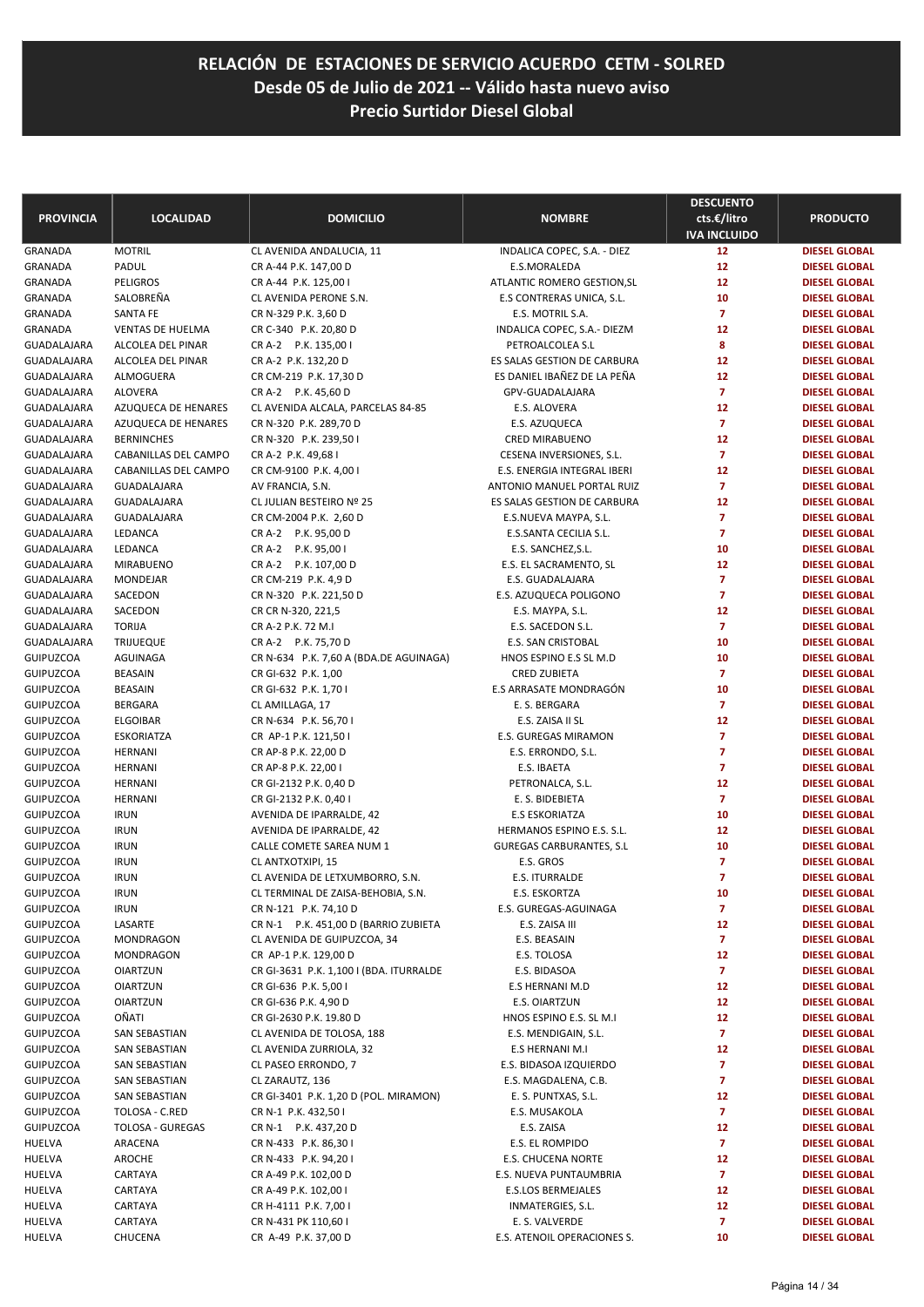# RELACIÓN DE ESTACIONES DE SERVICIO ACUERDO CETM - SOLRED
## Desde 05 de Julio de 2021 -- Válido hasta nuevo aviso
## Precio Surtidor Diesel Global

| PROVINCIA | LOCALIDAD | DOMICILIO | NOMBRE | DESCUENTO cts.€/litro IVA INCLUIDO | PRODUCTO |
|---|---|---|---|---|---|
| GRANADA | MOTRIL | CL AVENIDA ANDALUCIA, 11 | INDALICA COPEC, S.A. - DIEZ | 12 | DIESEL GLOBAL |
| GRANADA | PADUL | CR A-44 P.K. 147,00 D | E.S.MORALEDA | 12 | DIESEL GLOBAL |
| GRANADA | PELIGROS | CR A-44 P.K. 125,00 I | ATLANTIC ROMERO GESTION,SL | 12 | DIESEL GLOBAL |
| GRANADA | SALOBREÑA | CL AVENIDA PERONE S.N. | E.S CONTRERAS UNICA, S.L. | 10 | DIESEL GLOBAL |
| GRANADA | SANTA FE | CR N-329 P.K. 3,60 D | E.S. MOTRIL S.A. | 7 | DIESEL GLOBAL |
| GRANADA | VENTAS DE HUELMA | CR C-340 P.K. 20,80 D | INDALICA COPEC, S.A.- DIEZM | 12 | DIESEL GLOBAL |
| GUADALAJARA | ALCOLEA DEL PINAR | CR A-2 P.K. 135,00 I | PETROALCOLEA S.L | 8 | DIESEL GLOBAL |
| GUADALAJARA | ALCOLEA DEL PINAR | CR A-2 P.K. 132,20 D | ES SALAS GESTION DE CARBURA | 12 | DIESEL GLOBAL |
| GUADALAJARA | ALMOGUERA | CR CM-219 P.K. 17,30 D | ES DANIEL IBAÑEZ DE LA PEÑA | 12 | DIESEL GLOBAL |
| GUADALAJARA | ALOVERA | CR A-2 P.K. 45,60 D | GPV-GUADALAJARA | 7 | DIESEL GLOBAL |
| GUADALAJARA | AZUQUECA DE HENARES | CL AVENIDA ALCALA, PARCELAS 84-85 | E.S. ALOVERA | 12 | DIESEL GLOBAL |
| GUADALAJARA | AZUQUECA DE HENARES | CR N-320 P.K. 289,70 D | E.S. AZUQUECA | 7 | DIESEL GLOBAL |
| GUADALAJARA | BERNINCHES | CR N-320 P.K. 239,50 I | CRED MIRABUENO | 12 | DIESEL GLOBAL |
| GUADALAJARA | CABANILLAS DEL CAMPO | CR A-2 P.K. 49,68 I | CESENA INVERSIONES, S.L. | 7 | DIESEL GLOBAL |
| GUADALAJARA | CABANILLAS DEL CAMPO | CR CM-9100 P.K. 4,00 I | E.S. ENERGIA INTEGRAL IBERI | 12 | DIESEL GLOBAL |
| GUADALAJARA | GUADALAJARA | AV FRANCIA, S.N. | ANTONIO MANUEL PORTAL RUIZ | 7 | DIESEL GLOBAL |
| GUADALAJARA | GUADALAJARA | CL JULIAN BESTEIRO Nº 25 | ES SALAS GESTION DE CARBURA | 12 | DIESEL GLOBAL |
| GUADALAJARA | GUADALAJARA | CR CM-2004 P.K. 2,60 D | E.S.NUEVA MAYPA, S.L. | 7 | DIESEL GLOBAL |
| GUADALAJARA | LEDANCA | CR A-2 P.K. 95,00 D | E.S.SANTA CECILIA S.L. | 7 | DIESEL GLOBAL |
| GUADALAJARA | LEDANCA | CR A-2 P.K. 95,00 I | E.S. SANCHEZ,S.L. | 10 | DIESEL GLOBAL |
| GUADALAJARA | MIRABUENO | CR A-2 P.K. 107,00 D | E.S. EL SACRAMENTO, SL | 12 | DIESEL GLOBAL |
| GUADALAJARA | MONDEJAR | CR CM-219 P.K. 4,9 D | E.S. GUADALAJARA | 7 | DIESEL GLOBAL |
| GUADALAJARA | SACEDON | CR N-320 P.K. 221,50 D | E.S. AZUQUECA POLIGONO | 7 | DIESEL GLOBAL |
| GUADALAJARA | SACEDON | CR CR N-320, 221,5 | E.S. MAYPA, S.L. | 12 | DIESEL GLOBAL |
| GUADALAJARA | TORIJA | CR A-2 P.K. 72 M.I | E.S. SACEDON S.L. | 7 | DIESEL GLOBAL |
| GUADALAJARA | TRIJUEQUE | CR A-2 P.K. 75,70 D | E.S. SAN CRISTOBAL | 10 | DIESEL GLOBAL |
| GUIPUZCOA | AGUINAGA | CR N-634 P.K. 7,60 A (BDA.DE AGUINAGA) | HNOS ESPINO E.S SL M.D | 10 | DIESEL GLOBAL |
| GUIPUZCOA | BEASAIN | CR GI-632 P.K. 1,00 | CRED ZUBIETA | 7 | DIESEL GLOBAL |
| GUIPUZCOA | BEASAIN | CR GI-632 P.K. 1,70 I | E.S ARRASATE MONDRAGÓN | 10 | DIESEL GLOBAL |
| GUIPUZCOA | BERGARA | CL AMILLAGA, 17 | E. S. BERGARA | 7 | DIESEL GLOBAL |
| GUIPUZCOA | ELGOIBAR | CR N-634 P.K. 56,70 I | E.S. ZAISA II SL | 12 | DIESEL GLOBAL |
| GUIPUZCOA | ESKORIATZA | CR AP-1 P.K. 121,50 I | E.S. GUREGAS MIRAMON | 7 | DIESEL GLOBAL |
| GUIPUZCOA | HERNANI | CR AP-8 P.K. 22,00 D | E.S. ERRONDO, S.L. | 7 | DIESEL GLOBAL |
| GUIPUZCOA | HERNANI | CR AP-8 P.K. 22,00 I | E.S. IBAETA | 7 | DIESEL GLOBAL |
| GUIPUZCOA | HERNANI | CR GI-2132 P.K. 0,40 D | PETRONALCA, S.L. | 12 | DIESEL GLOBAL |
| GUIPUZCOA | HERNANI | CR GI-2132 P.K. 0,40 I | E. S. BIDEBIETA | 7 | DIESEL GLOBAL |
| GUIPUZCOA | IRUN | AVENIDA DE IPARRALDE, 42 | E.S ESKORIATZA | 10 | DIESEL GLOBAL |
| GUIPUZCOA | IRUN | AVENIDA DE IPARRALDE, 42 | HERMANOS ESPINO E.S. S.L. | 12 | DIESEL GLOBAL |
| GUIPUZCOA | IRUN | CALLE COMETE SAREA NUM 1 | GUREGAS CARBURANTES, S.L | 10 | DIESEL GLOBAL |
| GUIPUZCOA | IRUN | CL ANTXOTXIPI, 15 | E.S. GROS | 7 | DIESEL GLOBAL |
| GUIPUZCOA | IRUN | CL AVENIDA DE LETXUMBORRO, S.N. | E.S. ITURRALDE | 7 | DIESEL GLOBAL |
| GUIPUZCOA | IRUN | CL TERMINAL DE ZAISA-BEHOBIA, S.N. | E.S. ESKORTZA | 10 | DIESEL GLOBAL |
| GUIPUZCOA | IRUN | CR N-121 P.K. 74,10 D | E.S. GUREGAS-AGUINAGA | 7 | DIESEL GLOBAL |
| GUIPUZCOA | LASARTE | CR N-1 P.K. 451,00 D (BARRIO ZUBIETA | E.S. ZAISA III | 12 | DIESEL GLOBAL |
| GUIPUZCOA | MONDRAGON | CL AVENIDA DE GUIPUZCOA, 34 | E.S. BEASAIN | 7 | DIESEL GLOBAL |
| GUIPUZCOA | MONDRAGON | CR AP-1 P.K. 129,00 D | E.S. TOLOSA | 12 | DIESEL GLOBAL |
| GUIPUZCOA | OIARTZUN | CR GI-3631 P.K. 1,100 I (BDA. ITURRALDE | E.S. BIDASOA | 7 | DIESEL GLOBAL |
| GUIPUZCOA | OIARTZUN | CR GI-636 P.K. 5,00 I | E.S HERNANI M.D | 12 | DIESEL GLOBAL |
| GUIPUZCOA | OIARTZUN | CR GI-636 P.K. 4,90 D | E.S. OIARTZUN | 12 | DIESEL GLOBAL |
| GUIPUZCOA | OÑATI | CR GI-2630 P.K. 19.80 D | HNOS ESPINO E.S. SL M.I | 12 | DIESEL GLOBAL |
| GUIPUZCOA | SAN SEBASTIAN | CL AVENIDA DE TOLOSA, 188 | E.S. MENDIGAIN, S.L. | 7 | DIESEL GLOBAL |
| GUIPUZCOA | SAN SEBASTIAN | CL AVENIDA ZURRIOLA, 32 | E.S HERNANI M.I | 12 | DIESEL GLOBAL |
| GUIPUZCOA | SAN SEBASTIAN | CL PASEO ERRONDO, 7 | E.S. BIDASOA IZQUIERDO | 7 | DIESEL GLOBAL |
| GUIPUZCOA | SAN SEBASTIAN | CL ZARAUTZ, 136 | E.S. MAGDALENA, C.B. | 7 | DIESEL GLOBAL |
| GUIPUZCOA | SAN SEBASTIAN | CR GI-3401 P.K. 1,20 D (POL. MIRAMON) | E. S. PUNTXAS, S.L. | 12 | DIESEL GLOBAL |
| GUIPUZCOA | TOLOSA - C.RED | CR N-1 P.K. 432,50 I | E.S. MUSAKOLA | 7 | DIESEL GLOBAL |
| GUIPUZCOA | TOLOSA - GUREGAS | CR N-1 P.K. 437,20 D | E.S. ZAISA | 12 | DIESEL GLOBAL |
| HUELVA | ARACENA | CR N-433 P.K. 86,30 I | E.S. EL ROMPIDO | 7 | DIESEL GLOBAL |
| HUELVA | AROCHE | CR N-433 P.K. 94,20 I | E.S. CHUCENA NORTE | 12 | DIESEL GLOBAL |
| HUELVA | CARTAYA | CR A-49 P.K. 102,00 D | E.S. NUEVA PUNTAUMBRIA | 7 | DIESEL GLOBAL |
| HUELVA | CARTAYA | CR A-49 P.K. 102,00 I | E.S.LOS BERMEJALES | 12 | DIESEL GLOBAL |
| HUELVA | CARTAYA | CR H-4111 P.K. 7,00 I | INMATERGIES, S.L. | 12 | DIESEL GLOBAL |
| HUELVA | CARTAYA | CR N-431 PK 110,60 I | E. S. VALVERDE | 7 | DIESEL GLOBAL |
| HUELVA | CHUCENA | CR A-49 P.K. 37,00 D | E.S. ATENOIL OPERACIONES S. | 10 | DIESEL GLOBAL |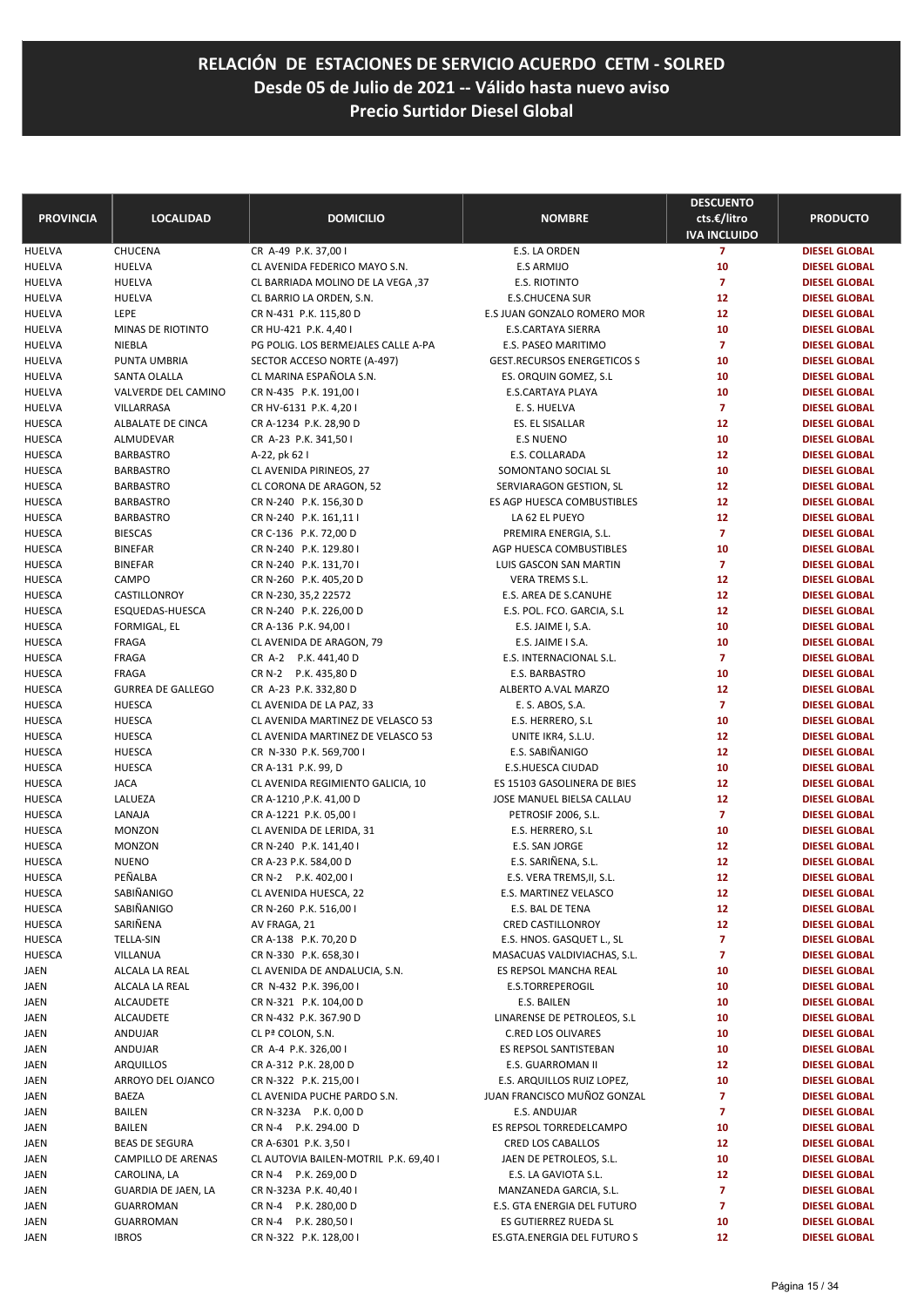# RELACIÓN DE ESTACIONES DE SERVICIO ACUERDO CETM - SOLRED
## Desde 05 de Julio de 2021 -- Válido hasta nuevo aviso
## Precio Surtidor Diesel Global

| PROVINCIA | LOCALIDAD | DOMICILIO | NOMBRE | DESCUENTO cts.€/litro IVA INCLUIDO | PRODUCTO |
|---|---|---|---|---|---|
| HUELVA | CHUCENA | CR A-49 P.K. 37,00 I | E.S. LA ORDEN | 7 | DIESEL GLOBAL |
| HUELVA | HUELVA | CL AVENIDA FEDERICO MAYO S.N. | E.S ARMIJO | 10 | DIESEL GLOBAL |
| HUELVA | HUELVA | CL BARRIADA MOLINO DE LA VEGA ,37 | E.S. RIOTINTO | 7 | DIESEL GLOBAL |
| HUELVA | HUELVA | CL BARRIO LA ORDEN, S.N. | E.S.CHUCENA SUR | 12 | DIESEL GLOBAL |
| HUELVA | LEPE | CR N-431 P.K. 115,80 D | E.S JUAN GONZALO ROMERO MOR | 12 | DIESEL GLOBAL |
| HUELVA | MINAS DE RIOTINTO | CR HU-421 P.K. 4,40 I | E.S.CARTAYA SIERRA | 10 | DIESEL GLOBAL |
| HUELVA | NIEBLA | PG POLIG. LOS BERMEJALES CALLE A-PA | E.S. PASEO MARITIMO | 7 | DIESEL GLOBAL |
| HUELVA | PUNTA UMBRIA | SECTOR ACCESO NORTE (A-497) | GEST.RECURSOS ENERGETICOS S | 10 | DIESEL GLOBAL |
| HUELVA | SANTA OLALLA | CL MARINA ESPAÑOLA S.N. | ES. ORQUIN GOMEZ, S.L | 10 | DIESEL GLOBAL |
| HUELVA | VALVERDE DEL CAMINO | CR N-435 P.K. 191,00 I | E.S.CARTAYA PLAYA | 10 | DIESEL GLOBAL |
| HUELVA | VILLARRASA | CR HV-6131 P.K. 4,20 I | E. S. HUELVA | 7 | DIESEL GLOBAL |
| HUESCA | ALBALATE DE CINCA | CR A-1234 P.K. 28,90 D | ES. EL SISALLAR | 12 | DIESEL GLOBAL |
| HUESCA | ALMUDEVAR | CR A-23 P.K. 341,50 I | E.S NUENO | 10 | DIESEL GLOBAL |
| HUESCA | BARBASTRO | A-22, pk 62 I | E.S. COLLARADA | 12 | DIESEL GLOBAL |
| HUESCA | BARBASTRO | CL AVENIDA PIRINEOS, 27 | SOMONTANO SOCIAL SL | 10 | DIESEL GLOBAL |
| HUESCA | BARBASTRO | CL CORONA DE ARAGON, 52 | SERVIARAGON GESTION, SL | 12 | DIESEL GLOBAL |
| HUESCA | BARBASTRO | CR N-240 P.K. 156,30 D | ES AGP HUESCA COMBUSTIBLES | 12 | DIESEL GLOBAL |
| HUESCA | BARBASTRO | CR N-240 P.K. 161,11 I | LA 62 EL PUEYO | 12 | DIESEL GLOBAL |
| HUESCA | BIESCAS | CR C-136 P.K. 72,00 D | PREMIRA ENERGIA, S.L. | 7 | DIESEL GLOBAL |
| HUESCA | BINEFAR | CR N-240 P.K. 129.80 I | AGP HUESCA COMBUSTIBLES | 10 | DIESEL GLOBAL |
| HUESCA | BINEFAR | CR N-240 P.K. 131,70 I | LUIS GASCON SAN MARTIN | 7 | DIESEL GLOBAL |
| HUESCA | CAMPO | CR N-260 P.K. 405,20 D | VERA TREMS S.L. | 12 | DIESEL GLOBAL |
| HUESCA | CASTILLONROY | CR N-230, 35,2 22572 | E.S. AREA DE S.CANUHE | 12 | DIESEL GLOBAL |
| HUESCA | ESQUEDAS-HUESCA | CR N-240 P.K. 226,00 D | E.S. POL. FCO. GARCIA, S.L | 12 | DIESEL GLOBAL |
| HUESCA | FORMIGAL, EL | CR A-136 P.K. 94,00 I | E.S. JAIME I, S.A. | 10 | DIESEL GLOBAL |
| HUESCA | FRAGA | CL AVENIDA DE ARAGON, 79 | E.S. JAIME I S.A. | 10 | DIESEL GLOBAL |
| HUESCA | FRAGA | CR A-2 P.K. 441,40 D | E.S. INTERNACIONAL S.L. | 7 | DIESEL GLOBAL |
| HUESCA | FRAGA | CR N-2 P.K. 435,80 D | E.S. BARBASTRO | 10 | DIESEL GLOBAL |
| HUESCA | GURREA DE GALLEGO | CR A-23 P.K. 332,80 D | ALBERTO A.VAL MARZO | 12 | DIESEL GLOBAL |
| HUESCA | HUESCA | CL AVENIDA DE LA PAZ, 33 | E. S. ABOS, S.A. | 7 | DIESEL GLOBAL |
| HUESCA | HUESCA | CL AVENIDA MARTINEZ DE VELASCO 53 | E.S. HERRERO, S.L | 10 | DIESEL GLOBAL |
| HUESCA | HUESCA | CL AVENIDA MARTINEZ DE VELASCO 53 | UNITE IKR4, S.L.U. | 12 | DIESEL GLOBAL |
| HUESCA | HUESCA | CR N-330 P.K. 569,700 I | E.S. SABIÑANIGO | 12 | DIESEL GLOBAL |
| HUESCA | HUESCA | CR A-131 P.K. 99, D | E.S.HUESCA CIUDAD | 10 | DIESEL GLOBAL |
| HUESCA | JACA | CL AVENIDA REGIMIENTO GALICIA, 10 | ES 15103 GASOLINERA DE BIES | 12 | DIESEL GLOBAL |
| HUESCA | LALUEZA | CR A-1210 ,P.K. 41,00 D | JOSE MANUEL BIELSA CALLAU | 12 | DIESEL GLOBAL |
| HUESCA | LANAJA | CR A-1221 P.K. 05,00 I | PETROSIF 2006, S.L. | 7 | DIESEL GLOBAL |
| HUESCA | MONZON | CL AVENIDA DE LERIDA, 31 | E.S. HERRERO, S.L | 10 | DIESEL GLOBAL |
| HUESCA | MONZON | CR N-240 P.K. 141,40 I | E.S. SAN JORGE | 12 | DIESEL GLOBAL |
| HUESCA | NUENO | CR A-23 P.K. 584,00 D | E.S. SARIÑENA, S.L. | 12 | DIESEL GLOBAL |
| HUESCA | PEÑALBA | CR N-2 P.K. 402,00 I | E.S. VERA TREMS,II, S.L. | 12 | DIESEL GLOBAL |
| HUESCA | SABIÑANIGO | CL AVENIDA HUESCA, 22 | E.S. MARTINEZ VELASCO | 12 | DIESEL GLOBAL |
| HUESCA | SABIÑANIGO | CR N-260 P.K. 516,00 I | E.S. BAL DE TENA | 12 | DIESEL GLOBAL |
| HUESCA | SARIÑENA | AV FRAGA, 21 | CRED CASTILLONROY | 12 | DIESEL GLOBAL |
| HUESCA | TELLA-SIN | CR A-138 P.K. 70,20 D | E.S. HNOS. GASQUET L., SL | 7 | DIESEL GLOBAL |
| HUESCA | VILLANUA | CR N-330 P.K. 658,30 I | MASACUAS VALDIVIACHAS, S.L. | 7 | DIESEL GLOBAL |
| JAEN | ALCALA LA REAL | CL AVENIDA DE ANDALUCIA, S.N. | ES REPSOL MANCHA REAL | 10 | DIESEL GLOBAL |
| JAEN | ALCALA LA REAL | CR N-432 P.K. 396,00 I | E.S.TORREPEROGIL | 10 | DIESEL GLOBAL |
| JAEN | ALCAUDETE | CR N-321 P.K. 104,00 D | E.S. BAILEN | 10 | DIESEL GLOBAL |
| JAEN | ALCAUDETE | CR N-432 P.K. 367.90 D | LINARENSE DE PETROLEOS, S.L | 10 | DIESEL GLOBAL |
| JAEN | ANDUJAR | CL Pª COLON, S.N. | C.RED LOS OLIVARES | 10 | DIESEL GLOBAL |
| JAEN | ANDUJAR | CR A-4 P.K. 326,00 I | ES REPSOL SANTISTEBAN | 10 | DIESEL GLOBAL |
| JAEN | ARQUILLOS | CR A-312 P.K. 28,00 D | E.S. GUARROMAN II | 12 | DIESEL GLOBAL |
| JAEN | ARROYO DEL OJANCO | CR N-322 P.K. 215,00 I | E.S. ARQUILLOS RUIZ LOPEZ, | 10 | DIESEL GLOBAL |
| JAEN | BAEZA | CL AVENIDA PUCHE PARDO S.N. | JUAN FRANCISCO MUÑOZ GONZAL | 7 | DIESEL GLOBAL |
| JAEN | BAILEN | CR N-323A P.K. 0,00 D | E.S. ANDUJAR | 7 | DIESEL GLOBAL |
| JAEN | BAILEN | CR N-4 P.K. 294.00 D | ES REPSOL TORREDELCAMPO | 10 | DIESEL GLOBAL |
| JAEN | BEAS DE SEGURA | CR A-6301 P.K. 3,50 I | CRED LOS CABALLOS | 12 | DIESEL GLOBAL |
| JAEN | CAMPILLO DE ARENAS | CL AUTOVIA BAILEN-MOTRIL P.K. 69,40 I | JAEN DE PETROLEOS, S.L. | 10 | DIESEL GLOBAL |
| JAEN | CAROLINA, LA | CR N-4 P.K. 269,00 D | E.S. LA GAVIOTA S.L. | 12 | DIESEL GLOBAL |
| JAEN | GUARDIA DE JAEN, LA | CR N-323A P.K. 40,40 I | MANZANEDA GARCIA, S.L. | 7 | DIESEL GLOBAL |
| JAEN | GUARROMAN | CR N-4 P.K. 280,00 D | E.S. GTA ENERGIA DEL FUTURO | 7 | DIESEL GLOBAL |
| JAEN | GUARROMAN | CR N-4 P.K. 280,50 I | ES GUTIERREZ RUEDA SL | 10 | DIESEL GLOBAL |
| JAEN | IBROS | CR N-322 P.K. 128,00 I | ES.GTA.ENERGIA DEL FUTURO S | 12 | DIESEL GLOBAL |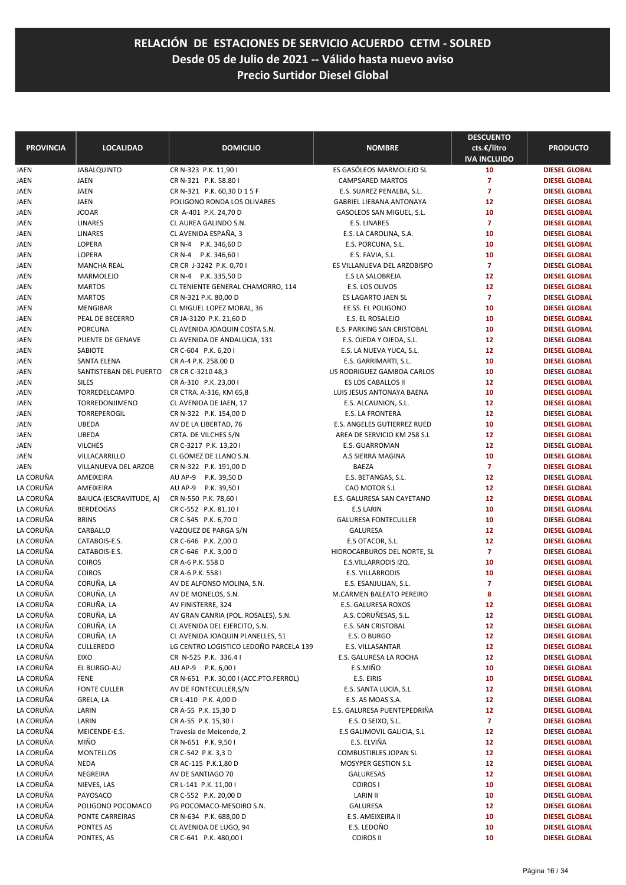# RELACIÓN DE ESTACIONES DE SERVICIO ACUERDO CETM - SOLRED
## Desde 05 de Julio de 2021 -- Válido hasta nuevo aviso
## Precio Surtidor Diesel Global

| PROVINCIA | LOCALIDAD | DOMICILIO | NOMBRE | DESCUENTO cts.€/litro IVA INCLUIDO | PRODUCTO |
|---|---|---|---|---|---|
| JAEN | JABALQUINTO | CR N-323 P.K. 11,90 I | ES GASÓLEOS MARMOLEJO SL | 10 | DIESEL GLOBAL |
| JAEN | JAEN | CR N-321 P.K. 58.80 I | CAMPSARED MARTOS | 7 | DIESEL GLOBAL |
| JAEN | JAEN | CR N-321 P.K. 60,30 D 1 5 F | E.S. SUAREZ PENALBA, S.L. | 7 | DIESEL GLOBAL |
| JAEN | JAEN | POLIGONO RONDA LOS OLIVARES | GABRIEL LIEBANA ANTONAYA | 12 | DIESEL GLOBAL |
| JAEN | JODAR | CR A-401 P.K. 24,70 D | GASOLEOS SAN MIGUEL, S.L. | 10 | DIESEL GLOBAL |
| JAEN | LINARES | CL AUREA GALINDO S.N. | E.S. LINARES | 7 | DIESEL GLOBAL |
| JAEN | LINARES | CL AVENIDA ESPAÑA, 3 | E.S. LA CAROLINA, S.A. | 10 | DIESEL GLOBAL |
| JAEN | LOPERA | CR N-4 P.K. 346,60 D | E.S. PORCUNA, S.L. | 10 | DIESEL GLOBAL |
| JAEN | LOPERA | CR N-4 P.K. 346,60 I | E.S. FAVIA, S.L. | 10 | DIESEL GLOBAL |
| JAEN | MANCHA REAL | CR CR J-3242 P.K. 0,70 I | ES VILLANUEVA DEL ARZOBISPO | 7 | DIESEL GLOBAL |
| JAEN | MARMOLEJO | CR N-4 P.K. 335,50 D | E.S LA SALOBREJA | 12 | DIESEL GLOBAL |
| JAEN | MARTOS | CL TENIENTE GENERAL CHAMORRO, 114 | E.S. LOS OLIVOS | 12 | DIESEL GLOBAL |
| JAEN | MARTOS | CR N-321 P.K. 80,00 D | ES LAGARTO JAEN SL | 7 | DIESEL GLOBAL |
| JAEN | MENGIBAR | CL MIGUEL LOPEZ MORAL, 36 | EE.SS. EL POLIGONO | 10 | DIESEL GLOBAL |
| JAEN | PEAL DE BECERRO | CR JA-3120 P.K. 21,60 D | E.S. EL ROSALEJO | 10 | DIESEL GLOBAL |
| JAEN | PORCUNA | CL AVENIDA JOAQUIN COSTA S.N. | E.S. PARKING SAN CRISTOBAL | 10 | DIESEL GLOBAL |
| JAEN | PUENTE DE GENAVE | CL AVENIDA DE ANDALUCIA, 131 | E.S. OJEDA Y OJEDA, S.L. | 12 | DIESEL GLOBAL |
| JAEN | SABIOTE | CR C-604 P.K. 6,20 I | E.S. LA NUEVA YUCA, S.L. | 12 | DIESEL GLOBAL |
| JAEN | SANTA ELENA | CR A-4 P.K. 258.00 D | E.S. GARRIMARTI, S.L. | 10 | DIESEL GLOBAL |
| JAEN | SANTISTEBAN DEL PUERTO | CR CR C-3210 48,3 | US RODRIGUEZ GAMBOA CARLOS | 10 | DIESEL GLOBAL |
| JAEN | SILES | CR A-310 P.K. 23,00 I | ES LOS CABALLOS II | 12 | DIESEL GLOBAL |
| JAEN | TORREDELCAMPO | CR CTRA. A-316, KM 65,8 | LUIS JESUS ANTONAYA BAENA | 10 | DIESEL GLOBAL |
| JAEN | TORREDONJIMENO | CL AVENIDA DE JAEN, 17 | E.S. ALCAUNION, S.L. | 12 | DIESEL GLOBAL |
| JAEN | TORREPEROGIL | CR N-322 P.K. 154,00 D | E.S. LA FRONTERA | 12 | DIESEL GLOBAL |
| JAEN | UBEDA | AV DE LA LIBERTAD, 76 | E.S. ANGELES GUTIERREZ RUED | 10 | DIESEL GLOBAL |
| JAEN | UBEDA | CRTA. DE VILCHES S/N | AREA DE SERVICIO KM 258 S.L | 12 | DIESEL GLOBAL |
| JAEN | VILCHES | CR C-3217 P.K. 13,20 I | E.S. GUARROMAN | 12 | DIESEL GLOBAL |
| JAEN | VILLACARRILLO | CL GOMEZ DE LLANO S.N. | A.S SIERRA MAGINA | 10 | DIESEL GLOBAL |
| JAEN | VILLANUEVA DEL ARZOB | CR N-322 P.K. 191,00 D | BAEZA | 7 | DIESEL GLOBAL |
| LA CORUÑA | AMEIXEIRA | AU AP-9 P.K. 39,50 D | E.S. BETANGAS, S.L. | 12 | DIESEL GLOBAL |
| LA CORUÑA | AMEIXEIRA | AU AP-9 P.K. 39,50 I | CAO MOTOR S.L | 12 | DIESEL GLOBAL |
| LA CORUÑA | BAIUCA (ESCRAVITUDE, A) | CR N-550 P.K. 78,60 I | E.S. GALURESA SAN CAYETANO | 12 | DIESEL GLOBAL |
| LA CORUÑA | BERDEOGAS | CR C-552 P.K. 81.10 I | E.S LARIN | 10 | DIESEL GLOBAL |
| LA CORUÑA | BRINS | CR C-545 P.K. 6,70 D | GALURESA FONTECULLER | 10 | DIESEL GLOBAL |
| LA CORUÑA | CARBALLO | VAZQUEZ DE PARGA S/N | GALURESA | 12 | DIESEL GLOBAL |
| LA CORUÑA | CATABOIS-E.S. | CR C-646 P.K. 2,00 D | E.S OTACOR, S.L. | 12 | DIESEL GLOBAL |
| LA CORUÑA | CATABOIS-E.S. | CR C-646 P.K. 3,00 D | HIDROCARBUROS DEL NORTE, SL | 7 | DIESEL GLOBAL |
| LA CORUÑA | COIROS | CR A-6 P.K. 558 D | E.S.VILLARRODIS IZQ. | 10 | DIESEL GLOBAL |
| LA CORUÑA | COIROS | CR A-6 P.K. 558 I | E.S. VILLARRODIS | 10 | DIESEL GLOBAL |
| LA CORUÑA | CORUÑA, LA | AV DE ALFONSO MOLINA, S.N. | E.S. ESANJULIAN, S.L. | 7 | DIESEL GLOBAL |
| LA CORUÑA | CORUÑA, LA | AV DE MONELOS, S.N. | M.CARMEN BALEATO PEREIRO | 8 | DIESEL GLOBAL |
| LA CORUÑA | CORUÑA, LA | AV FINISTERRE, 324 | E.S. GALURESA ROXOS | 12 | DIESEL GLOBAL |
| LA CORUÑA | CORUÑA, LA | AV GRAN CANRIA (POL. ROSALES), S.N. | A.S. CORUÑESAS, S.L. | 12 | DIESEL GLOBAL |
| LA CORUÑA | CORUÑA, LA | CL AVENIDA DEL EJERCITO, S.N. | E.S. SAN CRISTOBAL | 12 | DIESEL GLOBAL |
| LA CORUÑA | CORUÑA, LA | CL AVENIDA JOAQUIN PLANELLES, 51 | E.S. O BURGO | 12 | DIESEL GLOBAL |
| LA CORUÑA | CULLEREDO | LG CENTRO LOGISTICO LEDOÑO PARCELA 139 | E.S. VILLASANTAR | 12 | DIESEL GLOBAL |
| LA CORUÑA | EIXO | CR N-525 P.K. 336.4 I | E.S. GALURESA LA ROCHA | 12 | DIESEL GLOBAL |
| LA CORUÑA | EL BURGO-AU | AU AP-9 P.K. 6,00 I | E.S.MIÑO | 10 | DIESEL GLOBAL |
| LA CORUÑA | FENE | CR N-651 P.K. 30,00 I (ACC.PTO.FERROL) | E.S. EIRIS | 10 | DIESEL GLOBAL |
| LA CORUÑA | FONTE CULLER | AV DE FONTECULLER,S/N | E.S. SANTA LUCIA, S.L | 12 | DIESEL GLOBAL |
| LA CORUÑA | GRELA, LA | CR L-410 P.K. 4,00 D | E.S. AS MOAS S.A. | 12 | DIESEL GLOBAL |
| LA CORUÑA | LARIN | CR A-55 P.K. 15,30 D | E.S. GALURESA PUENTEPEDRIÑA | 12 | DIESEL GLOBAL |
| LA CORUÑA | LARIN | CR A-55 P.K. 15,30 I | E.S. O SEIXO, S.L. | 7 | DIESEL GLOBAL |
| LA CORUÑA | MEICENDE-E.S. | Travesía de Meicende, 2 | E.S GALIMOVIL GALICIA, S.L | 12 | DIESEL GLOBAL |
| LA CORUÑA | MIÑO | CR N-651 P.K. 9,50 I | E.S. ELVIÑA | 12 | DIESEL GLOBAL |
| LA CORUÑA | MONTELLOS | CR C-542 P.K. 3,3 D | COMBUSTIBLES JOPAN SL | 12 | DIESEL GLOBAL |
| LA CORUÑA | NEDA | CR AC-115 P.K.1,80 D | MOSYPER GESTION S.L | 12 | DIESEL GLOBAL |
| LA CORUÑA | NEGREIRA | AV DE SANTIAGO 70 | GALURESAS | 12 | DIESEL GLOBAL |
| LA CORUÑA | NIEVES, LAS | CR L-141 P.K. 11,00 I | COIROS I | 10 | DIESEL GLOBAL |
| LA CORUÑA | PAYOSACO | CR C-552 P.K. 20,00 D | LARIN II | 10 | DIESEL GLOBAL |
| LA CORUÑA | POLIGONO POCOMACO | PG POCOMACO-MESOIRO S.N. | GALURESA | 12 | DIESEL GLOBAL |
| LA CORUÑA | PONTE CARREIRAS | CR N-634 P.K. 688,00 D | E.S. AMEIXEIRA II | 10 | DIESEL GLOBAL |
| LA CORUÑA | PONTES AS | CL AVENIDA DE LUGO, 94 | E.S. LEDOÑO | 10 | DIESEL GLOBAL |
| LA CORUÑA | PONTES, AS | CR C-641 P.K. 480,00 I | COIROS II | 10 | DIESEL GLOBAL |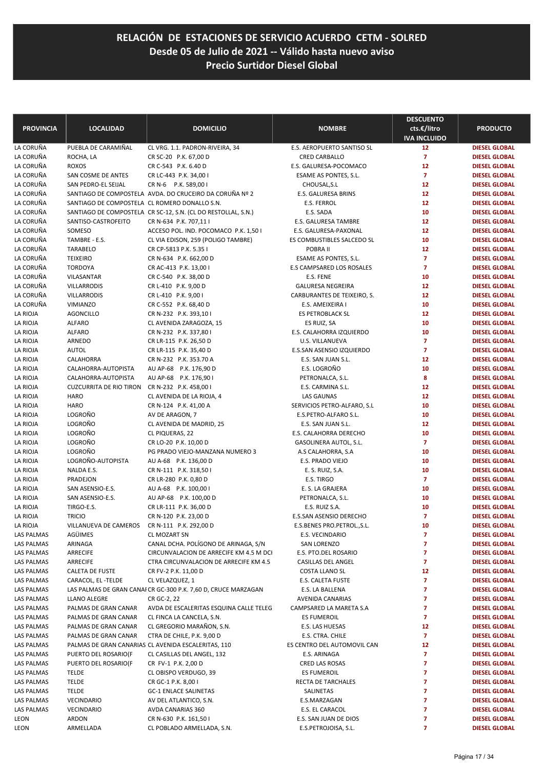# RELACIÓN DE ESTACIONES DE SERVICIO ACUERDO CETM - SOLRED
## Desde 05 de Julio de 2021 -- Válido hasta nuevo aviso
## Precio Surtidor Diesel Global

| PROVINCIA | LOCALIDAD | DOMICILIO | NOMBRE | DESCUENTO cts.€/litro IVA INCLUIDO | PRODUCTO |
|---|---|---|---|---|---|
| LA CORUÑA | PUEBLA DE CARAMIÑAL | CL VRG. 1.1. PADRON-RIVEIRA, 34 | E.S. AEROPUERTO SANTISO SL | 12 | DIESEL GLOBAL |
| LA CORUÑA | ROCHA, LA | CR SC-20 P.K. 67,00 D | CRED CARBALLO | 7 | DIESEL GLOBAL |
| LA CORUÑA | ROXOS | CR C-543 P.K. 6.40 D | E.S. GALURESA-POCOMACO | 12 | DIESEL GLOBAL |
| LA CORUÑA | SAN COSME DE ANTES | CR LC-443 P.K. 34,00 I | ESAME AS PONTES, S.L. | 7 | DIESEL GLOBAL |
| LA CORUÑA | SAN PEDRO-EL SEIJAL | CR N-6 P.K. 589,00 I | CHOUSAL,S.L | 12 | DIESEL GLOBAL |
| LA CORUÑA | SANTIAGO DE COMPOSTELA | AVDA. DO CRUCEIRO DA CORUÑA Nº 2 | E.S. GALURESA BRINS | 12 | DIESEL GLOBAL |
| LA CORUÑA | SANTIAGO DE COMPOSTELA | CL ROMERO DONALLO S.N. | E.S. FERROL | 12 | DIESEL GLOBAL |
| LA CORUÑA | SANTIAGO DE COMPOSTELA | CR SC-12, S.N. (CL DO RESTOLLAL, S.N.) | E.S. SADA | 10 | DIESEL GLOBAL |
| LA CORUÑA | SANTISO-CASTROFEITO | CR N-634 P.K. 707,11 I | E.S. GALURESA TAMBRE | 12 | DIESEL GLOBAL |
| LA CORUÑA | SOMESO | ACCESO POL. IND. POCOMACO P.K. 1,50 I | E.S. GALURESA-PAXONAL | 12 | DIESEL GLOBAL |
| LA CORUÑA | TAMBRE - E.S. | CL VIA EDISON, 259 (POLIGO TAMBRE) | ES COMBUSTIBLES SALCEDO SL | 10 | DIESEL GLOBAL |
| LA CORUÑA | TARABELO | CR CP-5813 P.K. 5.35 I | POBRA II | 12 | DIESEL GLOBAL |
| LA CORUÑA | TEIXEIRO | CR N-634 P.K. 662,00 D | ESAME AS PONTES, S.L. | 7 | DIESEL GLOBAL |
| LA CORUÑA | TORDOYA | CR AC-413 P.K. 13,00 I | E.S CAMPSARED LOS ROSALES | 7 | DIESEL GLOBAL |
| LA CORUÑA | VILASANTAR | CR C-540 P.K. 38,00 D | E.S. FENE | 10 | DIESEL GLOBAL |
| LA CORUÑA | VILLARRODIS | CR L-410 P.K. 9,00 D | GALURESA NEGREIRA | 12 | DIESEL GLOBAL |
| LA CORUÑA | VILLARRODIS | CR L-410 P.K. 9,00 I | CARBURANTES DE TEIXEIRO, S. | 12 | DIESEL GLOBAL |
| LA CORUÑA | VIMIANZO | CR C-552 P.K. 68,40 D | E.S. AMEIXEIRA I | 10 | DIESEL GLOBAL |
| LA RIOJA | AGONCILLO | CR N-232 P.K. 393,10 I | ES PETROBLACK SL | 12 | DIESEL GLOBAL |
| LA RIOJA | ALFARO | CL AVENIDA ZARAGOZA, 15 | ES RUIZ, SA | 10 | DIESEL GLOBAL |
| LA RIOJA | ALFARO | CR N-232 P.K. 337,80 I | E.S. CALAHORRA IZQUIERDO | 10 | DIESEL GLOBAL |
| LA RIOJA | ARNEDO | CR LR-115 P.K. 26,50 D | U.S. VILLANUEVA | 7 | DIESEL GLOBAL |
| LA RIOJA | AUTOL | CR LR-115 P.K. 35,40 D | E.S.SAN ASENSIO IZQUIERDO | 7 | DIESEL GLOBAL |
| LA RIOJA | CALAHORRA | CR N-232 P.K. 353.70 A | E.S. SAN JUAN S.L. | 12 | DIESEL GLOBAL |
| LA RIOJA | CALAHORRA-AUTOPISTA | AU AP-68 P.K. 176,90 D | E.S. LOGROÑO | 10 | DIESEL GLOBAL |
| LA RIOJA | CALAHORRA-AUTOPISTA | AU AP-68 P.K. 176,90 I | PETRONALCA, S.L. | 8 | DIESEL GLOBAL |
| LA RIOJA | CUZCURRITA DE RIO TIRON | CR N-232 P.K. 458,00 I | E.S. CARMINA S.L. | 12 | DIESEL GLOBAL |
| LA RIOJA | HARO | CL AVENIDA DE LA RIOJA, 4 | LAS GAUNAS | 12 | DIESEL GLOBAL |
| LA RIOJA | HARO | CR N-124 P.K. 41,00 A | SERVICIOS PETRO-ALFARO, S.L | 10 | DIESEL GLOBAL |
| LA RIOJA | LOGROÑO | AV DE ARAGON, 7 | E.S.PETRO-ALFARO S.L. | 10 | DIESEL GLOBAL |
| LA RIOJA | LOGROÑO | CL AVENIDA DE MADRID, 25 | E.S. SAN JUAN S.L. | 12 | DIESEL GLOBAL |
| LA RIOJA | LOGROÑO | CL PIQUERAS, 22 | E.S. CALAHORRA DERECHO | 10 | DIESEL GLOBAL |
| LA RIOJA | LOGROÑO | CR LO-20 P.K. 10,00 D | GASOLINERA AUTOL, S.L. | 7 | DIESEL GLOBAL |
| LA RIOJA | LOGROÑO | PG PRADO VIEJO-MANZANA NUMERO 3 | A.S CALAHORRA, S.A | 10 | DIESEL GLOBAL |
| LA RIOJA | LOGROÑO-AUTOPISTA | AU A-68 P.K. 136,00 D | E.S. PRADO VIEJO | 10 | DIESEL GLOBAL |
| LA RIOJA | NALDA E.S. | CR N-111 P.K. 318,50 I | E. S. RUIZ, S.A. | 10 | DIESEL GLOBAL |
| LA RIOJA | PRADEJON | CR LR-280 P.K. 0,80 D | E.S. TIRGO | 7 | DIESEL GLOBAL |
| LA RIOJA | SAN ASENSIO-E.S. | AU A-68 P.K. 100,00 I | E. S. LA GRAJERA | 10 | DIESEL GLOBAL |
| LA RIOJA | SAN ASENSIO-E.S. | AU AP-68 P.K. 100,00 D | PETRONALCA, S.L. | 10 | DIESEL GLOBAL |
| LA RIOJA | TIRGO-E.S. | CR LR-111 P.K. 36,00 D | E.S. RUIZ S.A. | 10 | DIESEL GLOBAL |
| LA RIOJA | TRICIO | CR N-120 P.K. 23,00 D | E.S.SAN ASENSIO DERECHO | 7 | DIESEL GLOBAL |
| LA RIOJA | VILLANUEVA DE CAMEROS | CR N-111 P.K. 292,00 D | E.S.BENES PRO.PETROL.,S.L. | 10 | DIESEL GLOBAL |
| LAS PALMAS | AGÜIMES | CL MOZART SN | E.S. VECINDARIO | 7 | DIESEL GLOBAL |
| LAS PALMAS | ARINAGA | CANAL DCHA. POLÍGONO DE ARINAGA, S/N | SAN LORENZO | 7 | DIESEL GLOBAL |
| LAS PALMAS | ARRECIFE | CIRCUNVALACION DE ARRECIFE KM 4.5 M DCI | E.S. PTO.DEL ROSARIO | 7 | DIESEL GLOBAL |
| LAS PALMAS | ARRECIFE | CTRA CIRCUNVALACION DE ARRECIFE KM 4.5 | CASILLAS DEL ANGEL | 7 | DIESEL GLOBAL |
| LAS PALMAS | CALETA DE FUSTE | CR FV-2 P.K. 11,00 D | COSTA LLANO SL | 12 | DIESEL GLOBAL |
| LAS PALMAS | CARACOL, EL -TELDE | CL VELAZQUEZ, 1 | E.S. CALETA FUSTE | 7 | DIESEL GLOBAL |
| LAS PALMAS | LAS PALMAS DE GRAN CANAI | CR GC-300 P.K. 7,60 D, CRUCE MARZAGAN | E.S. LA BALLENA | 7 | DIESEL GLOBAL |
| LAS PALMAS | LLANO ALEGRE | CR GC-2, 22 | AVENIDA CANARIAS | 7 | DIESEL GLOBAL |
| LAS PALMAS | PALMAS DE GRAN CANAR | AVDA DE ESCALERITAS ESQUINA CALLE TELEG | CAMPSARED LA MARETA S.A | 7 | DIESEL GLOBAL |
| LAS PALMAS | PALMAS DE GRAN CANAR | CL FINCA LA CANCELA, S.N. | ES FUMEROIL | 7 | DIESEL GLOBAL |
| LAS PALMAS | PALMAS DE GRAN CANAR | CL GREGORIO MARAÑON, S.N. | E.S. LAS HUESAS | 12 | DIESEL GLOBAL |
| LAS PALMAS | PALMAS DE GRAN CANAR | CTRA DE CHILE, P.K. 9,00 D | E.S. CTRA. CHILE | 7 | DIESEL GLOBAL |
| LAS PALMAS | PALMAS DE GRAN CANARIAS | CL AVENIDA ESCALERITAS, 110 | ES CENTRO DEL AUTOMOVIL CAN | 12 | DIESEL GLOBAL |
| LAS PALMAS | PUERTO DEL ROSARIO(F | CL CASILLAS DEL ANGEL, 132 | E.S. ARINAGA | 7 | DIESEL GLOBAL |
| LAS PALMAS | PUERTO DEL ROSARIO(F | CR FV-1 P.K. 2,00 D | CRED LAS ROSAS | 7 | DIESEL GLOBAL |
| LAS PALMAS | TELDE | CL OBISPO VERDUGO, 39 | ES FUMEROIL | 7 | DIESEL GLOBAL |
| LAS PALMAS | TELDE | CR GC-1 P.K. 8,00 I | RECTA DE TARCHALES | 7 | DIESEL GLOBAL |
| LAS PALMAS | TELDE | GC-1 ENLACE SALINETAS | SALINETAS | 7 | DIESEL GLOBAL |
| LAS PALMAS | VECINDARIO | AV DEL ATLANTICO, S.N. | E.S.MARZAGAN | 7 | DIESEL GLOBAL |
| LAS PALMAS | VECINDARIO | AVDA CANARIAS 360 | E.S. EL CARACOL | 7 | DIESEL GLOBAL |
| LEON | ARDON | CR N-630 P.K. 161,50 I | E.S. SAN JUAN DE DIOS | 7 | DIESEL GLOBAL |
| LEON | ARMELLADA | CL POBLADO ARMELLADA, S.N. | E.S.PETROJOISA, S.L. | 7 | DIESEL GLOBAL |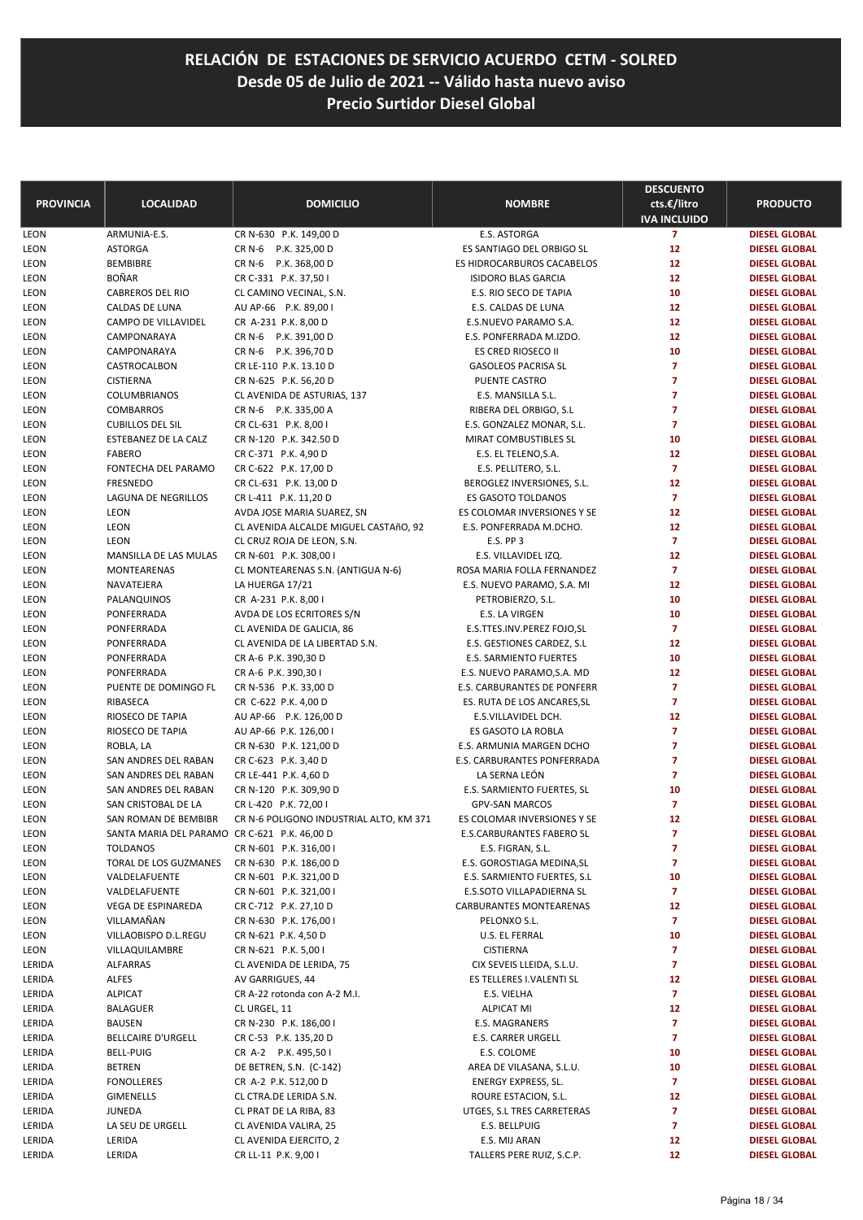# RELACIÓN DE ESTACIONES DE SERVICIO ACUERDO CETM - SOLRED
## Desde 05 de Julio de 2021 -- Válido hasta nuevo aviso
## Precio Surtidor Diesel Global

| PROVINCIA | LOCALIDAD | DOMICILIO | NOMBRE | DESCUENTO cts.€/litro IVA INCLUIDO | PRODUCTO |
|---|---|---|---|---|---|
| LEON | ARMUNIA-E.S. | CR N-630 P.K. 149,00 D | E.S. ASTORGA | 7 | DIESEL GLOBAL |
| LEON | ASTORGA | CR N-6 P.K. 325,00 D | ES SANTIAGO DEL ORBIGO SL | 12 | DIESEL GLOBAL |
| LEON | BEMBIBRE | CR N-6 P.K. 368,00 D | ES HIDROCARBUROS CACABELOS | 12 | DIESEL GLOBAL |
| LEON | BOÑAR | CR C-331 P.K. 37,50 I | ISIDORO BLAS GARCIA | 12 | DIESEL GLOBAL |
| LEON | CABREROS DEL RIO | CL CAMINO VECINAL, S.N. | E.S. RIO SECO DE TAPIA | 10 | DIESEL GLOBAL |
| LEON | CALDAS DE LUNA | AU AP-66 P.K. 89,00 I | E.S. CALDAS DE LUNA | 12 | DIESEL GLOBAL |
| LEON | CAMPO DE VILLAVIDEL | CR A-231 P.K. 8,00 D | E.S.NUEVO PARAMO S.A. | 12 | DIESEL GLOBAL |
| LEON | CAMPONARAYA | CR N-6 P.K. 391,00 D | E.S. PONFERRADA M.IZDO. | 12 | DIESEL GLOBAL |
| LEON | CAMPONARAYA | CR N-6 P.K. 396,70 D | ES CRED RIOSECO II | 10 | DIESEL GLOBAL |
| LEON | CASTROCALBON | CR LE-110 P.K. 13.10 D | GASOLEOS PACRISA SL | 7 | DIESEL GLOBAL |
| LEON | CISTIERNA | CR N-625 P.K. 56,20 D | PUENTE CASTRO | 7 | DIESEL GLOBAL |
| LEON | COLUMBRIANOS | CL AVENIDA DE ASTURIAS, 137 | E.S. MANSILLA S.L. | 7 | DIESEL GLOBAL |
| LEON | COMBARROS | CR N-6 P.K. 335,00 A | RIBERA DEL ORBIGO, S.L | 7 | DIESEL GLOBAL |
| LEON | CUBILLOS DEL SIL | CR CL-631 P.K. 8,00 I | E.S. GONZALEZ MONAR, S.L. | 7 | DIESEL GLOBAL |
| LEON | ESTEBANEZ DE LA CALZ | CR N-120 P.K. 342.50 D | MIRAT COMBUSTIBLES SL | 10 | DIESEL GLOBAL |
| LEON | FABERO | CR C-371 P.K. 4,90 D | E.S. EL TELENO,S.A. | 12 | DIESEL GLOBAL |
| LEON | FONTECHA DEL PARAMO | CR C-622 P.K. 17,00 D | E.S. PELLITERO, S.L. | 7 | DIESEL GLOBAL |
| LEON | FRESNEDO | CR CL-631 P.K. 13,00 D | BEROGLEZ INVERSIONES, S.L. | 12 | DIESEL GLOBAL |
| LEON | LAGUNA DE NEGRILLOS | CR L-411 P.K. 11,20 D | ES GASOTO TOLDANOS | 7 | DIESEL GLOBAL |
| LEON | LEON | AVDA JOSE MARIA SUAREZ, SN | ES COLOMAR INVERSIONES Y SE | 12 | DIESEL GLOBAL |
| LEON | LEON | CL AVENIDA ALCALDE MIGUEL CASTAñO, 92 | E.S. PONFERRADA M.DCHO. | 12 | DIESEL GLOBAL |
| LEON | LEON | CL CRUZ ROJA DE LEON, S.N. | E.S. PP 3 | 7 | DIESEL GLOBAL |
| LEON | MANSILLA DE LAS MULAS | CR N-601 P.K. 308,00 I | E.S. VILLAVIDEL IZQ. | 12 | DIESEL GLOBAL |
| LEON | MONTEARENAS | CL MONTEARENAS S.N. (ANTIGUA N-6) | ROSA MARIA FOLLA FERNANDEZ | 7 | DIESEL GLOBAL |
| LEON | NAVATEJERA | LA HUERGA 17/21 | E.S. NUEVO PARAMO, S.A. MI | 12 | DIESEL GLOBAL |
| LEON | PALANQUINOS | CR A-231 P.K. 8,00 I | PETROBIERZO, S.L. | 10 | DIESEL GLOBAL |
| LEON | PONFERRADA | AVDA DE LOS ECRITORES S/N | E.S. LA VIRGEN | 10 | DIESEL GLOBAL |
| LEON | PONFERRADA | CL AVENIDA DE GALICIA, 86 | E.S.TTES.INV.PEREZ FOJO,SL | 7 | DIESEL GLOBAL |
| LEON | PONFERRADA | CL AVENIDA DE LA LIBERTAD S.N. | E.S. GESTIONES CARDEZ, S.L | 12 | DIESEL GLOBAL |
| LEON | PONFERRADA | CR A-6 P.K. 390,30 D | E.S. SARMIENTO FUERTES | 10 | DIESEL GLOBAL |
| LEON | PONFERRADA | CR A-6 P.K. 390,30 I | E.S. NUEVO PARAMO,S.A. MD | 12 | DIESEL GLOBAL |
| LEON | PUENTE DE DOMINGO FL | CR N-536 P.K. 33,00 D | E.S. CARBURANTES DE PONFERR | 7 | DIESEL GLOBAL |
| LEON | RIBASECA | CR C-622 P.K. 4,00 D | ES. RUTA DE LOS ANCARES,SL | 7 | DIESEL GLOBAL |
| LEON | RIOSECO DE TAPIA | AU AP-66 P.K. 126,00 D | E.S.VILLAVIDEL DCH. | 12 | DIESEL GLOBAL |
| LEON | RIOSECO DE TAPIA | AU AP-66 P.K. 126,00 I | ES GASOTO LA ROBLA | 7 | DIESEL GLOBAL |
| LEON | ROBLA, LA | CR N-630 P.K. 121,00 D | E.S. ARMUNIA MARGEN DCHO | 7 | DIESEL GLOBAL |
| LEON | SAN ANDRES DEL RABAN | CR C-623 P.K. 3,40 D | E.S. CARBURANTES PONFERRADA | 7 | DIESEL GLOBAL |
| LEON | SAN ANDRES DEL RABAN | CR LE-441 P.K. 4,60 D | LA SERNA LEÓN | 7 | DIESEL GLOBAL |
| LEON | SAN ANDRES DEL RABAN | CR N-120 P.K. 309,90 D | E.S. SARMIENTO FUERTES, SL | 10 | DIESEL GLOBAL |
| LEON | SAN CRISTOBAL DE LA | CR L-420 P.K. 72,00 I | GPV-SAN MARCOS | 7 | DIESEL GLOBAL |
| LEON | SAN ROMAN DE BEMBIBR | CR N-6 POLIGONO INDUSTRIAL ALTO, KM 371 | ES COLOMAR INVERSIONES Y SE | 12 | DIESEL GLOBAL |
| LEON | SANTA MARIA DEL PARAMO | CR C-621 P.K. 46,00 D | E.S.CARBURANTES FABERO SL | 7 | DIESEL GLOBAL |
| LEON | TOLDANOS | CR N-601 P.K. 316,00 I | E.S. FIGRAN, S.L. | 7 | DIESEL GLOBAL |
| LEON | TORAL DE LOS GUZMANES | CR N-630 P.K. 186,00 D | E.S. GOROSTIAGA MEDINA,SL | 7 | DIESEL GLOBAL |
| LEON | VALDELAFUENTE | CR N-601 P.K. 321,00 D | E.S. SARMIENTO FUERTES, S.L | 10 | DIESEL GLOBAL |
| LEON | VALDELAFUENTE | CR N-601 P.K. 321,00 I | E.S.SOTO VILLAPADIERNA SL | 7 | DIESEL GLOBAL |
| LEON | VEGA DE ESPINAREDA | CR C-712 P.K. 27,10 D | CARBURANTES MONTEARENAS | 12 | DIESEL GLOBAL |
| LEON | VILLAMAÑAN | CR N-630 P.K. 176,00 I | PELONXO S.L. | 7 | DIESEL GLOBAL |
| LEON | VILLAOBISPO D.L.REGU | CR N-621 P.K. 4,50 D | U.S. EL FERRAL | 10 | DIESEL GLOBAL |
| LEON | VILLAQUILAMBRE | CR N-621 P.K. 5,00 I | CISTIERNA | 7 | DIESEL GLOBAL |
| LERIDA | ALFARRAS | CL AVENIDA DE LERIDA, 75 | CIX SEVEIS LLEIDA, S.L.U. | 7 | DIESEL GLOBAL |
| LERIDA | ALFES | AV GARRIGUES, 44 | ES TELLERES I.VALENTI SL | 12 | DIESEL GLOBAL |
| LERIDA | ALPICAT | CR A-22 rotonda con A-2 M.I. | E.S. VIELHA | 7 | DIESEL GLOBAL |
| LERIDA | BALAGUER | CL URGEL, 11 | ALPICAT MI | 12 | DIESEL GLOBAL |
| LERIDA | BAUSEN | CR N-230 P.K. 186,00 I | E.S. MAGRANERS | 7 | DIESEL GLOBAL |
| LERIDA | BELLCAIRE D'URGELL | CR C-53 P.K. 135,20 D | E.S. CARRER URGELL | 7 | DIESEL GLOBAL |
| LERIDA | BELL-PUIG | CR A-2 P.K. 495,50 I | E.S. COLOME | 10 | DIESEL GLOBAL |
| LERIDA | BETREN | DE BETREN, S.N. (C-142) | AREA DE VILASANA, S.L.U. | 10 | DIESEL GLOBAL |
| LERIDA | FONOLLERES | CR A-2 P.K. 512,00 D | ENERGY EXPRESS, SL. | 7 | DIESEL GLOBAL |
| LERIDA | GIMENELLS | CL CTRA.DE LERIDA S.N. | ROURE ESTACION, S.L. | 12 | DIESEL GLOBAL |
| LERIDA | JUNEDA | CL PRAT DE LA RIBA, 83 | UTGES, S.L TRES CARRETERAS | 7 | DIESEL GLOBAL |
| LERIDA | LA SEU DE URGELL | CL AVENIDA VALIRA, 25 | E.S. BELLPUIG | 7 | DIESEL GLOBAL |
| LERIDA | LERIDA | CL AVENIDA EJERCITO, 2 | E.S. MIJ ARAN | 12 | DIESEL GLOBAL |
| LERIDA | LERIDA | CR LL-11 P.K. 9,00 I | TALLERS PERE RUIZ, S.C.P. | 12 | DIESEL GLOBAL |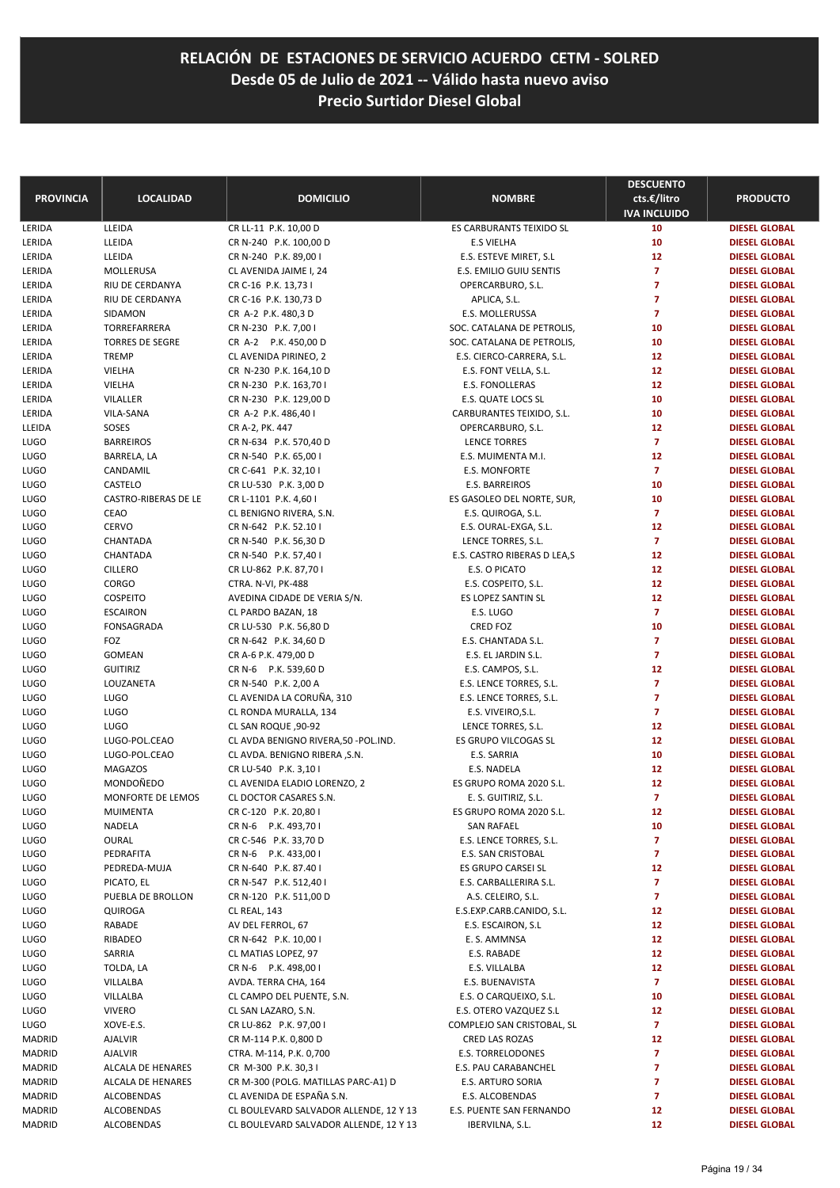# RELACIÓN DE ESTACIONES DE SERVICIO ACUERDO CETM - SOLRED
## Desde 05 de Julio de 2021 -- Válido hasta nuevo aviso
## Precio Surtidor Diesel Global

| PROVINCIA | LOCALIDAD | DOMICILIO | NOMBRE | DESCUENTO cts.€/litro IVA INCLUIDO | PRODUCTO |
|---|---|---|---|---|---|
| LERIDA | LLEIDA | CR LL-11 P.K. 10,00 D | ES CARBURANTS TEIXIDO SL | 10 | DIESEL GLOBAL |
| LERIDA | LLEIDA | CR N-240 P.K. 100,00 D | E.S VIELHA | 10 | DIESEL GLOBAL |
| LERIDA | LLEIDA | CR N-240 P.K. 89,00 I | E.S. ESTEVE MIRET, S.L | 12 | DIESEL GLOBAL |
| LERIDA | MOLLERUSA | CL AVENIDA JAIME I, 24 | E.S. EMILIO GUIU SENTIS | 7 | DIESEL GLOBAL |
| LERIDA | RIU DE CERDANYA | CR C-16 P.K. 13,73 I | OPERCARBURO, S.L. | 7 | DIESEL GLOBAL |
| LERIDA | RIU DE CERDANYA | CR C-16 P.K. 130,73 D | APLICA, S.L. | 7 | DIESEL GLOBAL |
| LERIDA | SIDAMON | CR A-2 P.K. 480,3 D | E.S. MOLLERUSSA | 7 | DIESEL GLOBAL |
| LERIDA | TORREFARRERA | CR N-230 P.K. 7,00 I | SOC. CATALANA DE PETROLIS, | 10 | DIESEL GLOBAL |
| LERIDA | TORRES DE SEGRE | CR A-2 P.K. 450,00 D | SOC. CATALANA DE PETROLIS, | 10 | DIESEL GLOBAL |
| LERIDA | TREMP | CL AVENIDA PIRINEO, 2 | E.S. CIERCO-CARRERA, S.L. | 12 | DIESEL GLOBAL |
| LERIDA | VIELHA | CR N-230 P.K. 164,10 D | E.S. FONT VELLA, S.L. | 12 | DIESEL GLOBAL |
| LERIDA | VIELHA | CR N-230 P.K. 163,70 I | E.S. FONOLLERAS | 12 | DIESEL GLOBAL |
| LERIDA | VILALLER | CR N-230 P.K. 129,00 D | E.S. QUATE LOCS SL | 10 | DIESEL GLOBAL |
| LERIDA | VILA-SANA | CR A-2 P.K. 486,40 I | CARBURANTES TEIXIDO, S.L. | 10 | DIESEL GLOBAL |
| LLEIDA | SOSES | CR A-2, PK. 447 | OPERCARBURO, S.L. | 12 | DIESEL GLOBAL |
| LUGO | BARREIROS | CR N-634 P.K. 570,40 D | LENCE TORRES | 7 | DIESEL GLOBAL |
| LUGO | BARRELA, LA | CR N-540 P.K. 65,00 I | E.S. MUIMENTA M.I. | 12 | DIESEL GLOBAL |
| LUGO | CANDAMIL | CR C-641 P.K. 32,10 I | E.S. MONFORTE | 7 | DIESEL GLOBAL |
| LUGO | CASTELO | CR LU-530 P.K. 3,00 D | E.S. BARREIROS | 10 | DIESEL GLOBAL |
| LUGO | CASTRO-RIBERAS DE LE | CR L-1101 P.K. 4,60 I | ES GASOLEO DEL NORTE, SUR, | 10 | DIESEL GLOBAL |
| LUGO | CEAO | CL BENIGNO RIVERA, S.N. | E.S. QUIROGA, S.L. | 7 | DIESEL GLOBAL |
| LUGO | CERVO | CR N-642 P.K. 52.10 I | E.S. OURAL-EXGA, S.L. | 12 | DIESEL GLOBAL |
| LUGO | CHANTADA | CR N-540 P.K. 56,30 D | LENCE TORRES, S.L. | 7 | DIESEL GLOBAL |
| LUGO | CHANTADA | CR N-540 P.K. 57,40 I | E.S. CASTRO RIBERAS D LEA,S | 12 | DIESEL GLOBAL |
| LUGO | CILLERO | CR LU-862 P.K. 87,70 I | E.S. O PICATO | 12 | DIESEL GLOBAL |
| LUGO | CORGO | CTRA. N-VI, PK-488 | E.S. COSPEITO, S.L. | 12 | DIESEL GLOBAL |
| LUGO | COSPEITO | AVEDINA CIDADE DE VERIA S/N. | ES LOPEZ SANTIN SL | 12 | DIESEL GLOBAL |
| LUGO | ESCAIRON | CL PARDO BAZAN, 18 | E.S. LUGO | 7 | DIESEL GLOBAL |
| LUGO | FONSAGRADA | CR LU-530 P.K. 56,80 D | CRED FOZ | 10 | DIESEL GLOBAL |
| LUGO | FOZ | CR N-642 P.K. 34,60 D | E.S. CHANTADA S.L. | 7 | DIESEL GLOBAL |
| LUGO | GOMEAN | CR A-6 P.K. 479,00 D | E.S. EL JARDIN S.L. | 7 | DIESEL GLOBAL |
| LUGO | GUITIRIZ | CR N-6 P.K. 539,60 D | E.S. CAMPOS, S.L. | 12 | DIESEL GLOBAL |
| LUGO | LOUZANETA | CR N-540 P.K. 2,00 A | E.S. LENCE TORRES, S.L. | 7 | DIESEL GLOBAL |
| LUGO | LUGO | CL AVENIDA LA CORUÑA, 310 | E.S. LENCE TORRES, S.L. | 7 | DIESEL GLOBAL |
| LUGO | LUGO | CL RONDA MURALLA, 134 | E.S. VIVEIRO,S.L. | 7 | DIESEL GLOBAL |
| LUGO | LUGO | CL SAN ROQUE ,90-92 | LENCE TORRES, S.L. | 12 | DIESEL GLOBAL |
| LUGO | LUGO-POL.CEAO | CL AVDA BENIGNO RIVERA,50 -POL.IND. | ES GRUPO VILCOGAS SL | 12 | DIESEL GLOBAL |
| LUGO | LUGO-POL.CEAO | CL AVDA. BENIGNO RIBERA ,S.N. | E.S. SARRIA | 10 | DIESEL GLOBAL |
| LUGO | MAGAZOS | CR LU-540 P.K. 3,10 I | E.S. NADELA | 12 | DIESEL GLOBAL |
| LUGO | MONDOÑEDO | CL AVENIDA ELADIO LORENZO, 2 | ES GRUPO ROMA 2020 S.L. | 12 | DIESEL GLOBAL |
| LUGO | MONFORTE DE LEMOS | CL DOCTOR CASARES S.N. | E. S. GUITIRIZ, S.L. | 7 | DIESEL GLOBAL |
| LUGO | MUIMENTA | CR C-120 P.K. 20,80 I | ES GRUPO ROMA 2020 S.L. | 12 | DIESEL GLOBAL |
| LUGO | NADELA | CR N-6 P.K. 493,70 I | SAN RAFAEL | 10 | DIESEL GLOBAL |
| LUGO | OURAL | CR C-546 P.K. 33,70 D | E.S. LENCE TORRES, S.L. | 7 | DIESEL GLOBAL |
| LUGO | PEDRAFITA | CR N-6 P.K. 433,00 I | E.S. SAN CRISTOBAL | 7 | DIESEL GLOBAL |
| LUGO | PEDREDA-MUJA | CR N-640 P.K. 87.40 I | ES GRUPO CARSEI SL | 12 | DIESEL GLOBAL |
| LUGO | PICATO, EL | CR N-547 P.K. 512,40 I | E.S. CARBALLERIRA S.L. | 7 | DIESEL GLOBAL |
| LUGO | PUEBLA DE BROLLON | CR N-120 P.K. 511,00 D | A.S. CELEIRO, S.L. | 7 | DIESEL GLOBAL |
| LUGO | QUIROGA | CL REAL, 143 | E.S.EXP.CARB.CANIDO, S.L. | 12 | DIESEL GLOBAL |
| LUGO | RABADE | AV DEL FERROL, 67 | E.S. ESCAIRON, S.L | 12 | DIESEL GLOBAL |
| LUGO | RIBADEO | CR N-642 P.K. 10,00 I | E. S. AMMNSA | 12 | DIESEL GLOBAL |
| LUGO | SARRIA | CL MATIAS LOPEZ, 97 | E.S. RABADE | 12 | DIESEL GLOBAL |
| LUGO | TOLDA, LA | CR N-6 P.K. 498,00 I | E.S. VILLALBA | 12 | DIESEL GLOBAL |
| LUGO | VILLALBA | AVDA. TERRA CHA, 164 | E.S. BUENAVISTA | 7 | DIESEL GLOBAL |
| LUGO | VILLALBA | CL CAMPO DEL PUENTE, S.N. | E.S. O CARQUEIXO, S.L. | 10 | DIESEL GLOBAL |
| LUGO | VIVERO | CL SAN LAZARO, S.N. | E.S. OTERO VAZQUEZ S.L | 12 | DIESEL GLOBAL |
| LUGO | XOVE-E.S. | CR LU-862 P.K. 97,00 I | COMPLEJO SAN CRISTOBAL, SL | 7 | DIESEL GLOBAL |
| MADRID | AJALVIR | CR M-114 P.K. 0,800 D | CRED LAS ROZAS | 12 | DIESEL GLOBAL |
| MADRID | AJALVIR | CTRA. M-114, P.K. 0,700 | E.S. TORRELODONES | 7 | DIESEL GLOBAL |
| MADRID | ALCALA DE HENARES | CR M-300 P.K. 30,3 I | E.S. PAU CARABANCHEL | 7 | DIESEL GLOBAL |
| MADRID | ALCALA DE HENARES | CR M-300 (POLG. MATILLAS PARC-A1) D | E.S. ARTURO SORIA | 7 | DIESEL GLOBAL |
| MADRID | ALCOBENDAS | CL AVENIDA DE ESPAÑA S.N. | E.S. ALCOBENDAS | 7 | DIESEL GLOBAL |
| MADRID | ALCOBENDAS | CL BOULEVARD SALVADOR ALLENDE, 12 Y 13 | E.S. PUENTE SAN FERNANDO | 12 | DIESEL GLOBAL |
| MADRID | ALCOBENDAS | CL BOULEVARD SALVADOR ALLENDE, 12 Y 13 | IBERVILNA, S.L. | 12 | DIESEL GLOBAL |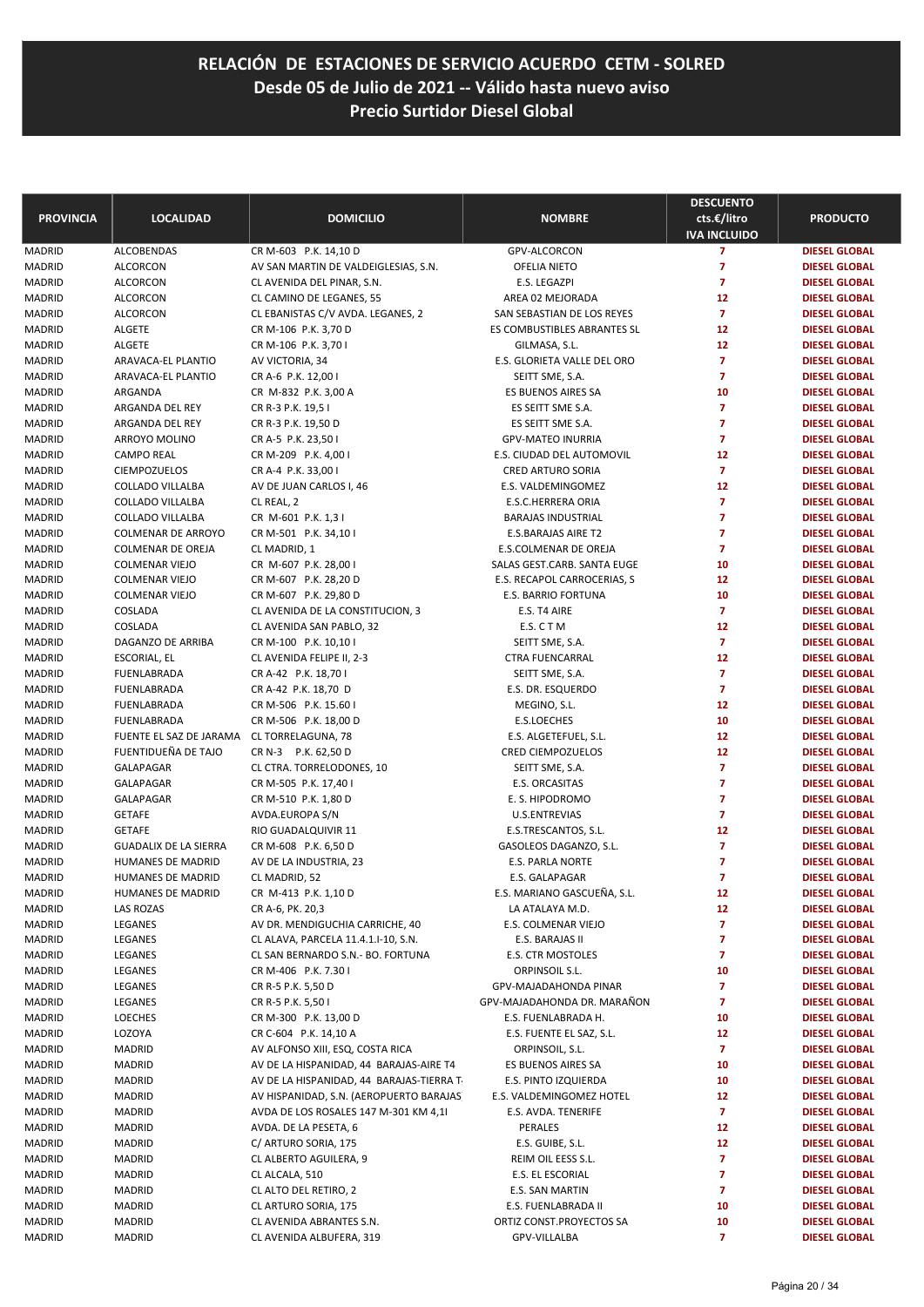# RELACIÓN DE ESTACIONES DE SERVICIO ACUERDO CETM - SOLRED
## Desde 05 de Julio de 2021 -- Válido hasta nuevo aviso
## Precio Surtidor Diesel Global

| PROVINCIA | LOCALIDAD | DOMICILIO | NOMBRE | DESCUENTO cts.€/litro IVA INCLUIDO | PRODUCTO |
|---|---|---|---|---|---|
| MADRID | ALCOBENDAS | CR M-603 P.K. 14,10 D | GPV-ALCORCON | 7 | DIESEL GLOBAL |
| MADRID | ALCORCON | AV SAN MARTIN DE VALDEIGLESIAS, S.N. | OFELIA NIETO | 7 | DIESEL GLOBAL |
| MADRID | ALCORCON | CL AVENIDA DEL PINAR, S.N. | E.S. LEGAZPI | 7 | DIESEL GLOBAL |
| MADRID | ALCORCON | CL CAMINO DE LEGANES, 55 | AREA 02 MEJORADA | 12 | DIESEL GLOBAL |
| MADRID | ALCORCON | CL EBANISTAS C/V AVDA. LEGANES, 2 | SAN SEBASTIAN DE LOS REYES | 7 | DIESEL GLOBAL |
| MADRID | ALGETE | CR M-106 P.K. 3,70 D | ES COMBUSTIBLES ABRANTES SL | 12 | DIESEL GLOBAL |
| MADRID | ALGETE | CR M-106 P.K. 3,70 I | GILMASA, S.L. | 12 | DIESEL GLOBAL |
| MADRID | ARAVACA-EL PLANTIO | AV VICTORIA, 34 | E.S. GLORIETA VALLE DEL ORO | 7 | DIESEL GLOBAL |
| MADRID | ARAVACA-EL PLANTIO | CR A-6 P.K. 12,00 I | SEITT SME, S.A. | 7 | DIESEL GLOBAL |
| MADRID | ARGANDA | CR M-832 P.K. 3,00 A | ES BUENOS AIRES SA | 10 | DIESEL GLOBAL |
| MADRID | ARGANDA DEL REY | CR R-3 P.K. 19,5 I | ES SEITT SME S.A. | 7 | DIESEL GLOBAL |
| MADRID | ARGANDA DEL REY | CR R-3 P.K. 19,50 D | ES SEITT SME S.A. | 7 | DIESEL GLOBAL |
| MADRID | ARROYO MOLINO | CR A-5 P.K. 23,50 I | GPV-MATEO INURRIA | 7 | DIESEL GLOBAL |
| MADRID | CAMPO REAL | CR M-209 P.K. 4,00 I | E.S. CIUDAD DEL AUTOMOVIL | 12 | DIESEL GLOBAL |
| MADRID | CIEMPOZUELOS | CR A-4 P.K. 33,00 I | CRED ARTURO SORIA | 7 | DIESEL GLOBAL |
| MADRID | COLLADO VILLALBA | AV DE JUAN CARLOS I, 46 | E.S. VALDEMINGOMEZ | 12 | DIESEL GLOBAL |
| MADRID | COLLADO VILLALBA | CL REAL, 2 | E.S.C.HERRERA ORIA | 7 | DIESEL GLOBAL |
| MADRID | COLLADO VILLALBA | CR M-601 P.K. 1,3 I | BARAJAS INDUSTRIAL | 7 | DIESEL GLOBAL |
| MADRID | COLMENAR DE ARROYO | CR M-501 P.K. 34,10 I | E.S.BARAJAS AIRE T2 | 7 | DIESEL GLOBAL |
| MADRID | COLMENAR DE OREJA | CL MADRID, 1 | E.S.COLMENAR DE OREJA | 7 | DIESEL GLOBAL |
| MADRID | COLMENAR VIEJO | CR M-607 P.K. 28,00 I | SALAS GEST.CARB. SANTA EUGE | 10 | DIESEL GLOBAL |
| MADRID | COLMENAR VIEJO | CR M-607 P.K. 28,20 D | E.S. RECAPOL CARROCERIAS, S | 12 | DIESEL GLOBAL |
| MADRID | COLMENAR VIEJO | CR M-607 P.K. 29,80 D | E.S. BARRIO FORTUNA | 10 | DIESEL GLOBAL |
| MADRID | COSLADA | CL AVENIDA DE LA CONSTITUCION, 3 | E.S. T4 AIRE | 7 | DIESEL GLOBAL |
| MADRID | COSLADA | CL AVENIDA SAN PABLO, 32 | E.S. C T M | 12 | DIESEL GLOBAL |
| MADRID | DAGANZO DE ARRIBA | CR M-100 P.K. 10,10 I | SEITT SME, S.A. | 7 | DIESEL GLOBAL |
| MADRID | ESCORIAL, EL | CL AVENIDA FELIPE II, 2-3 | CTRA FUENCARRAL | 12 | DIESEL GLOBAL |
| MADRID | FUENLABRADA | CR A-42 P.K. 18,70 I | SEITT SME, S.A. | 7 | DIESEL GLOBAL |
| MADRID | FUENLABRADA | CR A-42 P.K. 18,70 D | E.S. DR. ESQUERDO | 7 | DIESEL GLOBAL |
| MADRID | FUENLABRADA | CR M-506 P.K. 15.60 I | MEGINO, S.L. | 12 | DIESEL GLOBAL |
| MADRID | FUENLABRADA | CR M-506 P.K. 18,00 D | E.S.LOECHES | 10 | DIESEL GLOBAL |
| MADRID | FUENTE EL SAZ DE JARAMA | CL TORRELAGUNA, 78 | E.S. ALGETEFUEL, S.L. | 12 | DIESEL GLOBAL |
| MADRID | FUENTIDUEÑA DE TAJO | CR N-3 P.K. 62,50 D | CRED CIEMPOZUELOS | 12 | DIESEL GLOBAL |
| MADRID | GALAPAGAR | CL CTRA. TORRELODONES, 10 | SEITT SME, S.A. | 7 | DIESEL GLOBAL |
| MADRID | GALAPAGAR | CR M-505 P.K. 17,40 I | E.S. ORCASITAS | 7 | DIESEL GLOBAL |
| MADRID | GALAPAGAR | CR M-510 P.K. 1,80 D | E. S. HIPODROMO | 7 | DIESEL GLOBAL |
| MADRID | GETAFE | AVDA.EUROPA S/N | U.S.ENTREVIAS | 7 | DIESEL GLOBAL |
| MADRID | GETAFE | RIO GUADALQUIVIR 11 | E.S.TRESCANTOS, S.L. | 12 | DIESEL GLOBAL |
| MADRID | GUADALIX DE LA SIERRA | CR M-608 P.K. 6,50 D | GASOLEOS DAGANZO, S.L. | 7 | DIESEL GLOBAL |
| MADRID | HUMANES DE MADRID | AV DE LA INDUSTRIA, 23 | E.S. PARLA NORTE | 7 | DIESEL GLOBAL |
| MADRID | HUMANES DE MADRID | CL MADRID, 52 | E.S. GALAPAGAR | 7 | DIESEL GLOBAL |
| MADRID | HUMANES DE MADRID | CR M-413 P.K. 1,10 D | E.S. MARIANO GASCUEÑA, S.L. | 12 | DIESEL GLOBAL |
| MADRID | LAS ROZAS | CR A-6, PK. 20,3 | LA ATALAYA M.D. | 12 | DIESEL GLOBAL |
| MADRID | LEGANES | AV DR. MENDIGUCHIA CARRICHE, 40 | E.S. COLMENAR VIEJO | 7 | DIESEL GLOBAL |
| MADRID | LEGANES | CL ALAVA, PARCELA 11.4.1.I-10, S.N. | E.S. BARAJAS II | 7 | DIESEL GLOBAL |
| MADRID | LEGANES | CL SAN BERNARDO S.N.- BO. FORTUNA | E.S. CTR MOSTOLES | 7 | DIESEL GLOBAL |
| MADRID | LEGANES | CR M-406 P.K. 7.30 I | ORPINSOIL S.L. | 10 | DIESEL GLOBAL |
| MADRID | LEGANES | CR R-5 P.K. 5,50 D | GPV-MAJADAHONDA PINAR | 7 | DIESEL GLOBAL |
| MADRID | LEGANES | CR R-5 P.K. 5,50 I | GPV-MAJADAHONDA DR. MARAÑON | 7 | DIESEL GLOBAL |
| MADRID | LOECHES | CR M-300 P.K. 13,00 D | E.S. FUENLABRADA H. | 10 | DIESEL GLOBAL |
| MADRID | LOZOYA | CR C-604 P.K. 14,10 A | E.S. FUENTE EL SAZ, S.L. | 12 | DIESEL GLOBAL |
| MADRID | MADRID | AV ALFONSO XIII, ESQ, COSTA RICA | ORPINSOIL, S.L. | 7 | DIESEL GLOBAL |
| MADRID | MADRID | AV DE LA HISPANIDAD, 44 BARAJAS-AIRE T4 | ES BUENOS AIRES SA | 10 | DIESEL GLOBAL |
| MADRID | MADRID | AV DE LA HISPANIDAD, 44 BARAJAS-TIERRA T | E.S. PINTO IZQUIERDA | 10 | DIESEL GLOBAL |
| MADRID | MADRID | AV HISPANIDAD, S.N. (AEROPUERTO BARAJAS | E.S. VALDEMINGOMEZ HOTEL | 12 | DIESEL GLOBAL |
| MADRID | MADRID | AVDA DE LOS ROSALES 147 M-301 KM 4,1I | E.S. AVDA. TENERIFE | 7 | DIESEL GLOBAL |
| MADRID | MADRID | AVDA. DE LA PESETA, 6 | PERALES | 12 | DIESEL GLOBAL |
| MADRID | MADRID | C/ ARTURO SORIA, 175 | E.S. GUIBE, S.L. | 12 | DIESEL GLOBAL |
| MADRID | MADRID | CL ALBERTO AGUILERA, 9 | REIM OIL EESS S.L. | 7 | DIESEL GLOBAL |
| MADRID | MADRID | CL ALCALA, 510 | E.S. EL ESCORIAL | 7 | DIESEL GLOBAL |
| MADRID | MADRID | CL ALTO DEL RETIRO, 2 | E.S. SAN MARTIN | 7 | DIESEL GLOBAL |
| MADRID | MADRID | CL ARTURO SORIA, 175 | E.S. FUENLABRADA II | 10 | DIESEL GLOBAL |
| MADRID | MADRID | CL AVENIDA ABRANTES S.N. | ORTIZ CONST.PROYECTOS SA | 10 | DIESEL GLOBAL |
| MADRID | MADRID | CL AVENIDA ALBUFERA, 319 | GPV-VILLALBA | 7 | DIESEL GLOBAL |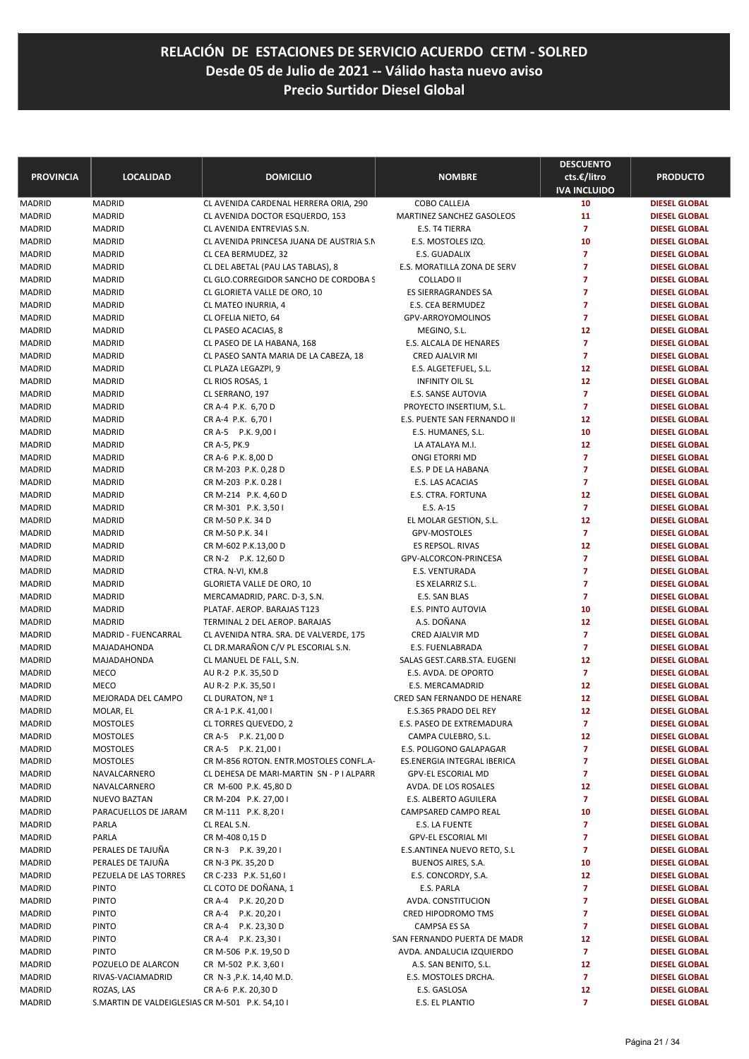# RELACIÓN DE ESTACIONES DE SERVICIO ACUERDO CETM - SOLRED
## Desde 05 de Julio de 2021 -- Válido hasta nuevo aviso
## Precio Surtidor Diesel Global

| PROVINCIA | LOCALIDAD | DOMICILIO | NOMBRE | DESCUENTO cts.€/litro IVA INCLUIDO | PRODUCTO |
|---|---|---|---|---|---|
| MADRID | MADRID | CL AVENIDA CARDENAL HERRERA ORIA, 290 | COBO CALLEJA | 10 | DIESEL GLOBAL |
| MADRID | MADRID | CL AVENIDA DOCTOR ESQUERDO, 153 | MARTINEZ SANCHEZ GASOLEOS | 11 | DIESEL GLOBAL |
| MADRID | MADRID | CL AVENIDA ENTREVIAS S.N. | E.S. T4 TIERRA | 7 | DIESEL GLOBAL |
| MADRID | MADRID | CL AVENIDA PRINCESA JUANA DE AUSTRIA S.N | E.S. MOSTOLES IZQ. | 10 | DIESEL GLOBAL |
| MADRID | MADRID | CL CEA BERMUDEZ, 32 | E.S. GUADALIX | 7 | DIESEL GLOBAL |
| MADRID | MADRID | CL DEL ABETAL (PAU LAS TABLAS), 8 | E.S. MORATILLA ZONA DE SERV | 7 | DIESEL GLOBAL |
| MADRID | MADRID | CL GLO.CORREGIDOR SANCHO DE CORDOBA S | COLLADO II | 7 | DIESEL GLOBAL |
| MADRID | MADRID | CL GLORIETA VALLE DE ORO, 10 | ES SIERRAGRANDES SA | 7 | DIESEL GLOBAL |
| MADRID | MADRID | CL MATEO INURRIA, 4 | E.S. CEA BERMUDEZ | 7 | DIESEL GLOBAL |
| MADRID | MADRID | CL OFELIA NIETO, 64 | GPV-ARROYOMOLINOS | 7 | DIESEL GLOBAL |
| MADRID | MADRID | CL PASEO ACACIAS, 8 | MEGINO, S.L. | 12 | DIESEL GLOBAL |
| MADRID | MADRID | CL PASEO DE LA HABANA, 168 | E.S. ALCALA DE HENARES | 7 | DIESEL GLOBAL |
| MADRID | MADRID | CL PASEO SANTA MARIA DE LA CABEZA, 18 | CRED AJALVIR MI | 7 | DIESEL GLOBAL |
| MADRID | MADRID | CL PLAZA LEGAZPI, 9 | E.S. ALGETEFUEL, S.L. | 12 | DIESEL GLOBAL |
| MADRID | MADRID | CL RIOS ROSAS, 1 | INFINITY OIL SL | 12 | DIESEL GLOBAL |
| MADRID | MADRID | CL SERRANO, 197 | E.S. SANSE AUTOVIA | 7 | DIESEL GLOBAL |
| MADRID | MADRID | CR A-4 P.K. 6,70 D | PROYECTO INSERTIUM, S.L. | 7 | DIESEL GLOBAL |
| MADRID | MADRID | CR A-4 P.K. 6,70 I | E.S. PUENTE SAN FERNANDO II | 12 | DIESEL GLOBAL |
| MADRID | MADRID | CR A-5 P.K. 9,00 I | E.S. HUMANES, S.L. | 10 | DIESEL GLOBAL |
| MADRID | MADRID | CR A-5, PK.9 | LA ATALAYA M.I. | 12 | DIESEL GLOBAL |
| MADRID | MADRID | CR A-6 P.K. 8,00 D | ONGI ETORRI MD | 7 | DIESEL GLOBAL |
| MADRID | MADRID | CR M-203 P.K. 0,28 D | E.S. P DE LA HABANA | 7 | DIESEL GLOBAL |
| MADRID | MADRID | CR M-203 P.K. 0.28 I | E.S. LAS ACACIAS | 7 | DIESEL GLOBAL |
| MADRID | MADRID | CR M-214 P.K. 4,60 D | E.S. CTRA. FORTUNA | 12 | DIESEL GLOBAL |
| MADRID | MADRID | CR M-301 P.K. 3,50 I | E.S. A-15 | 7 | DIESEL GLOBAL |
| MADRID | MADRID | CR M-50 P.K. 34 D | EL MOLAR GESTION, S.L. | 12 | DIESEL GLOBAL |
| MADRID | MADRID | CR M-50 P.K. 34 I | GPV-MOSTOLES | 7 | DIESEL GLOBAL |
| MADRID | MADRID | CR M-602 P.K.13,00 D | ES REPSOL. RIVAS | 12 | DIESEL GLOBAL |
| MADRID | MADRID | CR N-2 P.K. 12,60 D | GPV-ALCORCON-PRINCESA | 7 | DIESEL GLOBAL |
| MADRID | MADRID | CTRA. N-VI, KM.8 | E.S. VENTURADA | 7 | DIESEL GLOBAL |
| MADRID | MADRID | GLORIETA VALLE DE ORO, 10 | ES XELARRIZ S.L. | 7 | DIESEL GLOBAL |
| MADRID | MADRID | MERCAMADRID, PARC. D-3, S.N. | E.S. SAN BLAS | 7 | DIESEL GLOBAL |
| MADRID | MADRID | PLATAF. AEROP. BARAJAS T123 | E.S. PINTO AUTOVIA | 10 | DIESEL GLOBAL |
| MADRID | MADRID | TERMINAL 2 DEL AEROP. BARAJAS | A.S. DOÑANA | 12 | DIESEL GLOBAL |
| MADRID | MADRID - FUENCARRAL | CL AVENIDA NTRA. SRA. DE VALVERDE, 175 | CRED AJALVIR MD | 7 | DIESEL GLOBAL |
| MADRID | MAJADAHONDA | CL DR.MARAÑON C/V PL ESCORIAL S.N. | E.S. FUENLABRADA | 7 | DIESEL GLOBAL |
| MADRID | MAJADAHONDA | CL MANUEL DE FALL, S.N. | SALAS GEST.CARB.STA. EUGENI | 12 | DIESEL GLOBAL |
| MADRID | MECO | AU R-2 P.K. 35,50 D | E.S. AVDA. DE OPORTO | 7 | DIESEL GLOBAL |
| MADRID | MECO | AU R-2 P.K. 35,50 I | E.S. MERCAMADRID | 12 | DIESEL GLOBAL |
| MADRID | MEJORADA DEL CAMPO | CL DURATON, Nº 1 | CRED SAN FERNANDO DE HENARE | 12 | DIESEL GLOBAL |
| MADRID | MOLAR, EL | CR A-1 P.K. 41,00 I | E.S.365 PRADO DEL REY | 12 | DIESEL GLOBAL |
| MADRID | MOSTOLES | CL TORRES QUEVEDO, 2 | E.S. PASEO DE EXTREMADURA | 7 | DIESEL GLOBAL |
| MADRID | MOSTOLES | CR A-5 P.K. 21,00 D | CAMPA CULEBRO, S.L. | 12 | DIESEL GLOBAL |
| MADRID | MOSTOLES | CR A-5 P.K. 21,00 I | E.S. POLIGONO GALAPAGAR | 7 | DIESEL GLOBAL |
| MADRID | MOSTOLES | CR M-856 ROTON. ENTR.MOSTOLES CONFL.A- | ES.ENERGIA INTEGRAL IBERICA | 7 | DIESEL GLOBAL |
| MADRID | NAVALCARNERO | CL DEHESA DE MARI-MARTIN SN - P I ALPARR | GPV-EL ESCORIAL MD | 7 | DIESEL GLOBAL |
| MADRID | NAVALCARNERO | CR M-600 P.K. 45,80 D | AVDA. DE LOS ROSALES | 12 | DIESEL GLOBAL |
| MADRID | NUEVO BAZTAN | CR M-204 P.K. 27,00 I | E.S. ALBERTO AGUILERA | 7 | DIESEL GLOBAL |
| MADRID | PARACUELLOS DE JARAM | CR M-111 P.K. 8,20 I | CAMPSARED CAMPO REAL | 10 | DIESEL GLOBAL |
| MADRID | PARLA | CL REAL S.N. | E.S. LA FUENTE | 7 | DIESEL GLOBAL |
| MADRID | PARLA | CR M-408 0,15 D | GPV-EL ESCORIAL MI | 7 | DIESEL GLOBAL |
| MADRID | PERALES DE TAJUÑA | CR N-3 P.K. 39,20 I | E.S.ANTINEA NUEVO RETO, S.L | 7 | DIESEL GLOBAL |
| MADRID | PERALES DE TAJUÑA | CR N-3 PK. 35,20 D | BUENOS AIRES, S.A. | 10 | DIESEL GLOBAL |
| MADRID | PEZUELA DE LAS TORRES | CR C-233 P.K. 51,60 I | E.S. CONCORDY, S.A. | 12 | DIESEL GLOBAL |
| MADRID | PINTO | CL COTO DE DOÑANA, 1 | E.S. PARLA | 7 | DIESEL GLOBAL |
| MADRID | PINTO | CR A-4 P.K. 20,20 D | AVDA. CONSTITUCION | 7 | DIESEL GLOBAL |
| MADRID | PINTO | CR A-4 P.K. 20,20 I | CRED HIPODROMO TMS | 7 | DIESEL GLOBAL |
| MADRID | PINTO | CR A-4 P.K. 23,30 D | CAMPSA ES SA | 7 | DIESEL GLOBAL |
| MADRID | PINTO | CR A-4 P.K. 23,30 I | SAN FERNANDO PUERTA DE MADR | 12 | DIESEL GLOBAL |
| MADRID | PINTO | CR M-506 P.K. 19,50 D | AVDA. ANDALUCIA IZQUIERDO | 7 | DIESEL GLOBAL |
| MADRID | POZUELO DE ALARCON | CR M-502 P.K. 3,60 I | A.S. SAN BENITO, S.L. | 12 | DIESEL GLOBAL |
| MADRID | RIVAS-VACIAMADRID | CR N-3 ,P.K. 14,40 M.D. | E.S. MOSTOLES DRCHA. | 7 | DIESEL GLOBAL |
| MADRID | ROZAS, LAS | CR A-6 P.K. 20,30 D | E.S. GASLOSA | 12 | DIESEL GLOBAL |
| MADRID | S.MARTIN DE VALDEIGLESIAS | CR M-501 P.K. 54,10 I | E.S. EL PLANTIO | 7 | DIESEL GLOBAL |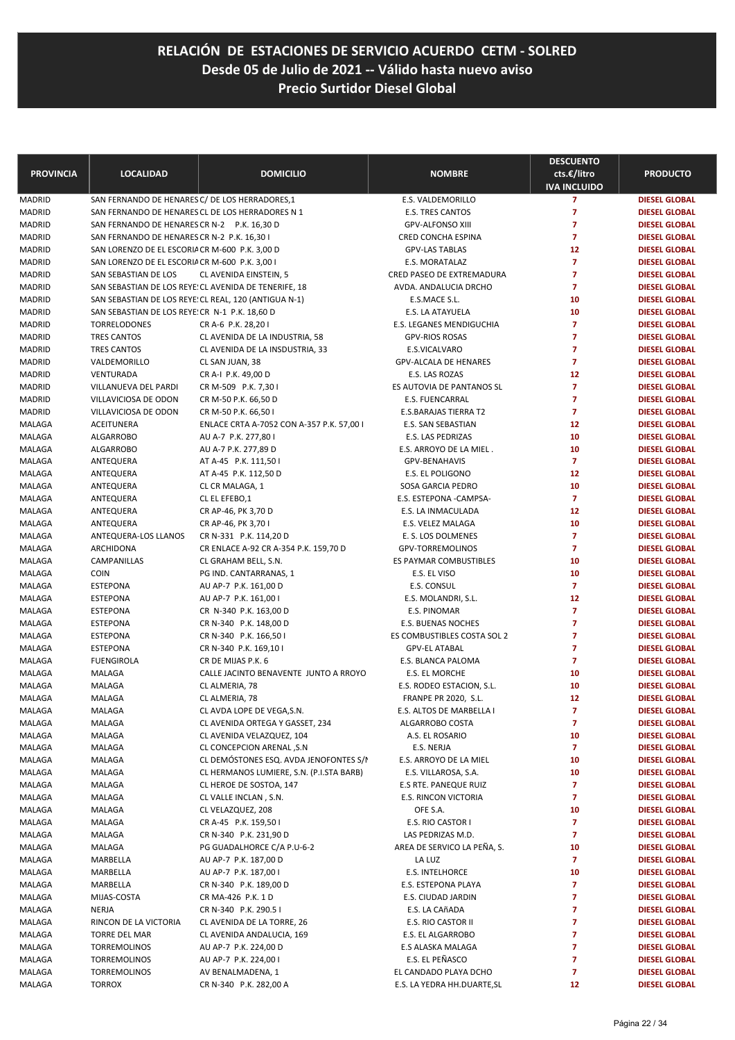# RELACIÓN DE ESTACIONES DE SERVICIO ACUERDO CETM - SOLRED

## Desde 05 de Julio de 2021 -- Válido hasta nuevo aviso

## Precio Surtidor Diesel Global

| PROVINCIA | LOCALIDAD | DOMICILIO | NOMBRE | DESCUENTO cts.€/litro IVA INCLUIDO | PRODUCTO |
|---|---|---|---|---|---|
| MADRID | SAN FERNANDO DE HENARES | C/ DE LOS HERRADORES,1 | E.S. VALDEMORILLO | 7 | DIESEL GLOBAL |
| MADRID | SAN FERNANDO DE HENARES | CL DE LOS HERRADORES N 1 | E.S. TRES CANTOS | 7 | DIESEL GLOBAL |
| MADRID | SAN FERNANDO DE HENARES | CR N-2 P.K. 16,30 D | GPV-ALFONSO XIII | 7 | DIESEL GLOBAL |
| MADRID | SAN FERNANDO DE HENARES | CR N-2 P.K. 16,30 I | CRED CONCHA ESPINA | 7 | DIESEL GLOBAL |
| MADRID | SAN LORENZO DE EL ESCORIAL | CR M-600 P.K. 3,00 D | GPV-LAS TABLAS | 12 | DIESEL GLOBAL |
| MADRID | SAN LORENZO DE EL ESCORIAL | CR M-600 P.K. 3,00 I | E.S. MORATALAZ | 7 | DIESEL GLOBAL |
| MADRID | SAN SEBASTIAN DE LOS | CL AVENIDA EINSTEIN, 5 | CRED PASEO DE EXTREMADURA | 7 | DIESEL GLOBAL |
| MADRID | SAN SEBASTIAN DE LOS REYES | CL AVENIDA DE TENERIFE, 18 | AVDA. ANDALUCIA DRCHO | 7 | DIESEL GLOBAL |
| MADRID | SAN SEBASTIAN DE LOS REYES | CL REAL, 120 (ANTIGUA N-1) | E.S.MACE S.L. | 10 | DIESEL GLOBAL |
| MADRID | SAN SEBASTIAN DE LOS REYES | CR N-1 P.K. 18,60 D | E.S. LA ATAYUELA | 10 | DIESEL GLOBAL |
| MADRID | TORRELODONES | CR A-6 P.K. 28,20 I | E.S. LEGANES MENDIGUCHIA | 7 | DIESEL GLOBAL |
| MADRID | TRES CANTOS | CL AVENIDA DE LA INDUSTRIA, 58 | GPV-RIOS ROSAS | 7 | DIESEL GLOBAL |
| MADRID | TRES CANTOS | CL AVENIDA DE LA INSDUSTRIA, 33 | E.S.VICALVARO | 7 | DIESEL GLOBAL |
| MADRID | VALDEMORILLO | CL SAN JUAN, 38 | GPV-ALCALA DE HENARES | 7 | DIESEL GLOBAL |
| MADRID | VENTURADA | CR A-I P.K. 49,00 D | E.S. LAS ROZAS | 12 | DIESEL GLOBAL |
| MADRID | VILLANUEVA DEL PARDI | CR M-509 P.K. 7,30 I | ES AUTOVIA DE PANTANOS SL | 7 | DIESEL GLOBAL |
| MADRID | VILLAVICIOSA DE ODON | CR M-50 P.K. 66,50 D | E.S. FUENCARRAL | 7 | DIESEL GLOBAL |
| MADRID | VILLAVICIOSA DE ODON | CR M-50 P.K. 66,50 I | E.S.BARAJAS TIERRA T2 | 7 | DIESEL GLOBAL |
| MALAGA | ACEITUNERA | ENLACE CRTA A-7052 CON A-357 P.K. 57,00 I | E.S. SAN SEBASTIAN | 12 | DIESEL GLOBAL |
| MALAGA | ALGARROBO | AU A-7 P.K. 277,80 I | E.S. LAS PEDRIZAS | 10 | DIESEL GLOBAL |
| MALAGA | ALGARROBO | AU A-7 P.K. 277,89 D | E.S. ARROYO DE LA MIEL . | 10 | DIESEL GLOBAL |
| MALAGA | ANTEQUERA | AT A-45 P.K. 111,50 I | GPV-BENAHAVIS | 7 | DIESEL GLOBAL |
| MALAGA | ANTEQUERA | AT A-45 P.K. 112,50 D | E.S. EL POLIGONO | 12 | DIESEL GLOBAL |
| MALAGA | ANTEQUERA | CL CR MALAGA, 1 | SOSA GARCIA PEDRO | 10 | DIESEL GLOBAL |
| MALAGA | ANTEQUERA | CL EL EFEBO,1 | E.S. ESTEPONA -CAMPSA- | 7 | DIESEL GLOBAL |
| MALAGA | ANTEQUERA | CR AP-46, PK 3,70 D | E.S. LA INMACULADA | 12 | DIESEL GLOBAL |
| MALAGA | ANTEQUERA | CR AP-46, PK 3,70 I | E.S. VELEZ MALAGA | 10 | DIESEL GLOBAL |
| MALAGA | ANTEQUERA-LOS LLANOS | CR N-331 P.K. 114,20 D | E. S. LOS DOLMENES | 7 | DIESEL GLOBAL |
| MALAGA | ARCHIDONA | CR ENLACE A-92 CR A-354 P.K. 159,70 D | GPV-TORREMOLINOS | 7 | DIESEL GLOBAL |
| MALAGA | CAMPANILLAS | CL GRAHAM BELL, S.N. | ES PAYMAR COMBUSTIBLES | 10 | DIESEL GLOBAL |
| MALAGA | COIN | PG IND. CANTARRANAS, 1 | E.S. EL VISO | 10 | DIESEL GLOBAL |
| MALAGA | ESTEPONA | AU AP-7 P.K. 161,00 D | E.S. CONSUL | 7 | DIESEL GLOBAL |
| MALAGA | ESTEPONA | AU AP-7 P.K. 161,00 I | E.S. MOLANDRI, S.L. | 12 | DIESEL GLOBAL |
| MALAGA | ESTEPONA | CR N-340 P.K. 163,00 D | E.S. PINOMAR | 7 | DIESEL GLOBAL |
| MALAGA | ESTEPONA | CR N-340 P.K. 148,00 D | E.S. BUENAS NOCHES | 7 | DIESEL GLOBAL |
| MALAGA | ESTEPONA | CR N-340 P.K. 166,50 I | ES COMBUSTIBLES COSTA SOL 2 | 7 | DIESEL GLOBAL |
| MALAGA | ESTEPONA | CR N-340 P.K. 169,10 I | GPV-EL ATABAL | 7 | DIESEL GLOBAL |
| MALAGA | FUENGIROLA | CR DE MIJAS P.K. 6 | E.S. BLANCA PALOMA | 7 | DIESEL GLOBAL |
| MALAGA | MALAGA | CALLE JACINTO BENAVENTE JUNTO A RROYO | E.S. EL MORCHE | 10 | DIESEL GLOBAL |
| MALAGA | MALAGA | CL ALMERIA, 78 | E.S. RODEO ESTACION, S.L. | 10 | DIESEL GLOBAL |
| MALAGA | MALAGA | CL ALMERIA, 78 | FRANPE PR 2020, S.L. | 12 | DIESEL GLOBAL |
| MALAGA | MALAGA | CL AVDA LOPE DE VEGA,S.N. | E.S. ALTOS DE MARBELLA I | 7 | DIESEL GLOBAL |
| MALAGA | MALAGA | CL AVENIDA ORTEGA Y GASSET, 234 | ALGARROBO COSTA | 7 | DIESEL GLOBAL |
| MALAGA | MALAGA | CL AVENIDA VELAZQUEZ, 104 | A.S. EL ROSARIO | 10 | DIESEL GLOBAL |
| MALAGA | MALAGA | CL CONCEPCION ARENAL ,S.N | E.S. NERJA | 7 | DIESEL GLOBAL |
| MALAGA | MALAGA | CL DEMÓSTONES ESQ. AVDA JENOFONTES S/N | E.S. ARROYO DE LA MIEL | 10 | DIESEL GLOBAL |
| MALAGA | MALAGA | CL HERMANOS LUMIERE, S.N. (P.I.STA BARB) | E.S. VILLAROSA, S.A. | 10 | DIESEL GLOBAL |
| MALAGA | MALAGA | CL HEROE DE SOSTOA, 147 | E.S RTE. PANEQUE RUIZ | 7 | DIESEL GLOBAL |
| MALAGA | MALAGA | CL VALLE INCLAN , S.N. | E.S. RINCON VICTORIA | 7 | DIESEL GLOBAL |
| MALAGA | MALAGA | CL VELAZQUEZ, 208 | OFE S.A. | 10 | DIESEL GLOBAL |
| MALAGA | MALAGA | CR A-45 P.K. 159,50 I | E.S. RIO CASTOR I | 7 | DIESEL GLOBAL |
| MALAGA | MALAGA | CR N-340 P.K. 231,90 D | LAS PEDRIZAS M.D. | 7 | DIESEL GLOBAL |
| MALAGA | MALAGA | PG GUADALHORCE C/A P.U-6-2 | AREA DE SERVICO LA PEÑA, S. | 10 | DIESEL GLOBAL |
| MALAGA | MARBELLA | AU AP-7 P.K. 187,00 D | LA LUZ | 7 | DIESEL GLOBAL |
| MALAGA | MARBELLA | AU AP-7 P.K. 187,00 I | E.S. INTELHORCE | 10 | DIESEL GLOBAL |
| MALAGA | MARBELLA | CR N-340 P.K. 189,00 D | E.S. ESTEPONA PLAYA | 7 | DIESEL GLOBAL |
| MALAGA | MIJAS-COSTA | CR MA-426 P.K. 1 D | E.S. CIUDAD JARDIN | 7 | DIESEL GLOBAL |
| MALAGA | NERJA | CR N-340 P.K. 290.5 I | E.S. LA CAñADA | 7 | DIESEL GLOBAL |
| MALAGA | RINCON DE LA VICTORIA | CL AVENIDA DE LA TORRE, 26 | E.S. RIO CASTOR II | 7 | DIESEL GLOBAL |
| MALAGA | TORRE DEL MAR | CL AVENIDA ANDALUCIA, 169 | E.S. EL ALGARROBO | 7 | DIESEL GLOBAL |
| MALAGA | TORREMOLINOS | AU AP-7 P.K. 224,00 D | E.S ALASKA MALAGA | 7 | DIESEL GLOBAL |
| MALAGA | TORREMOLINOS | AU AP-7 P.K. 224,00 I | E.S. EL PEÑASCO | 7 | DIESEL GLOBAL |
| MALAGA | TORREMOLINOS | AV BENALMADENA, 1 | EL CANDADO PLAYA DCHO | 7 | DIESEL GLOBAL |
| MALAGA | TORROX | CR N-340 P.K. 282,00 A | E.S. LA YEDRA HH.DUARTE,SL | 12 | DIESEL GLOBAL |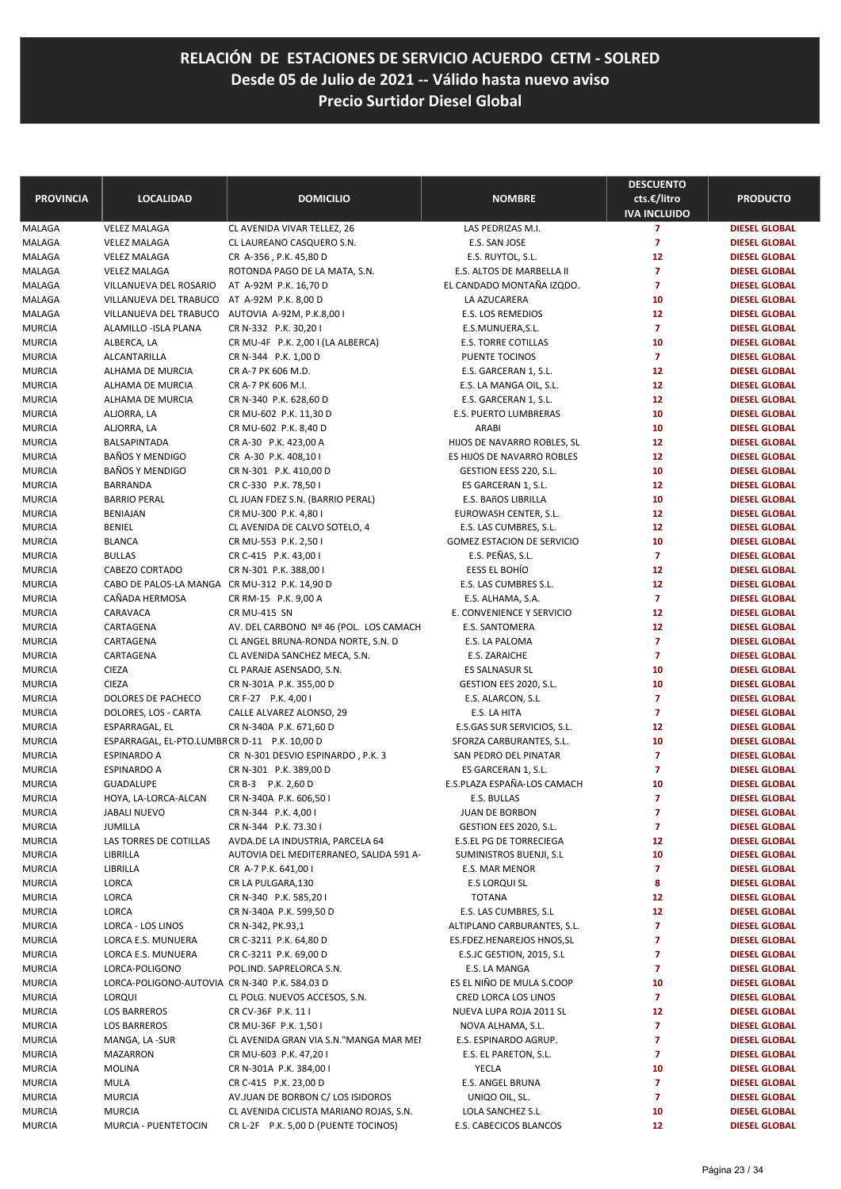# RELACIÓN DE ESTACIONES DE SERVICIO ACUERDO CETM - SOLRED
## Desde 05 de Julio de 2021 -- Válido hasta nuevo aviso
## Precio Surtidor Diesel Global

| PROVINCIA | LOCALIDAD | DOMICILIO | NOMBRE | DESCUENTO cts.€/litro IVA INCLUIDO | PRODUCTO |
|---|---|---|---|---|---|
| MALAGA | VELEZ MALAGA | CL AVENIDA VIVAR TELLEZ, 26 | LAS PEDRIZAS M.I. | 7 | DIESEL GLOBAL |
| MALAGA | VELEZ MALAGA | CL LAUREANO CASQUERO S.N. | E.S. SAN JOSE | 7 | DIESEL GLOBAL |
| MALAGA | VELEZ MALAGA | CR A-356 , P.K. 45,80 D | E.S. RUYTOL, S.L. | 12 | DIESEL GLOBAL |
| MALAGA | VELEZ MALAGA | ROTONDA PAGO DE LA MATA, S.N. | E.S. ALTOS DE MARBELLA II | 7 | DIESEL GLOBAL |
| MALAGA | VILLANUEVA DEL ROSARIO | AT A-92M P.K. 16,70 D | EL CANDADO MONTAÑA IZQDO. | 7 | DIESEL GLOBAL |
| MALAGA | VILLANUEVA DEL TRABUCO | AT A-92M P.K. 8,00 D | LA AZUCARERA | 10 | DIESEL GLOBAL |
| MALAGA | VILLANUEVA DEL TRABUCO | AUTOVIA A-92M, P.K.8,00 I | E.S. LOS REMEDIOS | 12 | DIESEL GLOBAL |
| MURCIA | ALAMILLO -ISLA PLANA | CR N-332 P.K. 30,20 I | E.S.MUNUERA,S.L. | 7 | DIESEL GLOBAL |
| MURCIA | ALBERCA, LA | CR MU-4F P.K. 2,00 I (LA ALBERCA) | E.S. TORRE COTILLAS | 10 | DIESEL GLOBAL |
| MURCIA | ALCANTARILLA | CR N-344 P.K. 1,00 D | PUENTE TOCINOS | 7 | DIESEL GLOBAL |
| MURCIA | ALHAMA DE MURCIA | CR A-7 PK 606 M.D. | E.S. GARCERAN 1, S.L. | 12 | DIESEL GLOBAL |
| MURCIA | ALHAMA DE MURCIA | CR A-7 PK 606 M.I. | E.S. LA MANGA OIL, S.L. | 12 | DIESEL GLOBAL |
| MURCIA | ALHAMA DE MURCIA | CR N-340 P.K. 628,60 D | E.S. GARCERAN 1, S.L. | 12 | DIESEL GLOBAL |
| MURCIA | ALJORRA, LA | CR MU-602 P.K. 11,30 D | E.S. PUERTO LUMBRERAS | 10 | DIESEL GLOBAL |
| MURCIA | ALJORRA, LA | CR MU-602 P.K. 8,40 D | ARABI | 10 | DIESEL GLOBAL |
| MURCIA | BALSAPINTADA | CR A-30 P.K. 423,00 A | HIJOS DE NAVARRO ROBLES, SL | 12 | DIESEL GLOBAL |
| MURCIA | BAÑOS Y MENDIGO | CR A-30 P.K. 408,10 I | ES HIJOS DE NAVARRO ROBLES | 12 | DIESEL GLOBAL |
| MURCIA | BAÑOS Y MENDIGO | CR N-301 P.K. 410,00 D | GESTION EESS 220, S.L. | 10 | DIESEL GLOBAL |
| MURCIA | BARRANDA | CR C-330 P.K. 78,50 I | ES GARCERAN 1, S.L. | 12 | DIESEL GLOBAL |
| MURCIA | BARRIO PERAL | CL JUAN FDEZ S.N. (BARRIO PERAL) | E.S. BAñOS LIBRILLA | 10 | DIESEL GLOBAL |
| MURCIA | BENIAJAN | CR MU-300 P.K. 4,80 I | EUROWASH CENTER, S.L. | 12 | DIESEL GLOBAL |
| MURCIA | BENIEL | CL AVENIDA DE CALVO SOTELO, 4 | E.S. LAS CUMBRES, S.L. | 12 | DIESEL GLOBAL |
| MURCIA | BLANCA | CR MU-553 P.K. 2,50 I | GOMEZ ESTACION DE SERVICIO | 10 | DIESEL GLOBAL |
| MURCIA | BULLAS | CR C-415 P.K. 43,00 I | E.S. PEÑAS, S.L. | 7 | DIESEL GLOBAL |
| MURCIA | CABEZO CORTADO | CR N-301 P.K. 388,00 I | EESS EL BOHÍO | 12 | DIESEL GLOBAL |
| MURCIA | CABO DE PALOS-LA MANGA | CR MU-312 P.K. 14,90 D | E.S. LAS CUMBRES S.L. | 12 | DIESEL GLOBAL |
| MURCIA | CAÑADA HERMOSA | CR RM-15 P.K. 9,00 A | E.S. ALHAMA, S.A. | 7 | DIESEL GLOBAL |
| MURCIA | CARAVACA | CR MU-415 SN | E. CONVENIENCE Y SERVICIO | 12 | DIESEL GLOBAL |
| MURCIA | CARTAGENA | AV. DEL CARBONO Nº 46 (POL. LOS CAMACH | E.S. SANTOMERA | 12 | DIESEL GLOBAL |
| MURCIA | CARTAGENA | CL ANGEL BRUNA-RONDA NORTE, S.N. D | E.S. LA PALOMA | 7 | DIESEL GLOBAL |
| MURCIA | CARTAGENA | CL AVENIDA SANCHEZ MECA, S.N. | E.S. ZARAICHE | 7 | DIESEL GLOBAL |
| MURCIA | CIEZA | CL PARAJE ASENSADO, S.N. | ES SALNASUR SL | 10 | DIESEL GLOBAL |
| MURCIA | CIEZA | CR N-301A P.K. 355,00 D | GESTION EES 2020, S.L. | 10 | DIESEL GLOBAL |
| MURCIA | DOLORES DE PACHECO | CR F-27 P.K. 4,00 I | E.S. ALARCON, S.L | 7 | DIESEL GLOBAL |
| MURCIA | DOLORES, LOS - CARTA | CALLE ALVAREZ ALONSO, 29 | E.S. LA HITA | 7 | DIESEL GLOBAL |
| MURCIA | ESPARRAGAL, EL | CR N-340A P.K. 671,60 D | E.S.GAS SUR SERVICIOS, S.L. | 12 | DIESEL GLOBAL |
| MURCIA | ESPARRAGAL, EL-PTO.LUMBR | CR D-11 P.K. 10,00 D | SFORZA CARBURANTES, S.L. | 10 | DIESEL GLOBAL |
| MURCIA | ESPINARDO A | CR N-301 DESVIO ESPINARDO , P.K. 3 | SAN PEDRO DEL PINATAR | 7 | DIESEL GLOBAL |
| MURCIA | ESPINARDO A | CR N-301 P.K. 389,00 D | ES GARCERAN 1, S.L. | 7 | DIESEL GLOBAL |
| MURCIA | GUADALUPE | CR B-3 P.K. 2,60 D | E.S.PLAZA ESPAÑA-LOS CAMACH | 10 | DIESEL GLOBAL |
| MURCIA | HOYA, LA-LORCA-ALCAN | CR N-340A P.K. 606,50 I | E.S. BULLAS | 7 | DIESEL GLOBAL |
| MURCIA | JABALI NUEVO | CR N-344 P.K. 4,00 I | JUAN DE BORBON | 7 | DIESEL GLOBAL |
| MURCIA | JUMILLA | CR N-344 P.K. 73.30 I | GESTION EES 2020, S.L. | 7 | DIESEL GLOBAL |
| MURCIA | LAS TORRES DE COTILLAS | AVDA.DE LA INDUSTRIA, PARCELA 64 | E.S.EL PG DE TORRECIEGA | 12 | DIESEL GLOBAL |
| MURCIA | LIBRILLA | AUTOVIA DEL MEDITERRANEO, SALIDA 591 A- | SUMINISTROS BUENJI, S.L | 10 | DIESEL GLOBAL |
| MURCIA | LIBRILLA | CR A-7 P.K. 641,00 I | E.S. MAR MENOR | 7 | DIESEL GLOBAL |
| MURCIA | LORCA | CR LA PULGARA,130 | E.S LORQUI SL | 8 | DIESEL GLOBAL |
| MURCIA | LORCA | CR N-340 P.K. 585,20 I | TOTANA | 12 | DIESEL GLOBAL |
| MURCIA | LORCA | CR N-340A P.K. 599,50 D | E.S. LAS CUMBRES, S.L | 12 | DIESEL GLOBAL |
| MURCIA | LORCA - LOS LINOS | CR N-342, PK.93,1 | ALTIPLANO CARBURANTES, S.L. | 7 | DIESEL GLOBAL |
| MURCIA | LORCA E.S. MUNUERA | CR C-3211 P.K. 64,80 D | ES.FDEZ.HENAREJOS HNOS,SL | 7 | DIESEL GLOBAL |
| MURCIA | LORCA E.S. MUNUERA | CR C-3211 P.K. 69,00 D | E.S.JC GESTION, 2015, S.L | 7 | DIESEL GLOBAL |
| MURCIA | LORCA-POLIGONO | POL.IND. SAPRELORCA S.N. | E.S. LA MANGA | 7 | DIESEL GLOBAL |
| MURCIA | LORCA-POLIGONO-AUTOVIA | CR N-340 P.K. 584.03 D | ES EL NIÑO DE MULA S.COOP | 10 | DIESEL GLOBAL |
| MURCIA | LORQUI | CL POLG. NUEVOS ACCESOS, S.N. | CRED LORCA LOS LINOS | 7 | DIESEL GLOBAL |
| MURCIA | LOS BARREROS | CR CV-36F P.K. 11 I | NUEVA LUPA ROJA 2011 SL | 12 | DIESEL GLOBAL |
| MURCIA | LOS BARREROS | CR MU-36F P.K. 1,50 I | NOVA ALHAMA, S.L. | 7 | DIESEL GLOBAL |
| MURCIA | MANGA, LA -SUR | CL AVENIDA GRAN VIA S.N."MANGA MAR MEI | E.S. ESPINARDO AGRUP. | 7 | DIESEL GLOBAL |
| MURCIA | MAZARRON | CR MU-603 P.K. 47,20 I | E.S. EL PARETON, S.L. | 7 | DIESEL GLOBAL |
| MURCIA | MOLINA | CR N-301A P.K. 384,00 I | YECLA | 10 | DIESEL GLOBAL |
| MURCIA | MULA | CR C-415 P.K. 23,00 D | E.S. ANGEL BRUNA | 7 | DIESEL GLOBAL |
| MURCIA | MURCIA | AV.JUAN DE BORBON C/ LOS ISIDOROS | UNIQO OIL, SL. | 7 | DIESEL GLOBAL |
| MURCIA | MURCIA | CL AVENIDA CICLISTA MARIANO ROJAS, S.N. | LOLA SANCHEZ S.L | 10 | DIESEL GLOBAL |
| MURCIA | MURCIA - PUENTETOCIN | CR L-2F P.K. 5,00 D (PUENTE TOCINOS) | E.S. CABECICOS BLANCOS | 12 | DIESEL GLOBAL |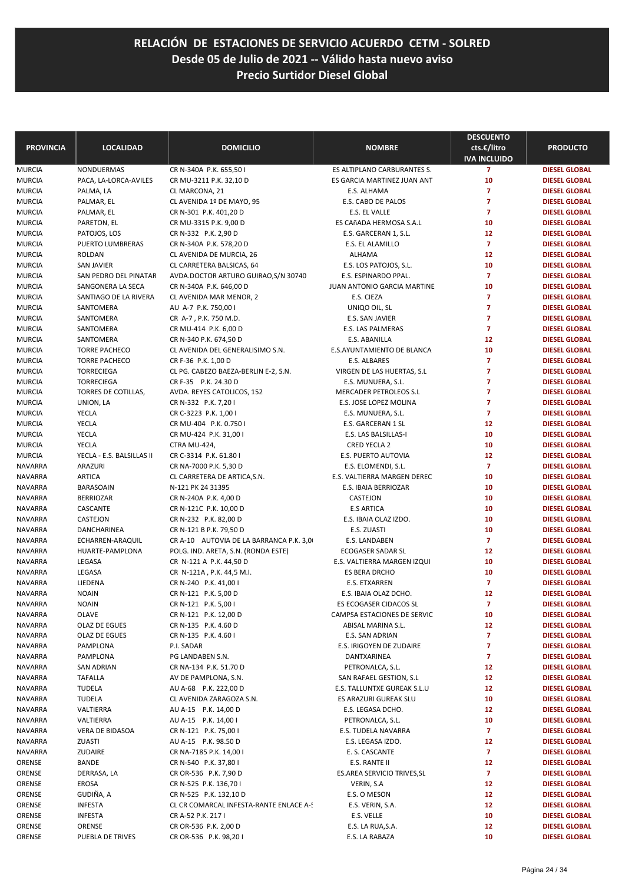# RELACIÓN DE ESTACIONES DE SERVICIO ACUERDO CETM - SOLRED
## Desde 05 de Julio de 2021 -- Válido hasta nuevo aviso
## Precio Surtidor Diesel Global

| PROVINCIA | LOCALIDAD | DOMICILIO | NOMBRE | DESCUENTO cts.€/litro IVA INCLUIDO | PRODUCTO |
|---|---|---|---|---|---|
| MURCIA | NONDUERMAS | CR N-340A P.K. 655,50 I | ES ALTIPLANO CARBURANTES S. | 7 | DIESEL GLOBAL |
| MURCIA | PACA, LA-LORCA-AVILES | CR MU-3211 P.K. 32,10 D | ES GARCIA MARTINEZ JUAN ANT | 10 | DIESEL GLOBAL |
| MURCIA | PALMA, LA | CL MARCONA, 21 | E.S. ALHAMA | 7 | DIESEL GLOBAL |
| MURCIA | PALMAR, EL | CL AVENIDA 1º DE MAYO, 95 | E.S. CABO DE PALOS | 7 | DIESEL GLOBAL |
| MURCIA | PALMAR, EL | CR N-301 P.K. 401,20 D | E.S. EL VALLE | 7 | DIESEL GLOBAL |
| MURCIA | PARETON, EL | CR MU-3315 P.K. 9,00 D | ES CAñADA HERMOSA S.A.L | 10 | DIESEL GLOBAL |
| MURCIA | PATOJOS, LOS | CR N-332 P.K. 2,90 D | E.S. GARCERAN 1, S.L. | 12 | DIESEL GLOBAL |
| MURCIA | PUERTO LUMBRERAS | CR N-340A P.K. 578,20 D | E.S. EL ALAMILLO | 7 | DIESEL GLOBAL |
| MURCIA | ROLDAN | CL AVENIDA DE MURCIA, 26 | ALHAMA | 12 | DIESEL GLOBAL |
| MURCIA | SAN JAVIER | CL CARRETERA BALSICAS, 64 | E.S. LOS PATOJOS, S.L. | 10 | DIESEL GLOBAL |
| MURCIA | SAN PEDRO DEL PINATAR | AVDA.DOCTOR ARTURO GUIRAO,S/N 30740 | E.S. ESPINARDO PPAL. | 7 | DIESEL GLOBAL |
| MURCIA | SANGONERA LA SECA | CR N-340A P.K. 646,00 D | JUAN ANTONIO GARCIA MARTINE | 10 | DIESEL GLOBAL |
| MURCIA | SANTIAGO DE LA RIVERA | CL AVENIDA MAR MENOR, 2 | E.S. CIEZA | 7 | DIESEL GLOBAL |
| MURCIA | SANTOMERA | AU A-7 P.K. 750,00 I | UNIQO OIL, SL | 7 | DIESEL GLOBAL |
| MURCIA | SANTOMERA | CR A-7 , P.K. 750 M.D. | E.S. SAN JAVIER | 7 | DIESEL GLOBAL |
| MURCIA | SANTOMERA | CR MU-414 P.K. 6,00 D | E.S. LAS PALMERAS | 7 | DIESEL GLOBAL |
| MURCIA | SANTOMERA | CR N-340 P.K. 674,50 D | E.S. ABANILLA | 12 | DIESEL GLOBAL |
| MURCIA | TORRE PACHECO | CL AVENIDA DEL GENERALISIMO S.N. | E.S.AYUNTAMIENTO DE BLANCA | 10 | DIESEL GLOBAL |
| MURCIA | TORRE PACHECO | CR F-36 P.K. 1,00 D | E.S. ALBARES | 7 | DIESEL GLOBAL |
| MURCIA | TORRECIEGA | CL PG. CABEZO BAEZA-BERLIN E-2, S.N. | VIRGEN DE LAS HUERTAS, S.L | 7 | DIESEL GLOBAL |
| MURCIA | TORRECIEGA | CR F-35 P.K. 24.30 D | E.S. MUNUERA, S.L. | 7 | DIESEL GLOBAL |
| MURCIA | TORRES DE COTILLAS, | AVDA. REYES CATOLICOS, 152 | MERCADER PETROLEOS S.L | 7 | DIESEL GLOBAL |
| MURCIA | UNION, LA | CR N-332 P.K. 7,20 I | E.S. JOSE LOPEZ MOLINA | 7 | DIESEL GLOBAL |
| MURCIA | YECLA | CR C-3223 P.K. 1,00 I | E.S. MUNUERA, S.L. | 7 | DIESEL GLOBAL |
| MURCIA | YECLA | CR MU-404 P.K. 0.750 I | E.S. GARCERAN 1 SL | 12 | DIESEL GLOBAL |
| MURCIA | YECLA | CR MU-424 P.K. 31,00 I | E.S. LAS BALSILLAS-I | 10 | DIESEL GLOBAL |
| MURCIA | YECLA | CTRA MU-424, | CRED YECLA 2 | 10 | DIESEL GLOBAL |
| MURCIA | YECLA - E.S. BALSILLAS II | CR C-3314 P.K. 61.80 I | E.S. PUERTO AUTOVIA | 12 | DIESEL GLOBAL |
| NAVARRA | ARAZURI | CR NA-7000 P.K. 5,30 D | E.S. ELOMENDI, S.L. | 7 | DIESEL GLOBAL |
| NAVARRA | ARTICA | CL CARRETERA DE ARTICA,S.N. | E.S. VALTIERRA MARGEN DEREC | 10 | DIESEL GLOBAL |
| NAVARRA | BARASOAIN | N-121 PK 24 31395 | E.S. IBAIA BERRIOZAR | 10 | DIESEL GLOBAL |
| NAVARRA | BERRIOZAR | CR N-240A P.K. 4,00 D | CASTEJON | 10 | DIESEL GLOBAL |
| NAVARRA | CASCANTE | CR N-121C P.K. 10,00 D | E.S ARTICA | 10 | DIESEL GLOBAL |
| NAVARRA | CASTEJON | CR N-232 P.K. 82,00 D | E.S. IBAIA OLAZ IZDO. | 10 | DIESEL GLOBAL |
| NAVARRA | DANCHARINEA | CR N-121 B P.K. 79,50 D | E.S. ZUASTI | 10 | DIESEL GLOBAL |
| NAVARRA | ECHARREN-ARAQUIL | CR A-10 AUTOVIA DE LA BARRANCA P.K. 3,0 | E.S. LANDABEN | 7 | DIESEL GLOBAL |
| NAVARRA | HUARTE-PAMPLONA | POLG. IND. ARETA, S.N. (RONDA ESTE) | ECOGASER SADAR SL | 12 | DIESEL GLOBAL |
| NAVARRA | LEGASA | CR N-121 A P.K. 44,50 D | E.S. VALTIERRA MARGEN IZQUI | 10 | DIESEL GLOBAL |
| NAVARRA | LEGASA | CR N-121A , P.K. 44,5 M.I. | ES BERA DRCHO | 10 | DIESEL GLOBAL |
| NAVARRA | LIEDENA | CR N-240 P.K. 41,00 I | E.S. ETXARREN | 7 | DIESEL GLOBAL |
| NAVARRA | NOAIN | CR N-121 P.K. 5,00 D | E.S. IBAIA OLAZ DCHO. | 12 | DIESEL GLOBAL |
| NAVARRA | NOAIN | CR N-121 P.K. 5,00 I | ES ECOGASER CIDACOS SL | 7 | DIESEL GLOBAL |
| NAVARRA | OLAVE | CR N-121 P.K. 12,00 D | CAMPSA ESTACIONES DE SERVIC | 10 | DIESEL GLOBAL |
| NAVARRA | OLAZ DE EGUES | CR N-135 P.K. 4.60 D | ABISAL MARINA S.L. | 12 | DIESEL GLOBAL |
| NAVARRA | OLAZ DE EGUES | CR N-135 P.K. 4.60 I | E.S. SAN ADRIAN | 7 | DIESEL GLOBAL |
| NAVARRA | PAMPLONA | P.I. SADAR | E.S. IRIGOYEN DE ZUDAIRE | 7 | DIESEL GLOBAL |
| NAVARRA | PAMPLONA | PG LANDABEN S.N. | DANTXARINEA | 7 | DIESEL GLOBAL |
| NAVARRA | SAN ADRIAN | CR NA-134 P.K. 51.70 D | PETRONALCA, S.L. | 12 | DIESEL GLOBAL |
| NAVARRA | TAFALLA | AV DE PAMPLONA, S.N. | SAN RAFAEL GESTION, S.L | 12 | DIESEL GLOBAL |
| NAVARRA | TUDELA | AU A-68 P.K. 222,00 D | E.S. TALLUNTXE GUREAK S.L.U | 12 | DIESEL GLOBAL |
| NAVARRA | TUDELA | CL AVENIDA ZARAGOZA S.N. | ES ARAZURI GUREAK SLU | 10 | DIESEL GLOBAL |
| NAVARRA | VALTIERRA | AU A-15 P.K. 14,00 D | E.S. LEGASA DCHO. | 12 | DIESEL GLOBAL |
| NAVARRA | VALTIERRA | AU A-15 P.K. 14,00 I | PETRONALCA, S.L. | 10 | DIESEL GLOBAL |
| NAVARRA | VERA DE BIDASOA | CR N-121 P.K. 75,00 I | E.S. TUDELA NAVARRA | 7 | DIESEL GLOBAL |
| NAVARRA | ZUASTI | AU A-15 P.K. 98.50 D | E.S. LEGASA IZDO. | 12 | DIESEL GLOBAL |
| NAVARRA | ZUDAIRE | CR NA-7185 P.K. 14,00 I | E. S. CASCANTE | 7 | DIESEL GLOBAL |
| ORENSE | BANDE | CR N-540 P.K. 37,80 I | E.S. RANTE II | 12 | DIESEL GLOBAL |
| ORENSE | DERRASA, LA | CR OR-536 P.K. 7,90 D | ES.AREA SERVICIO TRIVES,SL | 7 | DIESEL GLOBAL |
| ORENSE | EROSA | CR N-525 P.K. 136,70 I | VERIN, S.A | 12 | DIESEL GLOBAL |
| ORENSE | GUDIÑA, A | CR N-525 P.K. 132,10 D | E.S. O MESON | 12 | DIESEL GLOBAL |
| ORENSE | INFESTA | CL CR COMARCAL INFESTA-RANTE ENLACE A-5 | E.S. VERIN, S.A. | 12 | DIESEL GLOBAL |
| ORENSE | INFESTA | CR A-52 P.K. 217 I | E.S. VELLE | 10 | DIESEL GLOBAL |
| ORENSE | ORENSE | CR OR-536 P.K. 2,00 D | E.S. LA RUA,S.A. | 12 | DIESEL GLOBAL |
| ORENSE | PUEBLA DE TRIVES | CR OR-536 P.K. 98,20 I | E.S. LA RABAZA | 10 | DIESEL GLOBAL |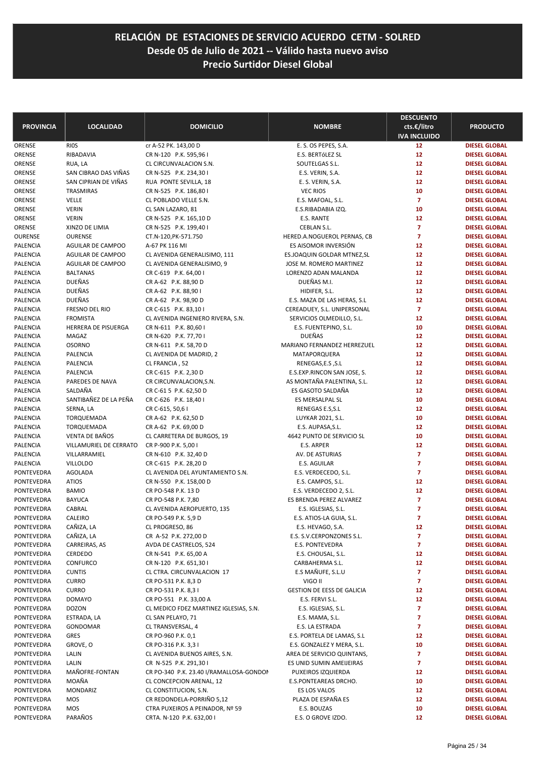# RELACIÓN DE ESTACIONES DE SERVICIO ACUERDO CETM - SOLRED
## Desde 05 de Julio de 2021 -- Válido hasta nuevo aviso
## Precio Surtidor Diesel Global

| PROVINCIA | LOCALIDAD | DOMICILIO | NOMBRE | DESCUENTO cts.€/litro IVA INCLUIDO | PRODUCTO |
|---|---|---|---|---|---|
| ORENSE | RIOS | cr A-52 PK. 143,00 D | E. S. OS PEPES, S.A. | 12 | DIESEL GLOBAL |
| ORENSE | RIBADAVIA | CR N-120 P.K. 595,96 I | E.S. BERTóLEZ SL | 12 | DIESEL GLOBAL |
| ORENSE | RUA, LA | CL CIRCUNVALACION S.N. | SOUTELGAS S.L. | 12 | DIESEL GLOBAL |
| ORENSE | SAN CIBRAO DAS VIÑAS | CR N-525 P.K. 234,30 I | E.S. VERIN, S.A. | 12 | DIESEL GLOBAL |
| ORENSE | SAN CIPRIAN DE VIÑAS | RUA PONTE SEVILLA, 18 | E. S. VERIN, S.A. | 12 | DIESEL GLOBAL |
| ORENSE | TRASMIRAS | CR N-525 P.K. 186,80 I | VEC RIOS | 10 | DIESEL GLOBAL |
| ORENSE | VELLE | CL POBLADO VELLE S.N. | E.S. MAFOAL, S.L. | 7 | DIESEL GLOBAL |
| ORENSE | VERIN | CL SAN LAZARO, 81 | E.S.RIBADABIA IZQ. | 10 | DIESEL GLOBAL |
| ORENSE | VERIN | CR N-525 P.K. 165,10 D | E.S. RANTE | 12 | DIESEL GLOBAL |
| ORENSE | XINZO DE LIMIA | CR N-525 P.K. 199,40 I | CEBLAN S.L. | 7 | DIESEL GLOBAL |
| OURENSE | OURENSE | CT.N-120,PK-571.750 | HERED.A.NOGUEROL PERNAS, CB | 7 | DIESEL GLOBAL |
| PALENCIA | AGUILAR DE CAMPOO | A-67 PK 116 MI | ES AISOMOR INVERSIÓN | 12 | DIESEL GLOBAL |
| PALENCIA | AGUILAR DE CAMPOO | CL AVENIDA GENERALISIMO, 111 | ES.JOAQUIN GOLDAR MTNEZ,SL | 12 | DIESEL GLOBAL |
| PALENCIA | AGUILAR DE CAMPOO | CL AVENIDA GENERALISIMO, 9 | JOSE M. ROMERO MARTINEZ | 12 | DIESEL GLOBAL |
| PALENCIA | BALTANAS | CR C-619 P.K. 64,00 I | LORENZO ADAN MALANDA | 12 | DIESEL GLOBAL |
| PALENCIA | DUEÑAS | CR A-62 P.K. 88,90 D | DUEÑAS M.I. | 12 | DIESEL GLOBAL |
| PALENCIA | DUEÑAS | CR A-62 P.K. 88,90 I | HIDIFER, S.L. | 12 | DIESEL GLOBAL |
| PALENCIA | DUEÑAS | CR A-62 P.K. 98,90 D | E.S. MAZA DE LAS HERAS, S.L | 12 | DIESEL GLOBAL |
| PALENCIA | FRESNO DEL RIO | CR C-615 P.K. 83,10 I | CEREADUEY, S.L. UNIPERSONAL | 7 | DIESEL GLOBAL |
| PALENCIA | FROMISTA | CL AVENIDA INGENIERO RIVERA, S.N. | SERVICIOS OLMEDILLO, S.L. | 12 | DIESEL GLOBAL |
| PALENCIA | HERRERA DE PISUERGA | CR N-611 P.K. 80,60 I | E.S. FUENTEPINO, S.L. | 10 | DIESEL GLOBAL |
| PALENCIA | MAGAZ | CR N-620 P.K. 77,70 I | DUEÑAS | 12 | DIESEL GLOBAL |
| PALENCIA | OSORNO | CR N-611 P.K. 58,70 D | MARIANO FERNANDEZ HERREZUELO | 12 | DIESEL GLOBAL |
| PALENCIA | PALENCIA | CL AVENIDA DE MADRID, 2 | MATAPORQUERA | 12 | DIESEL GLOBAL |
| PALENCIA | PALENCIA | CL FRANCIA , 52 | RENEGAS,E.S ,S.L | 12 | DIESEL GLOBAL |
| PALENCIA | PALENCIA | CR C-615 P.K. 2,30 D | E.S.EXP.RINCON SAN JOSE, S. | 12 | DIESEL GLOBAL |
| PALENCIA | PAREDES DE NAVA | CR CIRCUNVALACION,S.N. | AS MONTAÑA PALENTINA, S.L. | 12 | DIESEL GLOBAL |
| PALENCIA | SALDAÑA | CR C-61 5 P.K. 62,50 D | ES GASOTO SALDAÑA | 12 | DIESEL GLOBAL |
| PALENCIA | SANTIBAÑEZ DE LA PEÑA | CR C-626 P.K. 18,40 I | ES MERSALPAL SL | 10 | DIESEL GLOBAL |
| PALENCIA | SERNA, LA | CR C-615, 50,6 I | RENEGAS E.S,S.L | 12 | DIESEL GLOBAL |
| PALENCIA | TORQUEMADA | CR A-62 P.K. 62,50 D | LUYKAR 2021, S.L. | 10 | DIESEL GLOBAL |
| PALENCIA | TORQUEMADA | CR A-62 P.K. 69,00 D | E.S. AUPASA,S.L. | 12 | DIESEL GLOBAL |
| PALENCIA | VENTA DE BAÑOS | CL CARRETERA DE BURGOS, 19 | 4642 PUNTO DE SERVICIO SL | 10 | DIESEL GLOBAL |
| PALENCIA | VILLAMURIEL DE CERRATO | CR P-900 P.K. 5,00 I | E.S. ARPER | 12 | DIESEL GLOBAL |
| PALENCIA | VILLARRAMIEL | CR N-610 P.K. 32,40 D | AV. DE ASTURIAS | 7 | DIESEL GLOBAL |
| PALENCIA | VILLOLDO | CR C-615 P.K. 28,20 D | E.S. AGUILAR | 7 | DIESEL GLOBAL |
| PONTEVEDRA | AGOLADA | CL AVENIDA DEL AYUNTAMIENTO S.N. | E.S. VERDECEDO, S.L. | 7 | DIESEL GLOBAL |
| PONTEVEDRA | ATIOS | CR N-550 P.K. 158,00 D | E.S. CAMPOS, S.L. | 12 | DIESEL GLOBAL |
| PONTEVEDRA | BAMIO | CR PO-548 P.K. 13 D | E.S. VERDECEDO 2, S.L. | 12 | DIESEL GLOBAL |
| PONTEVEDRA | BAYUCA | CR PO-548 P.K. 7,80 | ES BRENDA PEREZ ALVAREZ | 7 | DIESEL GLOBAL |
| PONTEVEDRA | CABRAL | CL AVENIDA AEROPUERTO, 135 | E.S. IGLESIAS, S.L. | 7 | DIESEL GLOBAL |
| PONTEVEDRA | CALEIRO | CR PO-549 P.K. 5,9 D | E.S. ATIOS-LA GUIA, S.L. | 7 | DIESEL GLOBAL |
| PONTEVEDRA | CAÑIZA, LA | CL PROGRESO, 86 | E.S. HEVAGO, S.A. | 12 | DIESEL GLOBAL |
| PONTEVEDRA | CAÑIZA, LA | CR A-52 P.K. 272,00 D | E.S. S.V.CERPONZONES S.L. | 7 | DIESEL GLOBAL |
| PONTEVEDRA | CARREIRAS, AS | AVDA DE CASTRELOS, 524 | E.S. PONTEVEDRA | 7 | DIESEL GLOBAL |
| PONTEVEDRA | CERDEDO | CR N-541 P.K. 65,00 A | E.S. CHOUSAL, S.L. | 12 | DIESEL GLOBAL |
| PONTEVEDRA | CONFURCO | CR N-120 P.K. 651,30 I | CARBAHERMA S.L. | 12 | DIESEL GLOBAL |
| PONTEVEDRA | CUNTIS | CL CTRA. CIRCUNVALACION 17 | E.S MAÑUFE, S.L.U | 7 | DIESEL GLOBAL |
| PONTEVEDRA | CURRO | CR PO-531 P.K. 8,3 D | VIGO II | 7 | DIESEL GLOBAL |
| PONTEVEDRA | CURRO | CR PO-531 P.K. 8,3 I | GESTION DE EESS DE GALICIA | 12 | DIESEL GLOBAL |
| PONTEVEDRA | DOMAYO | CR PO-551 P.K. 33,00 A | E.S. FERVI S.L. | 12 | DIESEL GLOBAL |
| PONTEVEDRA | DOZON | CL MEDICO FDEZ MARTINEZ IGLESIAS, S.N. | E.S. IGLESIAS, S.L. | 7 | DIESEL GLOBAL |
| PONTEVEDRA | ESTRADA, LA | CL SAN PELAYO, 71 | E.S. MAMA, S.L. | 7 | DIESEL GLOBAL |
| PONTEVEDRA | GONDOMAR | CL TRANSVERSAL, 4 | E.S. LA ESTRADA | 7 | DIESEL GLOBAL |
| PONTEVEDRA | GRES | CR PO-960 P.K. 0,1 | E.S. PORTELA DE LAMAS, S.L | 12 | DIESEL GLOBAL |
| PONTEVEDRA | GROVE, O | CR PO-316 P.K. 3,3 I | E.S. GONZALEZ Y MERA, S.L. | 10 | DIESEL GLOBAL |
| PONTEVEDRA | LALIN | CL AVENIDA BUENOS AIRES, S.N. | AREA DE SERVICIO QUINTANS, | 7 | DIESEL GLOBAL |
| PONTEVEDRA | LALIN | CR N-525 P.K. 291,30 I | ES UNID SUMIN AMEIJEIRAS | 7 | DIESEL GLOBAL |
| PONTEVEDRA | MAÑOFRE-FONTAN | CR PO-340 P.K. 23.40 I/RAMALLOSA-GONDOM | PUXEIROS IZQUIERDA | 12 | DIESEL GLOBAL |
| PONTEVEDRA | MOAÑA | CL CONCEPCION ARENAL, 12 | E.S.PONTEAREAS DRCHO. | 10 | DIESEL GLOBAL |
| PONTEVEDRA | MONDARIZ | CL CONSTITUCION, S.N. | ES LOS VALOS | 12 | DIESEL GLOBAL |
| PONTEVEDRA | MOS | CR REDONDELA-PORRIÑO 5,12 | PLAZA DE ESPAÑA ES | 12 | DIESEL GLOBAL |
| PONTEVEDRA | MOS | CTRA PUXEIROS A PEINADOR, Nº 59 | E.S. BOUZAS | 10 | DIESEL GLOBAL |
| PONTEVEDRA | PARAÑOS | CRTA. N-120 P.K. 632,00 I | E.S. O GROVE IZDO. | 12 | DIESEL GLOBAL |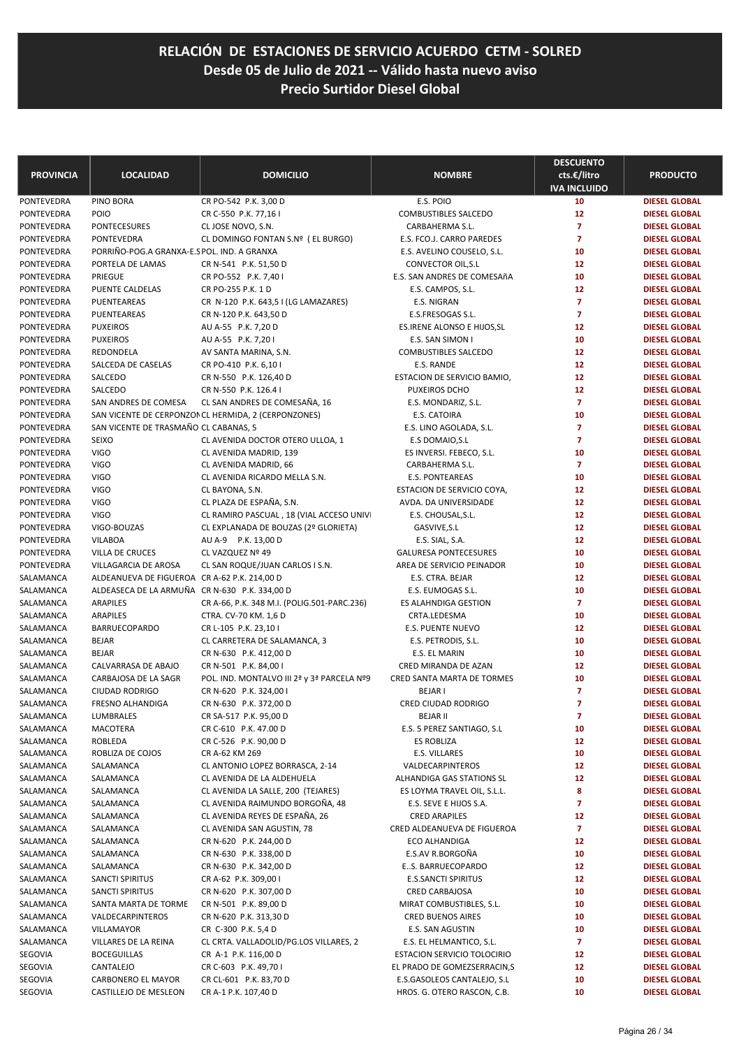# RELACIÓN DE ESTACIONES DE SERVICIO ACUERDO CETM - SOLRED
## Desde 05 de Julio de 2021 -- Válido hasta nuevo aviso
## Precio Surtidor Diesel Global

| PROVINCIA | LOCALIDAD | DOMICILIO | NOMBRE | DESCUENTO cts.€/litro IVA INCLUIDO | PRODUCTO |
|---|---|---|---|---|---|
| PONTEVEDRA | PINO BORA | CR PO-542 P.K. 3,00 D | E.S. POIO | 10 | DIESEL GLOBAL |
| PONTEVEDRA | POIO | CR C-550 P.K. 77,16 I | COMBUSTIBLES SALCEDO | 12 | DIESEL GLOBAL |
| PONTEVEDRA | PONTECESURES | CL JOSE NOVO, S.N. | CARBAHERMA S.L. | 7 | DIESEL GLOBAL |
| PONTEVEDRA | PONTEVEDRA | CL DOMINGO FONTAN S.Nº ( EL BURGO) | E.S. FCO.J. CARRO PAREDES | 7 | DIESEL GLOBAL |
| PONTEVEDRA | PORRIÑO-POG.A GRANXA-E.S | POL. IND. A GRANXA | E.S. AVELINO COUSELO, S.L. | 10 | DIESEL GLOBAL |
| PONTEVEDRA | PORTELA DE LAMAS | CR N-541 P.K. 51,50 D | CONVECTOR OIL,S.L | 12 | DIESEL GLOBAL |
| PONTEVEDRA | PRIEGUE | CR PO-552 P.K. 7,40 I | E.S. SAN ANDRES DE COMESAñA | 10 | DIESEL GLOBAL |
| PONTEVEDRA | PUENTE CALDELAS | CR PO-255 P.K. 1 D | E.S. CAMPOS, S.L. | 12 | DIESEL GLOBAL |
| PONTEVEDRA | PUENTEAREAS | CR N-120 P.K. 643,5 I (LG LAMAZARES) | E.S. NIGRAN | 7 | DIESEL GLOBAL |
| PONTEVEDRA | PUENTEAREAS | CR N-120 P.K. 643,50 D | E.S.FRESOGAS S.L. | 7 | DIESEL GLOBAL |
| PONTEVEDRA | PUXEIROS | AU A-55 P.K. 7,20 D | ES.IRENE ALONSO E HIJOS,SL | 12 | DIESEL GLOBAL |
| PONTEVEDRA | PUXEIROS | AU A-55 P.K. 7,20 I | E.S. SAN SIMON I | 10 | DIESEL GLOBAL |
| PONTEVEDRA | REDONDELA | AV SANTA MARINA, S.N. | COMBUSTIBLES SALCEDO | 12 | DIESEL GLOBAL |
| PONTEVEDRA | SALCEDA DE CASELAS | CR PO-410 P.K. 6,10 I | E.S. RANDE | 12 | DIESEL GLOBAL |
| PONTEVEDRA | SALCEDO | CR N-550 P.K. 126,40 D | ESTACION DE SERVICIO BAMIO, | 12 | DIESEL GLOBAL |
| PONTEVEDRA | SALCEDO | CR N-550 P.K. 126.4 I | PUXEIROS DCHO | 12 | DIESEL GLOBAL |
| PONTEVEDRA | SAN ANDRES DE COMESA | CL SAN ANDRES DE COMESAÑA, 16 | E.S. MONDARIZ, S.L. | 7 | DIESEL GLOBAL |
| PONTEVEDRA | SAN VICENTE DE CERPONZON | CL HERMIDA, 2 (CERPONZONES) | E.S. CATOIRA | 10 | DIESEL GLOBAL |
| PONTEVEDRA | SAN VICENTE DE TRASMAÑO | CL CABANAS, 5 | E.S. LINO AGOLADA, S.L. | 7 | DIESEL GLOBAL |
| PONTEVEDRA | SEIXO | CL AVENIDA DOCTOR OTERO ULLOA, 1 | E.S DOMAIO,S.L | 7 | DIESEL GLOBAL |
| PONTEVEDRA | VIGO | CL AVENIDA MADRID, 139 | ES INVERSI. FEBECO, S.L. | 10 | DIESEL GLOBAL |
| PONTEVEDRA | VIGO | CL AVENIDA MADRID, 66 | CARBAHERMA S.L. | 7 | DIESEL GLOBAL |
| PONTEVEDRA | VIGO | CL AVENIDA RICARDO MELLA S.N. | E.S. PONTEAREAS | 10 | DIESEL GLOBAL |
| PONTEVEDRA | VIGO | CL BAYONA, S.N. | ESTACION DE SERVICIO COYA, | 12 | DIESEL GLOBAL |
| PONTEVEDRA | VIGO | CL PLAZA DE ESPAÑA, S.N. | AVDA. DA UNIVERSIDADE | 12 | DIESEL GLOBAL |
| PONTEVEDRA | VIGO | CL RAMIRO PASCUAL , 18 (VIAL ACCESO UNIV | E.S. CHOUSAL,S.L. | 12 | DIESEL GLOBAL |
| PONTEVEDRA | VIGO-BOUZAS | CL EXPLANADA DE BOUZAS (2º GLORIETA) | GASVIVE,S.L | 12 | DIESEL GLOBAL |
| PONTEVEDRA | VILABOA | AU A-9 P.K. 13,00 D | E.S. SIAL, S.A. | 12 | DIESEL GLOBAL |
| PONTEVEDRA | VILLA DE CRUCES | CL VAZQUEZ Nº 49 | GALURESA PONTECESURES | 10 | DIESEL GLOBAL |
| PONTEVEDRA | VILLAGARCIA DE AROSA | CL SAN ROQUE/JUAN CARLOS I S.N. | AREA DE SERVICIO PEINADOR | 10 | DIESEL GLOBAL |
| SALAMANCA | ALDEANUEVA DE FIGUEROA | CR A-62 P.K. 214,00 D | E.S. CTRA. BEJAR | 12 | DIESEL GLOBAL |
| SALAMANCA | ALDEASECA DE LA ARMUÑA | CR N-630 P.K. 334,00 D | E.S. EUMOGAS S.L. | 10 | DIESEL GLOBAL |
| SALAMANCA | ARAPILES | CR A-66, P.K. 348 M.I. (POLIG.501-PARC.236) | ES ALAHNDIGA GESTION | 7 | DIESEL GLOBAL |
| SALAMANCA | ARAPILES | CTRA. CV-70 KM. 1,6 D | CRTA.LEDESMA | 10 | DIESEL GLOBAL |
| SALAMANCA | BARRUECOPARDO | CR L-105 P.K. 23,10 I | E.S. PUENTE NUEVO | 12 | DIESEL GLOBAL |
| SALAMANCA | BEJAR | CL CARRETERA DE SALAMANCA, 3 | E.S. PETRODIS, S.L. | 10 | DIESEL GLOBAL |
| SALAMANCA | BEJAR | CR N-630 P.K. 412,00 D | E.S. EL MARIN | 10 | DIESEL GLOBAL |
| SALAMANCA | CALVARRASA DE ABAJO | CR N-501 P.K. 84,00 I | CRED MIRANDA DE AZAN | 12 | DIESEL GLOBAL |
| SALAMANCA | CARBAJOSA DE LA SAGR | POL. IND. MONTALVO III 2ª y 3ª PARCELA Nº9 | CRED SANTA MARTA DE TORMES | 10 | DIESEL GLOBAL |
| SALAMANCA | CIUDAD RODRIGO | CR N-620 P.K. 324,00 I | BEJAR I | 7 | DIESEL GLOBAL |
| SALAMANCA | FRESNO ALHANDIGA | CR N-630 P.K. 372,00 D | CRED CIUDAD RODRIGO | 7 | DIESEL GLOBAL |
| SALAMANCA | LUMBRALES | CR SA-517 P.K. 95,00 D | BEJAR II | 7 | DIESEL GLOBAL |
| SALAMANCA | MACOTERA | CR C-610 P.K. 47.00 D | E.S. 5 PEREZ SANTIAGO, S.L | 10 | DIESEL GLOBAL |
| SALAMANCA | ROBLEDA | CR C-526 P.K. 90,00 D | ES ROBLIZA | 12 | DIESEL GLOBAL |
| SALAMANCA | ROBLIZA DE COJOS | CR A-62 KM 269 | E.S. VILLARES | 10 | DIESEL GLOBAL |
| SALAMANCA | SALAMANCA | CL ANTONIO LOPEZ BORRASCA, 2-14 | VALDECARPINTEROS | 12 | DIESEL GLOBAL |
| SALAMANCA | SALAMANCA | CL AVENIDA DE LA ALDEHUELA | ALHANDIGA GAS STATIONS SL | 12 | DIESEL GLOBAL |
| SALAMANCA | SALAMANCA | CL AVENIDA LA SALLE, 200 (TEJARES) | ES LOYMA TRAVEL OIL, S.L.L. | 8 | DIESEL GLOBAL |
| SALAMANCA | SALAMANCA | CL AVENIDA RAIMUNDO BORGOÑA, 48 | E.S. SEVE E HIJOS S.A. | 7 | DIESEL GLOBAL |
| SALAMANCA | SALAMANCA | CL AVENIDA REYES DE ESPAÑA, 26 | CRED ARAPILES | 12 | DIESEL GLOBAL |
| SALAMANCA | SALAMANCA | CL AVENIDA SAN AGUSTIN, 78 | CRED ALDEANUEVA DE FIGUEROA | 7 | DIESEL GLOBAL |
| SALAMANCA | SALAMANCA | CR N-620 P.K. 244,00 D | ECO ALHANDIGA | 12 | DIESEL GLOBAL |
| SALAMANCA | SALAMANCA | CR N-630 P.K. 338,00 D | E.S.AV R.BORGOÑA | 10 | DIESEL GLOBAL |
| SALAMANCA | SALAMANCA | CR N-630 P.K. 342,00 D | E..S. BARRUECOPARDO | 12 | DIESEL GLOBAL |
| SALAMANCA | SANCTI SPIRITUS | CR A-62 P.K. 309,00 I | E.S.SANCTI SPIRITUS | 12 | DIESEL GLOBAL |
| SALAMANCA | SANCTI SPIRITUS | CR N-620 P.K. 307,00 D | CRED CARBAJOSA | 10 | DIESEL GLOBAL |
| SALAMANCA | SANTA MARTA DE TORME | CR N-501 P.K. 89,00 D | MIRAT COMBUSTIBLES, S.L. | 10 | DIESEL GLOBAL |
| SALAMANCA | VALDECARPINTEROS | CR N-620 P.K. 313,30 D | CRED BUENOS AIRES | 10 | DIESEL GLOBAL |
| SALAMANCA | VILLAMAYOR | CR C-300 P.K. 5,4 D | E.S. SAN AGUSTIN | 10 | DIESEL GLOBAL |
| SALAMANCA | VILLARES DE LA REINA | CL CRTA. VALLADOLID/PG.LOS VILLARES, 2 | E.S. EL HELMANTICO, S.L. | 7 | DIESEL GLOBAL |
| SEGOVIA | BOCEGUILLAS | CR A-1 P.K. 116,00 D | ESTACION SERVICIO TOLOCIRIO | 12 | DIESEL GLOBAL |
| SEGOVIA | CANTALEJO | CR C-603 P.K. 49,70 I | EL PRADO DE GOMEZSERRACIN,S | 12 | DIESEL GLOBAL |
| SEGOVIA | CARBONERO EL MAYOR | CR CL-601 P.K. 83,70 D | E.S.GASOLEOS CANTALEJO, S.L | 10 | DIESEL GLOBAL |
| SEGOVIA | CASTILLEJO DE MESLEON | CR A-1 P.K. 107,40 D | HROS. G. OTERO RASCON, C.B. | 10 | DIESEL GLOBAL |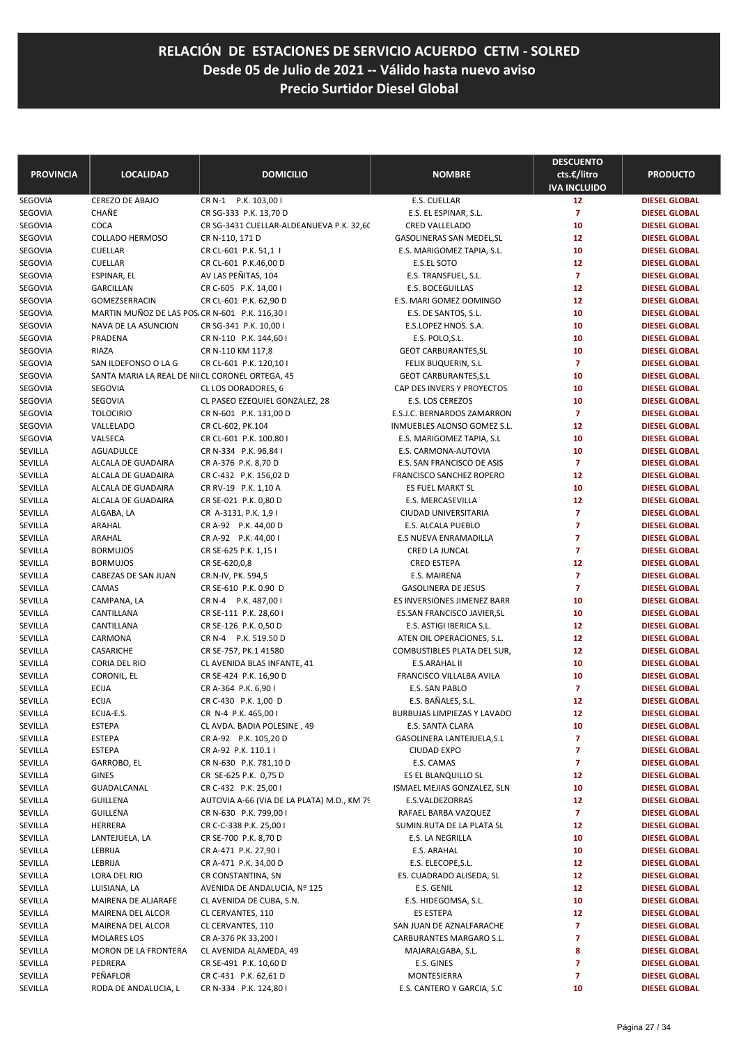# RELACIÓN DE ESTACIONES DE SERVICIO ACUERDO CETM - SOLRED
## Desde 05 de Julio de 2021 -- Válido hasta nuevo aviso
## Precio Surtidor Diesel Global

| PROVINCIA | LOCALIDAD | DOMICILIO | NOMBRE | DESCUENTO cts.€/litro IVA INCLUIDO | PRODUCTO |
|---|---|---|---|---|---|
| SEGOVIA | CEREZO DE ABAJO | CR N-1 P.K. 103,00 I | E.S. CUELLAR | 12 | DIESEL GLOBAL |
| SEGOVIA | CHAÑE | CR SG-333 P.K. 13,70 D | E.S. EL ESPINAR, S.L. | 7 | DIESEL GLOBAL |
| SEGOVIA | COCA | CR SG-3431 CUELLAR-ALDEANUEVA P.K. 32,60 | CRED VALLELADO | 10 | DIESEL GLOBAL |
| SEGOVIA | COLLADO HERMOSO | CR N-110, 171 D | GASOLINERAS SAN MEDEL,SL | 12 | DIESEL GLOBAL |
| SEGOVIA | CUELLAR | CR CL-601 P.K. 51,1 I | E.S. MARIGOMEZ TAPIA, S.L. | 10 | DIESEL GLOBAL |
| SEGOVIA | CUELLAR | CR CL-601 P.K.46,00 D | E.S.EL SOTO | 12 | DIESEL GLOBAL |
| SEGOVIA | ESPINAR, EL | AV LAS PEÑITAS, 104 | E.S. TRANSFUEL, S.L. | 7 | DIESEL GLOBAL |
| SEGOVIA | GARCILLAN | CR C-605 P.K. 14,00 I | E.S. BOCEGUILLAS | 12 | DIESEL GLOBAL |
| SEGOVIA | GOMEZSERRACIN | CR CL-601 P.K. 62,90 D | E.S. MARI GOMEZ DOMINGO | 12 | DIESEL GLOBAL |
| SEGOVIA | MARTIN MUÑOZ DE LAS POS | CR N-601 P.K. 116,30 I | E.S. DE SANTOS, S.L. | 10 | DIESEL GLOBAL |
| SEGOVIA | NAVA DE LA ASUNCION | CR SG-341 P.K. 10,00 I | E.S.LOPEZ HNOS. S.A. | 10 | DIESEL GLOBAL |
| SEGOVIA | PRADENA | CR N-110 P.K. 144,60 I | E.S. POLO,S.L. | 10 | DIESEL GLOBAL |
| SEGOVIA | RIAZA | CR N-110 KM 117,8 | GEOT CARBURANTES,SL | 10 | DIESEL GLOBAL |
| SEGOVIA | SAN ILDEFONSO O LA G | CR CL-601 P.K. 120,10 I | FELIX BUQUERIN, S.L | 7 | DIESEL GLOBAL |
| SEGOVIA | SANTA MARIA LA REAL DE NI | CL CORONEL ORTEGA, 45 | GEOT CARBURANTES,S.L | 10 | DIESEL GLOBAL |
| SEGOVIA | SEGOVIA | CL LOS DORADORES, 6 | CAP DES INVERS Y PROYECTOS | 10 | DIESEL GLOBAL |
| SEGOVIA | SEGOVIA | CL PASEO EZEQUIEL GONZALEZ, 28 | E.S. LOS CEREZOS | 10 | DIESEL GLOBAL |
| SEGOVIA | TOLOCIRIO | CR N-601 P.K. 131,00 D | E.S.J.C. BERNARDOS ZAMARRON | 7 | DIESEL GLOBAL |
| SEGOVIA | VALLELADO | CR CL-602, PK.104 | INMUEBLES ALONSO GOMEZ S.L. | 12 | DIESEL GLOBAL |
| SEGOVIA | VALSECA | CR CL-601 P.K. 100.80 I | E.S. MARIGOMEZ TAPIA, S.L | 10 | DIESEL GLOBAL |
| SEVILLA | AGUADULCE | CR N-334 P.K. 96,84 I | E.S. CARMONA-AUTOVIA | 10 | DIESEL GLOBAL |
| SEVILLA | ALCALA DE GUADAIRA | CR A-376 P.K. 8,70 D | E.S. SAN FRANCISCO DE ASIS | 7 | DIESEL GLOBAL |
| SEVILLA | ALCALA DE GUADAIRA | CR C-432 P.K. 156,02 D | FRANCISCO SANCHEZ ROPERO | 12 | DIESEL GLOBAL |
| SEVILLA | ALCALA DE GUADAIRA | CR RV-19 P.K. 1,10 A | ES FUEL MARKT SL | 10 | DIESEL GLOBAL |
| SEVILLA | ALCALA DE GUADAIRA | CR SE-021 P.K. 0,80 D | E.S. MERCASEVILLA | 12 | DIESEL GLOBAL |
| SEVILLA | ALGABA, LA | CR A-3131, P.K. 1,9 I | CIUDAD UNIVERSITARIA | 7 | DIESEL GLOBAL |
| SEVILLA | ARAHAL | CR A-92 P.K. 44,00 D | E.S. ALCALA PUEBLO | 7 | DIESEL GLOBAL |
| SEVILLA | ARAHAL | CR A-92 P.K. 44,00 I | E.S NUEVA ENRAMADILLA | 7 | DIESEL GLOBAL |
| SEVILLA | BORMUJOS | CR SE-625 P.K. 1,15 I | CRED LA JUNCAL | 7 | DIESEL GLOBAL |
| SEVILLA | BORMUJOS | CR SE-620,0,8 | CRED ESTEPA | 12 | DIESEL GLOBAL |
| SEVILLA | CABEZAS DE SAN JUAN | CR.N-IV, PK. 594,5 | E.S. MAIRENA | 7 | DIESEL GLOBAL |
| SEVILLA | CAMAS | CR SE-610 P.K. 0.90 D | GASOLINERA DE JESUS | 7 | DIESEL GLOBAL |
| SEVILLA | CAMPANA, LA | CR N-4 P.K. 487,00 I | ES INVERSIONES JIMENEZ BARR | 10 | DIESEL GLOBAL |
| SEVILLA | CANTILLANA | CR SE-111 P.K. 28,60 I | ES.SAN FRANCISCO JAVIER,SL | 10 | DIESEL GLOBAL |
| SEVILLA | CANTILLANA | CR SE-126 P.K. 0,50 D | E.S. ASTIGI IBERICA S.L. | 12 | DIESEL GLOBAL |
| SEVILLA | CARMONA | CR N-4 P.K. 519.50 D | ATEN OIL OPERACIONES, S.L. | 12 | DIESEL GLOBAL |
| SEVILLA | CASARICHE | CR SE-757, PK.1 41580 | COMBUSTIBLES PLATA DEL SUR, | 12 | DIESEL GLOBAL |
| SEVILLA | CORIA DEL RIO | CL AVENIDA BLAS INFANTE, 41 | E.S.ARAHAL II | 10 | DIESEL GLOBAL |
| SEVILLA | CORONIL, EL | CR SE-424 P.K. 16,90 D | FRANCISCO VILLALBA AVILA | 10 | DIESEL GLOBAL |
| SEVILLA | ECIJA | CR A-364 P.K. 6,90 I | E.S. SAN PABLO | 7 | DIESEL GLOBAL |
| SEVILLA | ECIJA | CR C-430 P.K. 1,00 D | E.S. BAÑALES, S.L. | 12 | DIESEL GLOBAL |
| SEVILLA | ECIJA-E.S. | CR N-4 P.K. 465,00 I | BURBUJAS LIMPIEZAS Y LAVADO | 12 | DIESEL GLOBAL |
| SEVILLA | ESTEPA | CL AVDA. BADIA POLESINE , 49 | E.S. SANTA CLARA | 10 | DIESEL GLOBAL |
| SEVILLA | ESTEPA | CR A-92 P.K. 105,20 D | GASOLINERA LANTEJUELA,S.L | 7 | DIESEL GLOBAL |
| SEVILLA | ESTEPA | CR A-92 P.K. 110.1 I | CIUDAD EXPO | 7 | DIESEL GLOBAL |
| SEVILLA | GARROBO, EL | CR N-630 P.K. 781,10 D | E.S. CAMAS | 7 | DIESEL GLOBAL |
| SEVILLA | GINES | CR SE-625 P.K. 0,75 D | ES EL BLANQUILLO SL | 12 | DIESEL GLOBAL |
| SEVILLA | GUADALCANAL | CR C-432 P.K. 25,00 I | ISMAEL MEJIAS GONZALEZ, SLN | 10 | DIESEL GLOBAL |
| SEVILLA | GUILLENA | AUTOVIA A-66 (VIA DE LA PLATA) M.D., KM 79 | E.S.VALDEZORRAS | 12 | DIESEL GLOBAL |
| SEVILLA | GUILLENA | CR N-630 P.K. 799,00 I | RAFAEL BARBA VAZQUEZ | 7 | DIESEL GLOBAL |
| SEVILLA | HERRERA | CR C-C-338 P.K. 25,00 I | SUMIN.RUTA DE LA PLATA SL | 12 | DIESEL GLOBAL |
| SEVILLA | LANTEJUELA, LA | CR SE-700 P.K. 8,70 D | E.S. LA NEGRILLA | 10 | DIESEL GLOBAL |
| SEVILLA | LEBRIJA | CR A-471 P.K. 27,90 I | E.S. ARAHAL | 10 | DIESEL GLOBAL |
| SEVILLA | LEBRIJA | CR A-471 P.K. 34,00 D | E.S. ELECOPE,S.L. | 12 | DIESEL GLOBAL |
| SEVILLA | LORA DEL RIO | CR CONSTANTINA, SN | ES. CUADRADO ALISEDA, SL | 12 | DIESEL GLOBAL |
| SEVILLA | LUISIANA, LA | AVENIDA DE ANDALUCIA, Nº 125 | E.S. GENIL | 12 | DIESEL GLOBAL |
| SEVILLA | MAIRENA DE ALJARAFE | CL AVENIDA DE CUBA, S.N. | E.S. HIDEGOMSA, S.L. | 10 | DIESEL GLOBAL |
| SEVILLA | MAIRENA DEL ALCOR | CL CERVANTES, 110 | ES ESTEPA | 12 | DIESEL GLOBAL |
| SEVILLA | MAIRENA DEL ALCOR | CL CERVANTES, 110 | SAN JUAN DE AZNALFARACHE | 7 | DIESEL GLOBAL |
| SEVILLA | MOLARES LOS | CR A-376 PK 33,200 I | CARBURANTES MARGARO S.L. | 7 | DIESEL GLOBAL |
| SEVILLA | MORON DE LA FRONTERA | CL AVENIDA ALAMEDA, 49 | MAJARALGABA, S.L. | 8 | DIESEL GLOBAL |
| SEVILLA | PEDRERA | CR SE-491 P.K. 10,60 D | E.S. GINES | 7 | DIESEL GLOBAL |
| SEVILLA | PEÑAFLOR | CR C-431 P.K. 62,61 D | MONTESIERRA | 7 | DIESEL GLOBAL |
| SEVILLA | RODA DE ANDALUCIA, L | CR N-334 P.K. 124,80 I | E.S. CANTERO Y GARCIA, S.C | 10 | DIESEL GLOBAL |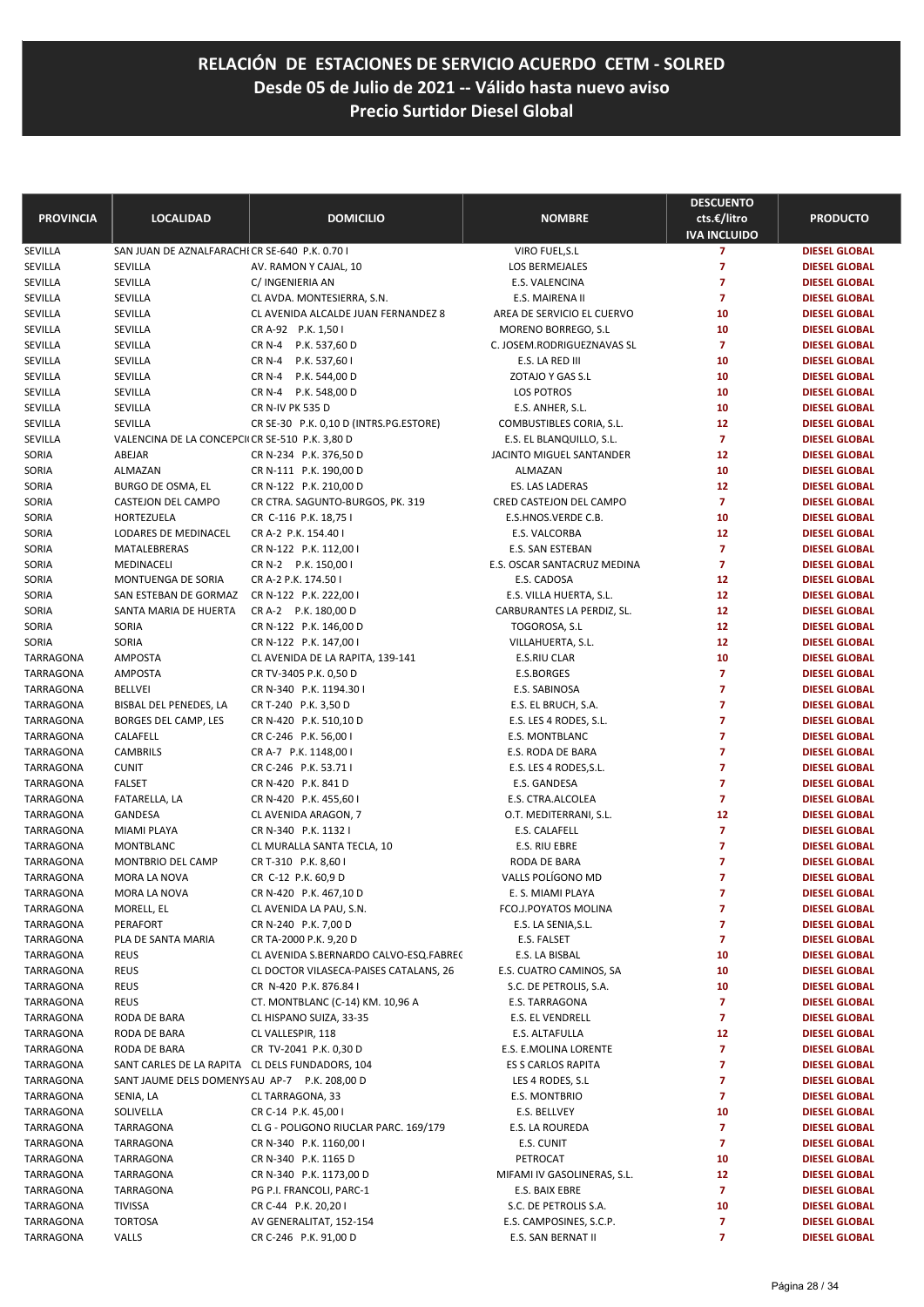# RELACIÓN DE ESTACIONES DE SERVICIO ACUERDO CETM - SOLRED
## Desde 05 de Julio de 2021 -- Válido hasta nuevo aviso
## Precio Surtidor Diesel Global

| PROVINCIA | LOCALIDAD | DOMICILIO | NOMBRE | DESCUENTO cts.€/litro IVA INCLUIDO | PRODUCTO |
|---|---|---|---|---|---|
| SEVILLA | SAN JUAN DE AZNALFARACH | CR SE-640 P.K. 0.70 I | VIRO FUEL,S.L | 7 | DIESEL GLOBAL |
| SEVILLA | SEVILLA | AV. RAMON Y CAJAL, 10 | LOS BERMEJALES | 7 | DIESEL GLOBAL |
| SEVILLA | SEVILLA | C/ INGENIERIA AN | E.S. VALENCINA | 7 | DIESEL GLOBAL |
| SEVILLA | SEVILLA | CL AVDA. MONTESIERRA, S.N. | E.S. MAIRENA II | 7 | DIESEL GLOBAL |
| SEVILLA | SEVILLA | CL AVENIDA ALCALDE JUAN FERNANDEZ 8 | AREA DE SERVICIO EL CUERVO | 10 | DIESEL GLOBAL |
| SEVILLA | SEVILLA | CR A-92 P.K. 1,50 I | MORENO BORREGO, S.L | 10 | DIESEL GLOBAL |
| SEVILLA | SEVILLA | CR N-4 P.K. 537,60 D | C. JOSEM.RODRIGUEZNAVAS SL | 7 | DIESEL GLOBAL |
| SEVILLA | SEVILLA | CR N-4 P.K. 537,60 I | E.S. LA RED III | 10 | DIESEL GLOBAL |
| SEVILLA | SEVILLA | CR N-4 P.K. 544,00 D | ZOTAJO Y GAS S.L | 10 | DIESEL GLOBAL |
| SEVILLA | SEVILLA | CR N-4 P.K. 548,00 D | LOS POTROS | 10 | DIESEL GLOBAL |
| SEVILLA | SEVILLA | CR N-IV PK 535 D | E.S. ANHER, S.L. | 10 | DIESEL GLOBAL |
| SEVILLA | SEVILLA | CR SE-30 P.K. 0,10 D (INTRS.PG.ESTORE) | COMBUSTIBLES CORIA, S.L. | 12 | DIESEL GLOBAL |
| SEVILLA | VALENCINA DE LA CONCEPCI | CR SE-510 P.K. 3,80 D | E.S. EL BLANQUILLO, S.L. | 7 | DIESEL GLOBAL |
| SORIA | ABEJAR | CR N-234 P.K. 376,50 D | JACINTO MIGUEL SANTANDER | 12 | DIESEL GLOBAL |
| SORIA | ALMAZAN | CR N-111 P.K. 190,00 D | ALMAZAN | 10 | DIESEL GLOBAL |
| SORIA | BURGO DE OSMA, EL | CR N-122 P.K. 210,00 D | ES. LAS LADERAS | 12 | DIESEL GLOBAL |
| SORIA | CASTEJON DEL CAMPO | CR CTRA. SAGUNTO-BURGOS, PK. 319 | CRED CASTEJON DEL CAMPO | 7 | DIESEL GLOBAL |
| SORIA | HORTEZUELA | CR C-116 P.K. 18,75 I | E.S.HNOS.VERDE C.B. | 10 | DIESEL GLOBAL |
| SORIA | LODARES DE MEDINACEL | CR A-2 P.K. 154.40 I | E.S. VALCORBA | 12 | DIESEL GLOBAL |
| SORIA | MATALEBRERAS | CR N-122 P.K. 112,00 I | E.S. SAN ESTEBAN | 7 | DIESEL GLOBAL |
| SORIA | MEDINACELI | CR N-2 P.K. 150,00 I | E.S. OSCAR SANTACRUZ MEDINA | 7 | DIESEL GLOBAL |
| SORIA | MONTUENGA DE SORIA | CR A-2 P.K. 174.50 I | E.S. CADOSA | 12 | DIESEL GLOBAL |
| SORIA | SAN ESTEBAN DE GORMAZ | CR N-122 P.K. 222,00 I | E.S. VILLA HUERTA, S.L. | 12 | DIESEL GLOBAL |
| SORIA | SANTA MARIA DE HUERTA | CR A-2 P.K. 180,00 D | CARBURANTES LA PERDIZ, SL. | 12 | DIESEL GLOBAL |
| SORIA | SORIA | CR N-122 P.K. 146,00 D | TOGOROSA, S.L | 12 | DIESEL GLOBAL |
| SORIA | SORIA | CR N-122 P.K. 147,00 I | VILLAHUERTA, S.L. | 12 | DIESEL GLOBAL |
| TARRAGONA | AMPOSTA | CL AVENIDA DE LA RAPITA, 139-141 | E.S.RIU CLAR | 10 | DIESEL GLOBAL |
| TARRAGONA | AMPOSTA | CR TV-3405 P.K. 0,50 D | E.S.BORGES | 7 | DIESEL GLOBAL |
| TARRAGONA | BELLVEI | CR N-340 P.K. 1194.30 I | E.S. SABINOSA | 7 | DIESEL GLOBAL |
| TARRAGONA | BISBAL DEL PENEDES, LA | CR T-240 P.K. 3,50 D | E.S. EL BRUCH, S.A. | 7 | DIESEL GLOBAL |
| TARRAGONA | BORGES DEL CAMP, LES | CR N-420 P.K. 510,10 D | E.S. LES 4 RODES, S.L. | 7 | DIESEL GLOBAL |
| TARRAGONA | CALAFELL | CR C-246 P.K. 56,00 I | E.S. MONTBLANC | 7 | DIESEL GLOBAL |
| TARRAGONA | CAMBRILS | CR A-7 P.K. 1148,00 I | E.S. RODA DE BARA | 7 | DIESEL GLOBAL |
| TARRAGONA | CUNIT | CR C-246 P.K. 53.71 I | E.S. LES 4 RODES,S.L. | 7 | DIESEL GLOBAL |
| TARRAGONA | FALSET | CR N-420 P.K. 841 D | E.S. GANDESA | 7 | DIESEL GLOBAL |
| TARRAGONA | FATARELLA, LA | CR N-420 P.K. 455,60 I | E.S. CTRA.ALCOLEA | 7 | DIESEL GLOBAL |
| TARRAGONA | GANDESA | CL AVENIDA ARAGON, 7 | O.T. MEDITERRANI, S.L. | 12 | DIESEL GLOBAL |
| TARRAGONA | MIAMI PLAYA | CR N-340 P.K. 1132 I | E.S. CALAFELL | 7 | DIESEL GLOBAL |
| TARRAGONA | MONTBLANC | CL MURALLA SANTA TECLA, 10 | E.S. RIU EBRE | 7 | DIESEL GLOBAL |
| TARRAGONA | MONTBRIO DEL CAMP | CR T-310 P.K. 8,60 I | RODA DE BARA | 7 | DIESEL GLOBAL |
| TARRAGONA | MORA LA NOVA | CR C-12 P.K. 60,9 D | VALLS POLÍGONO MD | 7 | DIESEL GLOBAL |
| TARRAGONA | MORA LA NOVA | CR N-420 P.K. 467,10 D | E. S. MIAMI PLAYA | 7 | DIESEL GLOBAL |
| TARRAGONA | MORELL, EL | CL AVENIDA LA PAU, S.N. | FCO.J.POYATOS MOLINA | 7 | DIESEL GLOBAL |
| TARRAGONA | PERAFORT | CR N-240 P.K. 7,00 D | E.S. LA SENIA,S.L. | 7 | DIESEL GLOBAL |
| TARRAGONA | PLA DE SANTA MARIA | CR TA-2000 P.K. 9,20 D | E.S. FALSET | 7 | DIESEL GLOBAL |
| TARRAGONA | REUS | CL AVENIDA S.BERNARDO CALVO-ESQ.FABREC | E.S. LA BISBAL | 10 | DIESEL GLOBAL |
| TARRAGONA | REUS | CL DOCTOR VILASECA-PAISES CATALANS, 26 | E.S. CUATRO CAMINOS, SA | 10 | DIESEL GLOBAL |
| TARRAGONA | REUS | CR N-420 P.K. 876.84 I | S.C. DE PETROLIS, S.A. | 10 | DIESEL GLOBAL |
| TARRAGONA | REUS | CT. MONTBLANC (C-14) KM. 10,96 A | E.S. TARRAGONA | 7 | DIESEL GLOBAL |
| TARRAGONA | RODA DE BARA | CL HISPANO SUIZA, 33-35 | E.S. EL VENDRELL | 7 | DIESEL GLOBAL |
| TARRAGONA | RODA DE BARA | CL VALLESPIR, 118 | E.S. ALTAFULLA | 12 | DIESEL GLOBAL |
| TARRAGONA | RODA DE BARA | CR TV-2041 P.K. 0,30 D | E.S. E.MOLINA LORENTE | 7 | DIESEL GLOBAL |
| TARRAGONA | SANT CARLES DE LA RAPITA | CL DELS FUNDADORS, 104 | ES S CARLOS RAPITA | 7 | DIESEL GLOBAL |
| TARRAGONA | SANT JAUME DELS DOMENYS | AU AP-7 P.K. 208,00 D | LES 4 RODES, S.L | 7 | DIESEL GLOBAL |
| TARRAGONA | SENIA, LA | CL TARRAGONA, 33 | E.S. MONTBRIO | 7 | DIESEL GLOBAL |
| TARRAGONA | SOLIVELLA | CR C-14 P.K. 45,00 I | E.S. BELLVEY | 10 | DIESEL GLOBAL |
| TARRAGONA | TARRAGONA | CL G - POLIGONO RIUCLAR PARC. 169/179 | E.S. LA ROUREDA | 7 | DIESEL GLOBAL |
| TARRAGONA | TARRAGONA | CR N-340 P.K. 1160,00 I | E.S. CUNIT | 7 | DIESEL GLOBAL |
| TARRAGONA | TARRAGONA | CR N-340 P.K. 1165 D | PETROCAT | 10 | DIESEL GLOBAL |
| TARRAGONA | TARRAGONA | CR N-340 P.K. 1173,00 D | MIFAMI IV GASOLINERAS, S.L. | 12 | DIESEL GLOBAL |
| TARRAGONA | TARRAGONA | PG P.I. FRANCOLI, PARC-1 | E.S. BAIX EBRE | 7 | DIESEL GLOBAL |
| TARRAGONA | TIVISSA | CR C-44 P.K. 20,20 I | S.C. DE PETROLIS S.A. | 10 | DIESEL GLOBAL |
| TARRAGONA | TORTOSA | AV GENERALITAT, 152-154 | E.S. CAMPOSINES, S.C.P. | 7 | DIESEL GLOBAL |
| TARRAGONA | VALLS | CR C-246 P.K. 91,00 D | E.S. SAN BERNAT II | 7 | DIESEL GLOBAL |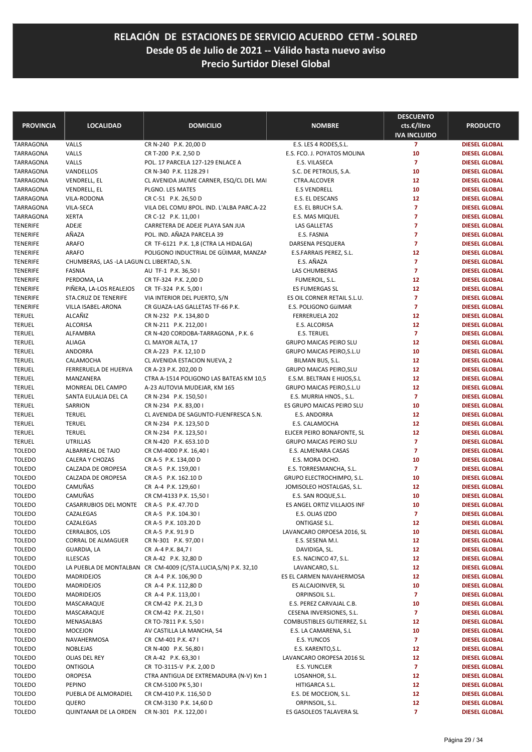# RELACIÓN DE ESTACIONES DE SERVICIO ACUERDO CETM - SOLRED
## Desde 05 de Julio de 2021 -- Válido hasta nuevo aviso
## Precio Surtidor Diesel Global

| PROVINCIA | LOCALIDAD | DOMICILIO | NOMBRE | DESCUENTO cts.€/litro IVA INCLUIDO | PRODUCTO |
|---|---|---|---|---|---|
| TARRAGONA | VALLS | CR N-240 P.K. 20,00 D | E.S. LES 4 RODES,S.L. | 7 | DIESEL GLOBAL |
| TARRAGONA | VALLS | CR T-200 P.K. 2,50 D | E.S. FCO. J. POYATOS MOLINA | 10 | DIESEL GLOBAL |
| TARRAGONA | VALLS | POL. 17 PARCELA 127-129 ENLACE A | E.S. VILASECA | 7 | DIESEL GLOBAL |
| TARRAGONA | VANDELLOS | CR N-340 P.K. 1128.29 I | S.C. DE PETROLIS, S.A. | 10 | DIESEL GLOBAL |
| TARRAGONA | VENDRELL, EL | CL AVENIDA JAUME CARNER, ESQ/CL DEL MAI | CTRA.ALCOVER | 12 | DIESEL GLOBAL |
| TARRAGONA | VENDRELL, EL | PLGNO. LES MATES | E.S VENDRELL | 10 | DIESEL GLOBAL |
| TARRAGONA | VILA-RODONA | CR C-51 P.K. 26,50 D | E.S. EL DESCANS | 12 | DIESEL GLOBAL |
| TARRAGONA | VILA-SECA | VILA DEL COMU 8POL. IND. L'ALBA PARC.A-22 | E.S. EL BRUCH S.A. | 7 | DIESEL GLOBAL |
| TARRAGONA | XERTA | CR C-12 P.K. 11,00 I | E.S. MAS MIQUEL | 7 | DIESEL GLOBAL |
| TENERIFE | ADEJE | CARRETERA DE ADEJE PLAYA SAN JUA | LAS GALLETAS | 7 | DIESEL GLOBAL |
| TENERIFE | AÑAZA | POL. IND. AÑAZA PARCELA 39 | E.S. FASNIA | 7 | DIESEL GLOBAL |
| TENERIFE | ARAFO | CR TF-6121 P.K. 1,8 (CTRA LA HIDALGA) | DARSENA PESQUERA | 7 | DIESEL GLOBAL |
| TENERIFE | ARAFO | POLIGONO INDUCTRIAL DE GÜIMAR, MANZAN | E.S.FARRAIS PEREZ, S.L. | 12 | DIESEL GLOBAL |
| TENERIFE | CHUMBERAS, LAS -LA LAGUN | CL LIBERTAD, S.N. | E.S. AÑAZA | 7 | DIESEL GLOBAL |
| TENERIFE | FASNIA | AU TF-1 P.K. 36,50 I | LAS CHUMBERAS | 7 | DIESEL GLOBAL |
| TENERIFE | PERDOMA, LA | CR TF-324 P.K. 2,00 D | FUMEROIL, S.L. | 12 | DIESEL GLOBAL |
| TENERIFE | PIÑERA, LA-LOS REALEJOS | CR TF-324 P.K. 5,00 I | ES FUMERGAS SL | 12 | DIESEL GLOBAL |
| TENERIFE | STA.CRUZ DE TENERIFE | VIA INTERIOR DEL PUERTO, S/N | ES OIL CORNER RETAIL S.L.U. | 7 | DIESEL GLOBAL |
| TENERIFE | VILLA ISABEL-ARONA | CR GUAZA-LAS GALLETAS TF-66 P.K. | E.S. POLIGONO GüIMAR | 7 | DIESEL GLOBAL |
| TERUEL | ALCAÑIZ | CR N-232 P.K. 134,80 D | FERRERUELA 202 | 12 | DIESEL GLOBAL |
| TERUEL | ALCORISA | CR N-211 P.K. 212,00 I | E.S. ALCORISA | 12 | DIESEL GLOBAL |
| TERUEL | ALFAMBRA | CR N-420 CORDOBA-TARRAGONA , P.K. 6 | E.S. TERUEL | 7 | DIESEL GLOBAL |
| TERUEL | ALIAGA | CL MAYOR ALTA, 17 | GRUPO MAICAS PEIRO SLU | 12 | DIESEL GLOBAL |
| TERUEL | ANDORRA | CR A-223 P.K. 12,10 D | GRUPO MAICAS PEIRO,S.L.U | 10 | DIESEL GLOBAL |
| TERUEL | CALAMOCHA | CL AVENIDA ESTACION NUEVA, 2 | BILMAN BUS, S.L. | 12 | DIESEL GLOBAL |
| TERUEL | FERRERUELA DE HUERVA | CR A-23 P.K. 202,00 D | GRUPO MAICAS PEIRO,SLU | 12 | DIESEL GLOBAL |
| TERUEL | MANZANERA | CTRA A-1514 POLIGONO LAS BATEAS KM 10,5 | E.S.M. BELTRAN E HIJOS,S.L | 12 | DIESEL GLOBAL |
| TERUEL | MONREAL DEL CAMPO | A-23 AUTOVIA MUDEJAR, KM 165 | GRUPO MAICAS PEIRO,S.L.U | 12 | DIESEL GLOBAL |
| TERUEL | SANTA EULALIA DEL CA | CR N-234 P.K. 150,50 I | E.S. MURRIA HNOS., S.L. | 7 | DIESEL GLOBAL |
| TERUEL | SARRION | CR N-234 P.K. 83,00 I | ES GRUPO MAICAS PEIRO SLU | 10 | DIESEL GLOBAL |
| TERUEL | TERUEL | CL AVENIDA DE SAGUNTO-FUENFRESCA S.N. | E.S. ANDORRA | 12 | DIESEL GLOBAL |
| TERUEL | TERUEL | CR N-234 P.K. 123,50 D | E.S. CALAMOCHA | 12 | DIESEL GLOBAL |
| TERUEL | TERUEL | CR N-234 P.K. 123,50 I | ELICER PEIRO BONAFONTE, SL | 12 | DIESEL GLOBAL |
| TERUEL | UTRILLAS | CR N-420 P.K. 653.10 D | GRUPO MAICAS PEIRO SLU | 7 | DIESEL GLOBAL |
| TOLEDO | ALBARREAL DE TAJO | CR CM-4000 P.K. 16,40 I | E.S. ALMENARA CASAS | 7 | DIESEL GLOBAL |
| TOLEDO | CALERA Y CHOZAS | CR A-5 P.K. 134,00 D | E.S. MORA DCHO. | 10 | DIESEL GLOBAL |
| TOLEDO | CALZADA DE OROPESA | CR A-5 P.K. 159,00 I | E.S. TORRESMANCHA, S.L. | 7 | DIESEL GLOBAL |
| TOLEDO | CALZADA DE OROPESA | CR A-5 P.K. 162.10 D | GRUPO ELECTROCHIMPO, S.L. | 10 | DIESEL GLOBAL |
| TOLEDO | CAMUÑAS | CR A-4 P.K. 129,60 I | JOMISOLEO HOSTALGAS, S.L. | 12 | DIESEL GLOBAL |
| TOLEDO | CAMUÑAS | CR CM-4133 P.K. 15,50 I | E.S. SAN ROQUE,S.L. | 10 | DIESEL GLOBAL |
| TOLEDO | CASARRUBIOS DEL MONTE | CR A-5 P.K. 47.70 D | ES ANGEL ORTIZ VILLAJOS INF | 10 | DIESEL GLOBAL |
| TOLEDO | CAZALEGAS | CR A-5 P.K. 104.30 I | E.S. OLIAS IZDO | 7 | DIESEL GLOBAL |
| TOLEDO | CAZALEGAS | CR A-5 P.K. 103.20 D | ONTIGASE S.L. | 12 | DIESEL GLOBAL |
| TOLEDO | CERRALBOS, LOS | CR A-5 P.K. 91.9 D | LAVANCARO ORPOESA 2016, SL | 10 | DIESEL GLOBAL |
| TOLEDO | CORRAL DE ALMAGUER | CR N-301 P.K. 97,00 I | E.S. SESENA M.I. | 12 | DIESEL GLOBAL |
| TOLEDO | GUARDIA, LA | CR A-4 P.K. 84,7 I | DAVIDIGA, SL. | 12 | DIESEL GLOBAL |
| TOLEDO | ILLESCAS | CR A-42 P.K. 32,80 D | E.S. NACINCO 47, S.L. | 12 | DIESEL GLOBAL |
| TOLEDO | LA PUEBLA DE MONTALBAN | CR CM-4009 (C/STA.LUCIA,S/N) P.K. 32,10 | LAVANCARO, S.L. | 12 | DIESEL GLOBAL |
| TOLEDO | MADRIDEJOS | CR A-4 P.K. 106,90 D | ES EL CARMEN NAVAHERMOSA | 12 | DIESEL GLOBAL |
| TOLEDO | MADRIDEJOS | CR A-4 P.K. 112,80 D | ES ALCAJOINVER, SL | 10 | DIESEL GLOBAL |
| TOLEDO | MADRIDEJOS | CR A-4 P.K. 113,00 I | ORPINSOIL S.L. | 7 | DIESEL GLOBAL |
| TOLEDO | MASCARAQUE | CR CM-42 P.K. 21,3 D | E.S. PEREZ CARVAJAL C.B. | 10 | DIESEL GLOBAL |
| TOLEDO | MASCARAQUE | CR CM-42 P.K. 21,50 I | CESENA INVERSIONES, S.L. | 7 | DIESEL GLOBAL |
| TOLEDO | MENASALBAS | CR TO-7811 P.K. 5,50 I | COMBUSTIBLES GUTIERREZ, S.L | 12 | DIESEL GLOBAL |
| TOLEDO | MOCEJON | AV CASTILLA LA MANCHA, 54 | E.S. LA CAMARENA, S.L | 10 | DIESEL GLOBAL |
| TOLEDO | NAVAHERMOSA | CR CM-401 P.K. 47 I | E.S. YUNCOS | 7 | DIESEL GLOBAL |
| TOLEDO | NOBLEJAS | CR N-400 P.K. 56,80 I | E.S. KARENTO,S.L. | 12 | DIESEL GLOBAL |
| TOLEDO | OLIAS DEL REY | CR A-42 P.K. 63,30 I | LAVANCARO OROPESA 2016 SL | 12 | DIESEL GLOBAL |
| TOLEDO | ONTIGOLA | CR TO-3115-V P.K. 2,00 D | E.S. YUNCLER | 7 | DIESEL GLOBAL |
| TOLEDO | OROPESA | CTRA ANTIGUA DE EXTREMADURA (N-V) Km 1 | LOSANHOR, S.L. | 12 | DIESEL GLOBAL |
| TOLEDO | PEPINO | CR CM-5100 PK 5,30 I | HITIGARCA S.L. | 12 | DIESEL GLOBAL |
| TOLEDO | PUEBLA DE ALMORADIEL | CR CM-410 P.K. 116,50 D | E.S. DE MOCEJON, S.L. | 12 | DIESEL GLOBAL |
| TOLEDO | QUERO | CR CM-3130 P.K. 14,60 D | ORPINSOIL, S.L. | 12 | DIESEL GLOBAL |
| TOLEDO | QUINTANAR DE LA ORDEN | CR N-301 P.K. 122,00 I | ES GASOLEOS TALAVERA SL | 7 | DIESEL GLOBAL |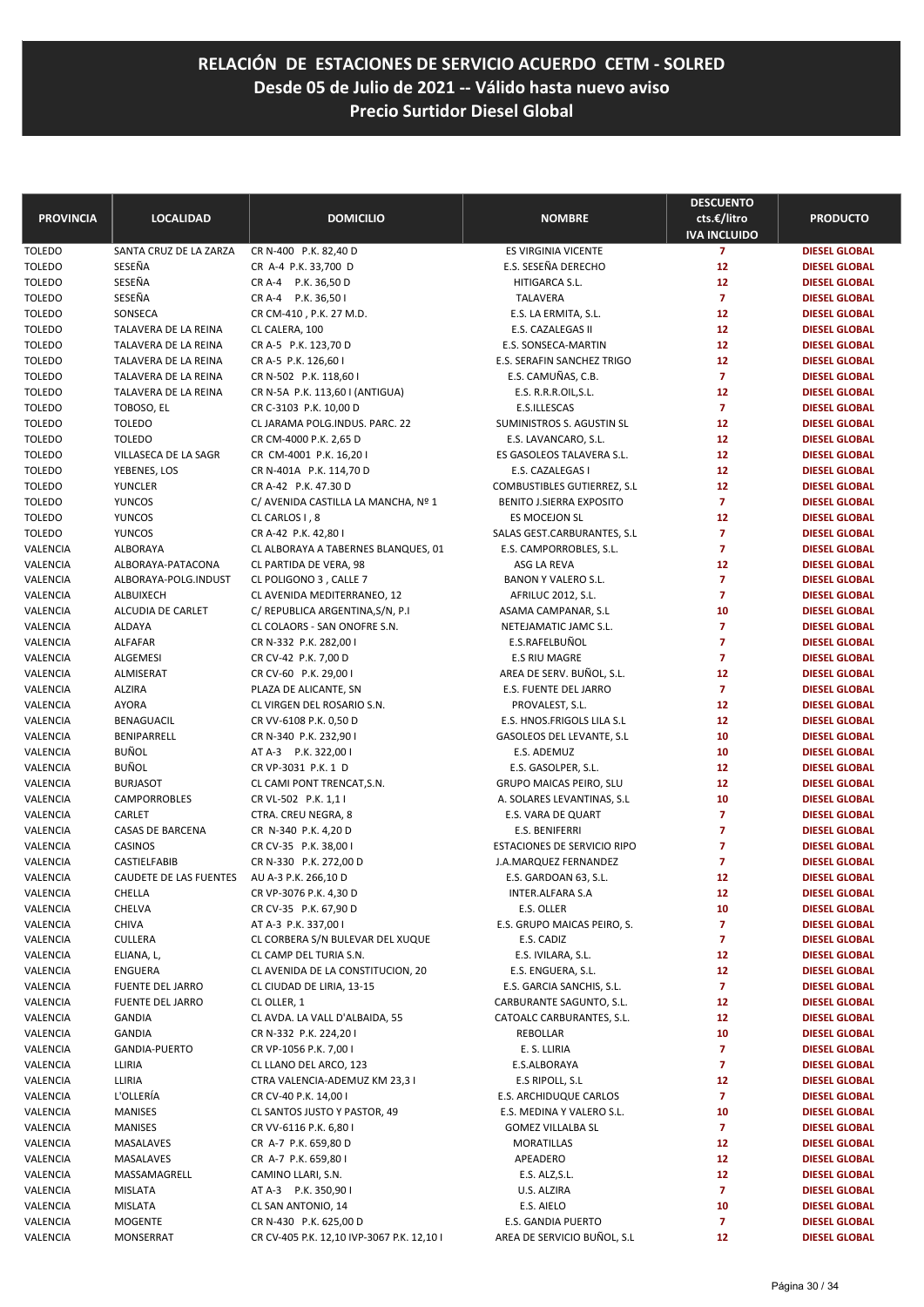# RELACIÓN DE ESTACIONES DE SERVICIO ACUERDO CETM - SOLRED

## Desde 05 de Julio de 2021 -- Válido hasta nuevo aviso

## Precio Surtidor Diesel Global

| PROVINCIA | LOCALIDAD | DOMICILIO | NOMBRE | DESCUENTO cts.€/litro IVA INCLUIDO | PRODUCTO |
|---|---|---|---|---|---|
| TOLEDO | SANTA CRUZ DE LA ZARZA | CR N-400 P.K. 82,40 D | ES VIRGINIA VICENTE | 7 | DIESEL GLOBAL |
| TOLEDO | SESEÑA | CR A-4 P.K. 33,700 D | E.S. SESEÑA DERECHO | 12 | DIESEL GLOBAL |
| TOLEDO | SESEÑA | CR A-4 P.K. 36,50 D | HITIGARCA S.L. | 12 | DIESEL GLOBAL |
| TOLEDO | SESEÑA | CR A-4 P.K. 36,50 I | TALAVERA | 7 | DIESEL GLOBAL |
| TOLEDO | SONSECA | CR CM-410 , P.K. 27 M.D. | E.S. LA ERMITA, S.L. | 12 | DIESEL GLOBAL |
| TOLEDO | TALAVERA DE LA REINA | CL CALERA, 100 | E.S. CAZALEGAS II | 12 | DIESEL GLOBAL |
| TOLEDO | TALAVERA DE LA REINA | CR A-5 P.K. 123,70 D | E.S. SONSECA-MARTIN | 12 | DIESEL GLOBAL |
| TOLEDO | TALAVERA DE LA REINA | CR A-5 P.K. 126,60 I | E.S. SERAFIN SANCHEZ TRIGO | 12 | DIESEL GLOBAL |
| TOLEDO | TALAVERA DE LA REINA | CR N-502 P.K. 118,60 I | E.S. CAMUÑAS, C.B. | 7 | DIESEL GLOBAL |
| TOLEDO | TALAVERA DE LA REINA | CR N-5A P.K. 113,60 I (ANTIGUA) | E.S. R.R.R.OIL,S.L. | 12 | DIESEL GLOBAL |
| TOLEDO | TOBOSO, EL | CR C-3103 P.K. 10,00 D | E.S.ILLESCAS | 7 | DIESEL GLOBAL |
| TOLEDO | TOLEDO | CL JARAMA POLG.INDUS. PARC. 22 | SUMINISTROS S. AGUSTIN SL | 12 | DIESEL GLOBAL |
| TOLEDO | TOLEDO | CR CM-4000 P.K. 2,65 D | E.S. LAVANCARO, S.L. | 12 | DIESEL GLOBAL |
| TOLEDO | VILLASECA DE LA SAGR | CR CM-4001 P.K. 16,20 I | ES GASOLEOS TALAVERA S.L. | 12 | DIESEL GLOBAL |
| TOLEDO | YEBENES, LOS | CR N-401A P.K. 114,70 D | E.S. CAZALEGAS I | 12 | DIESEL GLOBAL |
| TOLEDO | YUNCLER | CR A-42 P.K. 47.30 D | COMBUSTIBLES GUTIERREZ, S.L | 12 | DIESEL GLOBAL |
| TOLEDO | YUNCOS | C/ AVENIDA CASTILLA LA MANCHA, Nº 1 | BENITO J.SIERRA EXPOSITO | 7 | DIESEL GLOBAL |
| TOLEDO | YUNCOS | CL CARLOS I , 8 | ES MOCEJON SL | 12 | DIESEL GLOBAL |
| TOLEDO | YUNCOS | CR A-42 P.K. 42,80 I | SALAS GEST.CARBURANTES, S.L | 7 | DIESEL GLOBAL |
| VALENCIA | ALBORAYA | CL ALBORAYA A TABERNES BLANQUES, 01 | E.S. CAMPORROBLES, S.L. | 7 | DIESEL GLOBAL |
| VALENCIA | ALBORAYA-PATACONA | CL PARTIDA DE VERA, 98 | ASG LA REVA | 12 | DIESEL GLOBAL |
| VALENCIA | ALBORAYA-POLG.INDUST | CL POLIGONO 3 , CALLE 7 | BANON Y VALERO S.L. | 7 | DIESEL GLOBAL |
| VALENCIA | ALBUIXECH | CL AVENIDA MEDITERRANEO, 12 | AFRILUC 2012, S.L. | 7 | DIESEL GLOBAL |
| VALENCIA | ALCUDIA DE CARLET | C/ REPUBLICA ARGENTINA,S/N, P.I | ASAMA CAMPANAR, S.L | 10 | DIESEL GLOBAL |
| VALENCIA | ALDAYA | CL COLAORS - SAN ONOFRE S.N. | NETEJAMATIC JAMC S.L. | 7 | DIESEL GLOBAL |
| VALENCIA | ALFAFAR | CR N-332 P.K. 282,00 I | E.S.RAFELBUÑOL | 7 | DIESEL GLOBAL |
| VALENCIA | ALGEMESI | CR CV-42 P.K. 7,00 D | E.S RIU MAGRE | 7 | DIESEL GLOBAL |
| VALENCIA | ALMISERAT | CR CV-60 P.K. 29,00 I | AREA DE SERV. BUÑOL, S.L. | 12 | DIESEL GLOBAL |
| VALENCIA | ALZIRA | PLAZA DE ALICANTE, SN | E.S. FUENTE DEL JARRO | 7 | DIESEL GLOBAL |
| VALENCIA | AYORA | CL VIRGEN DEL ROSARIO S.N. | PROVALEST, S.L. | 12 | DIESEL GLOBAL |
| VALENCIA | BENAGUACIL | CR VV-6108 P.K. 0,50 D | E.S. HNOS.FRIGOLS LILA S.L | 12 | DIESEL GLOBAL |
| VALENCIA | BENIPARRELL | CR N-340 P.K. 232,90 I | GASOLEOS DEL LEVANTE, S.L | 10 | DIESEL GLOBAL |
| VALENCIA | BUÑOL | AT A-3 P.K. 322,00 I | E.S. ADEMUZ | 10 | DIESEL GLOBAL |
| VALENCIA | BUÑOL | CR VP-3031 P.K. 1 D | E.S. GASOLPER, S.L. | 12 | DIESEL GLOBAL |
| VALENCIA | BURJASOT | CL CAMI PONT TRENCAT,S.N. | GRUPO MAICAS PEIRO, SLU | 12 | DIESEL GLOBAL |
| VALENCIA | CAMPORROBLES | CR VL-502 P.K. 1,1 I | A. SOLARES LEVANTINAS, S.L | 10 | DIESEL GLOBAL |
| VALENCIA | CARLET | CTRA. CREU NEGRA, 8 | E.S. VARA DE QUART | 7 | DIESEL GLOBAL |
| VALENCIA | CASAS DE BARCENA | CR N-340 P.K. 4,20 D | E.S. BENIFERRI | 7 | DIESEL GLOBAL |
| VALENCIA | CASINOS | CR CV-35 P.K. 38,00 I | ESTACIONES DE SERVICIO RIPO | 7 | DIESEL GLOBAL |
| VALENCIA | CASTIELFABIB | CR N-330 P.K. 272,00 D | J.A.MARQUEZ FERNANDEZ | 7 | DIESEL GLOBAL |
| VALENCIA | CAUDETE DE LAS FUENTES | AU A-3 P.K. 266,10 D | E.S. GARDOAN 63, S.L. | 12 | DIESEL GLOBAL |
| VALENCIA | CHELLA | CR VP-3076 P.K. 4,30 D | INTER.ALFARA S.A | 12 | DIESEL GLOBAL |
| VALENCIA | CHELVA | CR CV-35 P.K. 67,90 D | E.S. OLLER | 10 | DIESEL GLOBAL |
| VALENCIA | CHIVA | AT A-3 P.K. 337,00 I | E.S. GRUPO MAICAS PEIRO, S. | 7 | DIESEL GLOBAL |
| VALENCIA | CULLERA | CL CORBERA S/N BULEVAR DEL XUQUE | E.S. CADIZ | 7 | DIESEL GLOBAL |
| VALENCIA | ELIANA, L, | CL CAMP DEL TURIA S.N. | E.S. IVILARA, S.L. | 12 | DIESEL GLOBAL |
| VALENCIA | ENGUERA | CL AVENIDA DE LA CONSTITUCION, 20 | E.S. ENGUERA, S.L. | 12 | DIESEL GLOBAL |
| VALENCIA | FUENTE DEL JARRO | CL CIUDAD DE LIRIA, 13-15 | E.S. GARCIA SANCHIS, S.L. | 7 | DIESEL GLOBAL |
| VALENCIA | FUENTE DEL JARRO | CL OLLER, 1 | CARBURANTE SAGUNTO, S.L. | 12 | DIESEL GLOBAL |
| VALENCIA | GANDIA | CL AVDA. LA VALL D'ALBAIDA, 55 | CATOALC CARBURANTES, S.L. | 12 | DIESEL GLOBAL |
| VALENCIA | GANDIA | CR N-332 P.K. 224,20 I | REBOLLAR | 10 | DIESEL GLOBAL |
| VALENCIA | GANDIA-PUERTO | CR VP-1056 P.K. 7,00 I | E. S. LLIRIA | 7 | DIESEL GLOBAL |
| VALENCIA | LLIRIA | CL LLANO DEL ARCO, 123 | E.S.ALBORAYA | 7 | DIESEL GLOBAL |
| VALENCIA | LLIRIA | CTRA VALENCIA-ADEMUZ KM 23,3 I | E.S RIPOLL, S.L | 12 | DIESEL GLOBAL |
| VALENCIA | L'OLLERÍA | CR CV-40 P.K. 14,00 I | E.S. ARCHIDUQUE CARLOS | 7 | DIESEL GLOBAL |
| VALENCIA | MANISES | CL SANTOS JUSTO Y PASTOR, 49 | E.S. MEDINA Y VALERO S.L. | 10 | DIESEL GLOBAL |
| VALENCIA | MANISES | CR VV-6116 P.K. 6,80 I | GOMEZ VILLALBA SL | 7 | DIESEL GLOBAL |
| VALENCIA | MASALAVES | CR A-7 P.K. 659,80 D | MORATILLAS | 12 | DIESEL GLOBAL |
| VALENCIA | MASALAVES | CR A-7 P.K. 659,80 I | APEADERO | 12 | DIESEL GLOBAL |
| VALENCIA | MASSAMAGRELL | CAMINO LLARI, S.N. | E.S. ALZ,S.L. | 12 | DIESEL GLOBAL |
| VALENCIA | MISLATA | AT A-3 P.K. 350,90 I | U.S. ALZIRA | 7 | DIESEL GLOBAL |
| VALENCIA | MISLATA | CL SAN ANTONIO, 14 | E.S. AIELO | 10 | DIESEL GLOBAL |
| VALENCIA | MOGENTE | CR N-430 P.K. 625,00 D | E.S. GANDIA PUERTO | 7 | DIESEL GLOBAL |
| VALENCIA | MONSERRAT | CR CV-405 P.K. 12,10 IVP-3067 P.K. 12,10 I | AREA DE SERVICIO BUÑOL, S.L | 12 | DIESEL GLOBAL |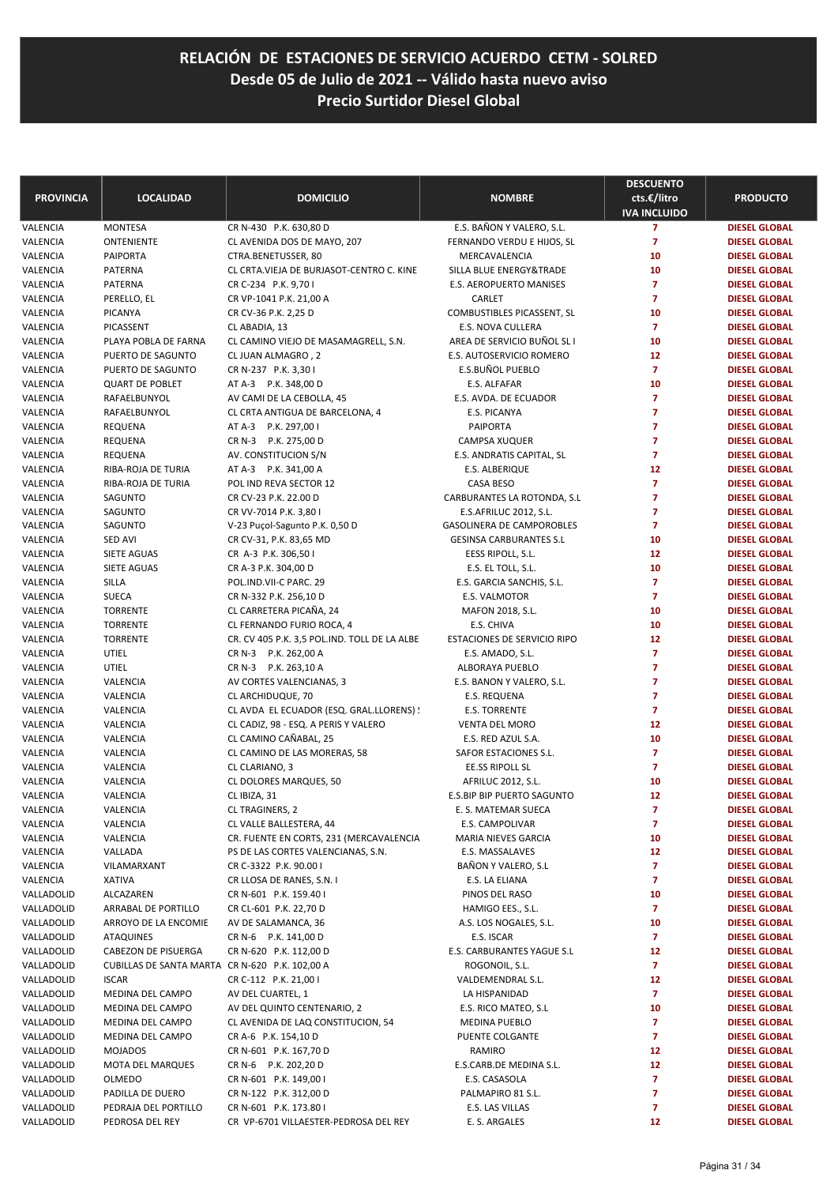# RELACIÓN DE ESTACIONES DE SERVICIO ACUERDO CETM - SOLRED
## Desde 05 de Julio de 2021 -- Válido hasta nuevo aviso
## Precio Surtidor Diesel Global

| PROVINCIA | LOCALIDAD | DOMICILIO | NOMBRE | DESCUENTO cts.€/litro IVA INCLUIDO | PRODUCTO |
|---|---|---|---|---|---|
| VALENCIA | MONTESA | CR N-430 P.K. 630,80 D | E.S. BAÑON Y VALERO, S.L. | 7 | DIESEL GLOBAL |
| VALENCIA | ONTENIENTE | CL AVENIDA DOS DE MAYO, 207 | FERNANDO VERDU E HIJOS, SL | 7 | DIESEL GLOBAL |
| VALENCIA | PAIPORTA | CTRA.BENETUSSER, 80 | MERCAVALENCIA | 10 | DIESEL GLOBAL |
| VALENCIA | PATERNA | CL CRTA.VIEJA DE BURJASOT-CENTRO C. KINE | SILLA BLUE ENERGY&TRADE | 10 | DIESEL GLOBAL |
| VALENCIA | PATERNA | CR C-234 P.K. 9,70 I | E.S. AEROPUERTO MANISES | 7 | DIESEL GLOBAL |
| VALENCIA | PERELLO, EL | CR VP-1041 P.K. 21,00 A | CARLET | 7 | DIESEL GLOBAL |
| VALENCIA | PICANYA | CR CV-36 P.K. 2,25 D | COMBUSTIBLES PICASSENT, SL | 10 | DIESEL GLOBAL |
| VALENCIA | PICASSENT | CL ABADIA, 13 | E.S. NOVA CULLERA | 7 | DIESEL GLOBAL |
| VALENCIA | PLAYA POBLA DE FARNA | CL CAMINO VIEJO DE MASAMAGRELL, S.N. | AREA DE SERVICIO BUÑOL SL I | 10 | DIESEL GLOBAL |
| VALENCIA | PUERTO DE SAGUNTO | CL JUAN ALMAGRO , 2 | E.S. AUTOSERVICIO ROMERO | 12 | DIESEL GLOBAL |
| VALENCIA | PUERTO DE SAGUNTO | CR N-237 P.K. 3,30 I | E.S.BUÑOL PUEBLO | 7 | DIESEL GLOBAL |
| VALENCIA | QUART DE POBLET | AT A-3 P.K. 348,00 D | E.S. ALFAFAR | 10 | DIESEL GLOBAL |
| VALENCIA | RAFAELBUNYOL | AV CAMI DE LA CEBOLLA, 45 | E.S. AVDA. DE ECUADOR | 7 | DIESEL GLOBAL |
| VALENCIA | RAFAELBUNYOL | CL CRTA ANTIGUA DE BARCELONA, 4 | E.S. PICANYA | 7 | DIESEL GLOBAL |
| VALENCIA | REQUENA | AT A-3 P.K. 297,00 I | PAIPORTA | 7 | DIESEL GLOBAL |
| VALENCIA | REQUENA | CR N-3 P.K. 275,00 D | CAMPSA XUQUER | 7 | DIESEL GLOBAL |
| VALENCIA | REQUENA | AV. CONSTITUCION S/N | E.S. ANDRATIS CAPITAL, SL | 7 | DIESEL GLOBAL |
| VALENCIA | RIBA-ROJA DE TURIA | AT A-3 P.K. 341,00 A | E.S. ALBERIQUE | 12 | DIESEL GLOBAL |
| VALENCIA | RIBA-ROJA DE TURIA | POL IND REVA SECTOR 12 | CASA BESO | 7 | DIESEL GLOBAL |
| VALENCIA | SAGUNTO | CR CV-23 P.K. 22.00 D | CARBURANTES LA ROTONDA, S.L | 7 | DIESEL GLOBAL |
| VALENCIA | SAGUNTO | CR VV-7014 P.K. 3,80 I | E.S.AFRILUC 2012, S.L. | 7 | DIESEL GLOBAL |
| VALENCIA | SAGUNTO | V-23 Puçol-Sagunto P.K. 0,50 D | GASOLINERA DE CAMPOROBLES | 7 | DIESEL GLOBAL |
| VALENCIA | SED AVI | CR CV-31, P.K. 83,65 MD | GESINSA CARBURANTES S.L | 10 | DIESEL GLOBAL |
| VALENCIA | SIETE AGUAS | CR A-3 P.K. 306,50 I | EESS RIPOLL, S.L. | 12 | DIESEL GLOBAL |
| VALENCIA | SIETE AGUAS | CR A-3 P.K. 304,00 D | E.S. EL TOLL, S.L. | 10 | DIESEL GLOBAL |
| VALENCIA | SILLA | POL.IND.VII-C PARC. 29 | E.S. GARCIA SANCHIS, S.L. | 7 | DIESEL GLOBAL |
| VALENCIA | SUECA | CR N-332 P.K. 256,10 D | E.S. VALMOTOR | 7 | DIESEL GLOBAL |
| VALENCIA | TORRENTE | CL CARRETERA PICAÑA, 24 | MAFON 2018, S.L. | 10 | DIESEL GLOBAL |
| VALENCIA | TORRENTE | CL FERNANDO FURIO ROCA, 4 | E.S. CHIVA | 10 | DIESEL GLOBAL |
| VALENCIA | TORRENTE | CR. CV 405 P.K. 3,5 POL.IND. TOLL DE LA ALBE | ESTACIONES DE SERVICIO RIPO | 12 | DIESEL GLOBAL |
| VALENCIA | UTIEL | CR N-3 P.K. 262,00 A | E.S. AMADO, S.L. | 7 | DIESEL GLOBAL |
| VALENCIA | UTIEL | CR N-3 P.K. 263,10 A | ALBORAYA PUEBLO | 7 | DIESEL GLOBAL |
| VALENCIA | VALENCIA | AV CORTES VALENCIANAS, 3 | E.S. BANON Y VALERO, S.L. | 7 | DIESEL GLOBAL |
| VALENCIA | VALENCIA | CL ARCHIDUQUE, 70 | E.S. REQUENA | 7 | DIESEL GLOBAL |
| VALENCIA | VALENCIA | CL AVDA EL ECUADOR (ESQ. GRAL.LLORENS) ! | E.S. TORRENTE | 7 | DIESEL GLOBAL |
| VALENCIA | VALENCIA | CL CADIZ, 98 - ESQ. A PERIS Y VALERO | VENTA DEL MORO | 12 | DIESEL GLOBAL |
| VALENCIA | VALENCIA | CL CAMINO CAÑABAL, 25 | E.S. RED AZUL S.A. | 10 | DIESEL GLOBAL |
| VALENCIA | VALENCIA | CL CAMINO DE LAS MORERAS, 58 | SAFOR ESTACIONES S.L. | 7 | DIESEL GLOBAL |
| VALENCIA | VALENCIA | CL CLARIANO, 3 | EE.SS RIPOLL SL | 7 | DIESEL GLOBAL |
| VALENCIA | VALENCIA | CL DOLORES MARQUES, 50 | AFRILUC 2012, S.L. | 10 | DIESEL GLOBAL |
| VALENCIA | VALENCIA | CL IBIZA, 31 | E.S.BIP BIP PUERTO SAGUNTO | 12 | DIESEL GLOBAL |
| VALENCIA | VALENCIA | CL TRAGINERS, 2 | E. S. MATEMAR SUECA | 7 | DIESEL GLOBAL |
| VALENCIA | VALENCIA | CL VALLE BALLESTERA, 44 | E.S. CAMPOLIVAR | 7 | DIESEL GLOBAL |
| VALENCIA | VALENCIA | CR. FUENTE EN CORTS, 231 (MERCAVALENCIA | MARIA NIEVES GARCIA | 10 | DIESEL GLOBAL |
| VALENCIA | VALLADA | PS DE LAS CORTES VALENCIANAS, S.N. | E.S. MASSALAVES | 12 | DIESEL GLOBAL |
| VALENCIA | VILAMARXANT | CR C-3322 P.K. 90.00 I | BAÑON Y VALERO, S.L | 7 | DIESEL GLOBAL |
| VALENCIA | XATIVA | CR LLOSA DE RANES, S.N. I | E.S. LA ELIANA | 7 | DIESEL GLOBAL |
| VALLADOLID | ALCAZAREN | CR N-601 P.K. 159.40 I | PINOS DEL RASO | 10 | DIESEL GLOBAL |
| VALLADOLID | ARRABAL DE PORTILLO | CR CL-601 P.K. 22,70 D | HAMIGO EES., S.L. | 7 | DIESEL GLOBAL |
| VALLADOLID | ARROYO DE LA ENCOMIE | AV DE SALAMANCA, 36 | A.S. LOS NOGALES, S.L. | 10 | DIESEL GLOBAL |
| VALLADOLID | ATAQUINES | CR N-6 P.K. 141,00 D | E.S. ISCAR | 7 | DIESEL GLOBAL |
| VALLADOLID | CABEZON DE PISUERGA | CR N-620 P.K. 112,00 D | E.S. CARBURANTES YAGUE S.L | 12 | DIESEL GLOBAL |
| VALLADOLID | CUBILLAS DE SANTA MARTA | CR N-620 P.K. 102,00 A | ROGONOIL, S.L. | 7 | DIESEL GLOBAL |
| VALLADOLID | ISCAR | CR C-112 P.K. 21,00 I | VALDEMENDRAL S.L. | 12 | DIESEL GLOBAL |
| VALLADOLID | MEDINA DEL CAMPO | AV DEL CUARTEL, 1 | LA HISPANIDAD | 7 | DIESEL GLOBAL |
| VALLADOLID | MEDINA DEL CAMPO | AV DEL QUINTO CENTENARIO, 2 | E.S. RICO MATEO, S.L | 10 | DIESEL GLOBAL |
| VALLADOLID | MEDINA DEL CAMPO | CL AVENIDA DE LAQ CONSTITUCION, 54 | MEDINA PUEBLO | 7 | DIESEL GLOBAL |
| VALLADOLID | MEDINA DEL CAMPO | CR A-6 P.K. 154,10 D | PUENTE COLGANTE | 7 | DIESEL GLOBAL |
| VALLADOLID | MOJADOS | CR N-601 P.K. 167,70 D | RAMIRO | 12 | DIESEL GLOBAL |
| VALLADOLID | MOTA DEL MARQUES | CR N-6 P.K. 202,20 D | E.S.CARB.DE MEDINA S.L. | 12 | DIESEL GLOBAL |
| VALLADOLID | OLMEDO | CR N-601 P.K. 149,00 I | E.S. CASASOLA | 7 | DIESEL GLOBAL |
| VALLADOLID | PADILLA DE DUERO | CR N-122 P.K. 312,00 D | PALMAPIRO 81 S.L. | 7 | DIESEL GLOBAL |
| VALLADOLID | PEDRAJA DEL PORTILLO | CR N-601 P.K. 173.80 I | E.S. LAS VILLAS | 7 | DIESEL GLOBAL |
| VALLADOLID | PEDROSA DEL REY | CR VP-6701 VILLAESTER-PEDROSA DEL REY | E. S. ARGALES | 12 | DIESEL GLOBAL |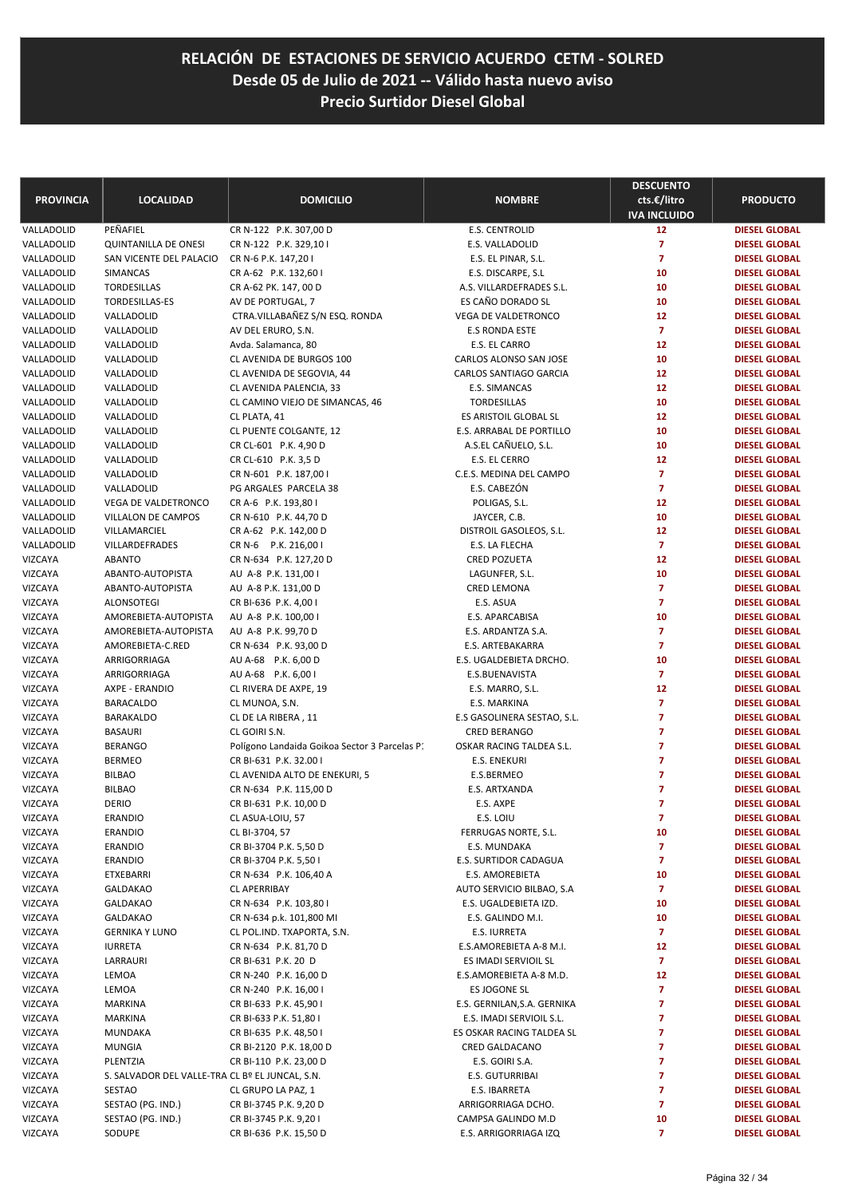# RELACIÓN DE ESTACIONES DE SERVICIO ACUERDO CETM - SOLRED
## Desde 05 de Julio de 2021 -- Válido hasta nuevo aviso
## Precio Surtidor Diesel Global

| PROVINCIA | LOCALIDAD | DOMICILIO | NOMBRE | DESCUENTO cts.€/litro IVA INCLUIDO | PRODUCTO |
|---|---|---|---|---|---|
| VALLADOLID | PEÑAFIEL | CR N-122 P.K. 307,00 D | E.S. CENTROLID | 12 | DIESEL GLOBAL |
| VALLADOLID | QUINTANILLA DE ONESI | CR N-122 P.K. 329,10 I | E.S. VALLADOLID | 7 | DIESEL GLOBAL |
| VALLADOLID | SAN VICENTE DEL PALACIO | CR N-6 P.K. 147,20 I | E.S. EL PINAR, S.L. | 7 | DIESEL GLOBAL |
| VALLADOLID | SIMANCAS | CR A-62 P.K. 132,60 I | E.S. DISCARPE, S.L | 10 | DIESEL GLOBAL |
| VALLADOLID | TORDESILLAS | CR A-62 PK. 147, 00 D | A.S. VILLARDEFRADES S.L. | 10 | DIESEL GLOBAL |
| VALLADOLID | TORDESILLAS-ES | AV DE PORTUGAL, 7 | ES CAÑO DORADO SL | 10 | DIESEL GLOBAL |
| VALLADOLID | VALLADOLID | CTRA.VILLABAÑEZ S/N ESQ. RONDA | VEGA DE VALDETRONCO | 12 | DIESEL GLOBAL |
| VALLADOLID | VALLADOLID | AV DEL ERURO, S.N. | E.S RONDA ESTE | 7 | DIESEL GLOBAL |
| VALLADOLID | VALLADOLID | Avda. Salamanca, 80 | E.S. EL CARRO | 12 | DIESEL GLOBAL |
| VALLADOLID | VALLADOLID | CL AVENIDA DE BURGOS 100 | CARLOS ALONSO SAN JOSE | 10 | DIESEL GLOBAL |
| VALLADOLID | VALLADOLID | CL AVENIDA DE SEGOVIA, 44 | CARLOS SANTIAGO GARCIA | 12 | DIESEL GLOBAL |
| VALLADOLID | VALLADOLID | CL AVENIDA PALENCIA, 33 | E.S. SIMANCAS | 12 | DIESEL GLOBAL |
| VALLADOLID | VALLADOLID | CL CAMINO VIEJO DE SIMANCAS, 46 | TORDESILLAS | 10 | DIESEL GLOBAL |
| VALLADOLID | VALLADOLID | CL PLATA, 41 | ES ARISTOIL GLOBAL SL | 12 | DIESEL GLOBAL |
| VALLADOLID | VALLADOLID | CL PUENTE COLGANTE, 12 | E.S. ARRABAL DE PORTILLO | 10 | DIESEL GLOBAL |
| VALLADOLID | VALLADOLID | CR CL-601 P.K. 4,90 D | A.S.EL CAÑUELO, S.L. | 10 | DIESEL GLOBAL |
| VALLADOLID | VALLADOLID | CR CL-610 P.K. 3,5 D | E.S. EL CERRO | 12 | DIESEL GLOBAL |
| VALLADOLID | VALLADOLID | CR N-601 P.K. 187,00 I | C.E.S. MEDINA DEL CAMPO | 7 | DIESEL GLOBAL |
| VALLADOLID | VALLADOLID | PG ARGALES PARCELA 38 | E.S. CABEZÓN | 7 | DIESEL GLOBAL |
| VALLADOLID | VEGA DE VALDETRONCO | CR A-6 P.K. 193,80 I | POLIGAS, S.L. | 12 | DIESEL GLOBAL |
| VALLADOLID | VILLALON DE CAMPOS | CR N-610 P.K. 44,70 D | JAYCER, C.B. | 10 | DIESEL GLOBAL |
| VALLADOLID | VILLAMARCIEL | CR A-62 P.K. 142,00 D | DISTROIL GASOLEOS, S.L. | 12 | DIESEL GLOBAL |
| VALLADOLID | VILLARDEFRADES | CR N-6 P.K. 216,00 I | E.S. LA FLECHA | 7 | DIESEL GLOBAL |
| VIZCAYA | ABANTO | CR N-634 P.K. 127,20 D | CRED POZUETA | 12 | DIESEL GLOBAL |
| VIZCAYA | ABANTO-AUTOPISTA | AU A-8 P.K. 131,00 I | LAGUNFER, S.L. | 10 | DIESEL GLOBAL |
| VIZCAYA | ABANTO-AUTOPISTA | AU A-8 P.K. 131,00 D | CRED LEMONA | 7 | DIESEL GLOBAL |
| VIZCAYA | ALONSOTEGI | CR BI-636 P.K. 4,00 I | E.S. ASUA | 7 | DIESEL GLOBAL |
| VIZCAYA | AMOREBIETA-AUTOPISTA | AU A-8 P.K. 100,00 I | E.S. APARCABISA | 10 | DIESEL GLOBAL |
| VIZCAYA | AMOREBIETA-AUTOPISTA | AU A-8 P.K. 99,70 D | E.S. ARDANTZA S.A. | 7 | DIESEL GLOBAL |
| VIZCAYA | AMOREBIETA-C.RED | CR N-634 P.K. 93,00 D | E.S. ARTEBAKARRA | 7 | DIESEL GLOBAL |
| VIZCAYA | ARRIGORRIAGA | AU A-68 P.K. 6,00 D | E.S. UGALDEBIETA DRCHO. | 10 | DIESEL GLOBAL |
| VIZCAYA | ARRIGORRIAGA | AU A-68 P.K. 6,00 I | E.S.BUENAVISTA | 7 | DIESEL GLOBAL |
| VIZCAYA | AXPE - ERANDIO | CL RIVERA DE AXPE, 19 | E.S. MARRO, S.L. | 12 | DIESEL GLOBAL |
| VIZCAYA | BARACALDO | CL MUNOA, S.N. | E.S. MARKINA | 7 | DIESEL GLOBAL |
| VIZCAYA | BARAKALDO | CL DE LA RIBERA , 11 | E.S GASOLINERA SESTAO, S.L. | 7 | DIESEL GLOBAL |
| VIZCAYA | BASAURI | CL GOIRI S.N. | CRED BERANGO | 7 | DIESEL GLOBAL |
| VIZCAYA | BERANGO | Polígono Landaida Goikoa Sector 3 Parcelas P. | OSKAR RACING TALDEA S.L. | 7 | DIESEL GLOBAL |
| VIZCAYA | BERMEO | CR BI-631 P.K. 32.00 I | E.S. ENEKURI | 7 | DIESEL GLOBAL |
| VIZCAYA | BILBAO | CL AVENIDA ALTO DE ENEKURI, 5 | E.S.BERMEO | 7 | DIESEL GLOBAL |
| VIZCAYA | BILBAO | CR N-634 P.K. 115,00 D | E.S. ARTXANDA | 7 | DIESEL GLOBAL |
| VIZCAYA | DERIO | CR BI-631 P.K. 10,00 D | E.S. AXPE | 7 | DIESEL GLOBAL |
| VIZCAYA | ERANDIO | CL ASUA-LOIU, 57 | E.S. LOIU | 7 | DIESEL GLOBAL |
| VIZCAYA | ERANDIO | CL BI-3704, 57 | FERRUGAS NORTE, S.L. | 10 | DIESEL GLOBAL |
| VIZCAYA | ERANDIO | CR BI-3704 P.K. 5,50 D | E.S. MUNDAKA | 7 | DIESEL GLOBAL |
| VIZCAYA | ERANDIO | CR BI-3704 P.K. 5,50 I | E.S. SURTIDOR CADAGUA | 7 | DIESEL GLOBAL |
| VIZCAYA | ETXEBARRI | CR N-634 P.K. 106,40 A | E.S. AMOREBIETA | 10 | DIESEL GLOBAL |
| VIZCAYA | GALDAKAO | CL APERRIBAY | AUTO SERVICIO BILBAO, S.A | 7 | DIESEL GLOBAL |
| VIZCAYA | GALDAKAO | CR N-634 P.K. 103,80 I | E.S. UGALDEBIETA IZD. | 10 | DIESEL GLOBAL |
| VIZCAYA | GALDAKAO | CR N-634 p.k. 101,800 MI | E.S. GALINDO M.I. | 10 | DIESEL GLOBAL |
| VIZCAYA | GERNIKA Y LUNO | CL POL.IND. TXAPORTA, S.N. | E.S. IURRETA | 7 | DIESEL GLOBAL |
| VIZCAYA | IURRETA | CR N-634 P.K. 81,70 D | E.S.AMOREBIETA A-8 M.I. | 12 | DIESEL GLOBAL |
| VIZCAYA | LARRAURI | CR BI-631 P.K. 20 D | ES IMADI SERVIOIL SL | 7 | DIESEL GLOBAL |
| VIZCAYA | LEMOA | CR N-240 P.K. 16,00 D | E.S.AMOREBIETA A-8 M.D. | 12 | DIESEL GLOBAL |
| VIZCAYA | LEMOA | CR N-240 P.K. 16,00 I | ES JOGONE SL | 7 | DIESEL GLOBAL |
| VIZCAYA | MARKINA | CR BI-633 P.K. 45,90 I | E.S. GERNILAN,S.A. GERNIKA | 7 | DIESEL GLOBAL |
| VIZCAYA | MARKINA | CR BI-633 P.K. 51,80 I | E.S. IMADI SERVIOIL S.L. | 7 | DIESEL GLOBAL |
| VIZCAYA | MUNDAKA | CR BI-635 P.K. 48,50 I | ES OSKAR RACING TALDEA SL | 7 | DIESEL GLOBAL |
| VIZCAYA | MUNGIA | CR BI-2120 P.K. 18,00 D | CRED GALDACANO | 7 | DIESEL GLOBAL |
| VIZCAYA | PLENTZIA | CR BI-110 P.K. 23,00 D | E.S. GOIRI S.A. | 7 | DIESEL GLOBAL |
| VIZCAYA | S. SALVADOR DEL VALLE-TRA | CL Bº EL JUNCAL, S.N. | E.S. GUTURRIBAI | 7 | DIESEL GLOBAL |
| VIZCAYA | SESTAO | CL GRUPO LA PAZ, 1 | E.S. IBARRETA | 7 | DIESEL GLOBAL |
| VIZCAYA | SESTAO (PG. IND.) | CR BI-3745 P.K. 9,20 D | ARRIGORRIAGA DCHO. | 7 | DIESEL GLOBAL |
| VIZCAYA | SESTAO (PG. IND.) | CR BI-3745 P.K. 9,20 I | CAMPSA GALINDO M.D | 10 | DIESEL GLOBAL |
| VIZCAYA | SODUPE | CR BI-636 P.K. 15,50 D | E.S. ARRIGORRIAGA IZQ | 7 | DIESEL GLOBAL |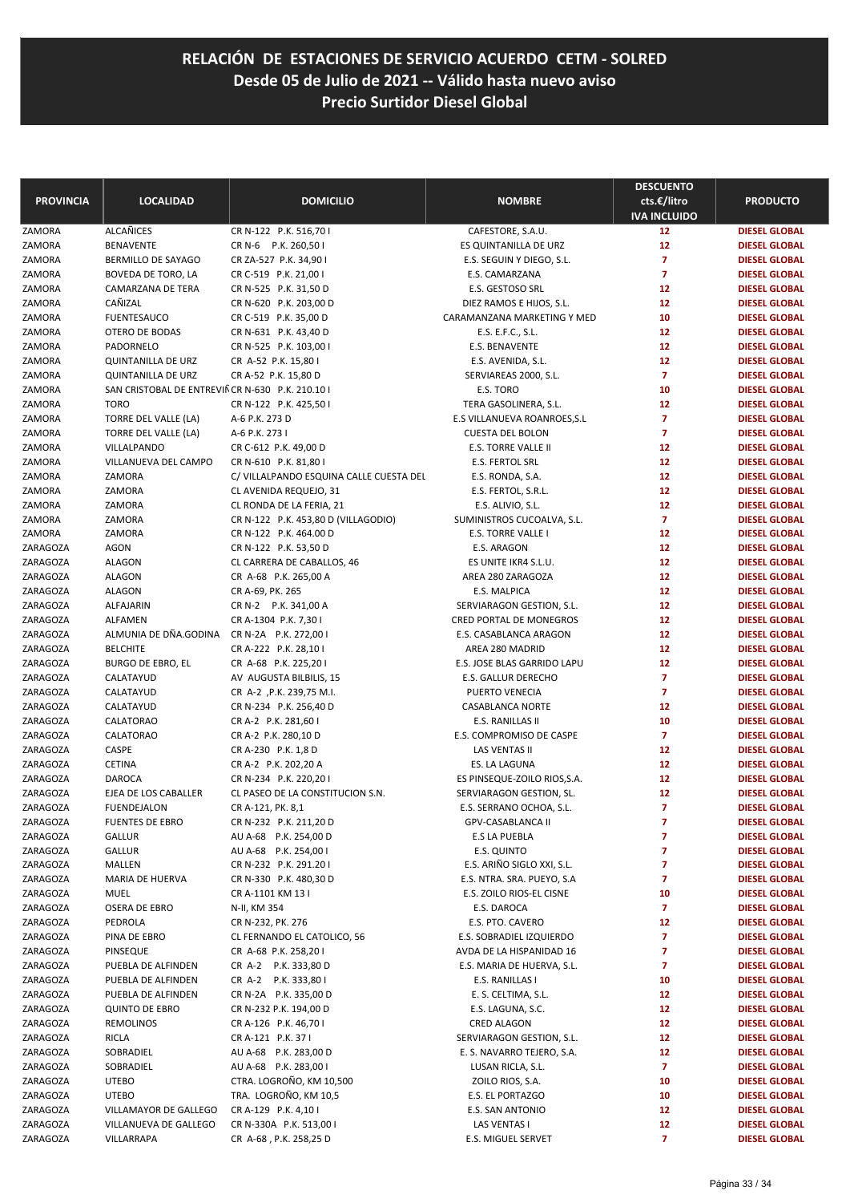# RELACIÓN DE ESTACIONES DE SERVICIO ACUERDO CETM - SOLRED
## Desde 05 de Julio de 2021 -- Válido hasta nuevo aviso
## Precio Surtidor Diesel Global

| PROVINCIA | LOCALIDAD | DOMICILIO | NOMBRE | DESCUENTO cts.€/litro IVA INCLUIDO | PRODUCTO |
|---|---|---|---|---|---|
| ZAMORA | ALCAÑICES | CR N-122 P.K. 516,70 I | CAFESTORE, S.A.U. | 12 | DIESEL GLOBAL |
| ZAMORA | BENAVENTE | CR N-6 P.K. 260,50 I | ES QUINTANILLA DE URZ | 12 | DIESEL GLOBAL |
| ZAMORA | BERMILLO DE SAYAGO | CR ZA-527 P.K. 34,90 I | E.S. SEGUIN Y DIEGO, S.L. | 7 | DIESEL GLOBAL |
| ZAMORA | BOVEDA DE TORO, LA | CR C-519 P.K. 21,00 I | E.S. CAMARZANA | 7 | DIESEL GLOBAL |
| ZAMORA | CAMARZANA DE TERA | CR N-525 P.K. 31,50 D | E.S. GESTOSO SRL | 12 | DIESEL GLOBAL |
| ZAMORA | CAÑIZAL | CR N-620 P.K. 203,00 D | DIEZ RAMOS E HIJOS, S.L. | 12 | DIESEL GLOBAL |
| ZAMORA | FUENTESAUCO | CR C-519 P.K. 35,00 D | CARAMANZANA MARKETING Y MED | 10 | DIESEL GLOBAL |
| ZAMORA | OTERO DE BODAS | CR N-631 P.K. 43,40 D | E.S. E.F.C., S.L. | 12 | DIESEL GLOBAL |
| ZAMORA | PADORNELO | CR N-525 P.K. 103,00 I | E.S. BENAVENTE | 12 | DIESEL GLOBAL |
| ZAMORA | QUINTANILLA DE URZ | CR A-52 P.K. 15,80 I | E.S. AVENIDA, S.L. | 12 | DIESEL GLOBAL |
| ZAMORA | QUINTANILLA DE URZ | CR A-52 P.K. 15,80 D | SERVIAREAS 2000, S.L. | 7 | DIESEL GLOBAL |
| ZAMORA | SAN CRISTOBAL DE ENTREVIÑ | CR N-630 P.K. 210.10 I | E.S. TORO | 10 | DIESEL GLOBAL |
| ZAMORA | TORO | CR N-122 P.K. 425,50 I | TERA GASOLINERA, S.L. | 12 | DIESEL GLOBAL |
| ZAMORA | TORRE DEL VALLE (LA) | A-6 P.K. 273 D | E.S VILLANUEVA ROANROES,S.L | 7 | DIESEL GLOBAL |
| ZAMORA | TORRE DEL VALLE (LA) | A-6 P.K. 273 I | CUESTA DEL BOLON | 7 | DIESEL GLOBAL |
| ZAMORA | VILLALPANDO | CR C-612 P.K. 49,00 D | E.S. TORRE VALLE II | 12 | DIESEL GLOBAL |
| ZAMORA | VILLANUEVA DEL CAMPO | CR N-610 P.K. 81,80 I | E.S. FERTOL SRL | 12 | DIESEL GLOBAL |
| ZAMORA | ZAMORA | C/ VILLALPANDO ESQUINA CALLE CUESTA DEL | E.S. RONDA, S.A. | 12 | DIESEL GLOBAL |
| ZAMORA | ZAMORA | CL AVENIDA REQUEJO, 31 | E.S. FERTOL, S.R.L. | 12 | DIESEL GLOBAL |
| ZAMORA | ZAMORA | CL RONDA DE LA FERIA, 21 | E.S. ALIVIO, S.L. | 12 | DIESEL GLOBAL |
| ZAMORA | ZAMORA | CR N-122 P.K. 453,80 D (VILLAGODIO) | SUMINISTROS CUCOALVA, S.L. | 7 | DIESEL GLOBAL |
| ZAMORA | ZAMORA | CR N-122 P.K. 464.00 D | E.S. TORRE VALLE I | 12 | DIESEL GLOBAL |
| ZARAGOZA | AGON | CR N-122 P.K. 53,50 D | E.S. ARAGON | 12 | DIESEL GLOBAL |
| ZARAGOZA | ALAGON | CL CARRERA DE CABALLOS, 46 | ES UNITE IKR4 S.L.U. | 12 | DIESEL GLOBAL |
| ZARAGOZA | ALAGON | CR A-68 P.K. 265,00 A | AREA 280 ZARAGOZA | 12 | DIESEL GLOBAL |
| ZARAGOZA | ALAGON | CR A-69, PK. 265 | E.S. MALPICA | 12 | DIESEL GLOBAL |
| ZARAGOZA | ALFAJARIN | CR N-2 P.K. 341,00 A | SERVIARAGON GESTION, S.L. | 12 | DIESEL GLOBAL |
| ZARAGOZA | ALFAMEN | CR A-1304 P.K. 7,30 I | CRED PORTAL DE MONEGROS | 12 | DIESEL GLOBAL |
| ZARAGOZA | ALMUNIA DE DÑA.GODINA | CR N-2A P.K. 272,00 I | E.S. CASABLANCA ARAGON | 12 | DIESEL GLOBAL |
| ZARAGOZA | BELCHITE | CR A-222 P.K. 28,10 I | AREA 280 MADRID | 12 | DIESEL GLOBAL |
| ZARAGOZA | BURGO DE EBRO, EL | CR A-68 P.K. 225,20 I | E.S. JOSE BLAS GARRIDO LAPU | 12 | DIESEL GLOBAL |
| ZARAGOZA | CALATAYUD | AV AUGUSTA BILBILIS, 15 | E.S. GALLUR DERECHO | 7 | DIESEL GLOBAL |
| ZARAGOZA | CALATAYUD | CR A-2 ,P.K. 239,75 M.I. | PUERTO VENECIA | 7 | DIESEL GLOBAL |
| ZARAGOZA | CALATAYUD | CR N-234 P.K. 256,40 D | CASABLANCA NORTE | 12 | DIESEL GLOBAL |
| ZARAGOZA | CALATORAO | CR A-2 P.K. 281,60 I | E.S. RANILLAS II | 10 | DIESEL GLOBAL |
| ZARAGOZA | CALATORAO | CR A-2 P.K. 280,10 D | E.S. COMPROMISO DE CASPE | 7 | DIESEL GLOBAL |
| ZARAGOZA | CASPE | CR A-230 P.K. 1,8 D | LAS VENTAS II | 12 | DIESEL GLOBAL |
| ZARAGOZA | CETINA | CR A-2 P.K. 202,20 A | ES. LA LAGUNA | 12 | DIESEL GLOBAL |
| ZARAGOZA | DAROCA | CR N-234 P.K. 220,20 I | ES PINSEQUE-ZOILO RIOS,S.A. | 12 | DIESEL GLOBAL |
| ZARAGOZA | EJEA DE LOS CABALLER | CL PASEO DE LA CONSTITUCION S.N. | SERVIARAGON GESTION, SL. | 12 | DIESEL GLOBAL |
| ZARAGOZA | FUENDEJALON | CR A-121, PK. 8,1 | E.S. SERRANO OCHOA, S.L. | 7 | DIESEL GLOBAL |
| ZARAGOZA | FUENTES DE EBRO | CR N-232 P.K. 211,20 D | GPV-CASABLANCA II | 7 | DIESEL GLOBAL |
| ZARAGOZA | GALLUR | AU A-68 P.K. 254,00 D | E.S LA PUEBLA | 7 | DIESEL GLOBAL |
| ZARAGOZA | GALLUR | AU A-68 P.K. 254,00 I | E.S. QUINTO | 7 | DIESEL GLOBAL |
| ZARAGOZA | MALLEN | CR N-232 P.K. 291.20 I | E.S. ARIÑO SIGLO XXI, S.L. | 7 | DIESEL GLOBAL |
| ZARAGOZA | MARIA DE HUERVA | CR N-330 P.K. 480,30 D | E.S. NTRA. SRA. PUEYO, S.A | 7 | DIESEL GLOBAL |
| ZARAGOZA | MUEL | CR A-1101 KM 13 I | E.S. ZOILO RIOS-EL CISNE | 10 | DIESEL GLOBAL |
| ZARAGOZA | OSERA DE EBRO | N-II, KM 354 | E.S. DAROCA | 7 | DIESEL GLOBAL |
| ZARAGOZA | PEDROLA | CR N-232, PK. 276 | E.S. PTO. CAVERO | 12 | DIESEL GLOBAL |
| ZARAGOZA | PINA DE EBRO | CL FERNANDO EL CATOLICO, 56 | E.S. SOBRADIEL IZQUIERDO | 7 | DIESEL GLOBAL |
| ZARAGOZA | PINSEQUE | CR A-68 P.K. 258,20 I | AVDA DE LA HISPANIDAD 16 | 7 | DIESEL GLOBAL |
| ZARAGOZA | PUEBLA DE ALFINDEN | CR A-2 P.K. 333,80 D | E.S. MARIA DE HUERVA, S.L. | 7 | DIESEL GLOBAL |
| ZARAGOZA | PUEBLA DE ALFINDEN | CR A-2 P.K. 333,80 I | E.S. RANILLAS I | 10 | DIESEL GLOBAL |
| ZARAGOZA | PUEBLA DE ALFINDEN | CR N-2A P.K. 335,00 D | E. S. CELTIMA, S.L. | 12 | DIESEL GLOBAL |
| ZARAGOZA | QUINTO DE EBRO | CR N-232 P.K. 194,00 D | E.S. LAGUNA, S.C. | 12 | DIESEL GLOBAL |
| ZARAGOZA | REMOLINOS | CR A-126 P.K. 46,70 I | CRED ALAGON | 12 | DIESEL GLOBAL |
| ZARAGOZA | RICLA | CR A-121 P.K. 37 I | SERVIARAGON GESTION, S.L. | 12 | DIESEL GLOBAL |
| ZARAGOZA | SOBRADIEL | AU A-68 P.K. 283,00 D | E. S. NAVARRO TEJERO, S.A. | 12 | DIESEL GLOBAL |
| ZARAGOZA | SOBRADIEL | AU A-68 P.K. 283,00 I | LUSAN RICLA, S.L. | 7 | DIESEL GLOBAL |
| ZARAGOZA | UTEBO | CTRA. LOGROÑO, KM 10,500 | ZOILO RIOS, S.A. | 10 | DIESEL GLOBAL |
| ZARAGOZA | UTEBO | TRA. LOGROÑO, KM 10,5 | E.S. EL PORTAZGO | 10 | DIESEL GLOBAL |
| ZARAGOZA | VILLAMAYOR DE GALLEGO | CR A-129 P.K. 4,10 I | E.S. SAN ANTONIO | 12 | DIESEL GLOBAL |
| ZARAGOZA | VILLANUEVA DE GALLEGO | CR N-330A P.K. 513,00 I | LAS VENTAS I | 12 | DIESEL GLOBAL |
| ZARAGOZA | VILLARRAPA | CR A-68 , P.K. 258,25 D | E.S. MIGUEL SERVET | 7 | DIESEL GLOBAL |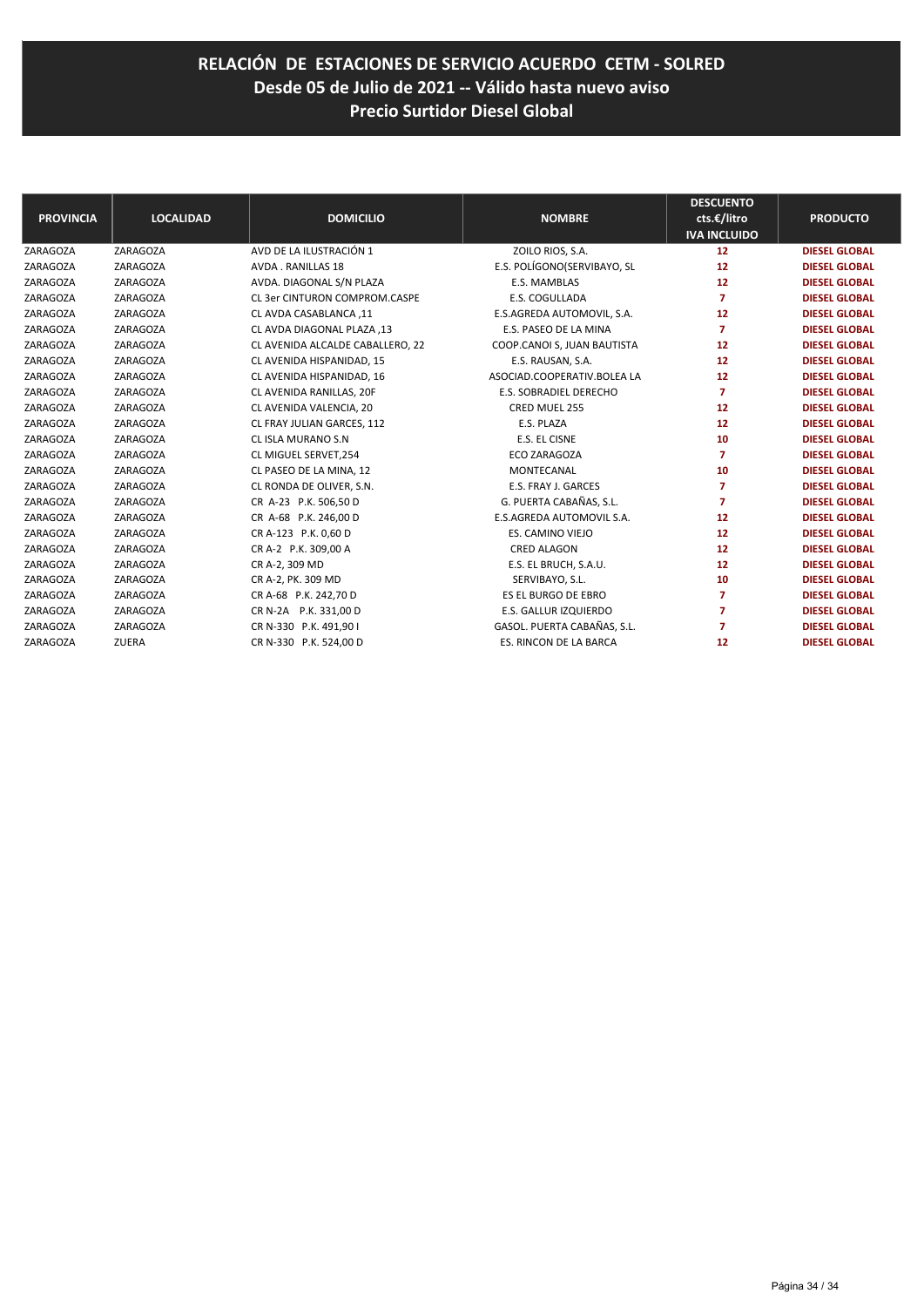# RELACIÓN DE ESTACIONES DE SERVICIO ACUERDO CETM - SOLRED
## Desde 05 de Julio de 2021 -- Válido hasta nuevo aviso
## Precio Surtidor Diesel Global

| PROVINCIA | LOCALIDAD | DOMICILIO | NOMBRE | DESCUENTO cts.€/litro IVA INCLUIDO | PRODUCTO |
|---|---|---|---|---|---|
| ZARAGOZA | ZARAGOZA | AVD DE LA ILUSTRACIÓN 1 | ZOILO RIOS, S.A. | 12 | DIESEL GLOBAL |
| ZARAGOZA | ZARAGOZA | AVDA . RANILLAS 18 | E.S. POLÍGONO(SERVIBAYO, SL | 12 | DIESEL GLOBAL |
| ZARAGOZA | ZARAGOZA | AVDA. DIAGONAL S/N PLAZA | E.S. MAMBLAS | 12 | DIESEL GLOBAL |
| ZARAGOZA | ZARAGOZA | CL 3er CINTURON COMPROM.CASPE | E.S. COGULLADA | 7 | DIESEL GLOBAL |
| ZARAGOZA | ZARAGOZA | CL AVDA CASABLANCA ,11 | E.S.AGREDA AUTOMOVIL, S.A. | 12 | DIESEL GLOBAL |
| ZARAGOZA | ZARAGOZA | CL AVDA DIAGONAL PLAZA ,13 | E.S. PASEO DE LA MINA | 7 | DIESEL GLOBAL |
| ZARAGOZA | ZARAGOZA | CL AVENIDA ALCALDE CABALLERO, 22 | COOP.CANOI S, JUAN BAUTISTA | 12 | DIESEL GLOBAL |
| ZARAGOZA | ZARAGOZA | CL AVENIDA HISPANIDAD, 15 | E.S. RAUSAN, S.A. | 12 | DIESEL GLOBAL |
| ZARAGOZA | ZARAGOZA | CL AVENIDA HISPANIDAD, 16 | ASOCIAD.COOPERATIV.BOLEA LA | 12 | DIESEL GLOBAL |
| ZARAGOZA | ZARAGOZA | CL AVENIDA RANILLAS, 20F | E.S. SOBRADIEL DERECHO | 7 | DIESEL GLOBAL |
| ZARAGOZA | ZARAGOZA | CL AVENIDA VALENCIA, 20 | CRED MUEL 255 | 12 | DIESEL GLOBAL |
| ZARAGOZA | ZARAGOZA | CL FRAY JULIAN GARCES, 112 | E.S. PLAZA | 12 | DIESEL GLOBAL |
| ZARAGOZA | ZARAGOZA | CL ISLA MURANO S.N | E.S. EL CISNE | 10 | DIESEL GLOBAL |
| ZARAGOZA | ZARAGOZA | CL MIGUEL SERVET,254 | ECO ZARAGOZA | 7 | DIESEL GLOBAL |
| ZARAGOZA | ZARAGOZA | CL PASEO DE LA MINA, 12 | MONTECANAL | 10 | DIESEL GLOBAL |
| ZARAGOZA | ZARAGOZA | CL RONDA DE OLIVER, S.N. | E.S. FRAY J. GARCES | 7 | DIESEL GLOBAL |
| ZARAGOZA | ZARAGOZA | CR A-23 P.K. 506,50 D | G. PUERTA CABAÑAS, S.L. | 7 | DIESEL GLOBAL |
| ZARAGOZA | ZARAGOZA | CR A-68 P.K. 246,00 D | E.S.AGREDA AUTOMOVIL S.A. | 12 | DIESEL GLOBAL |
| ZARAGOZA | ZARAGOZA | CR A-123 P.K. 0,60 D | ES. CAMINO VIEJO | 12 | DIESEL GLOBAL |
| ZARAGOZA | ZARAGOZA | CR A-2 P.K. 309,00 A | CRED ALAGON | 12 | DIESEL GLOBAL |
| ZARAGOZA | ZARAGOZA | CR A-2, 309 MD | E.S. EL BRUCH, S.A.U. | 12 | DIESEL GLOBAL |
| ZARAGOZA | ZARAGOZA | CR A-2, PK. 309 MD | SERVIBAYO, S.L. | 10 | DIESEL GLOBAL |
| ZARAGOZA | ZARAGOZA | CR A-68 P.K. 242,70 D | ES EL BURGO DE EBRO | 7 | DIESEL GLOBAL |
| ZARAGOZA | ZARAGOZA | CR N-2A P.K. 331,00 D | E.S. GALLUR IZQUIERDO | 7 | DIESEL GLOBAL |
| ZARAGOZA | ZARAGOZA | CR N-330 P.K. 491,90 I | GASOL. PUERTA CABAÑAS, S.L. | 7 | DIESEL GLOBAL |
| ZARAGOZA | ZUERA | CR N-330 P.K. 524,00 D | ES. RINCON DE LA BARCA | 12 | DIESEL GLOBAL |